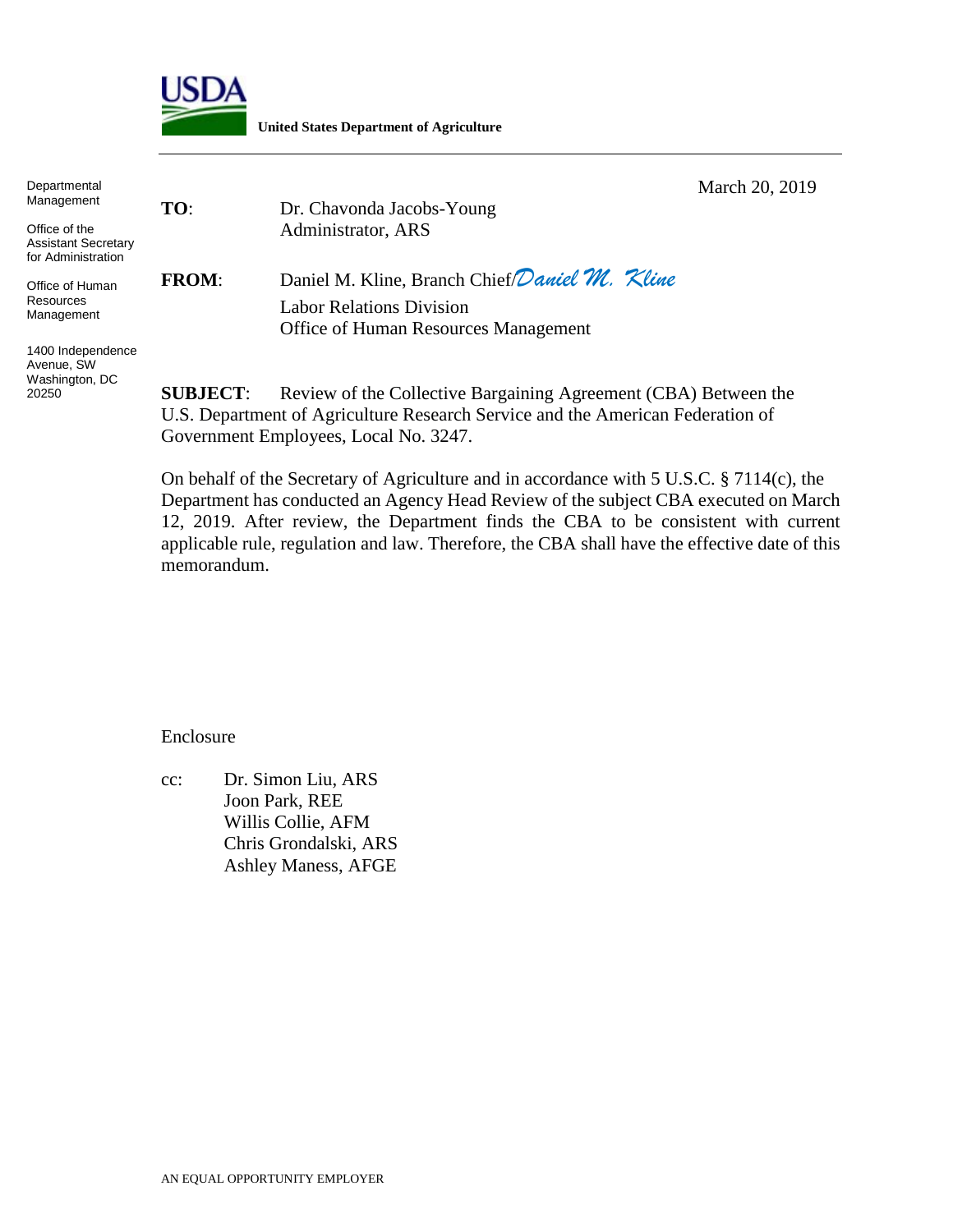USDA

**United States Department of Agriculture**

Departmental Management

Office of the Assistant Secretary for Administration

Office of Human Resources Management

1400 Independence Avenue, SW
Washington, DC 20250

March 20, 2019

**TO**: Dr. Chavonda Jacobs-Young
Administrator, ARS

**FROM**: Daniel M. Kline, Branch Chief/*Daniel M. Kline*
Labor Relations Division
Office of Human Resources Management

**SUBJECT**: Review of the Collective Bargaining Agreement (CBA) Between the U.S. Department of Agriculture Research Service and the American Federation of Government Employees, Local No. 3247.

On behalf of the Secretary of Agriculture and in accordance with 5 U.S.C. § 7114(c), the Department has conducted an Agency Head Review of the subject CBA executed on March 12, 2019. After review, the Department finds the CBA to be consistent with current applicable rule, regulation and law. Therefore, the CBA shall have the effective date of this memorandum.

Enclosure

cc: Dr. Simon Liu, ARS
Joon Park, REE
Willis Collie, AFM
Chris Grondalski, ARS
Ashley Maness, AFGE

AN EQUAL OPPORTUNITY EMPLOYER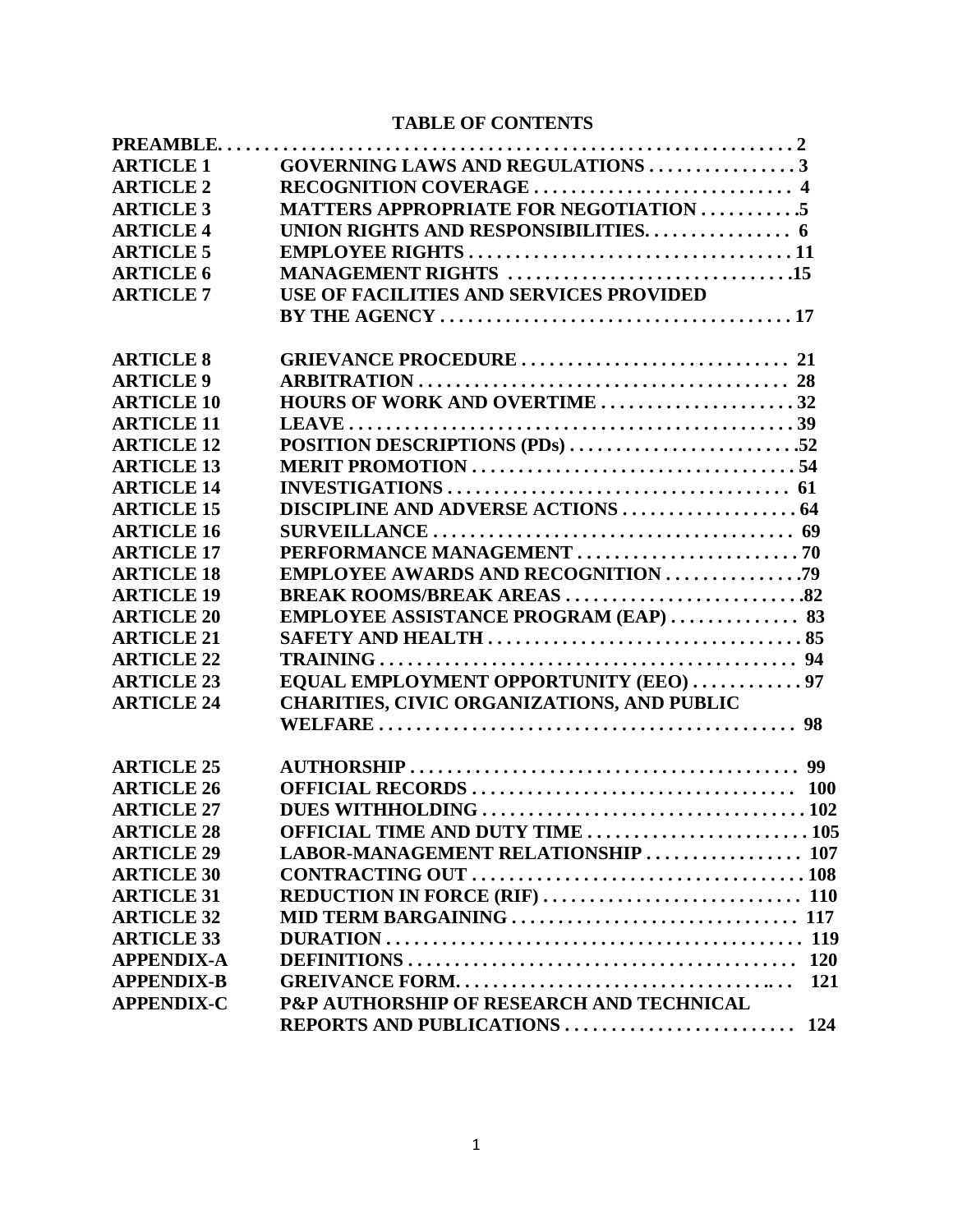# TABLE OF CONTENTS

| | | |
|---|---|---|
| **PREAMBLE** | | **2** |
| **ARTICLE 1** | **GOVERNING LAWS AND REGULATIONS** | **3** |
| **ARTICLE 2** | **RECOGNITION COVERAGE** | **4** |
| **ARTICLE 3** | **MATTERS APPROPRIATE FOR NEGOTIATION** | **5** |
| **ARTICLE 4** | **UNION RIGHTS AND RESPONSIBILITIES** | **6** |
| **ARTICLE 5** | **EMPLOYEE RIGHTS** | **11** |
| **ARTICLE 6** | **MANAGEMENT RIGHTS** | **15** |
| **ARTICLE 7** | **USE OF FACILITIES AND SERVICES PROVIDED BY THE AGENCY** | **17** |
| **ARTICLE 8** | **GRIEVANCE PROCEDURE** | **21** |
| **ARTICLE 9** | **ARBITRATION** | **28** |
| **ARTICLE 10** | **HOURS OF WORK AND OVERTIME** | **32** |
| **ARTICLE 11** | **LEAVE** | **39** |
| **ARTICLE 12** | **POSITION DESCRIPTIONS (PDs)** | **52** |
| **ARTICLE 13** | **MERIT PROMOTION** | **54** |
| **ARTICLE 14** | **INVESTIGATIONS** | **61** |
| **ARTICLE 15** | **DISCIPLINE AND ADVERSE ACTIONS** | **64** |
| **ARTICLE 16** | **SURVEILLANCE** | **69** |
| **ARTICLE 17** | **PERFORMANCE MANAGEMENT** | **70** |
| **ARTICLE 18** | **EMPLOYEE AWARDS AND RECOGNITION** | **79** |
| **ARTICLE 19** | **BREAK ROOMS/BREAK AREAS** | **82** |
| **ARTICLE 20** | **EMPLOYEE ASSISTANCE PROGRAM (EAP)** | **83** |
| **ARTICLE 21** | **SAFETY AND HEALTH** | **85** |
| **ARTICLE 22** | **TRAINING** | **94** |
| **ARTICLE 23** | **EQUAL EMPLOYMENT OPPORTUNITY (EEO)** | **97** |
| **ARTICLE 24** | **CHARITIES, CIVIC ORGANIZATIONS, AND PUBLIC WELFARE** | **98** |
| **ARTICLE 25** | **AUTHORSHIP** | **99** |
| **ARTICLE 26** | **OFFICIAL RECORDS** | **100** |
| **ARTICLE 27** | **DUES WITHHOLDING** | **102** |
| **ARTICLE 28** | **OFFICIAL TIME AND DUTY TIME** | **105** |
| **ARTICLE 29** | **LABOR-MANAGEMENT RELATIONSHIP** | **107** |
| **ARTICLE 30** | **CONTRACTING OUT** | **108** |
| **ARTICLE 31** | **REDUCTION IN FORCE (RIF)** | **110** |
| **ARTICLE 32** | **MID TERM BARGAINING** | **117** |
| **ARTICLE 33** | **DURATION** | **119** |
| **APPENDIX-A** | **DEFINITIONS** | **120** |
| **APPENDIX-B** | **GREIVANCE FORM.** | **121** |
| **APPENDIX-C** | **P&P AUTHORSHIP OF RESEARCH AND TECHNICAL REPORTS AND PUBLICATIONS** | **124** |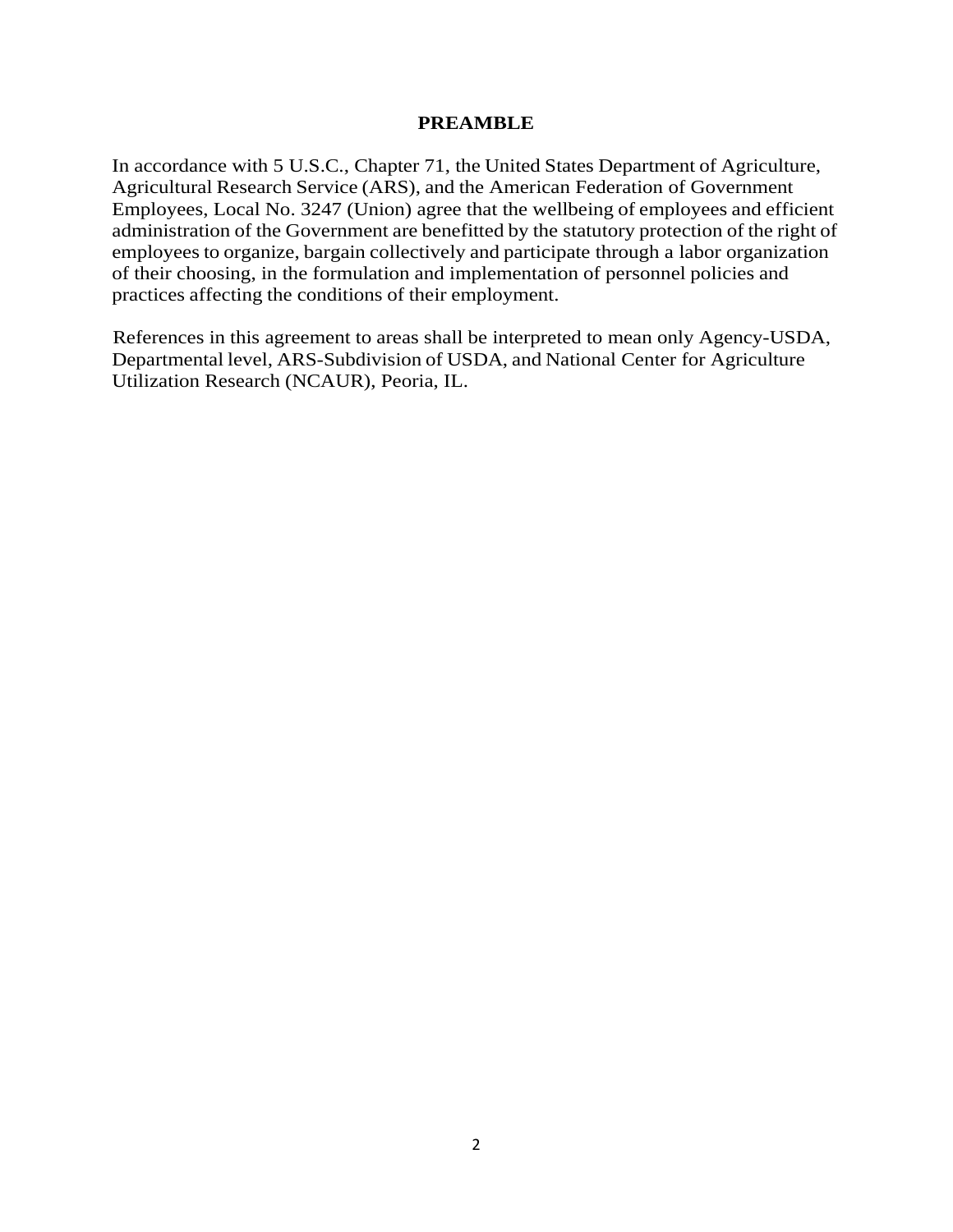# PREAMBLE

In accordance with 5 U.S.C., Chapter 71, the United States Department of Agriculture, Agricultural Research Service (ARS), and the American Federation of Government Employees, Local No. 3247 (Union) agree that the wellbeing of employees and efficient administration of the Government are benefitted by the statutory protection of the right of employees to organize, bargain collectively and participate through a labor organization of their choosing, in the formulation and implementation of personnel policies and practices affecting the conditions of their employment.

References in this agreement to areas shall be interpreted to mean only Agency-USDA, Departmental level, ARS-Subdivision of USDA, and National Center for Agriculture Utilization Research (NCAUR), Peoria, IL.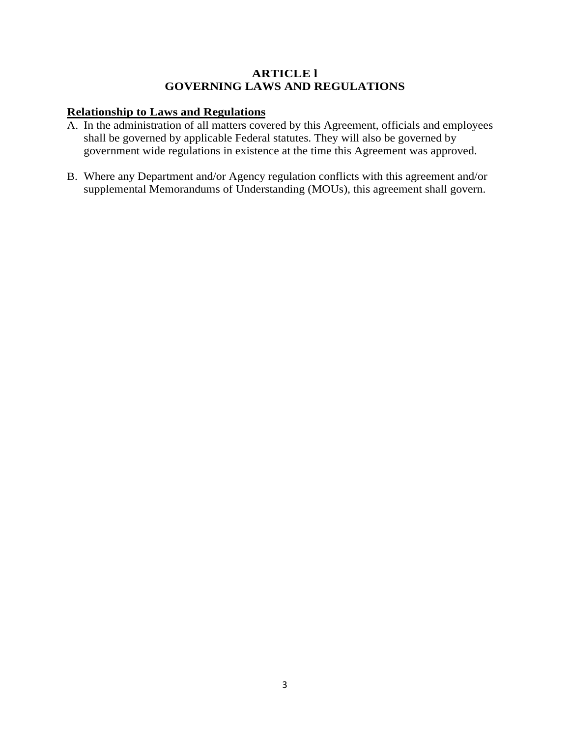# ARTICLE l
# GOVERNING LAWS AND REGULATIONS

**Relationship to Laws and Regulations**

A. In the administration of all matters covered by this Agreement, officials and employees shall be governed by applicable Federal statutes. They will also be governed by government wide regulations in existence at the time this Agreement was approved.

B. Where any Department and/or Agency regulation conflicts with this agreement and/or supplemental Memorandums of Understanding (MOUs), this agreement shall govern.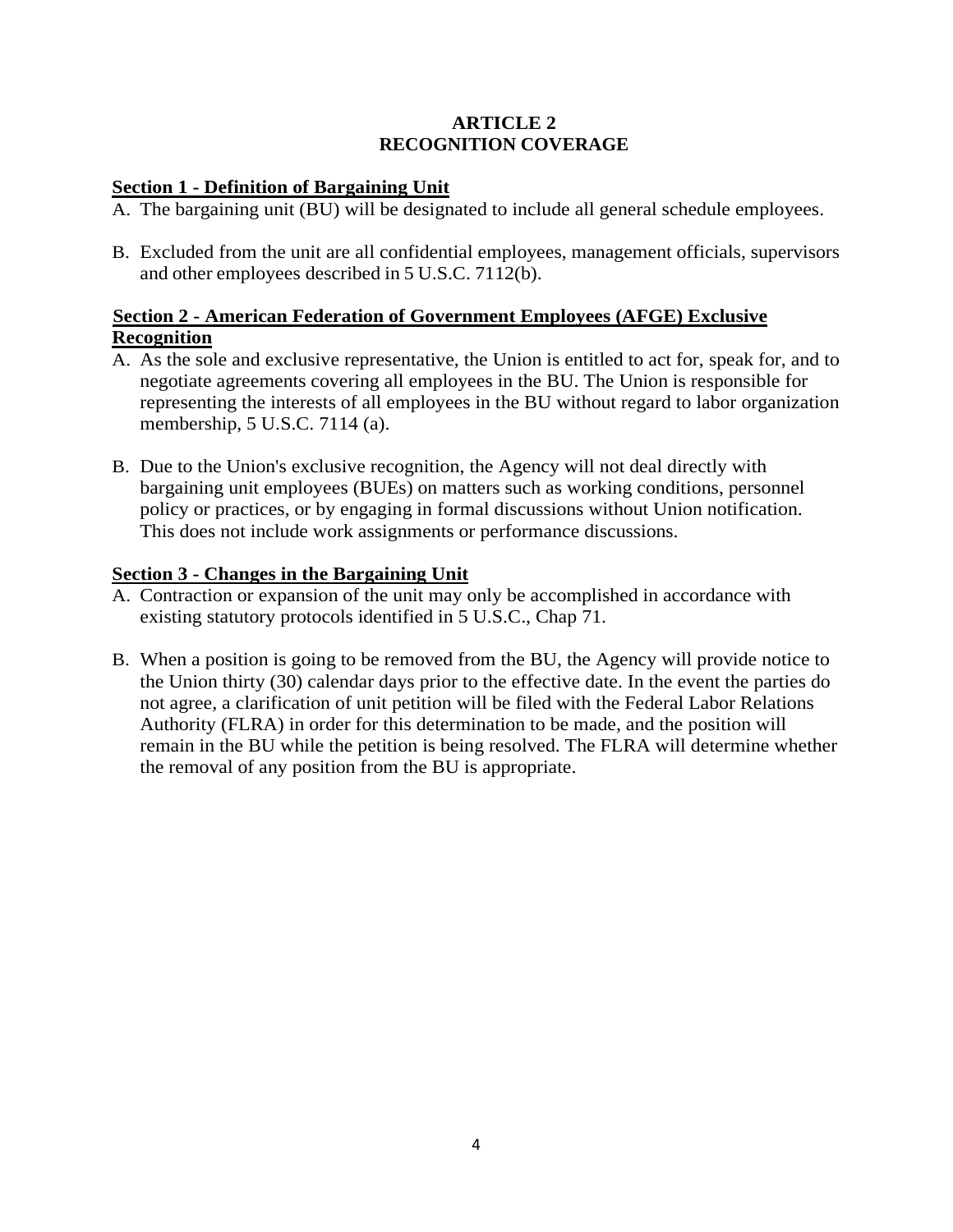# ARTICLE 2
# RECOGNITION COVERAGE

**Section 1 - Definition of Bargaining Unit**

A. The bargaining unit (BU) will be designated to include all general schedule employees.

B. Excluded from the unit are all confidential employees, management officials, supervisors and other employees described in 5 U.S.C. 7112(b).

**Section 2 - American Federation of Government Employees (AFGE) Exclusive Recognition**

A. As the sole and exclusive representative, the Union is entitled to act for, speak for, and to negotiate agreements covering all employees in the BU. The Union is responsible for representing the interests of all employees in the BU without regard to labor organization membership, 5 U.S.C. 7114 (a).

B. Due to the Union's exclusive recognition, the Agency will not deal directly with bargaining unit employees (BUEs) on matters such as working conditions, personnel policy or practices, or by engaging in formal discussions without Union notification. This does not include work assignments or performance discussions.

**Section 3 - Changes in the Bargaining Unit**

A. Contraction or expansion of the unit may only be accomplished in accordance with existing statutory protocols identified in 5 U.S.C., Chap 71.

B. When a position is going to be removed from the BU, the Agency will provide notice to the Union thirty (30) calendar days prior to the effective date. In the event the parties do not agree, a clarification of unit petition will be filed with the Federal Labor Relations Authority (FLRA) in order for this determination to be made, and the position will remain in the BU while the petition is being resolved. The FLRA will determine whether the removal of any position from the BU is appropriate.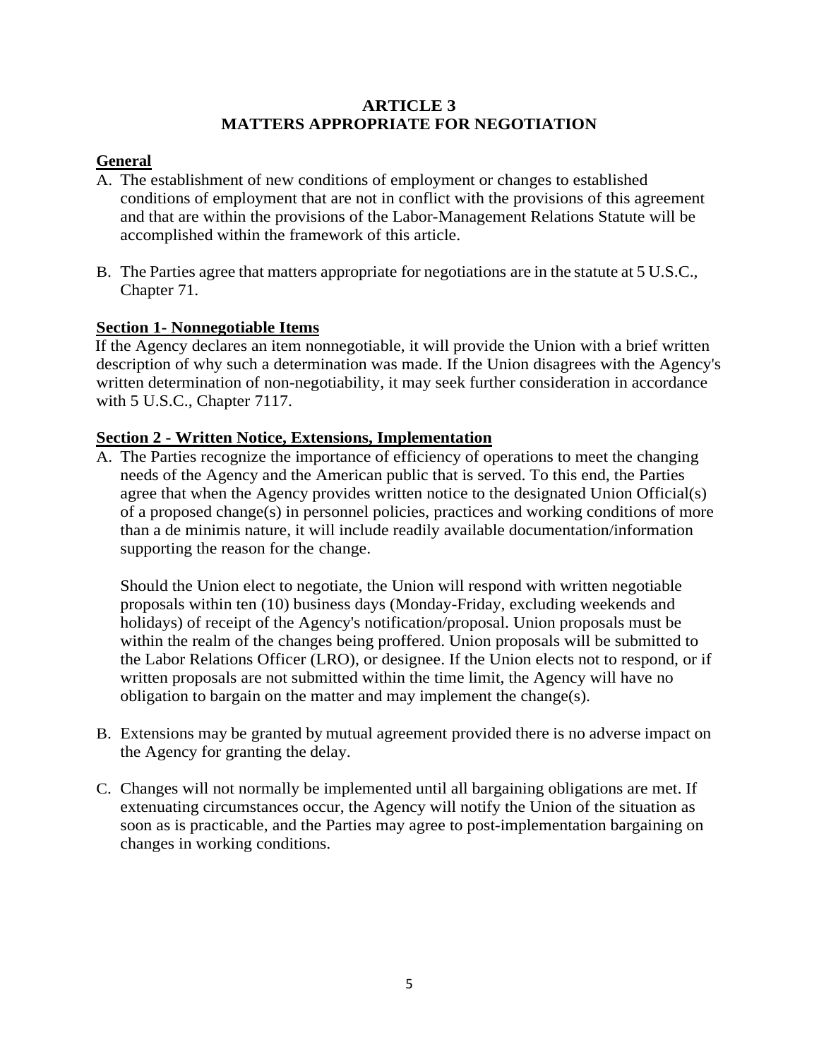# ARTICLE 3
# MATTERS APPROPRIATE FOR NEGOTIATION

## General

A. The establishment of new conditions of employment or changes to established conditions of employment that are not in conflict with the provisions of this agreement and that are within the provisions of the Labor-Management Relations Statute will be accomplished within the framework of this article.

B. The Parties agree that matters appropriate for negotiations are in the statute at 5 U.S.C., Chapter 71.

## Section 1- Nonnegotiable Items

If the Agency declares an item nonnegotiable, it will provide the Union with a brief written description of why such a determination was made. If the Union disagrees with the Agency's written determination of non-negotiability, it may seek further consideration in accordance with 5 U.S.C., Chapter 7117.

## Section 2 - Written Notice, Extensions, Implementation

A. The Parties recognize the importance of efficiency of operations to meet the changing needs of the Agency and the American public that is served. To this end, the Parties agree that when the Agency provides written notice to the designated Union Official(s) of a proposed change(s) in personnel policies, practices and working conditions of more than a de minimis nature, it will include readily available documentation/information supporting the reason for the change.

   Should the Union elect to negotiate, the Union will respond with written negotiable proposals within ten (10) business days (Monday-Friday, excluding weekends and holidays) of receipt of the Agency's notification/proposal. Union proposals must be within the realm of the changes being proffered. Union proposals will be submitted to the Labor Relations Officer (LRO), or designee. If the Union elects not to respond, or if written proposals are not submitted within the time limit, the Agency will have no obligation to bargain on the matter and may implement the change(s).

B. Extensions may be granted by mutual agreement provided there is no adverse impact on the Agency for granting the delay.

C. Changes will not normally be implemented until all bargaining obligations are met. If extenuating circumstances occur, the Agency will notify the Union of the situation as soon as is practicable, and the Parties may agree to post-implementation bargaining on changes in working conditions.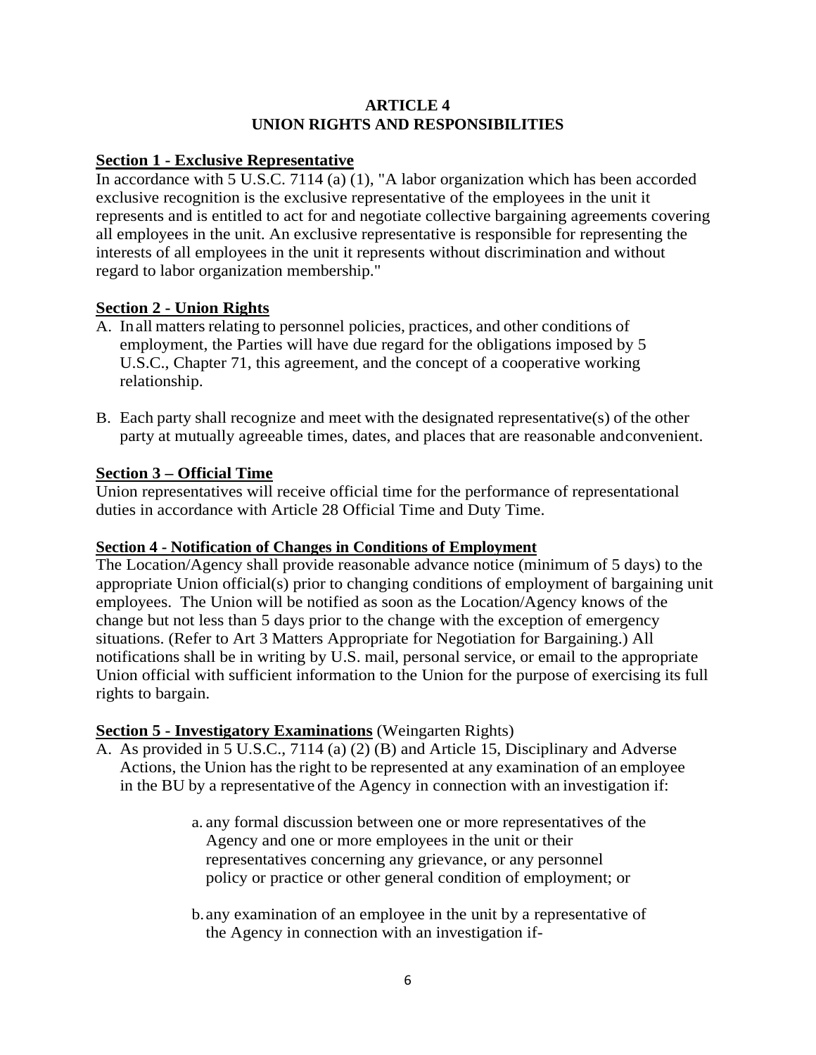# ARTICLE 4
# UNION RIGHTS AND RESPONSIBILITIES

**Section 1 - Exclusive Representative**

In accordance with 5 U.S.C. 7114 (a) (1), "A labor organization which has been accorded exclusive recognition is the exclusive representative of the employees in the unit it represents and is entitled to act for and negotiate collective bargaining agreements covering all employees in the unit. An exclusive representative is responsible for representing the interests of all employees in the unit it represents without discrimination and without regard to labor organization membership."

**Section 2 - Union Rights**

A. In all matters relating to personnel policies, practices, and other conditions of employment, the Parties will have due regard for the obligations imposed by 5 U.S.C., Chapter 71, this agreement, and the concept of a cooperative working relationship.

B. Each party shall recognize and meet with the designated representative(s) of the other party at mutually agreeable times, dates, and places that are reasonable and convenient.

**Section 3 – Official Time**

Union representatives will receive official time for the performance of representational duties in accordance with Article 28 Official Time and Duty Time.

**Section 4 - Notification of Changes in Conditions of Employment**

The Location/Agency shall provide reasonable advance notice (minimum of 5 days) to the appropriate Union official(s) prior to changing conditions of employment of bargaining unit employees. The Union will be notified as soon as the Location/Agency knows of the change but not less than 5 days prior to the change with the exception of emergency situations. (Refer to Art 3 Matters Appropriate for Negotiation for Bargaining.) All notifications shall be in writing by U.S. mail, personal service, or email to the appropriate Union official with sufficient information to the Union for the purpose of exercising its full rights to bargain.

**Section 5 - Investigatory Examinations** (Weingarten Rights)

A. As provided in 5 U.S.C., 7114 (a) (2) (B) and Article 15, Disciplinary and Adverse Actions, the Union has the right to be represented at any examination of an employee in the BU by a representative of the Agency in connection with an investigation if:

   a. any formal discussion between one or more representatives of the Agency and one or more employees in the unit or their representatives concerning any grievance, or any personnel policy or practice or other general condition of employment; or

   b. any examination of an employee in the unit by a representative of the Agency in connection with an investigation if-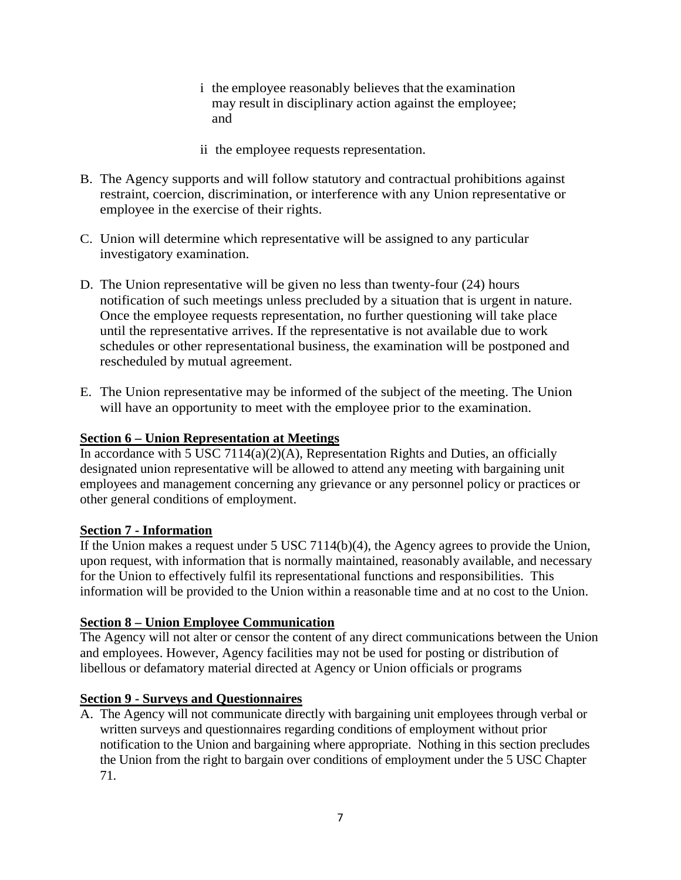i the employee reasonably believes that the examination may result in disciplinary action against the employee; and

ii the employee requests representation.

B. The Agency supports and will follow statutory and contractual prohibitions against restraint, coercion, discrimination, or interference with any Union representative or employee in the exercise of their rights.

C. Union will determine which representative will be assigned to any particular investigatory examination.

D. The Union representative will be given no less than twenty-four (24) hours notification of such meetings unless precluded by a situation that is urgent in nature. Once the employee requests representation, no further questioning will take place until the representative arrives. If the representative is not available due to work schedules or other representational business, the examination will be postponed and rescheduled by mutual agreement.

E. The Union representative may be informed of the subject of the meeting. The Union will have an opportunity to meet with the employee prior to the examination.

**Section 6 – Union Representation at Meetings**

In accordance with 5 USC 7114(a)(2)(A), Representation Rights and Duties, an officially designated union representative will be allowed to attend any meeting with bargaining unit employees and management concerning any grievance or any personnel policy or practices or other general conditions of employment.

**Section 7 - Information**

If the Union makes a request under 5 USC 7114(b)(4), the Agency agrees to provide the Union, upon request, with information that is normally maintained, reasonably available, and necessary for the Union to effectively fulfil its representational functions and responsibilities. This information will be provided to the Union within a reasonable time and at no cost to the Union.

**Section 8 – Union Employee Communication**

The Agency will not alter or censor the content of any direct communications between the Union and employees. However, Agency facilities may not be used for posting or distribution of libellous or defamatory material directed at Agency or Union officials or programs

**Section 9 - Surveys and Questionnaires**

A. The Agency will not communicate directly with bargaining unit employees through verbal or written surveys and questionnaires regarding conditions of employment without prior notification to the Union and bargaining where appropriate. Nothing in this section precludes the Union from the right to bargain over conditions of employment under the 5 USC Chapter 71.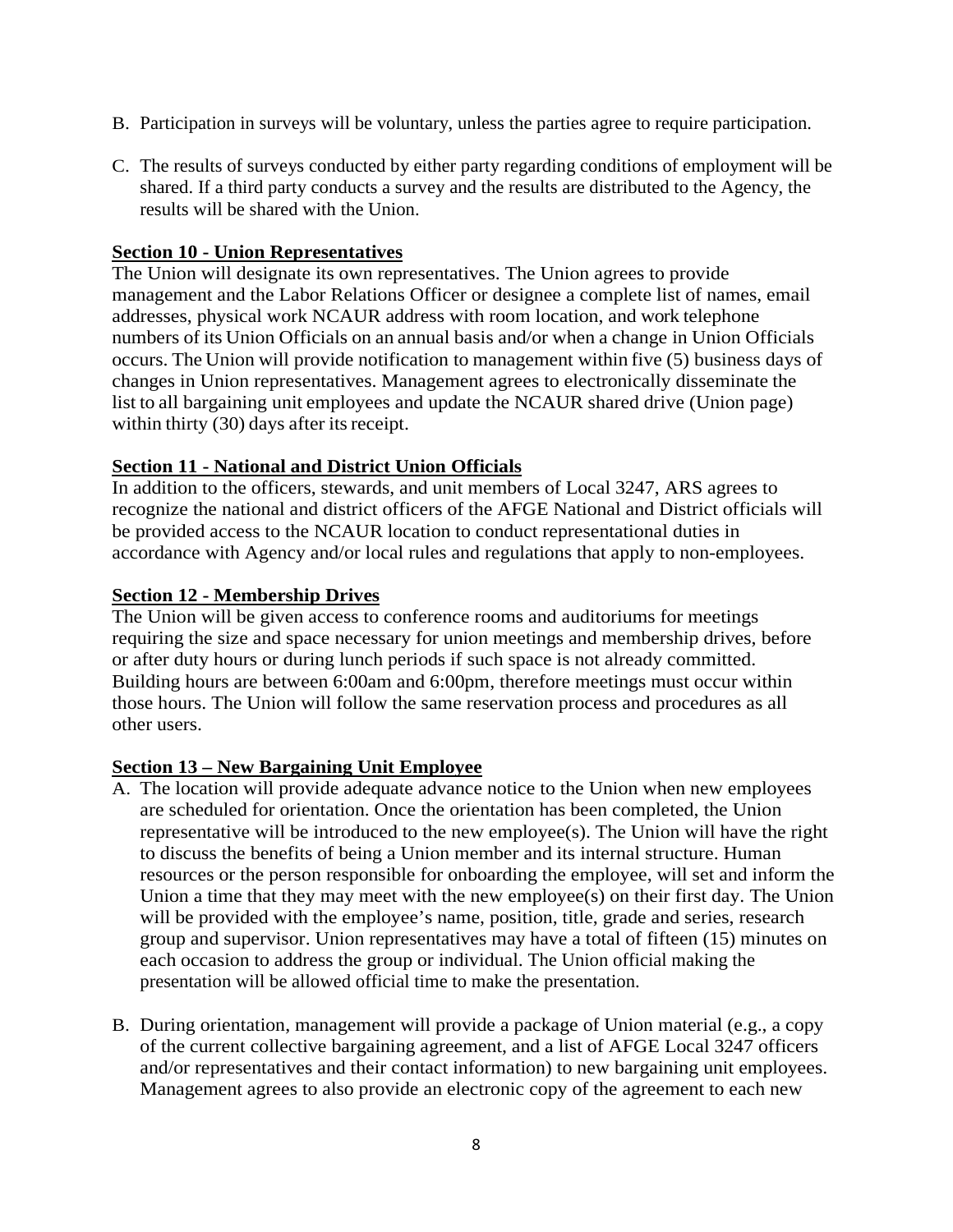B. Participation in surveys will be voluntary, unless the parties agree to require participation.

C. The results of surveys conducted by either party regarding conditions of employment will be shared. If a third party conducts a survey and the results are distributed to the Agency, the results will be shared with the Union.

**Section 10 - Union Representatives**

The Union will designate its own representatives. The Union agrees to provide management and the Labor Relations Officer or designee a complete list of names, email addresses, physical work NCAUR address with room location, and work telephone numbers of its Union Officials on an annual basis and/or when a change in Union Officials occurs. The Union will provide notification to management within five (5) business days of changes in Union representatives. Management agrees to electronically disseminate the list to all bargaining unit employees and update the NCAUR shared drive (Union page) within thirty (30) days after its receipt.

**Section 11 - National and District Union Officials**

In addition to the officers, stewards, and unit members of Local 3247, ARS agrees to recognize the national and district officers of the AFGE National and District officials will be provided access to the NCAUR location to conduct representational duties in accordance with Agency and/or local rules and regulations that apply to non-employees.

**Section 12 - Membership Drives**

The Union will be given access to conference rooms and auditoriums for meetings requiring the size and space necessary for union meetings and membership drives, before or after duty hours or during lunch periods if such space is not already committed. Building hours are between 6:00am and 6:00pm, therefore meetings must occur within those hours. The Union will follow the same reservation process and procedures as all other users.

**Section 13 – New Bargaining Unit Employee**

A. The location will provide adequate advance notice to the Union when new employees are scheduled for orientation. Once the orientation has been completed, the Union representative will be introduced to the new employee(s). The Union will have the right to discuss the benefits of being a Union member and its internal structure. Human resources or the person responsible for onboarding the employee, will set and inform the Union a time that they may meet with the new employee(s) on their first day. The Union will be provided with the employee's name, position, title, grade and series, research group and supervisor. Union representatives may have a total of fifteen (15) minutes on each occasion to address the group or individual. The Union official making the presentation will be allowed official time to make the presentation.

B. During orientation, management will provide a package of Union material (e.g., a copy of the current collective bargaining agreement, and a list of AFGE Local 3247 officers and/or representatives and their contact information) to new bargaining unit employees. Management agrees to also provide an electronic copy of the agreement to each new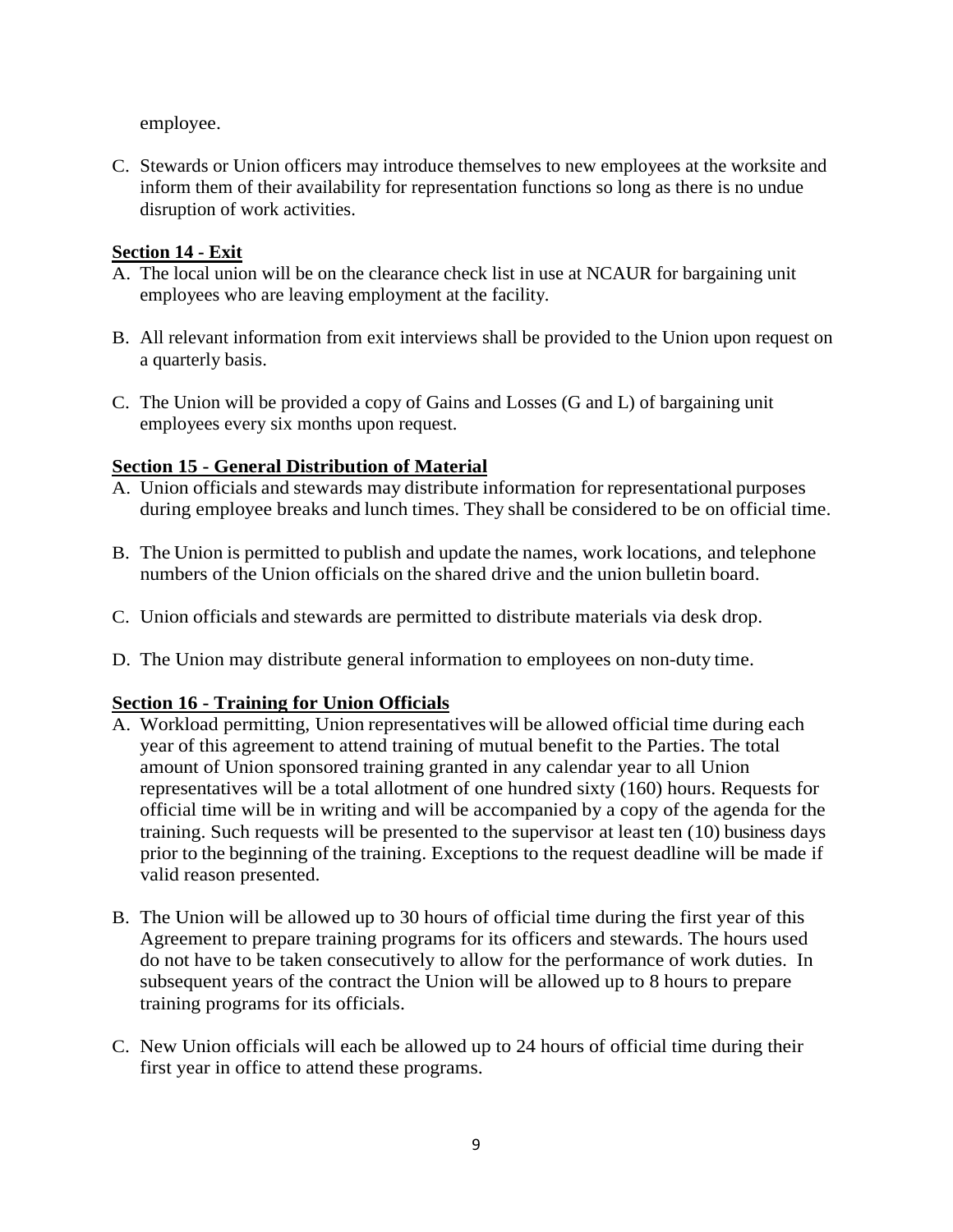employee.

C. Stewards or Union officers may introduce themselves to new employees at the worksite and inform them of their availability for representation functions so long as there is no undue disruption of work activities.

**Section 14 - Exit**

A. The local union will be on the clearance check list in use at NCAUR for bargaining unit employees who are leaving employment at the facility.

B. All relevant information from exit interviews shall be provided to the Union upon request on a quarterly basis.

C. The Union will be provided a copy of Gains and Losses (G and L) of bargaining unit employees every six months upon request.

**Section 15 - General Distribution of Material**

A. Union officials and stewards may distribute information for representational purposes during employee breaks and lunch times. They shall be considered to be on official time.

B. The Union is permitted to publish and update the names, work locations, and telephone numbers of the Union officials on the shared drive and the union bulletin board.

C. Union officials and stewards are permitted to distribute materials via desk drop.

D. The Union may distribute general information to employees on non-duty time.

**Section 16 - Training for Union Officials**

A. Workload permitting, Union representatives will be allowed official time during each year of this agreement to attend training of mutual benefit to the Parties. The total amount of Union sponsored training granted in any calendar year to all Union representatives will be a total allotment of one hundred sixty (160) hours. Requests for official time will be in writing and will be accompanied by a copy of the agenda for the training. Such requests will be presented to the supervisor at least ten (10) business days prior to the beginning of the training. Exceptions to the request deadline will be made if valid reason presented.

B. The Union will be allowed up to 30 hours of official time during the first year of this Agreement to prepare training programs for its officers and stewards. The hours used do not have to be taken consecutively to allow for the performance of work duties. In subsequent years of the contract the Union will be allowed up to 8 hours to prepare training programs for its officials.

C. New Union officials will each be allowed up to 24 hours of official time during their first year in office to attend these programs.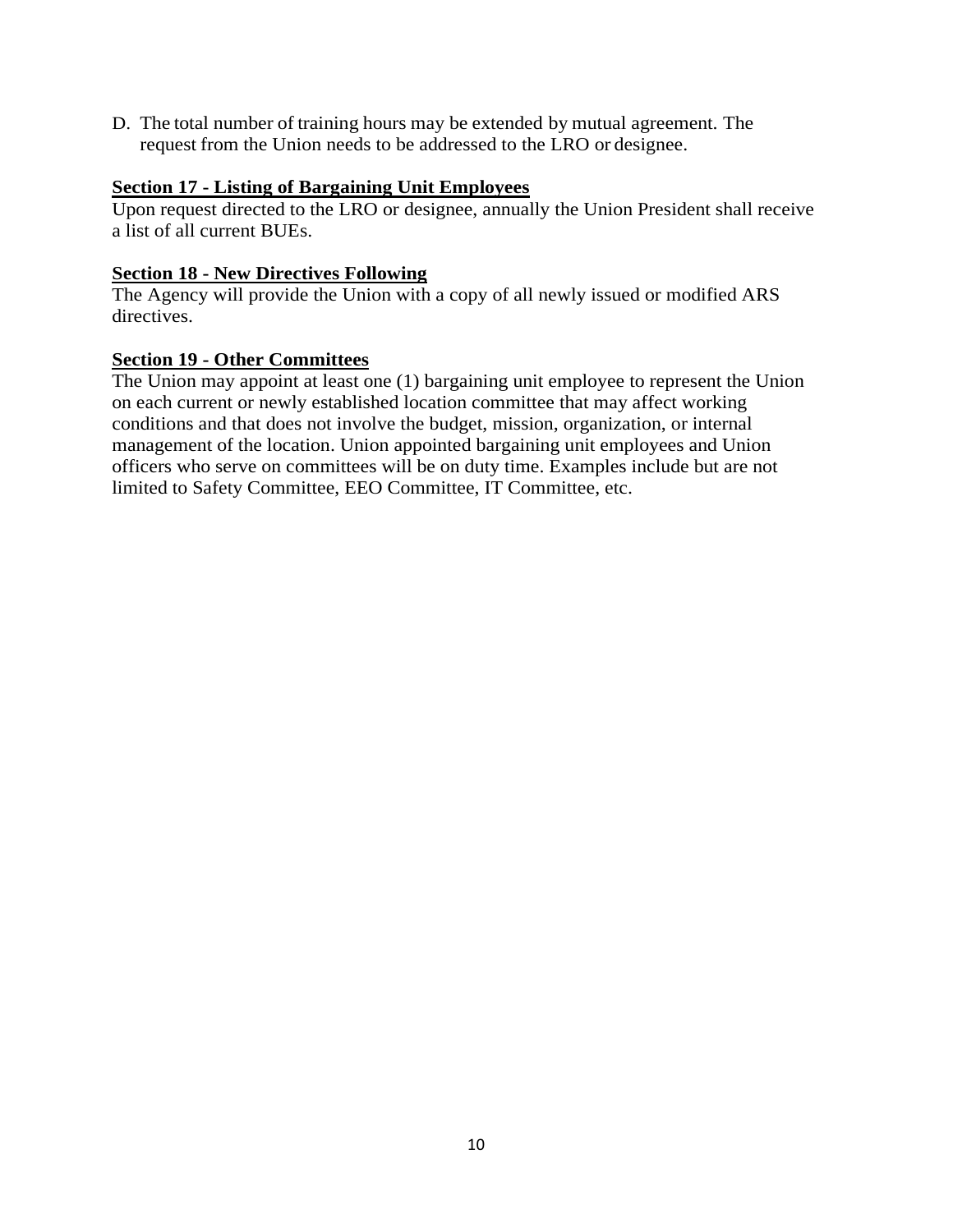D. The total number of training hours may be extended by mutual agreement. The request from the Union needs to be addressed to the LRO or designee.

**Section 17 - Listing of Bargaining Unit Employees**

Upon request directed to the LRO or designee, annually the Union President shall receive a list of all current BUEs.

**Section 18 - New Directives Following**

The Agency will provide the Union with a copy of all newly issued or modified ARS directives.

**Section 19 - Other Committees**

The Union may appoint at least one (1) bargaining unit employee to represent the Union on each current or newly established location committee that may affect working conditions and that does not involve the budget, mission, organization, or internal management of the location. Union appointed bargaining unit employees and Union officers who serve on committees will be on duty time. Examples include but are not limited to Safety Committee, EEO Committee, IT Committee, etc.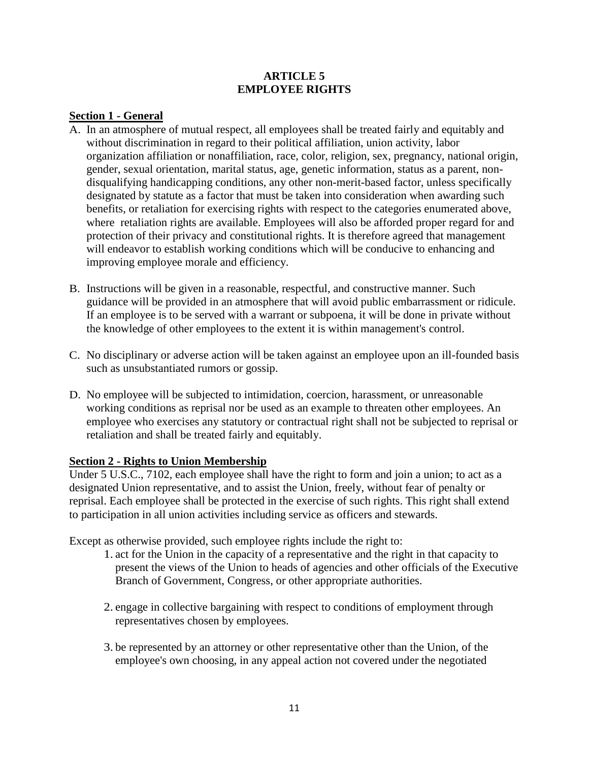# ARTICLE 5
# EMPLOYEE RIGHTS

**Section 1 - General**

A. In an atmosphere of mutual respect, all employees shall be treated fairly and equitably and without discrimination in regard to their political affiliation, union activity, labor organization affiliation or nonaffiliation, race, color, religion, sex, pregnancy, national origin, gender, sexual orientation, marital status, age, genetic information, status as a parent, non-disqualifying handicapping conditions, any other non-merit-based factor, unless specifically designated by statute as a factor that must be taken into consideration when awarding such benefits, or retaliation for exercising rights with respect to the categories enumerated above, where retaliation rights are available. Employees will also be afforded proper regard for and protection of their privacy and constitutional rights. It is therefore agreed that management will endeavor to establish working conditions which will be conducive to enhancing and improving employee morale and efficiency.

B. Instructions will be given in a reasonable, respectful, and constructive manner. Such guidance will be provided in an atmosphere that will avoid public embarrassment or ridicule. If an employee is to be served with a warrant or subpoena, it will be done in private without the knowledge of other employees to the extent it is within management's control.

C. No disciplinary or adverse action will be taken against an employee upon an ill-founded basis such as unsubstantiated rumors or gossip.

D. No employee will be subjected to intimidation, coercion, harassment, or unreasonable working conditions as reprisal nor be used as an example to threaten other employees. An employee who exercises any statutory or contractual right shall not be subjected to reprisal or retaliation and shall be treated fairly and equitably.

**Section 2 - Rights to Union Membership**

Under 5 U.S.C., 7102, each employee shall have the right to form and join a union; to act as a designated Union representative, and to assist the Union, freely, without fear of penalty or reprisal. Each employee shall be protected in the exercise of such rights. This right shall extend to participation in all union activities including service as officers and stewards.

Except as otherwise provided, such employee rights include the right to:

1. act for the Union in the capacity of a representative and the right in that capacity to present the views of the Union to heads of agencies and other officials of the Executive Branch of Government, Congress, or other appropriate authorities.

2. engage in collective bargaining with respect to conditions of employment through representatives chosen by employees.

3. be represented by an attorney or other representative other than the Union, of the employee's own choosing, in any appeal action not covered under the negotiated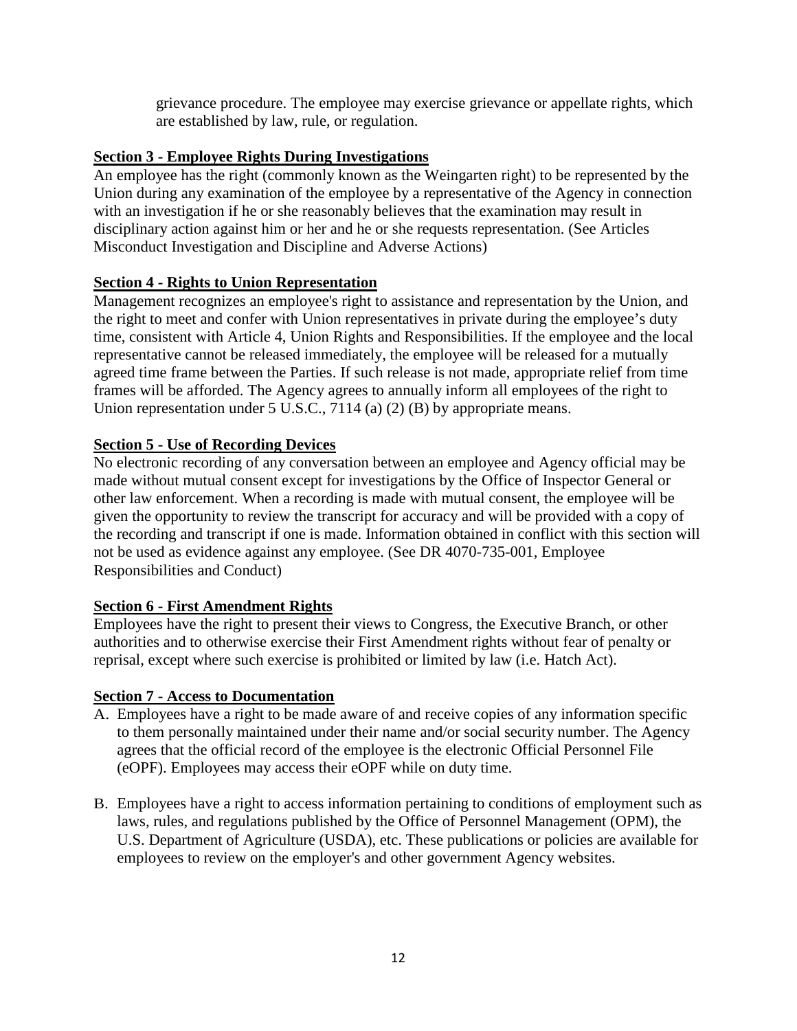grievance procedure. The employee may exercise grievance or appellate rights, which are established by law, rule, or regulation.

**Section 3 - Employee Rights During Investigations**

An employee has the right (commonly known as the Weingarten right) to be represented by the Union during any examination of the employee by a representative of the Agency in connection with an investigation if he or she reasonably believes that the examination may result in disciplinary action against him or her and he or she requests representation. (See Articles Misconduct Investigation and Discipline and Adverse Actions)

**Section 4 - Rights to Union Representation**

Management recognizes an employee's right to assistance and representation by the Union, and the right to meet and confer with Union representatives in private during the employee's duty time, consistent with Article 4, Union Rights and Responsibilities. If the employee and the local representative cannot be released immediately, the employee will be released for a mutually agreed time frame between the Parties. If such release is not made, appropriate relief from time frames will be afforded. The Agency agrees to annually inform all employees of the right to Union representation under 5 U.S.C., 7114 (a) (2) (B) by appropriate means.

**Section 5 - Use of Recording Devices**

No electronic recording of any conversation between an employee and Agency official may be made without mutual consent except for investigations by the Office of Inspector General or other law enforcement. When a recording is made with mutual consent, the employee will be given the opportunity to review the transcript for accuracy and will be provided with a copy of the recording and transcript if one is made. Information obtained in conflict with this section will not be used as evidence against any employee. (See DR 4070-735-001, Employee Responsibilities and Conduct)

**Section 6 - First Amendment Rights**

Employees have the right to present their views to Congress, the Executive Branch, or other authorities and to otherwise exercise their First Amendment rights without fear of penalty or reprisal, except where such exercise is prohibited or limited by law (i.e. Hatch Act).

**Section 7 - Access to Documentation**

A. Employees have a right to be made aware of and receive copies of any information specific to them personally maintained under their name and/or social security number. The Agency agrees that the official record of the employee is the electronic Official Personnel File (eOPF). Employees may access their eOPF while on duty time.

B. Employees have a right to access information pertaining to conditions of employment such as laws, rules, and regulations published by the Office of Personnel Management (OPM), the U.S. Department of Agriculture (USDA), etc. These publications or policies are available for employees to review on the employer's and other government Agency websites.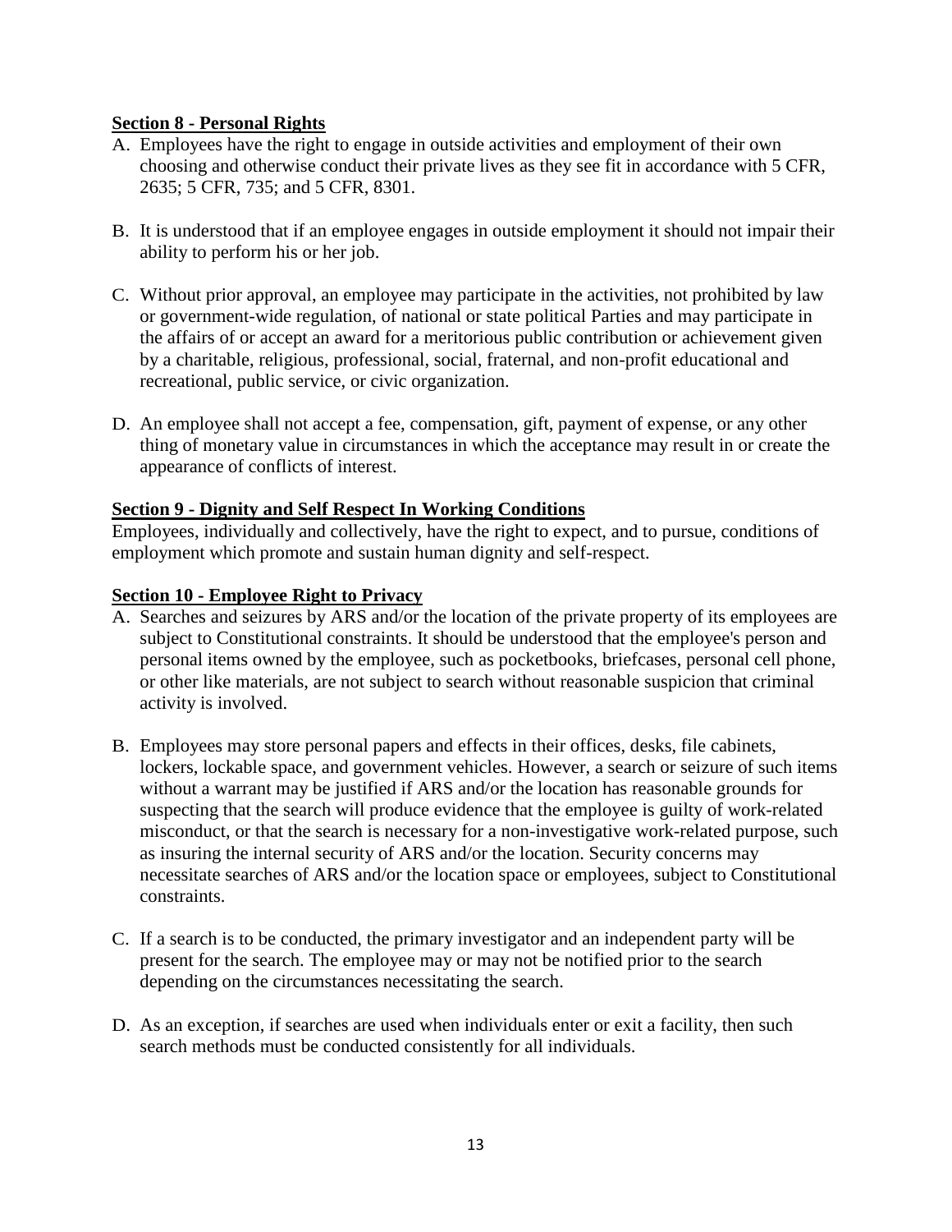**Section 8 - Personal Rights**

A. Employees have the right to engage in outside activities and employment of their own choosing and otherwise conduct their private lives as they see fit in accordance with 5 CFR, 2635; 5 CFR, 735; and 5 CFR, 8301.

B. It is understood that if an employee engages in outside employment it should not impair their ability to perform his or her job.

C. Without prior approval, an employee may participate in the activities, not prohibited by law or government-wide regulation, of national or state political Parties and may participate in the affairs of or accept an award for a meritorious public contribution or achievement given by a charitable, religious, professional, social, fraternal, and non-profit educational and recreational, public service, or civic organization.

D. An employee shall not accept a fee, compensation, gift, payment of expense, or any other thing of monetary value in circumstances in which the acceptance may result in or create the appearance of conflicts of interest.

**Section 9 - Dignity and Self Respect In Working Conditions**

Employees, individually and collectively, have the right to expect, and to pursue, conditions of employment which promote and sustain human dignity and self-respect.

**Section 10 - Employee Right to Privacy**

A. Searches and seizures by ARS and/or the location of the private property of its employees are subject to Constitutional constraints. It should be understood that the employee's person and personal items owned by the employee, such as pocketbooks, briefcases, personal cell phone, or other like materials, are not subject to search without reasonable suspicion that criminal activity is involved.

B. Employees may store personal papers and effects in their offices, desks, file cabinets, lockers, lockable space, and government vehicles. However, a search or seizure of such items without a warrant may be justified if ARS and/or the location has reasonable grounds for suspecting that the search will produce evidence that the employee is guilty of work-related misconduct, or that the search is necessary for a non-investigative work-related purpose, such as insuring the internal security of ARS and/or the location. Security concerns may necessitate searches of ARS and/or the location space or employees, subject to Constitutional constraints.

C. If a search is to be conducted, the primary investigator and an independent party will be present for the search. The employee may or may not be notified prior to the search depending on the circumstances necessitating the search.

D. As an exception, if searches are used when individuals enter or exit a facility, then such search methods must be conducted consistently for all individuals.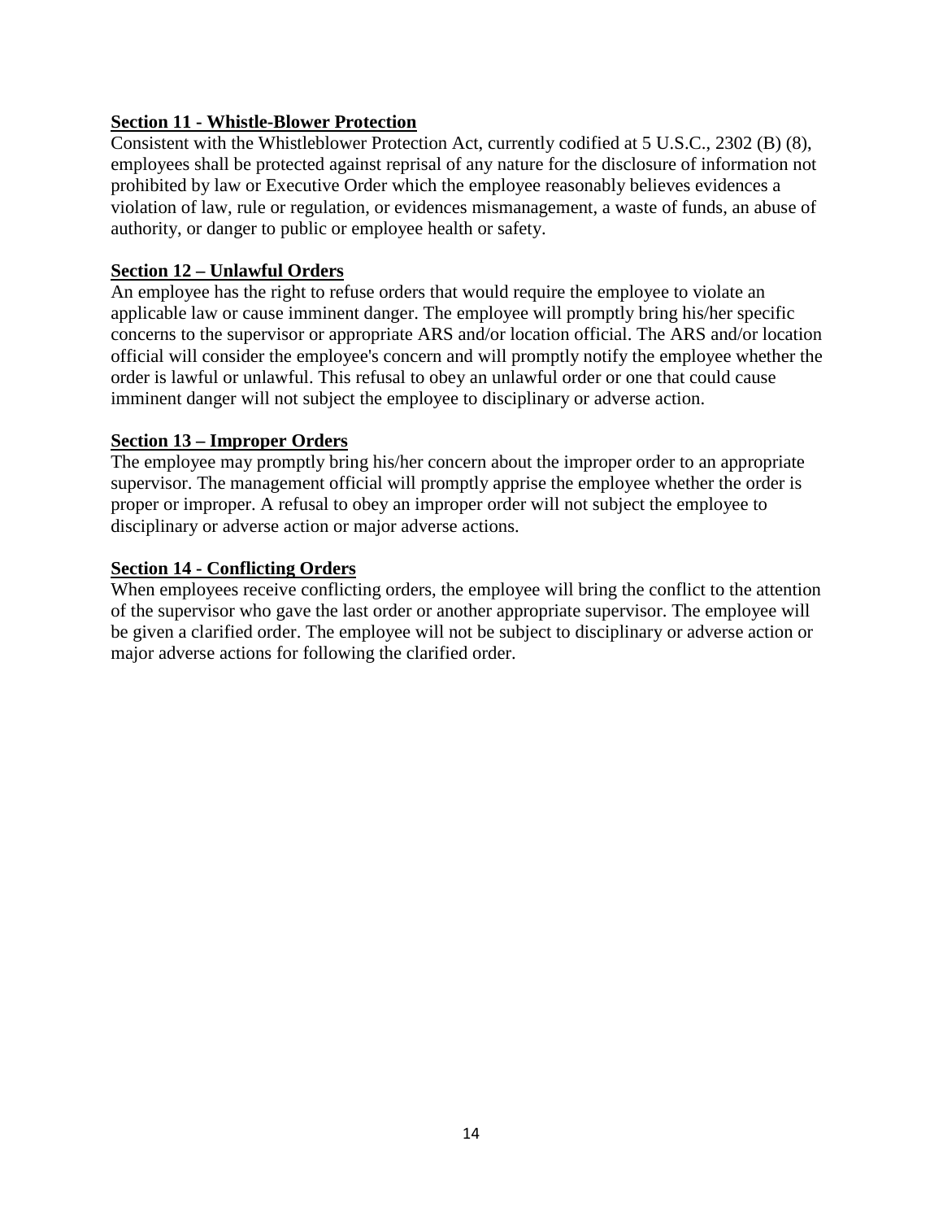**Section 11 - Whistle-Blower Protection**

Consistent with the Whistleblower Protection Act, currently codified at 5 U.S.C., 2302 (B) (8), employees shall be protected against reprisal of any nature for the disclosure of information not prohibited by law or Executive Order which the employee reasonably believes evidences a violation of law, rule or regulation, or evidences mismanagement, a waste of funds, an abuse of authority, or danger to public or employee health or safety.

**Section 12 – Unlawful Orders**

An employee has the right to refuse orders that would require the employee to violate an applicable law or cause imminent danger. The employee will promptly bring his/her specific concerns to the supervisor or appropriate ARS and/or location official. The ARS and/or location official will consider the employee's concern and will promptly notify the employee whether the order is lawful or unlawful. This refusal to obey an unlawful order or one that could cause imminent danger will not subject the employee to disciplinary or adverse action.

**Section 13 – Improper Orders**

The employee may promptly bring his/her concern about the improper order to an appropriate supervisor. The management official will promptly apprise the employee whether the order is proper or improper. A refusal to obey an improper order will not subject the employee to disciplinary or adverse action or major adverse actions.

**Section 14 - Conflicting Orders**

When employees receive conflicting orders, the employee will bring the conflict to the attention of the supervisor who gave the last order or another appropriate supervisor. The employee will be given a clarified order. The employee will not be subject to disciplinary or adverse action or major adverse actions for following the clarified order.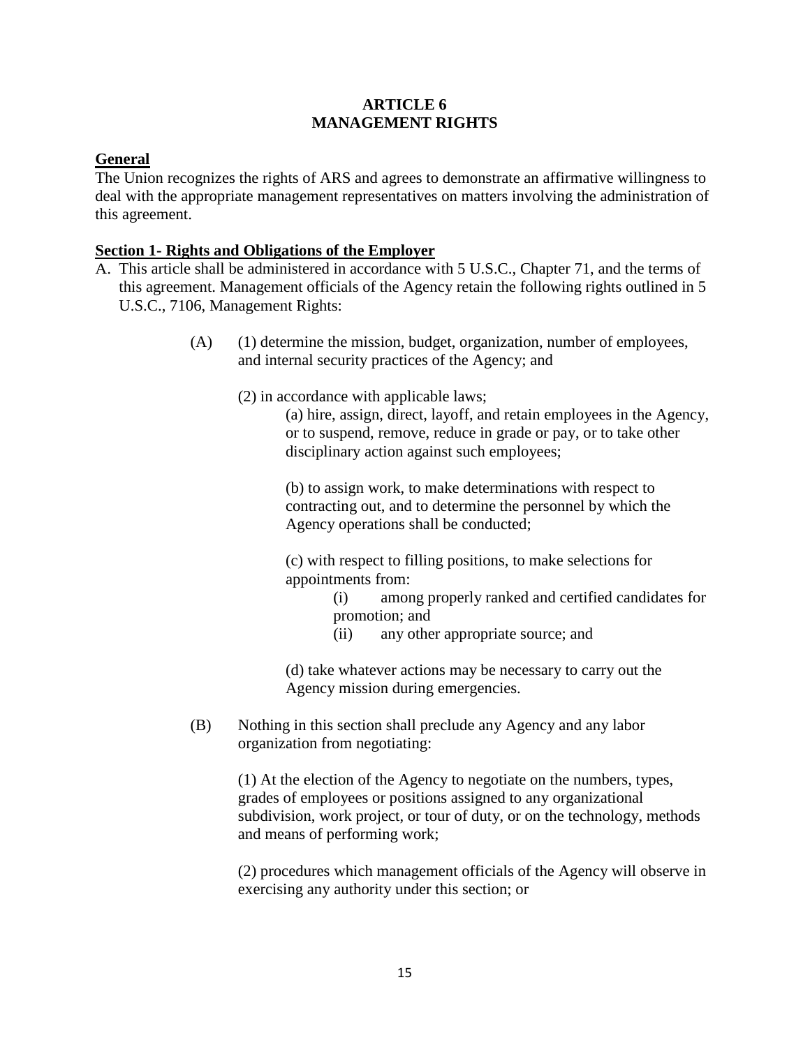# ARTICLE 6
# MANAGEMENT RIGHTS

**General**

The Union recognizes the rights of ARS and agrees to demonstrate an affirmative willingness to deal with the appropriate management representatives on matters involving the administration of this agreement.

**Section 1- Rights and Obligations of the Employer**

A. This article shall be administered in accordance with 5 U.S.C., Chapter 71, and the terms of this agreement. Management officials of the Agency retain the following rights outlined in 5 U.S.C., 7106, Management Rights:

(A) (1) determine the mission, budget, organization, number of employees, and internal security practices of the Agency; and

(2) in accordance with applicable laws;

(a) hire, assign, direct, layoff, and retain employees in the Agency, or to suspend, remove, reduce in grade or pay, or to take other disciplinary action against such employees;

(b) to assign work, to make determinations with respect to contracting out, and to determine the personnel by which the Agency operations shall be conducted;

(c) with respect to filling positions, to make selections for appointments from:

(i) among properly ranked and certified candidates for promotion; and

(ii) any other appropriate source; and

(d) take whatever actions may be necessary to carry out the Agency mission during emergencies.

(B) Nothing in this section shall preclude any Agency and any labor organization from negotiating:

(1) At the election of the Agency to negotiate on the numbers, types, grades of employees or positions assigned to any organizational subdivision, work project, or tour of duty, or on the technology, methods and means of performing work;

(2) procedures which management officials of the Agency will observe in exercising any authority under this section; or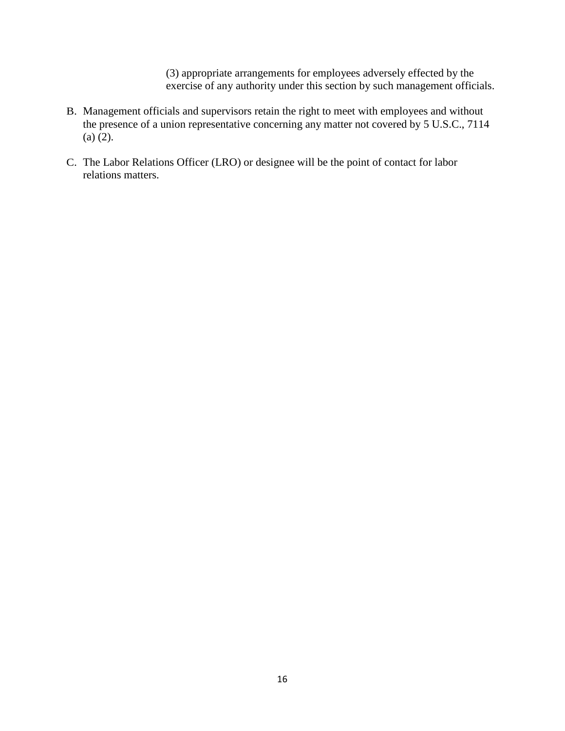(3) appropriate arrangements for employees adversely effected by the exercise of any authority under this section by such management officials.

B. Management officials and supervisors retain the right to meet with employees and without the presence of a union representative concerning any matter not covered by 5 U.S.C., 7114 (a) (2).

C. The Labor Relations Officer (LRO) or designee will be the point of contact for labor relations matters.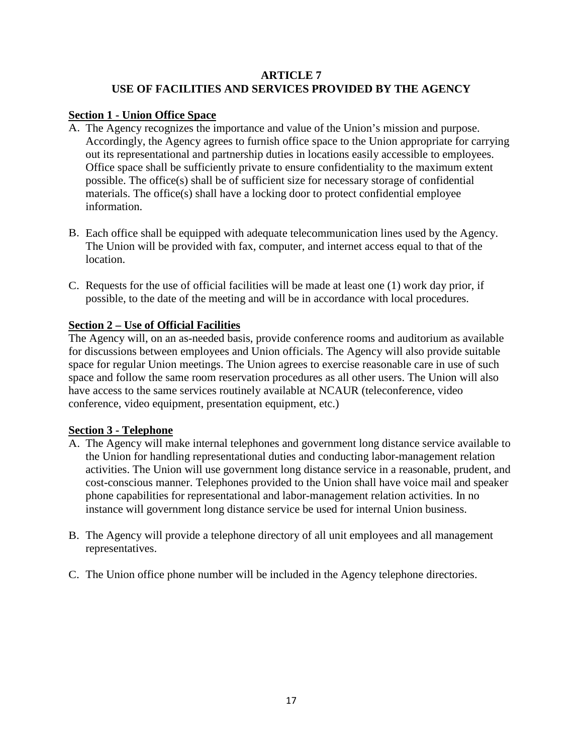# ARTICLE 7
# USE OF FACILITIES AND SERVICES PROVIDED BY THE AGENCY

**Section 1 - Union Office Space**

A. The Agency recognizes the importance and value of the Union's mission and purpose. Accordingly, the Agency agrees to furnish office space to the Union appropriate for carrying out its representational and partnership duties in locations easily accessible to employees. Office space shall be sufficiently private to ensure confidentiality to the maximum extent possible. The office(s) shall be of sufficient size for necessary storage of confidential materials. The office(s) shall have a locking door to protect confidential employee information.

B. Each office shall be equipped with adequate telecommunication lines used by the Agency. The Union will be provided with fax, computer, and internet access equal to that of the location.

C. Requests for the use of official facilities will be made at least one (1) work day prior, if possible, to the date of the meeting and will be in accordance with local procedures.

**Section 2 – Use of Official Facilities**

The Agency will, on an as-needed basis, provide conference rooms and auditorium as available for discussions between employees and Union officials. The Agency will also provide suitable space for regular Union meetings. The Union agrees to exercise reasonable care in use of such space and follow the same room reservation procedures as all other users. The Union will also have access to the same services routinely available at NCAUR (teleconference, video conference, video equipment, presentation equipment, etc.)

**Section 3 - Telephone**

A. The Agency will make internal telephones and government long distance service available to the Union for handling representational duties and conducting labor-management relation activities. The Union will use government long distance service in a reasonable, prudent, and cost-conscious manner. Telephones provided to the Union shall have voice mail and speaker phone capabilities for representational and labor-management relation activities. In no instance will government long distance service be used for internal Union business.

B. The Agency will provide a telephone directory of all unit employees and all management representatives.

C. The Union office phone number will be included in the Agency telephone directories.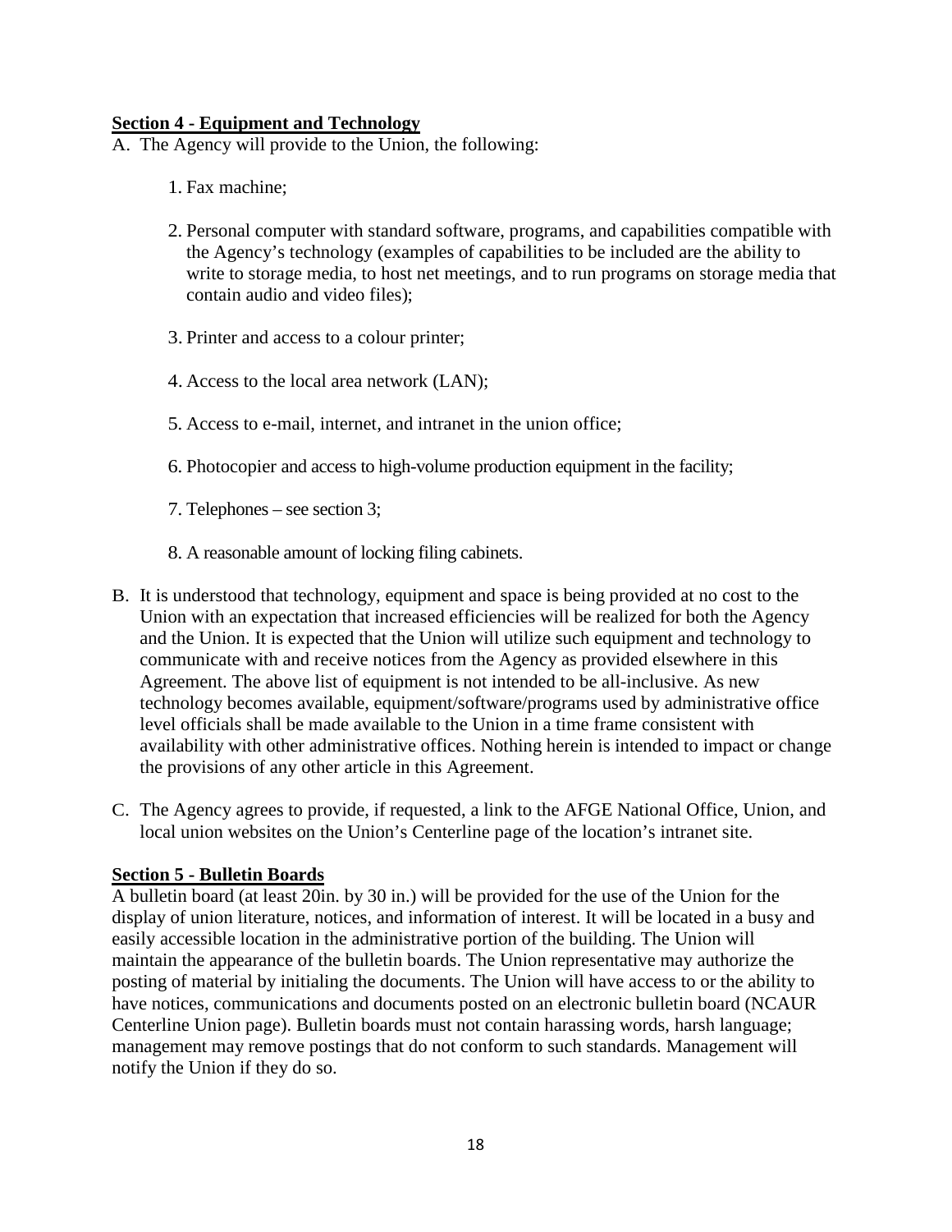**Section 4 - Equipment and Technology**

A. The Agency will provide to the Union, the following:

1. Fax machine;
2. Personal computer with standard software, programs, and capabilities compatible with the Agency's technology (examples of capabilities to be included are the ability to write to storage media, to host net meetings, and to run programs on storage media that contain audio and video files);
3. Printer and access to a colour printer;
4. Access to the local area network (LAN);
5. Access to e-mail, internet, and intranet in the union office;
6. Photocopier and access to high-volume production equipment in the facility;
7. Telephones – see section 3;
8. A reasonable amount of locking filing cabinets.

B. It is understood that technology, equipment and space is being provided at no cost to the Union with an expectation that increased efficiencies will be realized for both the Agency and the Union. It is expected that the Union will utilize such equipment and technology to communicate with and receive notices from the Agency as provided elsewhere in this Agreement. The above list of equipment is not intended to be all-inclusive. As new technology becomes available, equipment/software/programs used by administrative office level officials shall be made available to the Union in a time frame consistent with availability with other administrative offices. Nothing herein is intended to impact or change the provisions of any other article in this Agreement.

C. The Agency agrees to provide, if requested, a link to the AFGE National Office, Union, and local union websites on the Union's Centerline page of the location's intranet site.

**Section 5 - Bulletin Boards**

A bulletin board (at least 20in. by 30 in.) will be provided for the use of the Union for the display of union literature, notices, and information of interest. It will be located in a busy and easily accessible location in the administrative portion of the building. The Union will maintain the appearance of the bulletin boards. The Union representative may authorize the posting of material by initialing the documents. The Union will have access to or the ability to have notices, communications and documents posted on an electronic bulletin board (NCAUR Centerline Union page). Bulletin boards must not contain harassing words, harsh language; management may remove postings that do not conform to such standards. Management will notify the Union if they do so.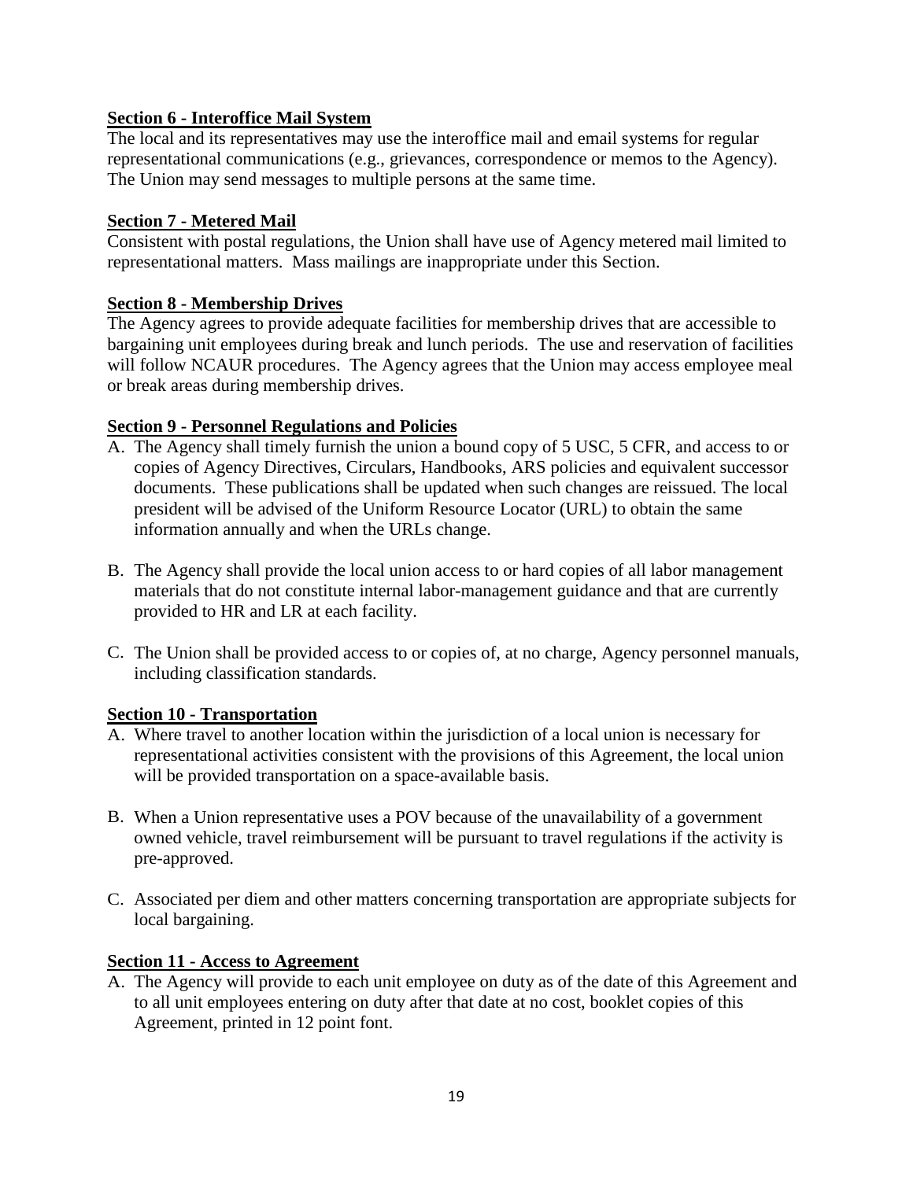**Section 6 - Interoffice Mail System**

The local and its representatives may use the interoffice mail and email systems for regular representational communications (e.g., grievances, correspondence or memos to the Agency). The Union may send messages to multiple persons at the same time.

**Section 7 - Metered Mail**

Consistent with postal regulations, the Union shall have use of Agency metered mail limited to representational matters. Mass mailings are inappropriate under this Section.

**Section 8 - Membership Drives**

The Agency agrees to provide adequate facilities for membership drives that are accessible to bargaining unit employees during break and lunch periods. The use and reservation of facilities will follow NCAUR procedures. The Agency agrees that the Union may access employee meal or break areas during membership drives.

**Section 9 - Personnel Regulations and Policies**

A. The Agency shall timely furnish the union a bound copy of 5 USC, 5 CFR, and access to or copies of Agency Directives, Circulars, Handbooks, ARS policies and equivalent successor documents. These publications shall be updated when such changes are reissued. The local president will be advised of the Uniform Resource Locator (URL) to obtain the same information annually and when the URLs change.

B. The Agency shall provide the local union access to or hard copies of all labor management materials that do not constitute internal labor-management guidance and that are currently provided to HR and LR at each facility.

C. The Union shall be provided access to or copies of, at no charge, Agency personnel manuals, including classification standards.

**Section 10 - Transportation**

A. Where travel to another location within the jurisdiction of a local union is necessary for representational activities consistent with the provisions of this Agreement, the local union will be provided transportation on a space-available basis.

B. When a Union representative uses a POV because of the unavailability of a government owned vehicle, travel reimbursement will be pursuant to travel regulations if the activity is pre-approved.

C. Associated per diem and other matters concerning transportation are appropriate subjects for local bargaining.

**Section 11 - Access to Agreement**

A. The Agency will provide to each unit employee on duty as of the date of this Agreement and to all unit employees entering on duty after that date at no cost, booklet copies of this Agreement, printed in 12 point font.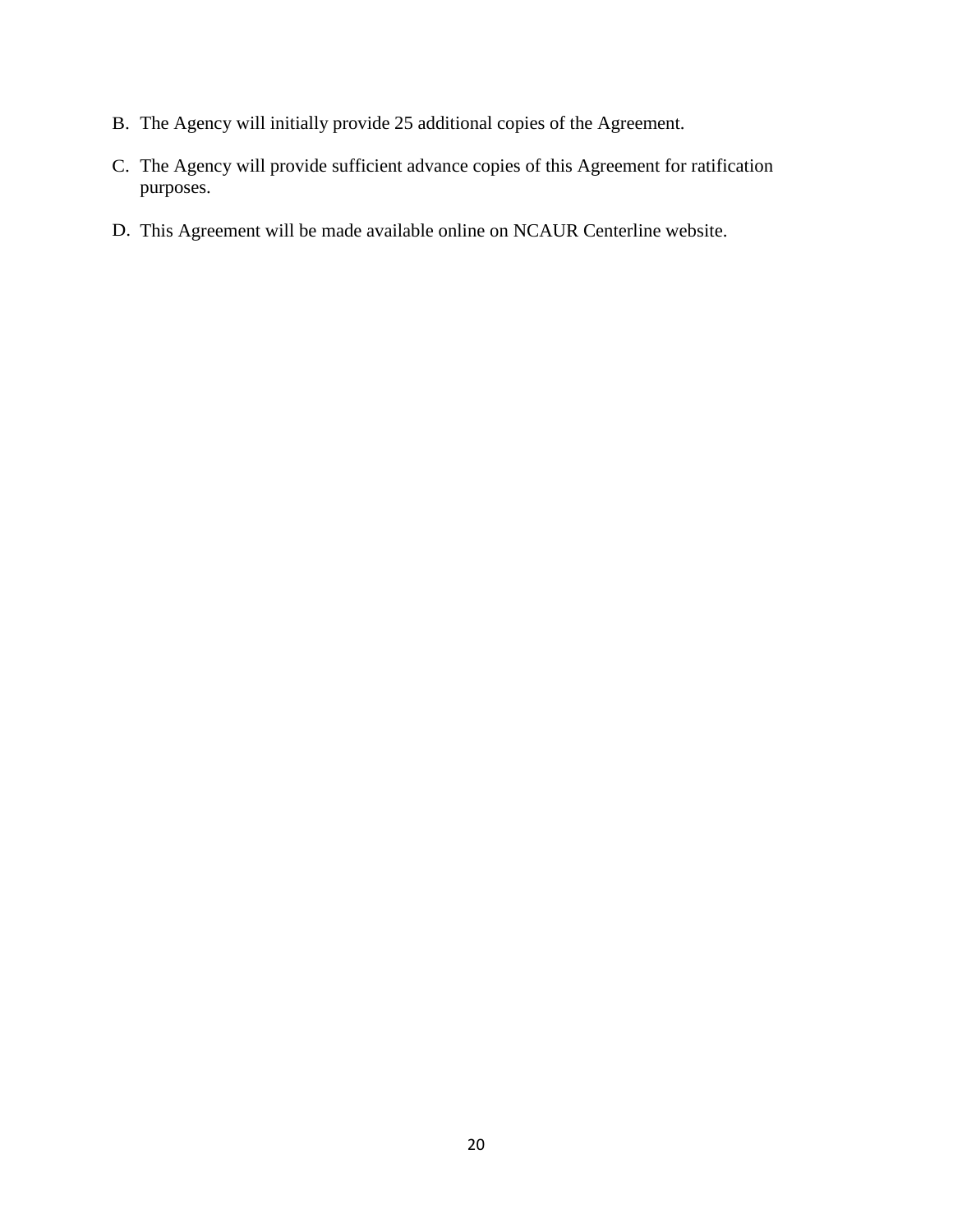B. The Agency will initially provide 25 additional copies of the Agreement.

C. The Agency will provide sufficient advance copies of this Agreement for ratification purposes.

D. This Agreement will be made available online on NCAUR Centerline website.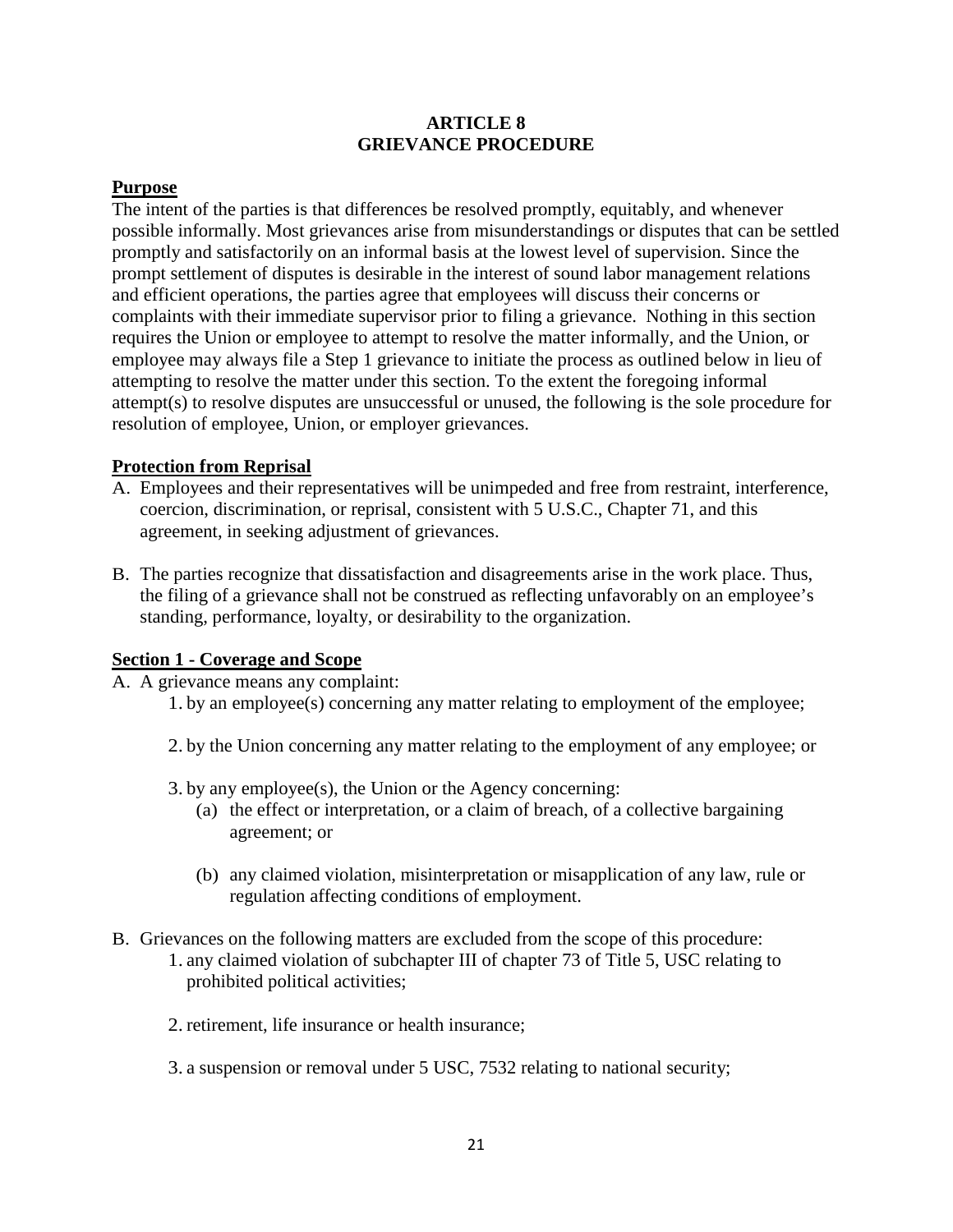# ARTICLE 8
# GRIEVANCE PROCEDURE

## Purpose

The intent of the parties is that differences be resolved promptly, equitably, and whenever possible informally. Most grievances arise from misunderstandings or disputes that can be settled promptly and satisfactorily on an informal basis at the lowest level of supervision. Since the prompt settlement of disputes is desirable in the interest of sound labor management relations and efficient operations, the parties agree that employees will discuss their concerns or complaints with their immediate supervisor prior to filing a grievance. Nothing in this section requires the Union or employee to attempt to resolve the matter informally, and the Union, or employee may always file a Step 1 grievance to initiate the process as outlined below in lieu of attempting to resolve the matter under this section. To the extent the foregoing informal attempt(s) to resolve disputes are unsuccessful or unused, the following is the sole procedure for resolution of employee, Union, or employer grievances.

## Protection from Reprisal

A. Employees and their representatives will be unimpeded and free from restraint, interference, coercion, discrimination, or reprisal, consistent with 5 U.S.C., Chapter 71, and this agreement, in seeking adjustment of grievances.

B. The parties recognize that dissatisfaction and disagreements arise in the work place. Thus, the filing of a grievance shall not be construed as reflecting unfavorably on an employee's standing, performance, loyalty, or desirability to the organization.

## Section 1 - Coverage and Scope

A. A grievance means any complaint:

   1. by an employee(s) concerning any matter relating to employment of the employee;

   2. by the Union concerning any matter relating to the employment of any employee; or

   3. by any employee(s), the Union or the Agency concerning:

      (a) the effect or interpretation, or a claim of breach, of a collective bargaining agreement; or

      (b) any claimed violation, misinterpretation or misapplication of any law, rule or regulation affecting conditions of employment.

B. Grievances on the following matters are excluded from the scope of this procedure:

   1. any claimed violation of subchapter III of chapter 73 of Title 5, USC relating to prohibited political activities;

   2. retirement, life insurance or health insurance;

   3. a suspension or removal under 5 USC, 7532 relating to national security;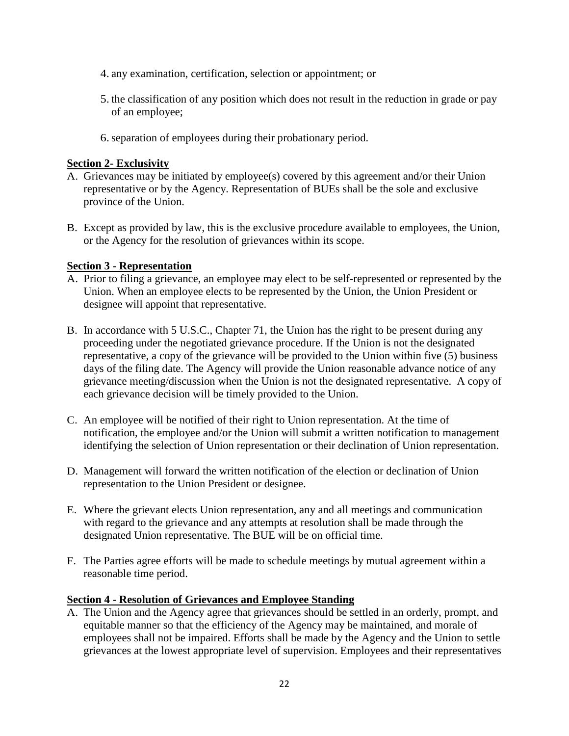4. any examination, certification, selection or appointment; or

5. the classification of any position which does not result in the reduction in grade or pay of an employee;

6. separation of employees during their probationary period.

**Section 2- Exclusivity**

A. Grievances may be initiated by employee(s) covered by this agreement and/or their Union representative or by the Agency. Representation of BUEs shall be the sole and exclusive province of the Union.

B. Except as provided by law, this is the exclusive procedure available to employees, the Union, or the Agency for the resolution of grievances within its scope.

**Section 3 - Representation**

A. Prior to filing a grievance, an employee may elect to be self-represented or represented by the Union. When an employee elects to be represented by the Union, the Union President or designee will appoint that representative.

B. In accordance with 5 U.S.C., Chapter 71, the Union has the right to be present during any proceeding under the negotiated grievance procedure. If the Union is not the designated representative, a copy of the grievance will be provided to the Union within five (5) business days of the filing date. The Agency will provide the Union reasonable advance notice of any grievance meeting/discussion when the Union is not the designated representative. A copy of each grievance decision will be timely provided to the Union.

C. An employee will be notified of their right to Union representation. At the time of notification, the employee and/or the Union will submit a written notification to management identifying the selection of Union representation or their declination of Union representation.

D. Management will forward the written notification of the election or declination of Union representation to the Union President or designee.

E. Where the grievant elects Union representation, any and all meetings and communication with regard to the grievance and any attempts at resolution shall be made through the designated Union representative. The BUE will be on official time.

F. The Parties agree efforts will be made to schedule meetings by mutual agreement within a reasonable time period.

**Section 4 - Resolution of Grievances and Employee Standing**

A. The Union and the Agency agree that grievances should be settled in an orderly, prompt, and equitable manner so that the efficiency of the Agency may be maintained, and morale of employees shall not be impaired. Efforts shall be made by the Agency and the Union to settle grievances at the lowest appropriate level of supervision. Employees and their representatives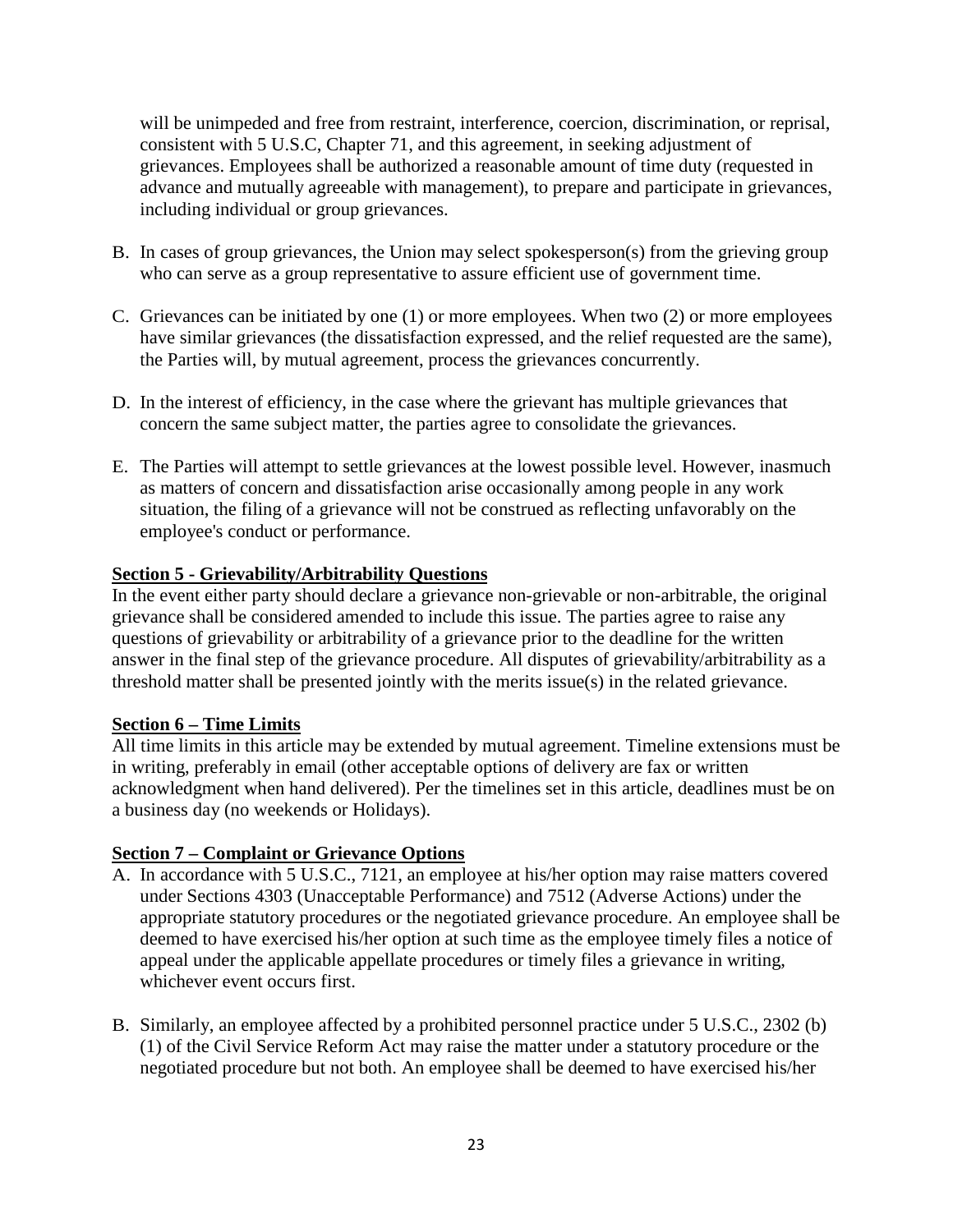will be unimpeded and free from restraint, interference, coercion, discrimination, or reprisal, consistent with 5 U.S.C, Chapter 71, and this agreement, in seeking adjustment of grievances. Employees shall be authorized a reasonable amount of time duty (requested in advance and mutually agreeable with management), to prepare and participate in grievances, including individual or group grievances.

B. In cases of group grievances, the Union may select spokesperson(s) from the grieving group who can serve as a group representative to assure efficient use of government time.

C. Grievances can be initiated by one (1) or more employees. When two (2) or more employees have similar grievances (the dissatisfaction expressed, and the relief requested are the same), the Parties will, by mutual agreement, process the grievances concurrently.

D. In the interest of efficiency, in the case where the grievant has multiple grievances that concern the same subject matter, the parties agree to consolidate the grievances.

E. The Parties will attempt to settle grievances at the lowest possible level. However, inasmuch as matters of concern and dissatisfaction arise occasionally among people in any work situation, the filing of a grievance will not be construed as reflecting unfavorably on the employee's conduct or performance.

**Section 5 - Grievability/Arbitrability Questions**

In the event either party should declare a grievance non-grievable or non-arbitrable, the original grievance shall be considered amended to include this issue. The parties agree to raise any questions of grievability or arbitrability of a grievance prior to the deadline for the written answer in the final step of the grievance procedure. All disputes of grievability/arbitrability as a threshold matter shall be presented jointly with the merits issue(s) in the related grievance.

**Section 6 – Time Limits**

All time limits in this article may be extended by mutual agreement. Timeline extensions must be in writing, preferably in email (other acceptable options of delivery are fax or written acknowledgment when hand delivered). Per the timelines set in this article, deadlines must be on a business day (no weekends or Holidays).

**Section 7 – Complaint or Grievance Options**

A. In accordance with 5 U.S.C., 7121, an employee at his/her option may raise matters covered under Sections 4303 (Unacceptable Performance) and 7512 (Adverse Actions) under the appropriate statutory procedures or the negotiated grievance procedure. An employee shall be deemed to have exercised his/her option at such time as the employee timely files a notice of appeal under the applicable appellate procedures or timely files a grievance in writing, whichever event occurs first.

B. Similarly, an employee affected by a prohibited personnel practice under 5 U.S.C., 2302 (b) (1) of the Civil Service Reform Act may raise the matter under a statutory procedure or the negotiated procedure but not both. An employee shall be deemed to have exercised his/her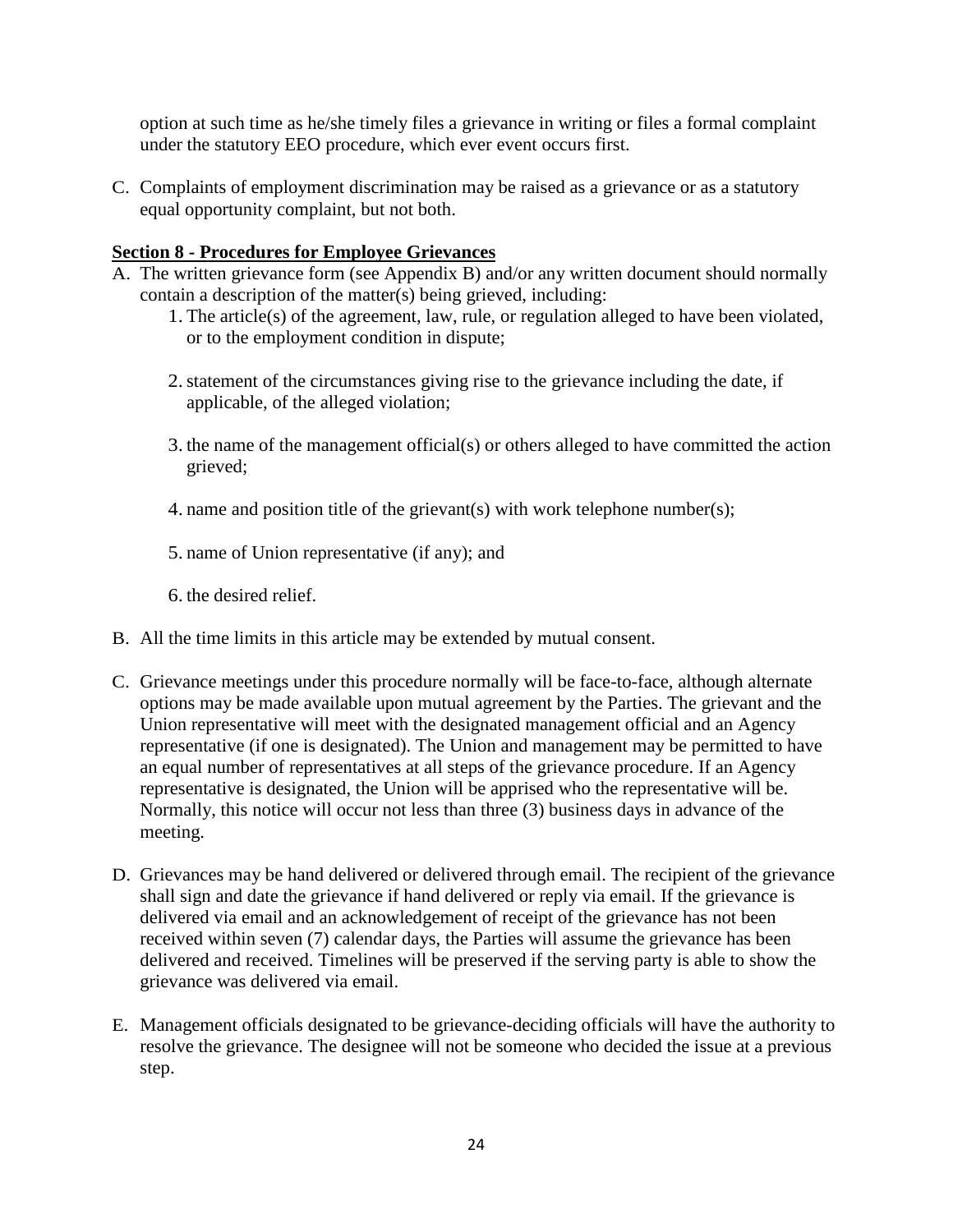option at such time as he/she timely files a grievance in writing or files a formal complaint under the statutory EEO procedure, which ever event occurs first.

C. Complaints of employment discrimination may be raised as a grievance or as a statutory equal opportunity complaint, but not both.

**Section 8 - Procedures for Employee Grievances**

A. The written grievance form (see Appendix B) and/or any written document should normally contain a description of the matter(s) being grieved, including:
   1. The article(s) of the agreement, law, rule, or regulation alleged to have been violated, or to the employment condition in dispute;
   2. statement of the circumstances giving rise to the grievance including the date, if applicable, of the alleged violation;
   3. the name of the management official(s) or others alleged to have committed the action grieved;
   4. name and position title of the grievant(s) with work telephone number(s);
   5. name of Union representative (if any); and
   6. the desired relief.

B. All the time limits in this article may be extended by mutual consent.

C. Grievance meetings under this procedure normally will be face-to-face, although alternate options may be made available upon mutual agreement by the Parties. The grievant and the Union representative will meet with the designated management official and an Agency representative (if one is designated). The Union and management may be permitted to have an equal number of representatives at all steps of the grievance procedure. If an Agency representative is designated, the Union will be apprised who the representative will be. Normally, this notice will occur not less than three (3) business days in advance of the meeting.

D. Grievances may be hand delivered or delivered through email. The recipient of the grievance shall sign and date the grievance if hand delivered or reply via email. If the grievance is delivered via email and an acknowledgement of receipt of the grievance has not been received within seven (7) calendar days, the Parties will assume the grievance has been delivered and received. Timelines will be preserved if the serving party is able to show the grievance was delivered via email.

E. Management officials designated to be grievance-deciding officials will have the authority to resolve the grievance. The designee will not be someone who decided the issue at a previous step.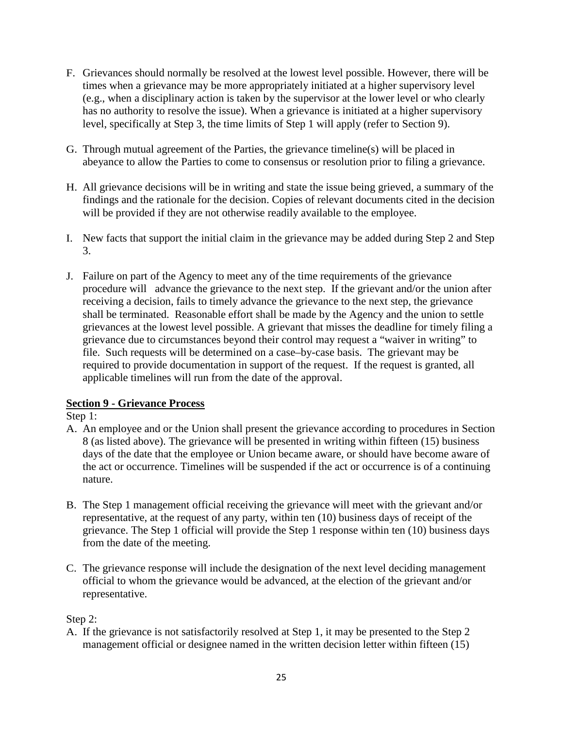F. Grievances should normally be resolved at the lowest level possible. However, there will be times when a grievance may be more appropriately initiated at a higher supervisory level (e.g., when a disciplinary action is taken by the supervisor at the lower level or who clearly has no authority to resolve the issue). When a grievance is initiated at a higher supervisory level, specifically at Step 3, the time limits of Step 1 will apply (refer to Section 9).

G. Through mutual agreement of the Parties, the grievance timeline(s) will be placed in abeyance to allow the Parties to come to consensus or resolution prior to filing a grievance.

H. All grievance decisions will be in writing and state the issue being grieved, a summary of the findings and the rationale for the decision. Copies of relevant documents cited in the decision will be provided if they are not otherwise readily available to the employee.

I. New facts that support the initial claim in the grievance may be added during Step 2 and Step 3.

J. Failure on part of the Agency to meet any of the time requirements of the grievance procedure will advance the grievance to the next step. If the grievant and/or the union after receiving a decision, fails to timely advance the grievance to the next step, the grievance shall be terminated. Reasonable effort shall be made by the Agency and the union to settle grievances at the lowest level possible. A grievant that misses the deadline for timely filing a grievance due to circumstances beyond their control may request a "waiver in writing" to file. Such requests will be determined on a case–by-case basis. The grievant may be required to provide documentation in support of the request. If the request is granted, all applicable timelines will run from the date of the approval.

**Section 9 - Grievance Process**

Step 1:

A. An employee and or the Union shall present the grievance according to procedures in Section 8 (as listed above). The grievance will be presented in writing within fifteen (15) business days of the date that the employee or Union became aware, or should have become aware of the act or occurrence. Timelines will be suspended if the act or occurrence is of a continuing nature.

B. The Step 1 management official receiving the grievance will meet with the grievant and/or representative, at the request of any party, within ten (10) business days of receipt of the grievance. The Step 1 official will provide the Step 1 response within ten (10) business days from the date of the meeting.

C. The grievance response will include the designation of the next level deciding management official to whom the grievance would be advanced, at the election of the grievant and/or representative.

Step 2:

A. If the grievance is not satisfactorily resolved at Step 1, it may be presented to the Step 2 management official or designee named in the written decision letter within fifteen (15)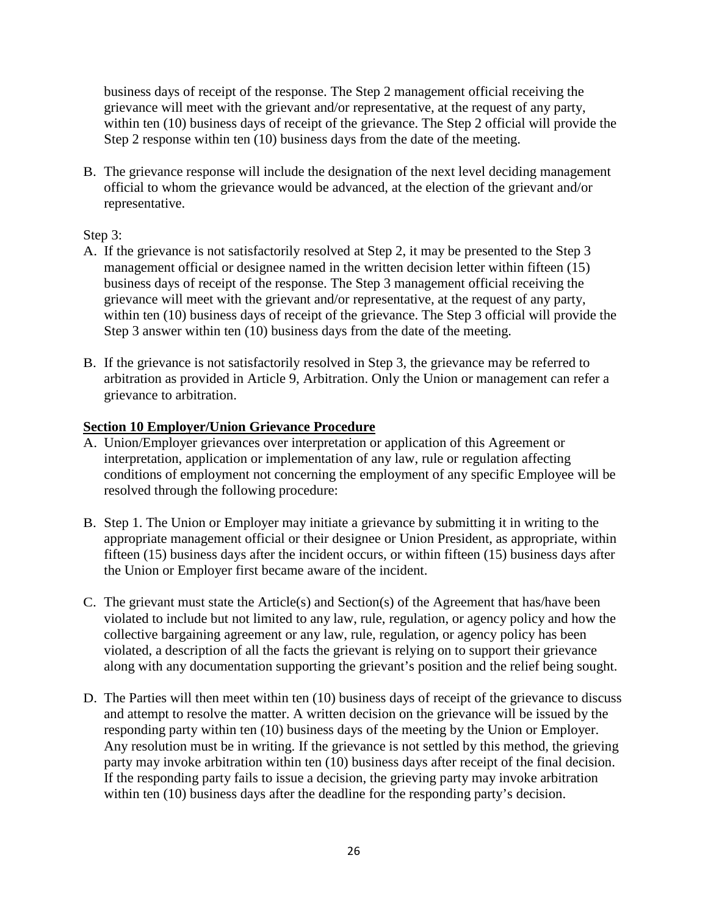business days of receipt of the response. The Step 2 management official receiving the grievance will meet with the grievant and/or representative, at the request of any party, within ten (10) business days of receipt of the grievance. The Step 2 official will provide the Step 2 response within ten (10) business days from the date of the meeting.

B. The grievance response will include the designation of the next level deciding management official to whom the grievance would be advanced, at the election of the grievant and/or representative.

Step 3:

A. If the grievance is not satisfactorily resolved at Step 2, it may be presented to the Step 3 management official or designee named in the written decision letter within fifteen (15) business days of receipt of the response. The Step 3 management official receiving the grievance will meet with the grievant and/or representative, at the request of any party, within ten (10) business days of receipt of the grievance. The Step 3 official will provide the Step 3 answer within ten (10) business days from the date of the meeting.

B. If the grievance is not satisfactorily resolved in Step 3, the grievance may be referred to arbitration as provided in Article 9, Arbitration. Only the Union or management can refer a grievance to arbitration.

**Section 10 Employer/Union Grievance Procedure**

A. Union/Employer grievances over interpretation or application of this Agreement or interpretation, application or implementation of any law, rule or regulation affecting conditions of employment not concerning the employment of any specific Employee will be resolved through the following procedure:

B. Step 1. The Union or Employer may initiate a grievance by submitting it in writing to the appropriate management official or their designee or Union President, as appropriate, within fifteen (15) business days after the incident occurs, or within fifteen (15) business days after the Union or Employer first became aware of the incident.

C. The grievant must state the Article(s) and Section(s) of the Agreement that has/have been violated to include but not limited to any law, rule, regulation, or agency policy and how the collective bargaining agreement or any law, rule, regulation, or agency policy has been violated, a description of all the facts the grievant is relying on to support their grievance along with any documentation supporting the grievant's position and the relief being sought.

D. The Parties will then meet within ten (10) business days of receipt of the grievance to discuss and attempt to resolve the matter. A written decision on the grievance will be issued by the responding party within ten (10) business days of the meeting by the Union or Employer. Any resolution must be in writing. If the grievance is not settled by this method, the grieving party may invoke arbitration within ten (10) business days after receipt of the final decision. If the responding party fails to issue a decision, the grieving party may invoke arbitration within ten (10) business days after the deadline for the responding party's decision.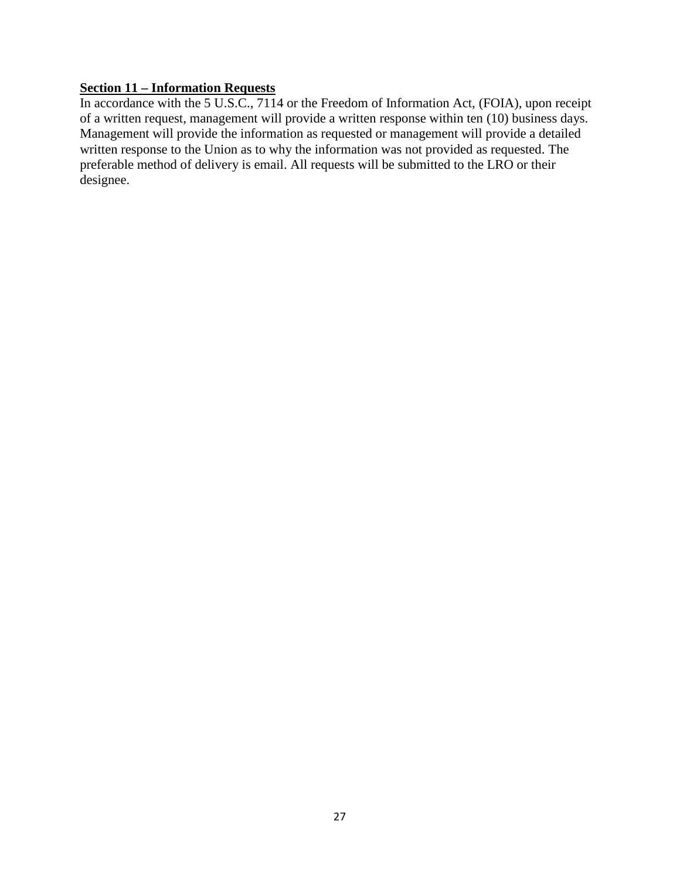**Section 11 – Information Requests**

In accordance with the 5 U.S.C., 7114 or the Freedom of Information Act, (FOIA), upon receipt of a written request, management will provide a written response within ten (10) business days. Management will provide the information as requested or management will provide a detailed written response to the Union as to why the information was not provided as requested. The preferable method of delivery is email. All requests will be submitted to the LRO or their designee.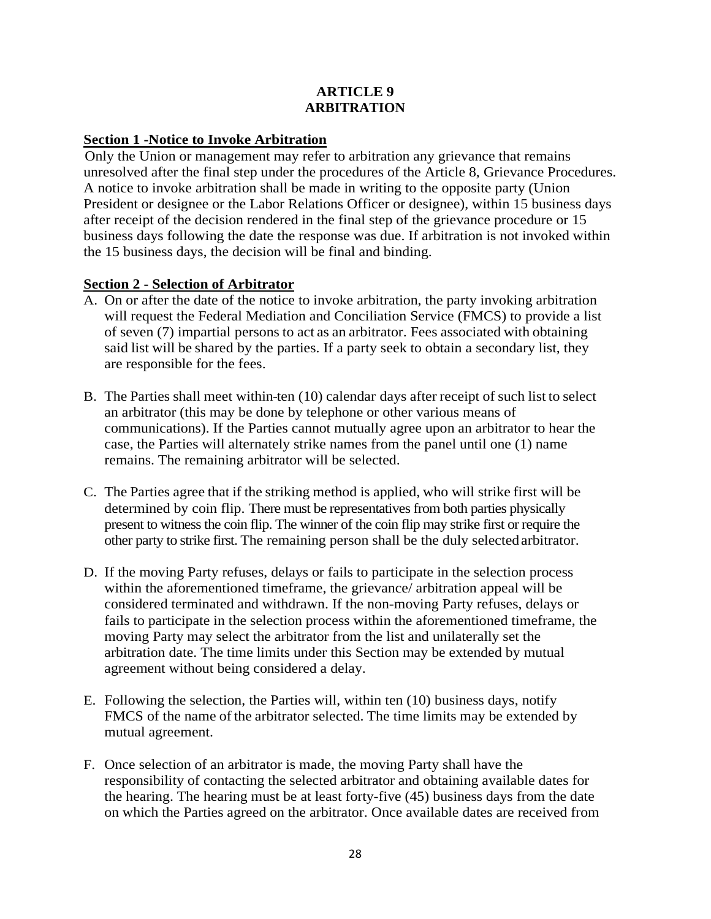# ARTICLE 9
# ARBITRATION

**Section 1 -Notice to Invoke Arbitration**

Only the Union or management may refer to arbitration any grievance that remains unresolved after the final step under the procedures of the Article 8, Grievance Procedures. A notice to invoke arbitration shall be made in writing to the opposite party (Union President or designee or the Labor Relations Officer or designee), within 15 business days after receipt of the decision rendered in the final step of the grievance procedure or 15 business days following the date the response was due. If arbitration is not invoked within the 15 business days, the decision will be final and binding.

**Section 2 - Selection of Arbitrator**

A. On or after the date of the notice to invoke arbitration, the party invoking arbitration will request the Federal Mediation and Conciliation Service (FMCS) to provide a list of seven (7) impartial persons to act as an arbitrator. Fees associated with obtaining said list will be shared by the parties. If a party seek to obtain a secondary list, they are responsible for the fees.

B. The Parties shall meet within-ten (10) calendar days after receipt of such list to select an arbitrator (this may be done by telephone or other various means of communications). If the Parties cannot mutually agree upon an arbitrator to hear the case, the Parties will alternately strike names from the panel until one (1) name remains. The remaining arbitrator will be selected.

C. The Parties agree that if the striking method is applied, who will strike first will be determined by coin flip. There must be representatives from both parties physically present to witness the coin flip. The winner of the coin flip may strike first or require the other party to strike first. The remaining person shall be the duly selected arbitrator.

D. If the moving Party refuses, delays or fails to participate in the selection process within the aforementioned timeframe, the grievance/ arbitration appeal will be considered terminated and withdrawn. If the non-moving Party refuses, delays or fails to participate in the selection process within the aforementioned timeframe, the moving Party may select the arbitrator from the list and unilaterally set the arbitration date. The time limits under this Section may be extended by mutual agreement without being considered a delay.

E. Following the selection, the Parties will, within ten (10) business days, notify FMCS of the name of the arbitrator selected. The time limits may be extended by mutual agreement.

F. Once selection of an arbitrator is made, the moving Party shall have the responsibility of contacting the selected arbitrator and obtaining available dates for the hearing. The hearing must be at least forty-five (45) business days from the date on which the Parties agreed on the arbitrator. Once available dates are received from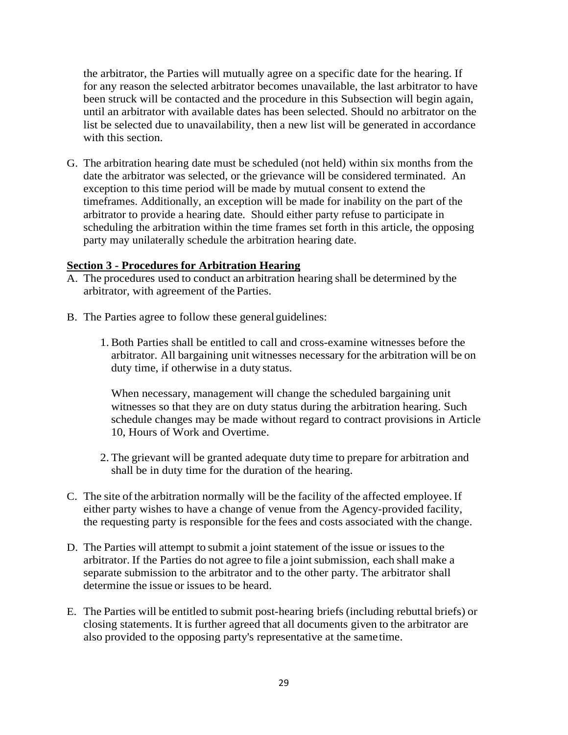the arbitrator, the Parties will mutually agree on a specific date for the hearing. If for any reason the selected arbitrator becomes unavailable, the last arbitrator to have been struck will be contacted and the procedure in this Subsection will begin again, until an arbitrator with available dates has been selected. Should no arbitrator on the list be selected due to unavailability, then a new list will be generated in accordance with this section.

G. The arbitration hearing date must be scheduled (not held) within six months from the date the arbitrator was selected, or the grievance will be considered terminated. An exception to this time period will be made by mutual consent to extend the timeframes. Additionally, an exception will be made for inability on the part of the arbitrator to provide a hearing date. Should either party refuse to participate in scheduling the arbitration within the time frames set forth in this article, the opposing party may unilaterally schedule the arbitration hearing date.

**Section 3 - Procedures for Arbitration Hearing**

A. The procedures used to conduct an arbitration hearing shall be determined by the arbitrator, with agreement of the Parties.

B. The Parties agree to follow these general guidelines:

   1. Both Parties shall be entitled to call and cross-examine witnesses before the arbitrator. All bargaining unit witnesses necessary for the arbitration will be on duty time, if otherwise in a duty status.

      When necessary, management will change the scheduled bargaining unit witnesses so that they are on duty status during the arbitration hearing. Such schedule changes may be made without regard to contract provisions in Article 10, Hours of Work and Overtime.

   2. The grievant will be granted adequate duty time to prepare for arbitration and shall be in duty time for the duration of the hearing.

C. The site of the arbitration normally will be the facility of the affected employee. If either party wishes to have a change of venue from the Agency-provided facility, the requesting party is responsible for the fees and costs associated with the change.

D. The Parties will attempt to submit a joint statement of the issue or issues to the arbitrator. If the Parties do not agree to file a joint submission, each shall make a separate submission to the arbitrator and to the other party. The arbitrator shall determine the issue or issues to be heard.

E. The Parties will be entitled to submit post-hearing briefs (including rebuttal briefs) or closing statements. It is further agreed that all documents given to the arbitrator are also provided to the opposing party's representative at the same time.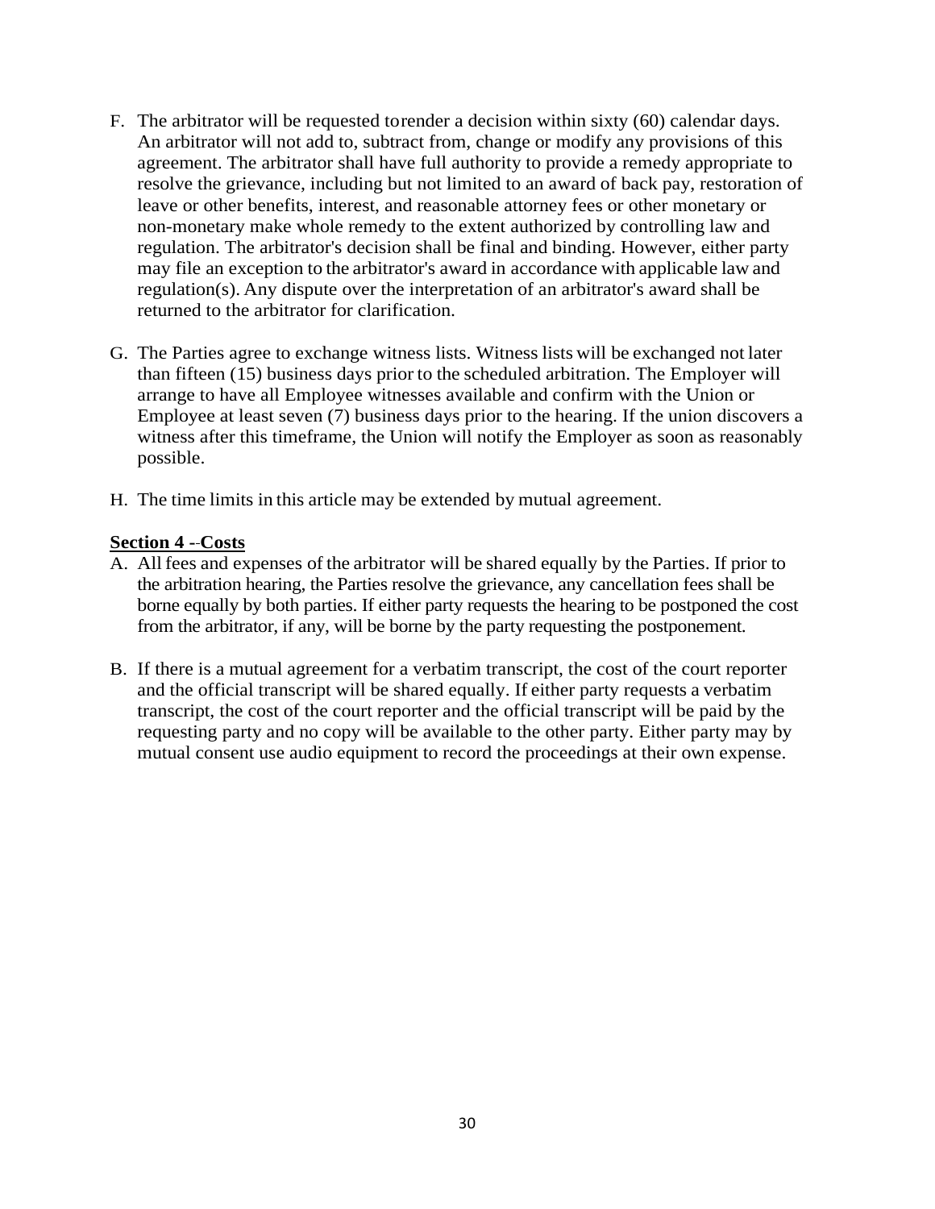F. The arbitrator will be requested torender a decision within sixty (60) calendar days. An arbitrator will not add to, subtract from, change or modify any provisions of this agreement. The arbitrator shall have full authority to provide a remedy appropriate to resolve the grievance, including but not limited to an award of back pay, restoration of leave or other benefits, interest, and reasonable attorney fees or other monetary or non-monetary make whole remedy to the extent authorized by controlling law and regulation. The arbitrator's decision shall be final and binding. However, either party may file an exception to the arbitrator's award in accordance with applicable law and regulation(s). Any dispute over the interpretation of an arbitrator's award shall be returned to the arbitrator for clarification.

G. The Parties agree to exchange witness lists. Witness lists will be exchanged not later than fifteen (15) business days prior to the scheduled arbitration. The Employer will arrange to have all Employee witnesses available and confirm with the Union or Employee at least seven (7) business days prior to the hearing. If the union discovers a witness after this timeframe, the Union will notify the Employer as soon as reasonably possible.

H. The time limits in this article may be extended by mutual agreement.

**<u>Section 4 --Costs</u>**

A. All fees and expenses of the arbitrator will be shared equally by the Parties. If prior to the arbitration hearing, the Parties resolve the grievance, any cancellation fees shall be borne equally by both parties. If either party requests the hearing to be postponed the cost from the arbitrator, if any, will be borne by the party requesting the postponement.

B. If there is a mutual agreement for a verbatim transcript, the cost of the court reporter and the official transcript will be shared equally. If either party requests a verbatim transcript, the cost of the court reporter and the official transcript will be paid by the requesting party and no copy will be available to the other party. Either party may by mutual consent use audio equipment to record the proceedings at their own expense.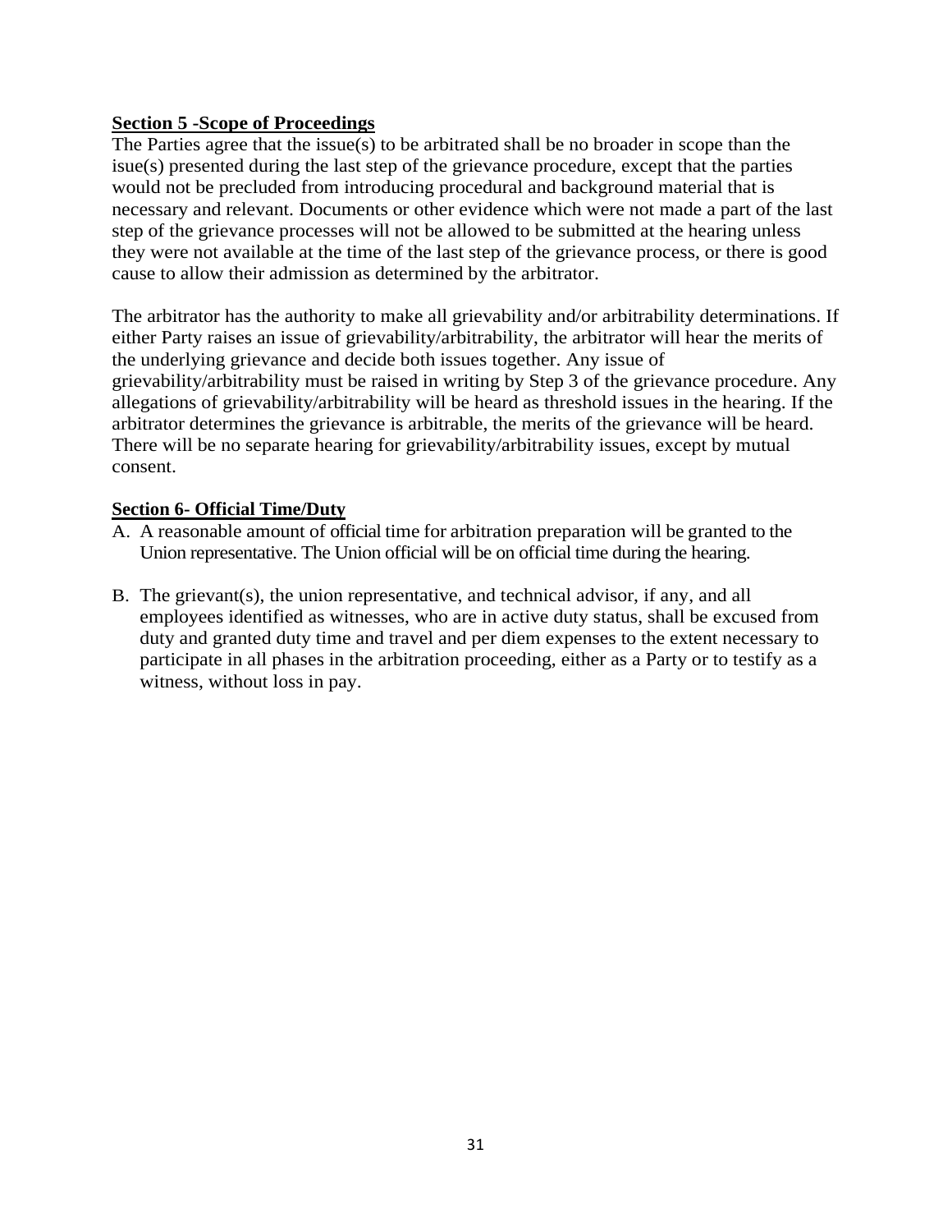**Section 5 -Scope of Proceedings**

The Parties agree that the issue(s) to be arbitrated shall be no broader in scope than the isue(s) presented during the last step of the grievance procedure, except that the parties would not be precluded from introducing procedural and background material that is necessary and relevant. Documents or other evidence which were not made a part of the last step of the grievance processes will not be allowed to be submitted at the hearing unless they were not available at the time of the last step of the grievance process, or there is good cause to allow their admission as determined by the arbitrator.

The arbitrator has the authority to make all grievability and/or arbitrability determinations. If either Party raises an issue of grievability/arbitrability, the arbitrator will hear the merits of the underlying grievance and decide both issues together. Any issue of grievability/arbitrability must be raised in writing by Step 3 of the grievance procedure. Any allegations of grievability/arbitrability will be heard as threshold issues in the hearing. If the arbitrator determines the grievance is arbitrable, the merits of the grievance will be heard. There will be no separate hearing for grievability/arbitrability issues, except by mutual consent.

**Section 6- Official Time/Duty**

A. A reasonable amount of official time for arbitration preparation will be granted to the Union representative. The Union official will be on official time during the hearing.

B. The grievant(s), the union representative, and technical advisor, if any, and all employees identified as witnesses, who are in active duty status, shall be excused from duty and granted duty time and travel and per diem expenses to the extent necessary to participate in all phases in the arbitration proceeding, either as a Party or to testify as a witness, without loss in pay.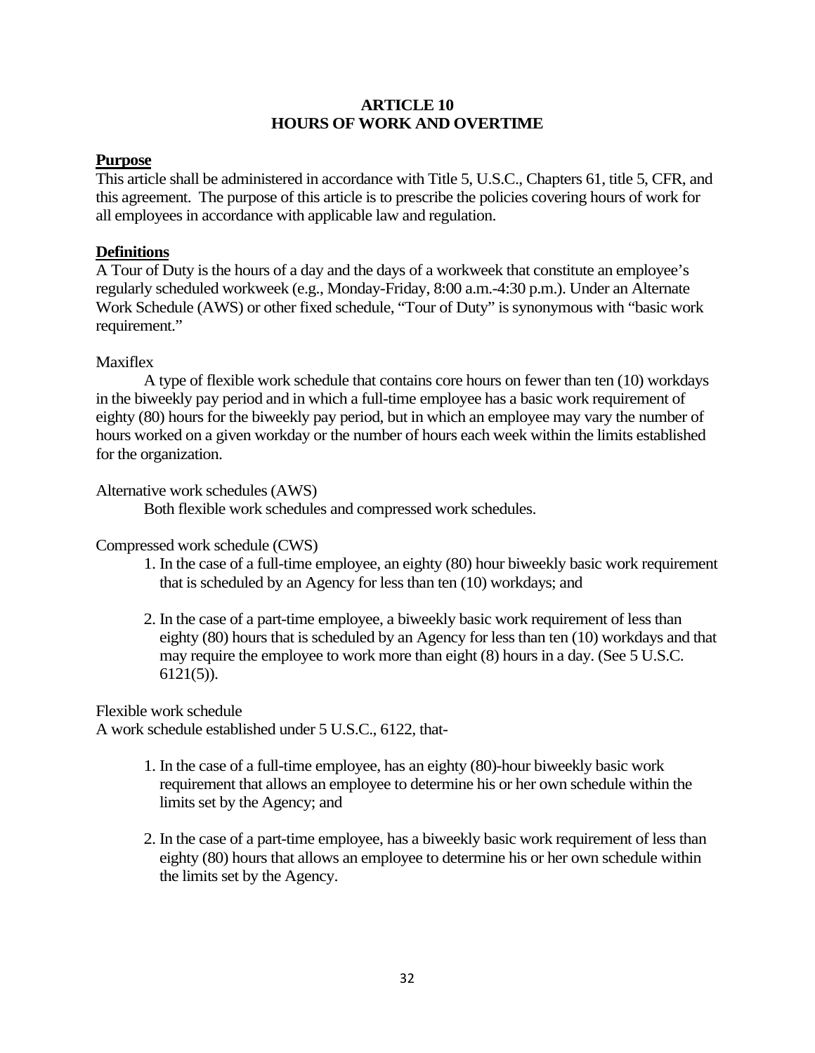# ARTICLE 10
# HOURS OF WORK AND OVERTIME

**Purpose**

This article shall be administered in accordance with Title 5, U.S.C., Chapters 61, title 5, CFR, and this agreement. The purpose of this article is to prescribe the policies covering hours of work for all employees in accordance with applicable law and regulation.

**Definitions**

A Tour of Duty is the hours of a day and the days of a workweek that constitute an employee's regularly scheduled workweek (e.g., Monday-Friday, 8:00 a.m.-4:30 p.m.). Under an Alternate Work Schedule (AWS) or other fixed schedule, "Tour of Duty" is synonymous with "basic work requirement."

Maxiflex

A type of flexible work schedule that contains core hours on fewer than ten (10) workdays in the biweekly pay period and in which a full-time employee has a basic work requirement of eighty (80) hours for the biweekly pay period, but in which an employee may vary the number of hours worked on a given workday or the number of hours each week within the limits established for the organization.

Alternative work schedules (AWS)

Both flexible work schedules and compressed work schedules.

Compressed work schedule (CWS)

1. In the case of a full-time employee, an eighty (80) hour biweekly basic work requirement that is scheduled by an Agency for less than ten (10) workdays; and

2. In the case of a part-time employee, a biweekly basic work requirement of less than eighty (80) hours that is scheduled by an Agency for less than ten (10) workdays and that may require the employee to work more than eight (8) hours in a day. (See 5 U.S.C. 6121(5)).

Flexible work schedule

A work schedule established under 5 U.S.C., 6122, that-

1. In the case of a full-time employee, has an eighty (80)-hour biweekly basic work requirement that allows an employee to determine his or her own schedule within the limits set by the Agency; and

2. In the case of a part-time employee, has a biweekly basic work requirement of less than eighty (80) hours that allows an employee to determine his or her own schedule within the limits set by the Agency.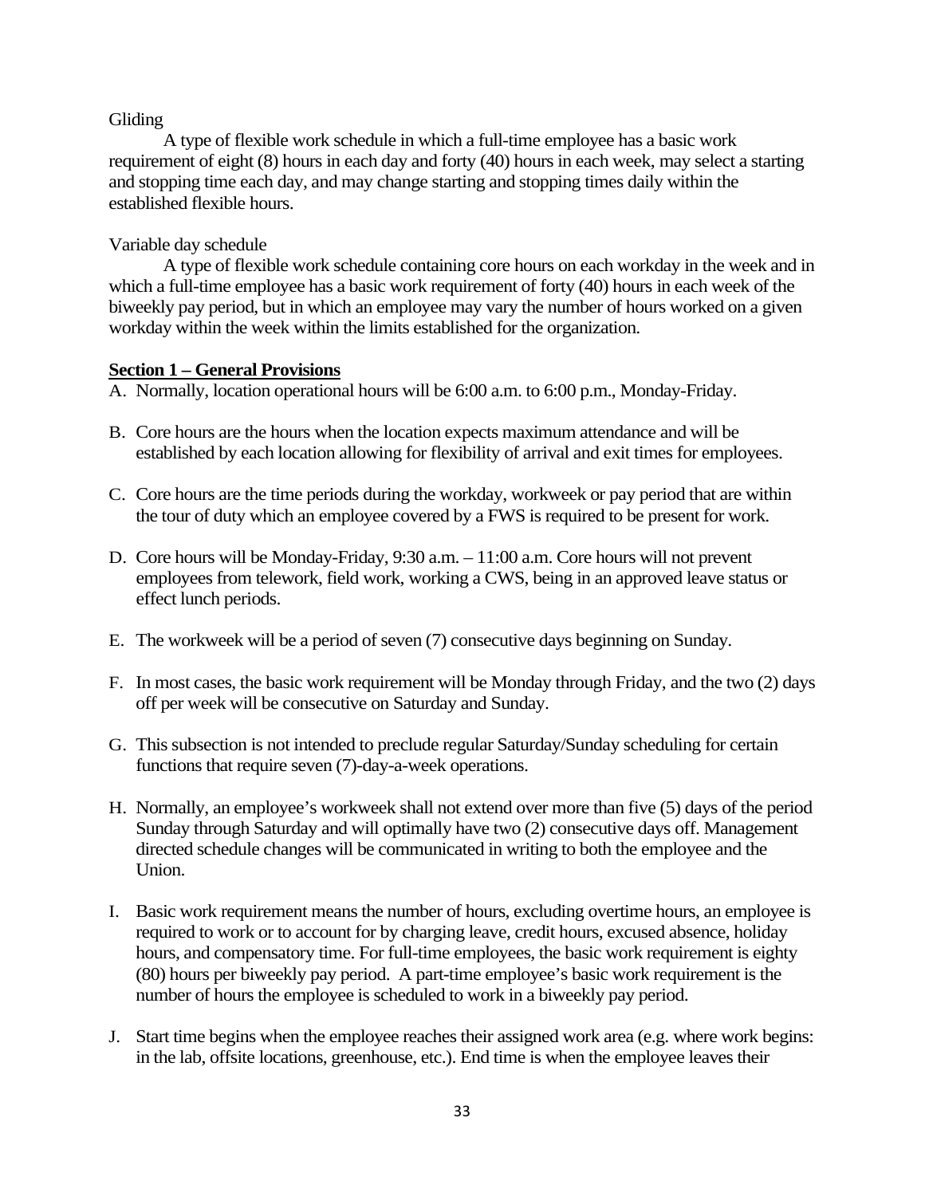Gliding

A type of flexible work schedule in which a full-time employee has a basic work requirement of eight (8) hours in each day and forty (40) hours in each week, may select a starting and stopping time each day, and may change starting and stopping times daily within the established flexible hours.

Variable day schedule

A type of flexible work schedule containing core hours on each workday in the week and in which a full-time employee has a basic work requirement of forty (40) hours in each week of the biweekly pay period, but in which an employee may vary the number of hours worked on a given workday within the week within the limits established for the organization.

**Section 1 – General Provisions**

A. Normally, location operational hours will be 6:00 a.m. to 6:00 p.m., Monday-Friday.

B. Core hours are the hours when the location expects maximum attendance and will be established by each location allowing for flexibility of arrival and exit times for employees.

C. Core hours are the time periods during the workday, workweek or pay period that are within the tour of duty which an employee covered by a FWS is required to be present for work.

D. Core hours will be Monday-Friday, 9:30 a.m. – 11:00 a.m. Core hours will not prevent employees from telework, field work, working a CWS, being in an approved leave status or effect lunch periods.

E. The workweek will be a period of seven (7) consecutive days beginning on Sunday.

F. In most cases, the basic work requirement will be Monday through Friday, and the two (2) days off per week will be consecutive on Saturday and Sunday.

G. This subsection is not intended to preclude regular Saturday/Sunday scheduling for certain functions that require seven (7)-day-a-week operations.

H. Normally, an employee's workweek shall not extend over more than five (5) days of the period Sunday through Saturday and will optimally have two (2) consecutive days off. Management directed schedule changes will be communicated in writing to both the employee and the Union.

I. Basic work requirement means the number of hours, excluding overtime hours, an employee is required to work or to account for by charging leave, credit hours, excused absence, holiday hours, and compensatory time. For full-time employees, the basic work requirement is eighty (80) hours per biweekly pay period. A part-time employee's basic work requirement is the number of hours the employee is scheduled to work in a biweekly pay period.

J. Start time begins when the employee reaches their assigned work area (e.g. where work begins: in the lab, offsite locations, greenhouse, etc.). End time is when the employee leaves their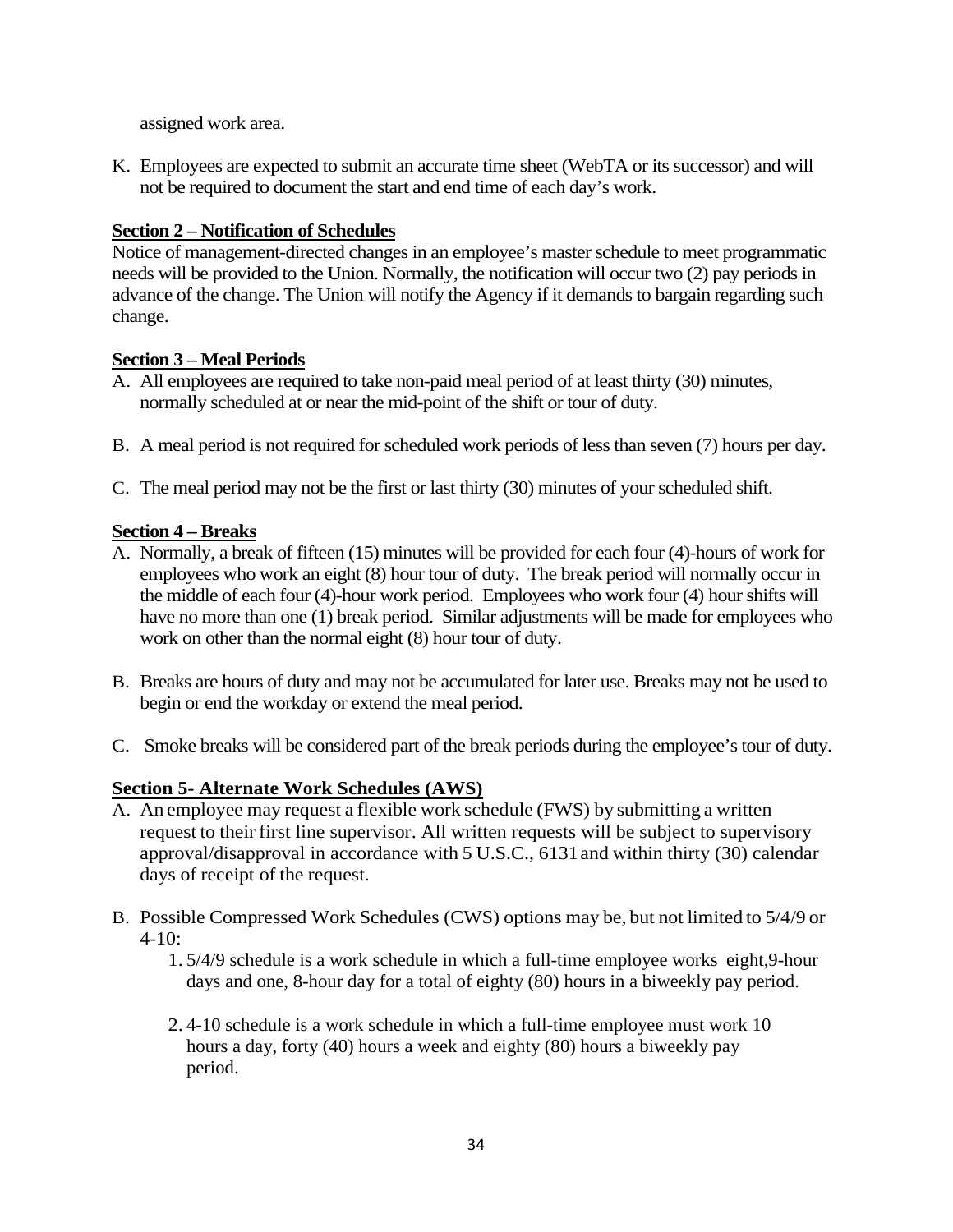assigned work area.

K. Employees are expected to submit an accurate time sheet (WebTA or its successor) and will not be required to document the start and end time of each day's work.

**Section 2 – Notification of Schedules**

Notice of management-directed changes in an employee's master schedule to meet programmatic needs will be provided to the Union. Normally, the notification will occur two (2) pay periods in advance of the change. The Union will notify the Agency if it demands to bargain regarding such change.

**Section 3 – Meal Periods**

A. All employees are required to take non-paid meal period of at least thirty (30) minutes, normally scheduled at or near the mid-point of the shift or tour of duty.

B. A meal period is not required for scheduled work periods of less than seven (7) hours per day.

C. The meal period may not be the first or last thirty (30) minutes of your scheduled shift.

**Section 4 – Breaks**

A. Normally, a break of fifteen (15) minutes will be provided for each four (4)-hours of work for employees who work an eight (8) hour tour of duty. The break period will normally occur in the middle of each four (4)-hour work period. Employees who work four (4) hour shifts will have no more than one (1) break period. Similar adjustments will be made for employees who work on other than the normal eight (8) hour tour of duty.

B. Breaks are hours of duty and may not be accumulated for later use. Breaks may not be used to begin or end the workday or extend the meal period.

C. Smoke breaks will be considered part of the break periods during the employee's tour of duty.

**Section 5- Alternate Work Schedules (AWS)**

A. An employee may request a flexible work schedule (FWS) by submitting a written request to their first line supervisor. All written requests will be subject to supervisory approval/disapproval in accordance with 5 U.S.C., 6131 and within thirty (30) calendar days of receipt of the request.

B. Possible Compressed Work Schedules (CWS) options may be, but not limited to 5/4/9 or 4-10:

   1. 5/4/9 schedule is a work schedule in which a full-time employee works eight,9-hour days and one, 8-hour day for a total of eighty (80) hours in a biweekly pay period.

   2. 4-10 schedule is a work schedule in which a full-time employee must work 10 hours a day, forty (40) hours a week and eighty (80) hours a biweekly pay period.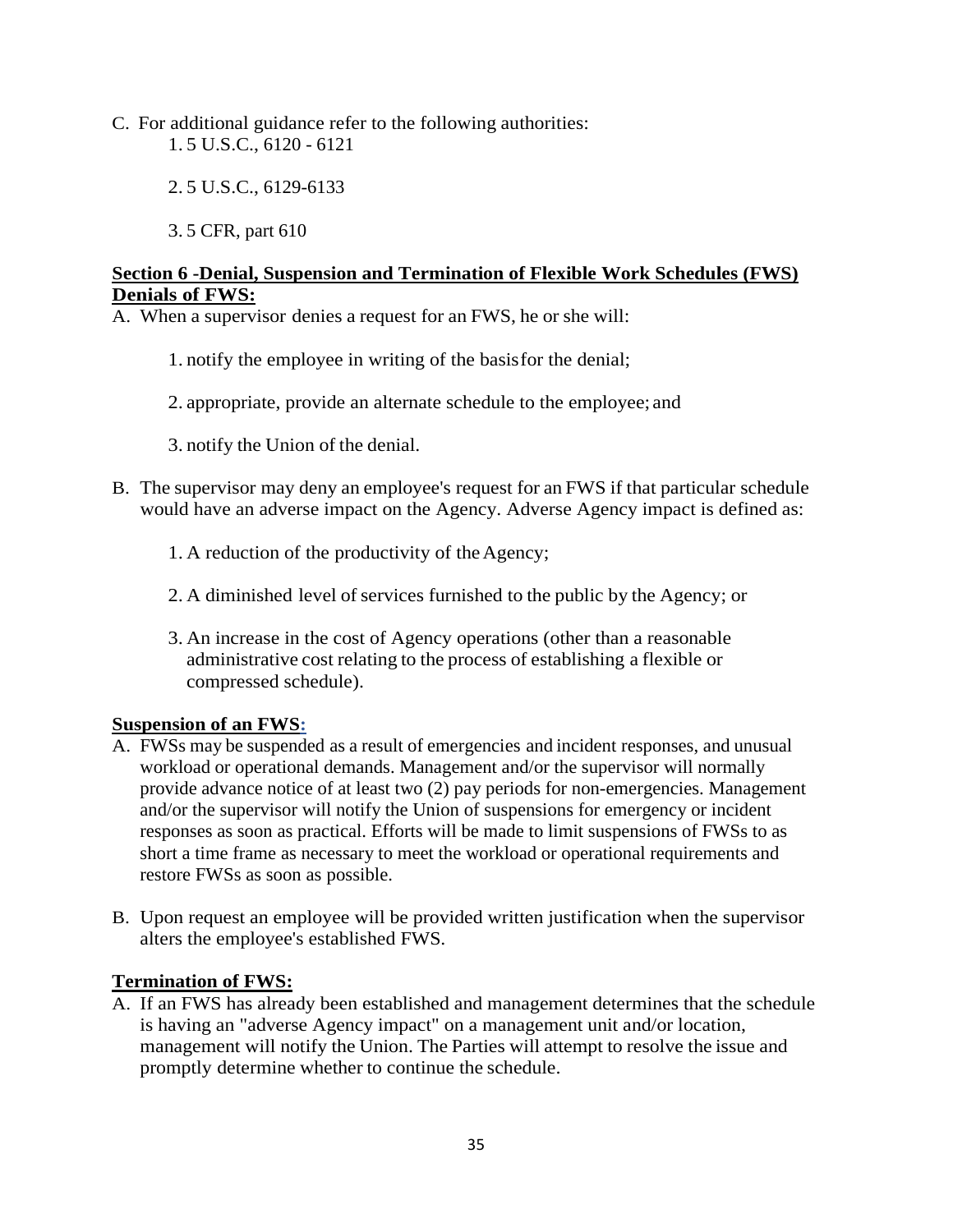C. For additional guidance refer to the following authorities:
   1. 5 U.S.C., 6120 - 6121

   2. 5 U.S.C., 6129-6133

   3. 5 CFR, part 610

**Section 6 -Denial, Suspension and Termination of Flexible Work Schedules (FWS)**
**Denials of FWS:**

A. When a supervisor denies a request for an FWS, he or she will:

   1. notify the employee in writing of the basisfor the denial;

   2. appropriate, provide an alternate schedule to the employee; and

   3. notify the Union of the denial.

B. The supervisor may deny an employee's request for an FWS if that particular schedule would have an adverse impact on the Agency. Adverse Agency impact is defined as:

   1. A reduction of the productivity of the Agency;

   2. A diminished level of services furnished to the public by the Agency; or

   3. An increase in the cost of Agency operations (other than a reasonable administrative cost relating to the process of establishing a flexible or compressed schedule).

**Suspension of an FWS:**

A. FWSs may be suspended as a result of emergencies and incident responses, and unusual workload or operational demands. Management and/or the supervisor will normally provide advance notice of at least two (2) pay periods for non-emergencies. Management and/or the supervisor will notify the Union of suspensions for emergency or incident responses as soon as practical. Efforts will be made to limit suspensions of FWSs to as short a time frame as necessary to meet the workload or operational requirements and restore FWSs as soon as possible.

B. Upon request an employee will be provided written justification when the supervisor alters the employee's established FWS.

**Termination of FWS:**

A. If an FWS has already been established and management determines that the schedule is having an "adverse Agency impact" on a management unit and/or location, management will notify the Union. The Parties will attempt to resolve the issue and promptly determine whether to continue the schedule.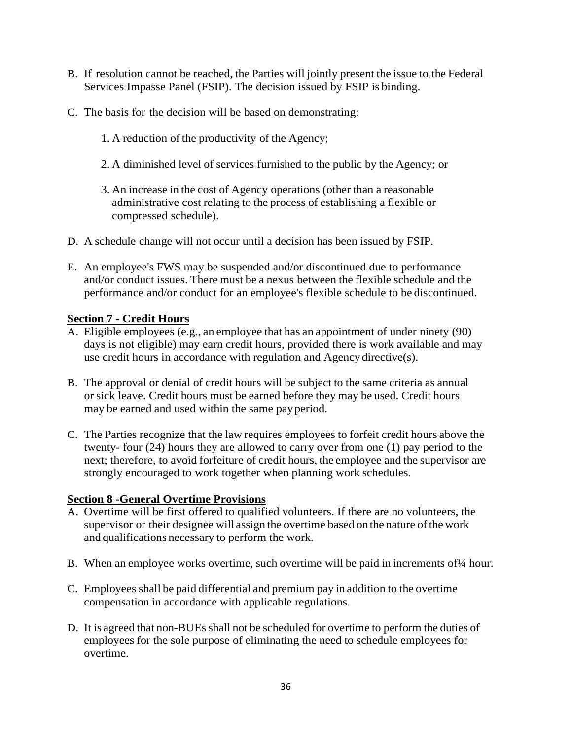B. If resolution cannot be reached, the Parties will jointly present the issue to the Federal Services Impasse Panel (FSIP). The decision issued by FSIP is binding.

C. The basis for the decision will be based on demonstrating:

   1. A reduction of the productivity of the Agency;

   2. A diminished level of services furnished to the public by the Agency; or

   3. An increase in the cost of Agency operations (other than a reasonable administrative cost relating to the process of establishing a flexible or compressed schedule).

D. A schedule change will not occur until a decision has been issued by FSIP.

E. An employee's FWS may be suspended and/or discontinued due to performance and/or conduct issues. There must be a nexus between the flexible schedule and the performance and/or conduct for an employee's flexible schedule to be discontinued.

**Section 7 - Credit Hours**

A. Eligible employees (e.g., an employee that has an appointment of under ninety (90) days is not eligible) may earn credit hours, provided there is work available and may use credit hours in accordance with regulation and Agency directive(s).

B. The approval or denial of credit hours will be subject to the same criteria as annual or sick leave. Credit hours must be earned before they may be used. Credit hours may be earned and used within the same pay period.

C. The Parties recognize that the law requires employees to forfeit credit hours above the twenty- four (24) hours they are allowed to carry over from one (1) pay period to the next; therefore, to avoid forfeiture of credit hours, the employee and the supervisor are strongly encouraged to work together when planning work schedules.

**Section 8 -General Overtime Provisions**

A. Overtime will be first offered to qualified volunteers. If there are no volunteers, the supervisor or their designee will assign the overtime based on the nature of the work and qualifications necessary to perform the work.

B. When an employee works overtime, such overtime will be paid in increments of¼ hour.

C. Employees shall be paid differential and premium pay in addition to the overtime compensation in accordance with applicable regulations.

D. It is agreed that non-BUEs shall not be scheduled for overtime to perform the duties of employees for the sole purpose of eliminating the need to schedule employees for overtime.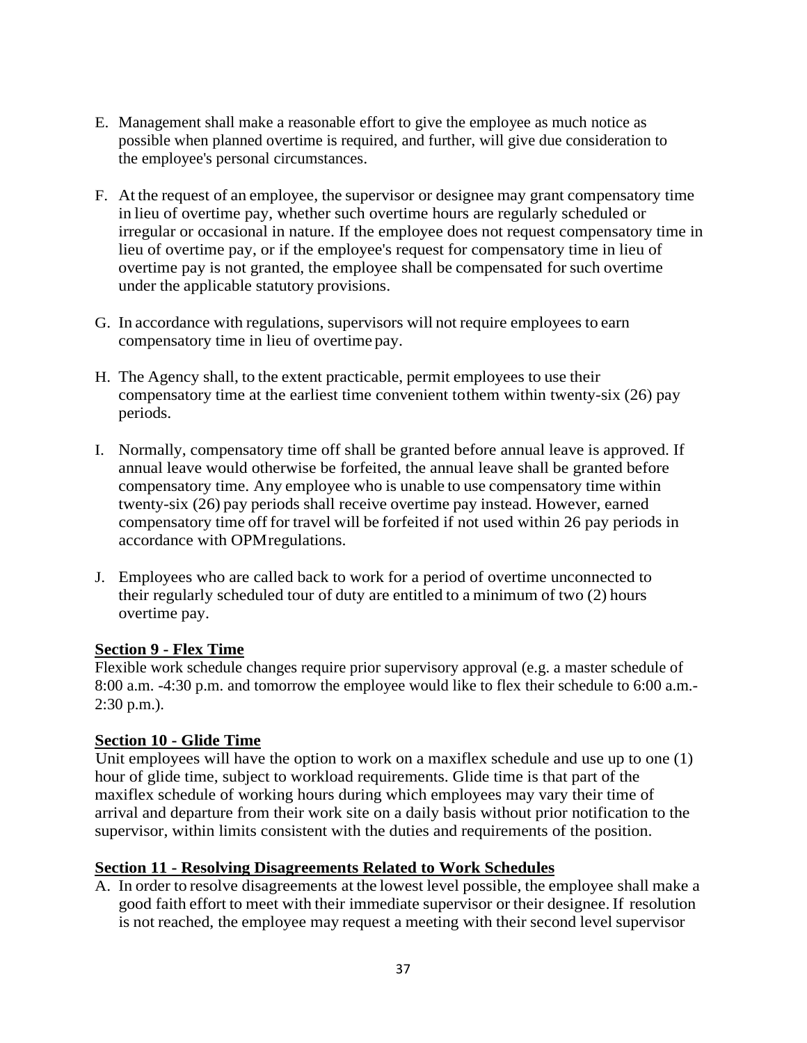E. Management shall make a reasonable effort to give the employee as much notice as possible when planned overtime is required, and further, will give due consideration to the employee's personal circumstances.

F. At the request of an employee, the supervisor or designee may grant compensatory time in lieu of overtime pay, whether such overtime hours are regularly scheduled or irregular or occasional in nature. If the employee does not request compensatory time in lieu of overtime pay, or if the employee's request for compensatory time in lieu of overtime pay is not granted, the employee shall be compensated for such overtime under the applicable statutory provisions.

G. In accordance with regulations, supervisors will not require employees to earn compensatory time in lieu of overtime pay.

H. The Agency shall, to the extent practicable, permit employees to use their compensatory time at the earliest time convenient to them within twenty-six (26) pay periods.

I. Normally, compensatory time off shall be granted before annual leave is approved. If annual leave would otherwise be forfeited, the annual leave shall be granted before compensatory time. Any employee who is unable to use compensatory time within twenty-six (26) pay periods shall receive overtime pay instead. However, earned compensatory time off for travel will be forfeited if not used within 26 pay periods in accordance with OPM regulations.

J. Employees who are called back to work for a period of overtime unconnected to their regularly scheduled tour of duty are entitled to a minimum of two (2) hours overtime pay.

**Section 9 - Flex Time**

Flexible work schedule changes require prior supervisory approval (e.g. a master schedule of 8:00 a.m. -4:30 p.m. and tomorrow the employee would like to flex their schedule to 6:00 a.m.-2:30 p.m.).

**Section 10 - Glide Time**

Unit employees will have the option to work on a maxiflex schedule and use up to one (1) hour of glide time, subject to workload requirements. Glide time is that part of the maxiflex schedule of working hours during which employees may vary their time of arrival and departure from their work site on a daily basis without prior notification to the supervisor, within limits consistent with the duties and requirements of the position.

**Section 11 - Resolving Disagreements Related to Work Schedules**

A. In order to resolve disagreements at the lowest level possible, the employee shall make a good faith effort to meet with their immediate supervisor or their designee. If resolution is not reached, the employee may request a meeting with their second level supervisor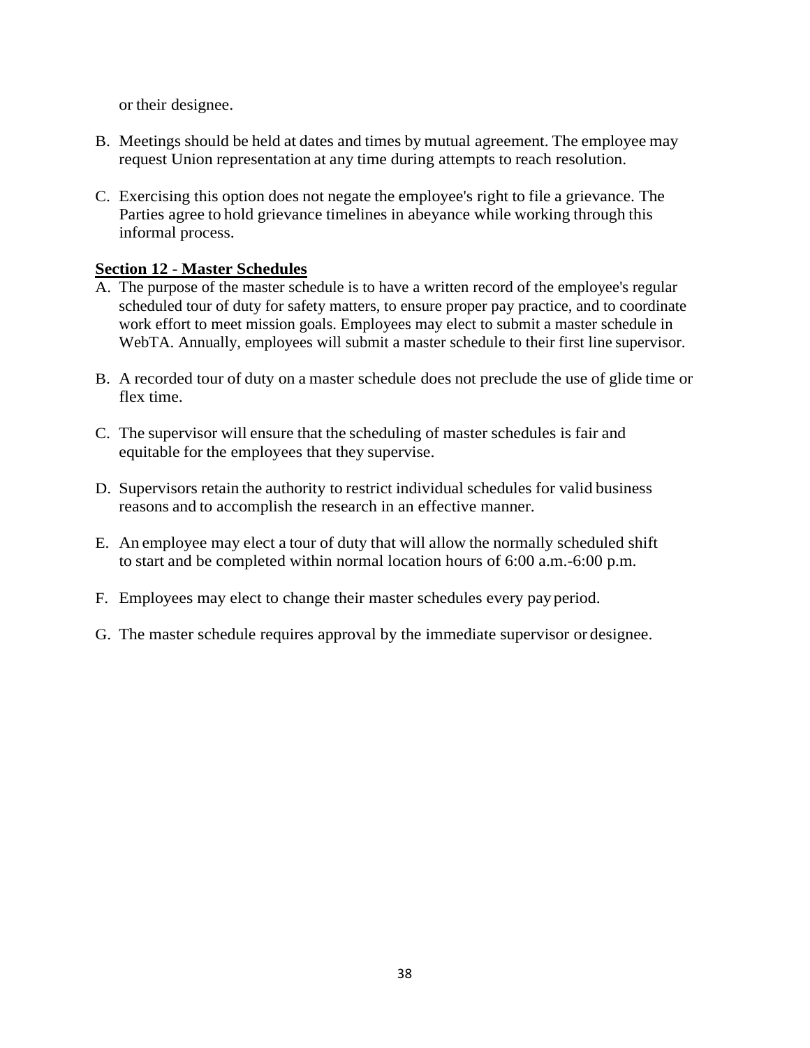or their designee.

B. Meetings should be held at dates and times by mutual agreement. The employee may request Union representation at any time during attempts to reach resolution.

C. Exercising this option does not negate the employee's right to file a grievance. The Parties agree to hold grievance timelines in abeyance while working through this informal process.

**Section 12 - Master Schedules**

A. The purpose of the master schedule is to have a written record of the employee's regular scheduled tour of duty for safety matters, to ensure proper pay practice, and to coordinate work effort to meet mission goals. Employees may elect to submit a master schedule in WebTA. Annually, employees will submit a master schedule to their first line supervisor.

B. A recorded tour of duty on a master schedule does not preclude the use of glide time or flex time.

C. The supervisor will ensure that the scheduling of master schedules is fair and equitable for the employees that they supervise.

D. Supervisors retain the authority to restrict individual schedules for valid business reasons and to accomplish the research in an effective manner.

E. An employee may elect a tour of duty that will allow the normally scheduled shift to start and be completed within normal location hours of 6:00 a.m.-6:00 p.m.

F. Employees may elect to change their master schedules every pay period.

G. The master schedule requires approval by the immediate supervisor or designee.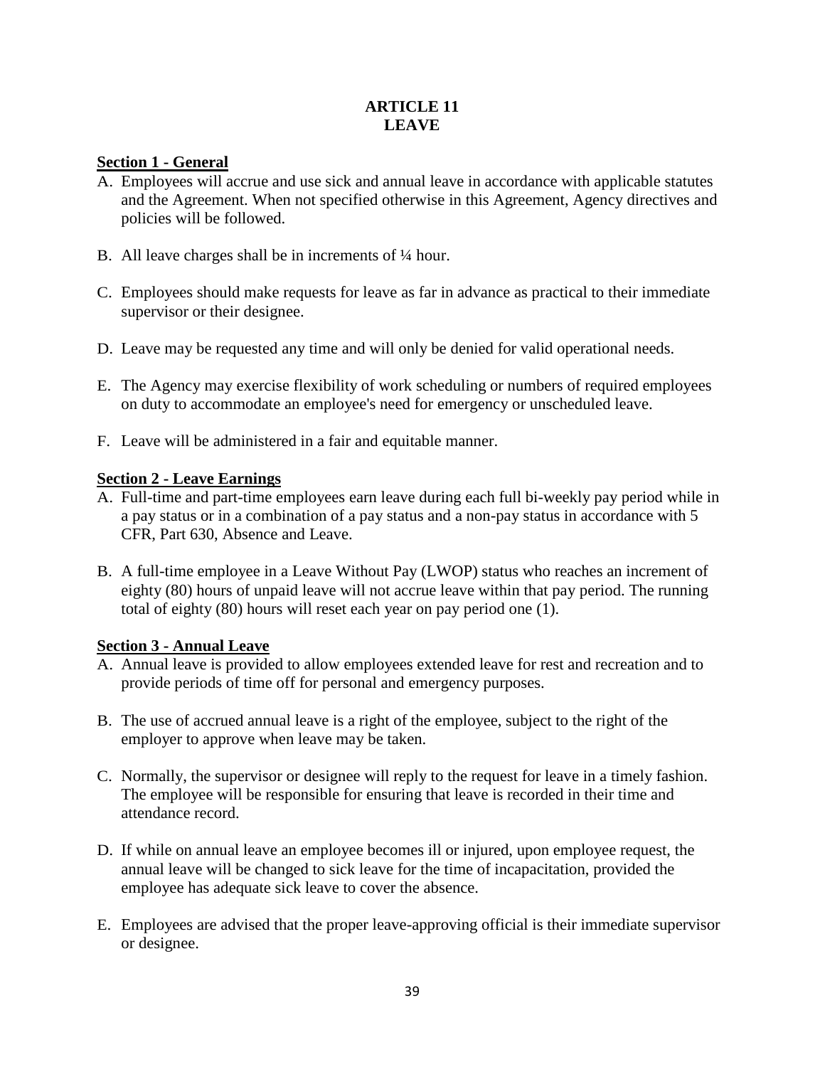# ARTICLE 11
# LEAVE

## Section 1 - General

A. Employees will accrue and use sick and annual leave in accordance with applicable statutes and the Agreement. When not specified otherwise in this Agreement, Agency directives and policies will be followed.

B. All leave charges shall be in increments of ¼ hour.

C. Employees should make requests for leave as far in advance as practical to their immediate supervisor or their designee.

D. Leave may be requested any time and will only be denied for valid operational needs.

E. The Agency may exercise flexibility of work scheduling or numbers of required employees on duty to accommodate an employee's need for emergency or unscheduled leave.

F. Leave will be administered in a fair and equitable manner.

## Section 2 - Leave Earnings

A. Full-time and part-time employees earn leave during each full bi-weekly pay period while in a pay status or in a combination of a pay status and a non-pay status in accordance with 5 CFR, Part 630, Absence and Leave.

B. A full-time employee in a Leave Without Pay (LWOP) status who reaches an increment of eighty (80) hours of unpaid leave will not accrue leave within that pay period. The running total of eighty (80) hours will reset each year on pay period one (1).

## Section 3 - Annual Leave

A. Annual leave is provided to allow employees extended leave for rest and recreation and to provide periods of time off for personal and emergency purposes.

B. The use of accrued annual leave is a right of the employee, subject to the right of the employer to approve when leave may be taken.

C. Normally, the supervisor or designee will reply to the request for leave in a timely fashion. The employee will be responsible for ensuring that leave is recorded in their time and attendance record.

D. If while on annual leave an employee becomes ill or injured, upon employee request, the annual leave will be changed to sick leave for the time of incapacitation, provided the employee has adequate sick leave to cover the absence.

E. Employees are advised that the proper leave-approving official is their immediate supervisor or designee.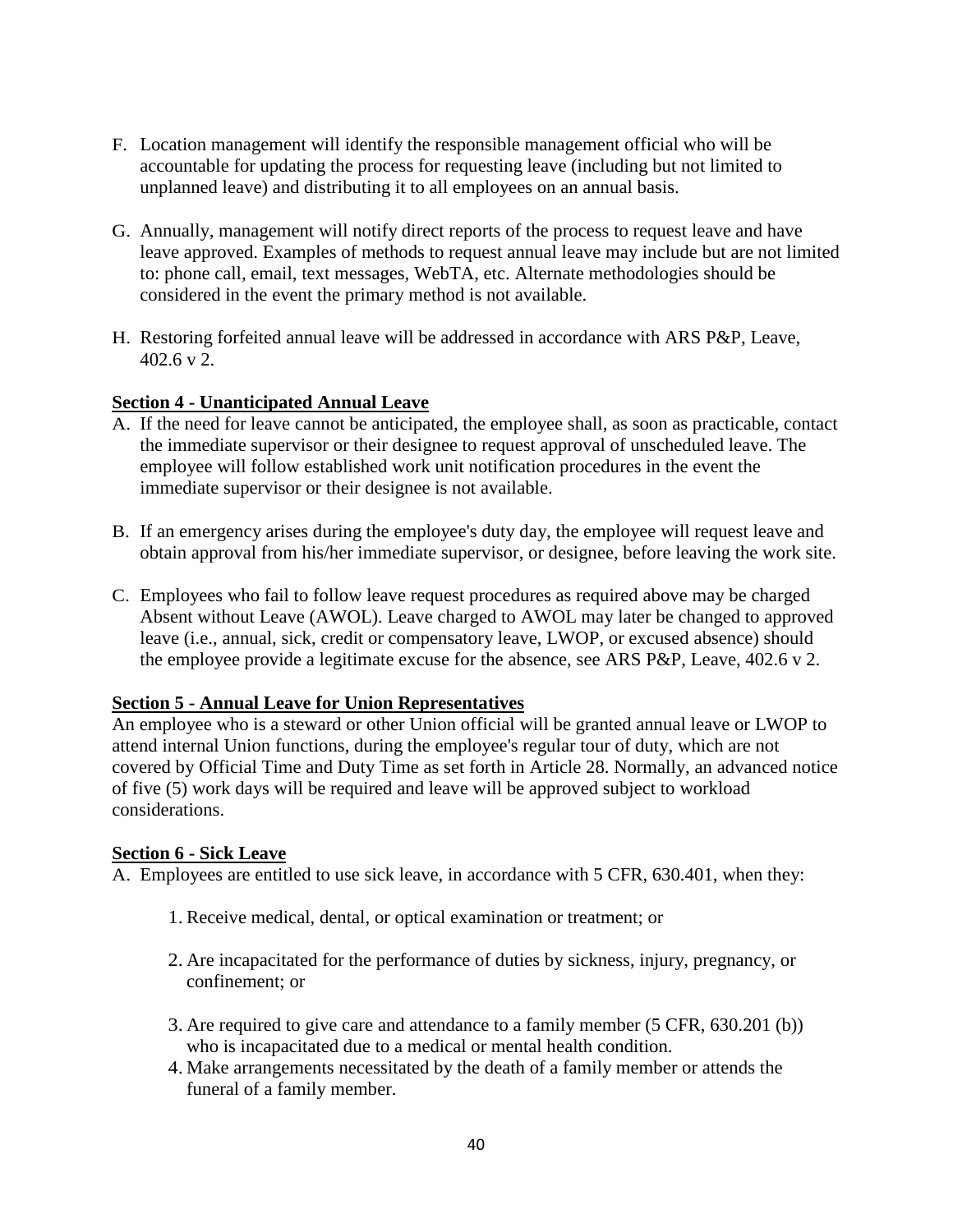F. Location management will identify the responsible management official who will be accountable for updating the process for requesting leave (including but not limited to unplanned leave) and distributing it to all employees on an annual basis.

G. Annually, management will notify direct reports of the process to request leave and have leave approved. Examples of methods to request annual leave may include but are not limited to: phone call, email, text messages, WebTA, etc. Alternate methodologies should be considered in the event the primary method is not available.

H. Restoring forfeited annual leave will be addressed in accordance with ARS P&P, Leave, 402.6 v 2.

**Section 4 - Unanticipated Annual Leave**

A. If the need for leave cannot be anticipated, the employee shall, as soon as practicable, contact the immediate supervisor or their designee to request approval of unscheduled leave. The employee will follow established work unit notification procedures in the event the immediate supervisor or their designee is not available.

B. If an emergency arises during the employee's duty day, the employee will request leave and obtain approval from his/her immediate supervisor, or designee, before leaving the work site.

C. Employees who fail to follow leave request procedures as required above may be charged Absent without Leave (AWOL). Leave charged to AWOL may later be changed to approved leave (i.e., annual, sick, credit or compensatory leave, LWOP, or excused absence) should the employee provide a legitimate excuse for the absence, see ARS P&P, Leave, 402.6 v 2.

**Section 5 - Annual Leave for Union Representatives**

An employee who is a steward or other Union official will be granted annual leave or LWOP to attend internal Union functions, during the employee's regular tour of duty, which are not covered by Official Time and Duty Time as set forth in Article 28. Normally, an advanced notice of five (5) work days will be required and leave will be approved subject to workload considerations.

**Section 6 - Sick Leave**

A. Employees are entitled to use sick leave, in accordance with 5 CFR, 630.401, when they:

1. Receive medical, dental, or optical examination or treatment; or

2. Are incapacitated for the performance of duties by sickness, injury, pregnancy, or confinement; or

3. Are required to give care and attendance to a family member (5 CFR, 630.201 (b)) who is incapacitated due to a medical or mental health condition.
4. Make arrangements necessitated by the death of a family member or attends the funeral of a family member.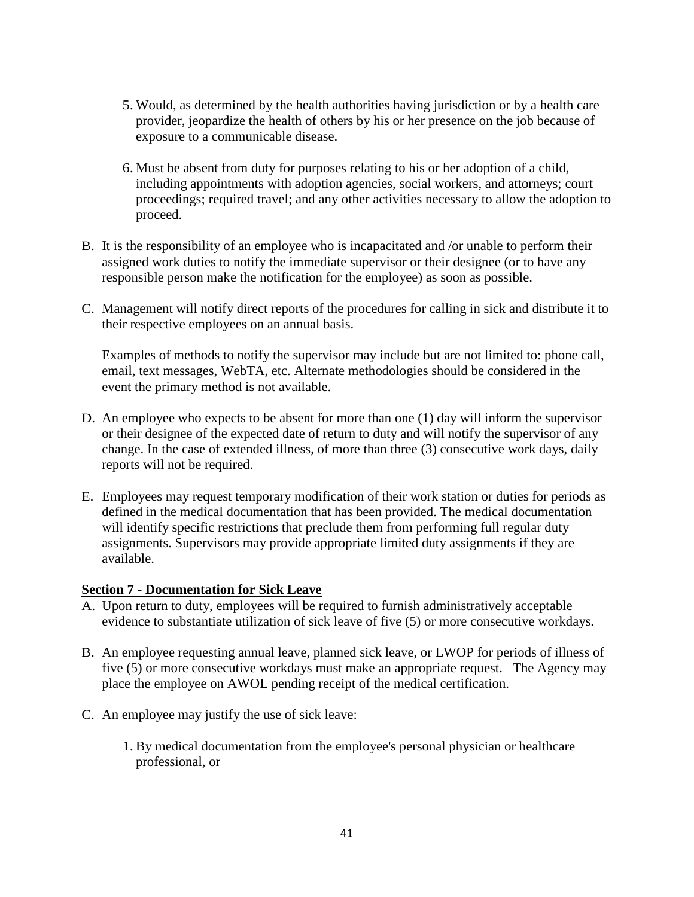5. Would, as determined by the health authorities having jurisdiction or by a health care provider, jeopardize the health of others by his or her presence on the job because of exposure to a communicable disease.

6. Must be absent from duty for purposes relating to his or her adoption of a child, including appointments with adoption agencies, social workers, and attorneys; court proceedings; required travel; and any other activities necessary to allow the adoption to proceed.

B. It is the responsibility of an employee who is incapacitated and /or unable to perform their assigned work duties to notify the immediate supervisor or their designee (or to have any responsible person make the notification for the employee) as soon as possible.

C. Management will notify direct reports of the procedures for calling in sick and distribute it to their respective employees on an annual basis.

   Examples of methods to notify the supervisor may include but are not limited to: phone call, email, text messages, WebTA, etc. Alternate methodologies should be considered in the event the primary method is not available.

D. An employee who expects to be absent for more than one (1) day will inform the supervisor or their designee of the expected date of return to duty and will notify the supervisor of any change. In the case of extended illness, of more than three (3) consecutive work days, daily reports will not be required.

E. Employees may request temporary modification of their work station or duties for periods as defined in the medical documentation that has been provided. The medical documentation will identify specific restrictions that preclude them from performing full regular duty assignments. Supervisors may provide appropriate limited duty assignments if they are available.

**Section 7 - Documentation for Sick Leave**

A. Upon return to duty, employees will be required to furnish administratively acceptable evidence to substantiate utilization of sick leave of five (5) or more consecutive workdays.

B. An employee requesting annual leave, planned sick leave, or LWOP for periods of illness of five (5) or more consecutive workdays must make an appropriate request. The Agency may place the employee on AWOL pending receipt of the medical certification.

C. An employee may justify the use of sick leave:

   1. By medical documentation from the employee's personal physician or healthcare professional, or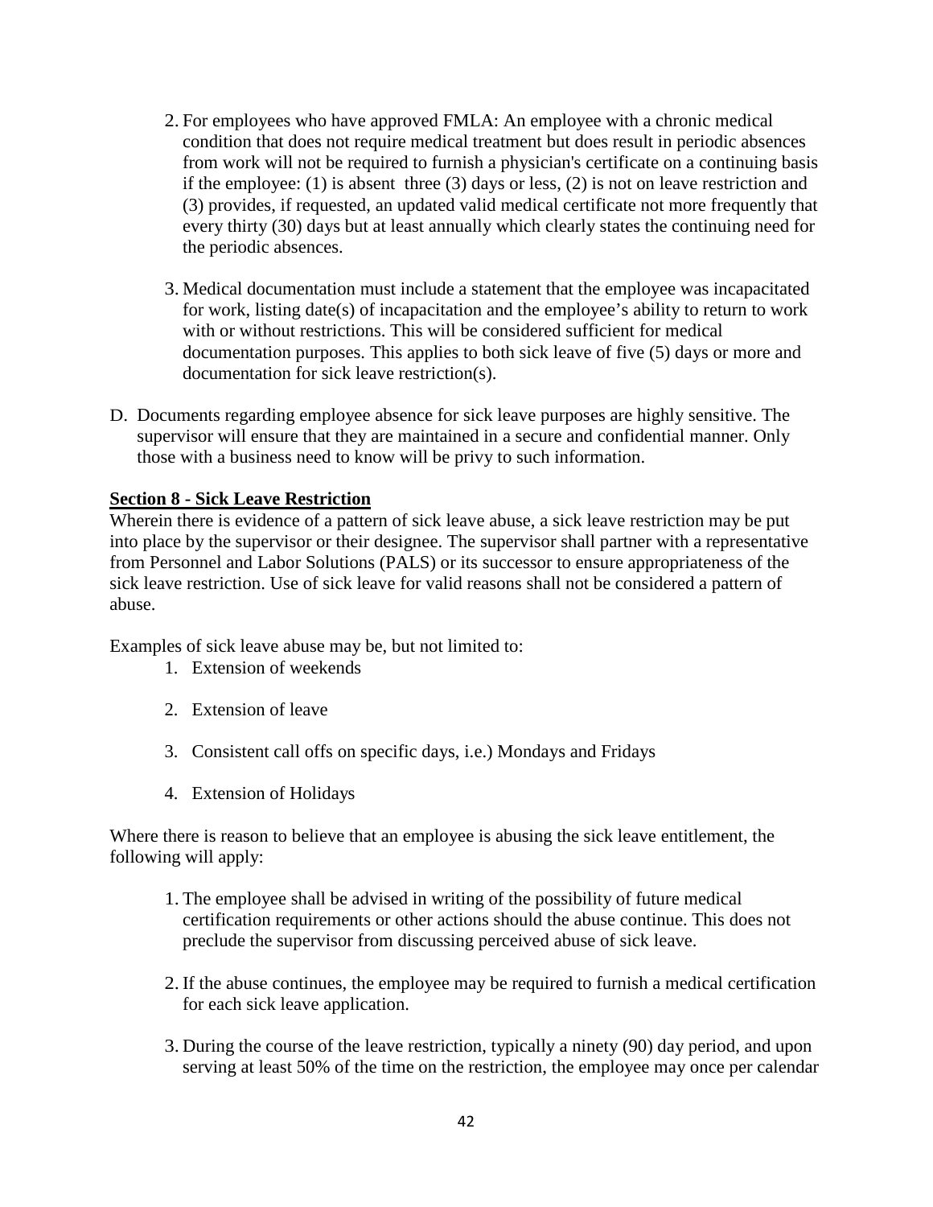2. For employees who have approved FMLA: An employee with a chronic medical condition that does not require medical treatment but does result in periodic absences from work will not be required to furnish a physician's certificate on a continuing basis if the employee: (1) is absent three (3) days or less, (2) is not on leave restriction and (3) provides, if requested, an updated valid medical certificate not more frequently that every thirty (30) days but at least annually which clearly states the continuing need for the periodic absences.

3. Medical documentation must include a statement that the employee was incapacitated for work, listing date(s) of incapacitation and the employee's ability to return to work with or without restrictions. This will be considered sufficient for medical documentation purposes. This applies to both sick leave of five (5) days or more and documentation for sick leave restriction(s).

D. Documents regarding employee absence for sick leave purposes are highly sensitive. The supervisor will ensure that they are maintained in a secure and confidential manner. Only those with a business need to know will be privy to such information.

**Section 8 - Sick Leave Restriction**

Wherein there is evidence of a pattern of sick leave abuse, a sick leave restriction may be put into place by the supervisor or their designee. The supervisor shall partner with a representative from Personnel and Labor Solutions (PALS) or its successor to ensure appropriateness of the sick leave restriction. Use of sick leave for valid reasons shall not be considered a pattern of abuse.

Examples of sick leave abuse may be, but not limited to:

1. Extension of weekends
2. Extension of leave
3. Consistent call offs on specific days, i.e.) Mondays and Fridays
4. Extension of Holidays

Where there is reason to believe that an employee is abusing the sick leave entitlement, the following will apply:

1. The employee shall be advised in writing of the possibility of future medical certification requirements or other actions should the abuse continue. This does not preclude the supervisor from discussing perceived abuse of sick leave.

2. If the abuse continues, the employee may be required to furnish a medical certification for each sick leave application.

3. During the course of the leave restriction, typically a ninety (90) day period, and upon serving at least 50% of the time on the restriction, the employee may once per calendar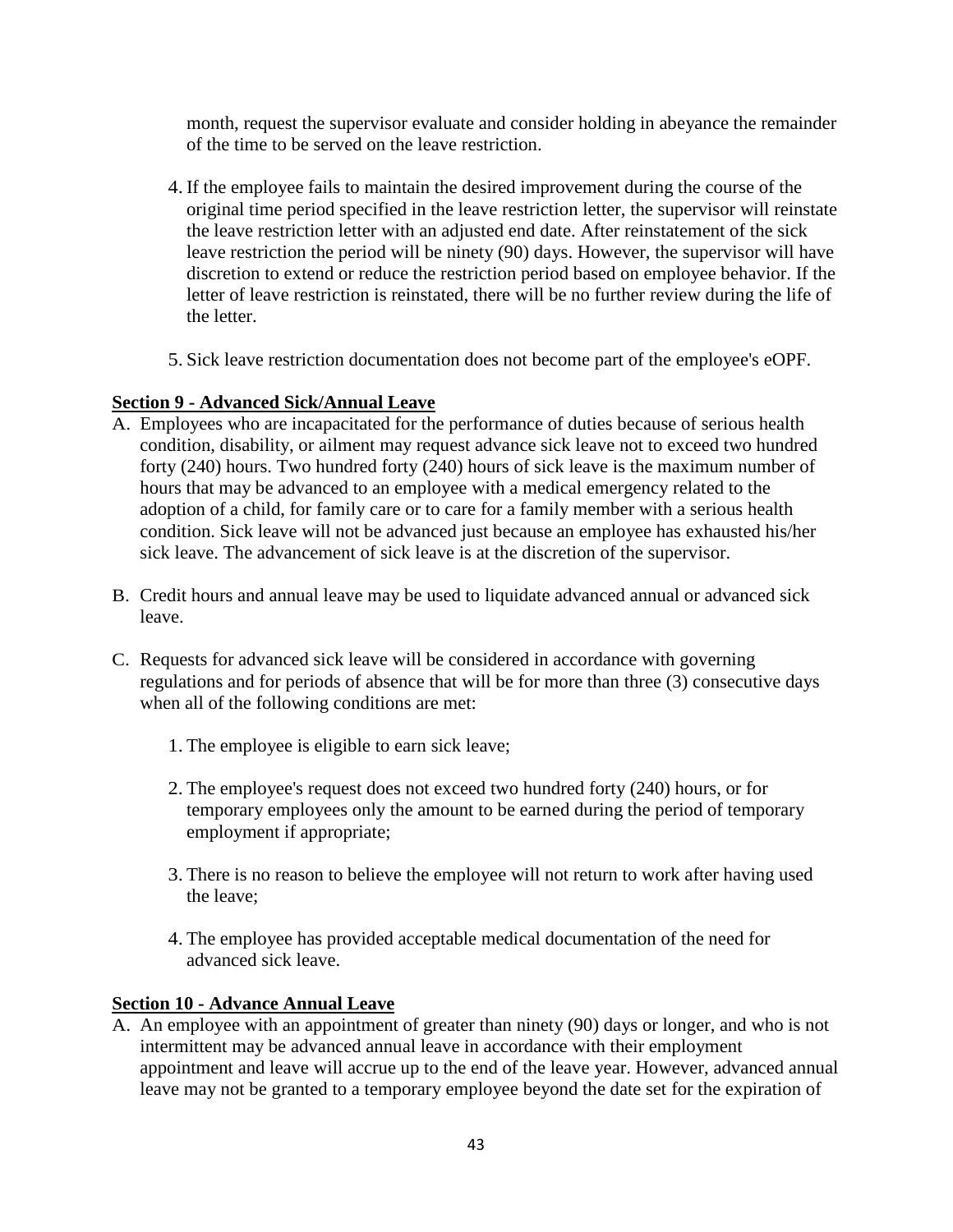month, request the supervisor evaluate and consider holding in abeyance the remainder of the time to be served on the leave restriction.

4. If the employee fails to maintain the desired improvement during the course of the original time period specified in the leave restriction letter, the supervisor will reinstate the leave restriction letter with an adjusted end date. After reinstatement of the sick leave restriction the period will be ninety (90) days. However, the supervisor will have discretion to extend or reduce the restriction period based on employee behavior. If the letter of leave restriction is reinstated, there will be no further review during the life of the letter.

5. Sick leave restriction documentation does not become part of the employee's eOPF.

**Section 9 - Advanced Sick/Annual Leave**

A. Employees who are incapacitated for the performance of duties because of serious health condition, disability, or ailment may request advance sick leave not to exceed two hundred forty (240) hours. Two hundred forty (240) hours of sick leave is the maximum number of hours that may be advanced to an employee with a medical emergency related to the adoption of a child, for family care or to care for a family member with a serious health condition. Sick leave will not be advanced just because an employee has exhausted his/her sick leave. The advancement of sick leave is at the discretion of the supervisor.

B. Credit hours and annual leave may be used to liquidate advanced annual or advanced sick leave.

C. Requests for advanced sick leave will be considered in accordance with governing regulations and for periods of absence that will be for more than three (3) consecutive days when all of the following conditions are met:

1. The employee is eligible to earn sick leave;

2. The employee's request does not exceed two hundred forty (240) hours, or for temporary employees only the amount to be earned during the period of temporary employment if appropriate;

3. There is no reason to believe the employee will not return to work after having used the leave;

4. The employee has provided acceptable medical documentation of the need for advanced sick leave.

**Section 10 - Advance Annual Leave**

A. An employee with an appointment of greater than ninety (90) days or longer, and who is not intermittent may be advanced annual leave in accordance with their employment appointment and leave will accrue up to the end of the leave year. However, advanced annual leave may not be granted to a temporary employee beyond the date set for the expiration of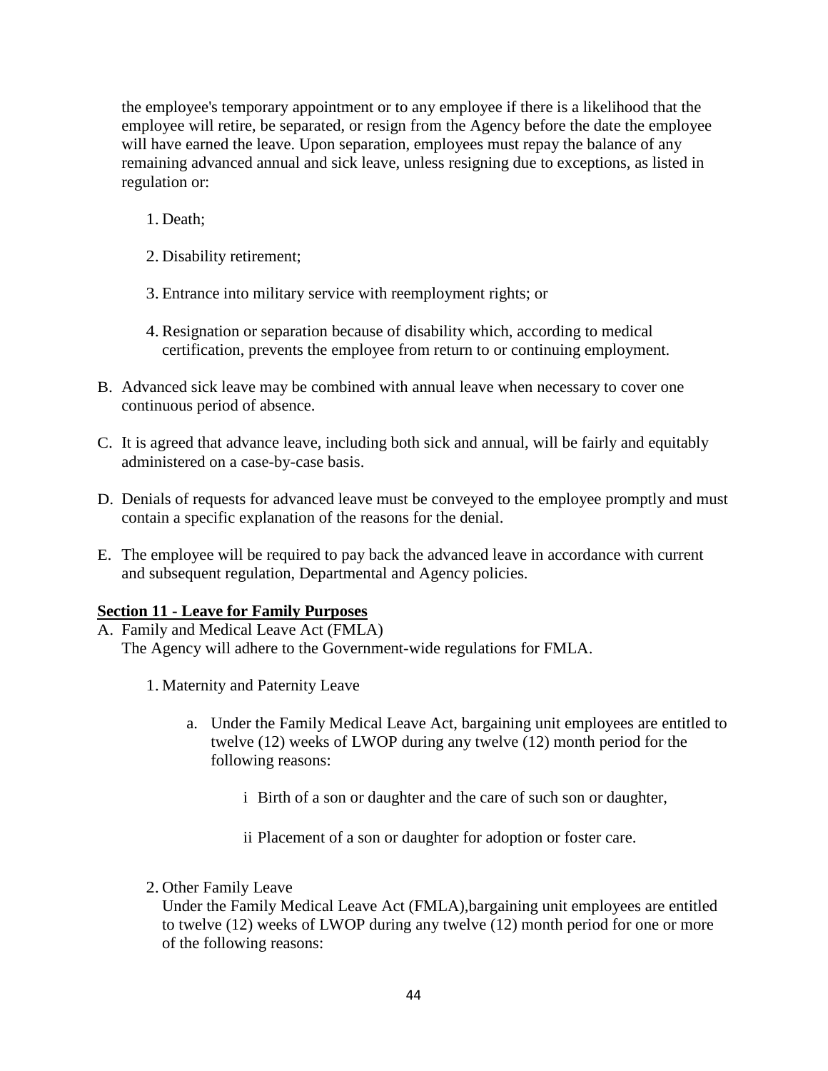the employee's temporary appointment or to any employee if there is a likelihood that the employee will retire, be separated, or resign from the Agency before the date the employee will have earned the leave. Upon separation, employees must repay the balance of any remaining advanced annual and sick leave, unless resigning due to exceptions, as listed in regulation or:

1. Death;

2. Disability retirement;

3. Entrance into military service with reemployment rights; or

4. Resignation or separation because of disability which, according to medical certification, prevents the employee from return to or continuing employment.

B. Advanced sick leave may be combined with annual leave when necessary to cover one continuous period of absence.

C. It is agreed that advance leave, including both sick and annual, will be fairly and equitably administered on a case-by-case basis.

D. Denials of requests for advanced leave must be conveyed to the employee promptly and must contain a specific explanation of the reasons for the denial.

E. The employee will be required to pay back the advanced leave in accordance with current and subsequent regulation, Departmental and Agency policies.

**Section 11 - Leave for Family Purposes**

A. Family and Medical Leave Act (FMLA)
The Agency will adhere to the Government-wide regulations for FMLA.

1. Maternity and Paternity Leave

   a. Under the Family Medical Leave Act, bargaining unit employees are entitled to twelve (12) weeks of LWOP during any twelve (12) month period for the following reasons:

      i Birth of a son or daughter and the care of such son or daughter,

      ii Placement of a son or daughter for adoption or foster care.

2. Other Family Leave
   Under the Family Medical Leave Act (FMLA),bargaining unit employees are entitled to twelve (12) weeks of LWOP during any twelve (12) month period for one or more of the following reasons: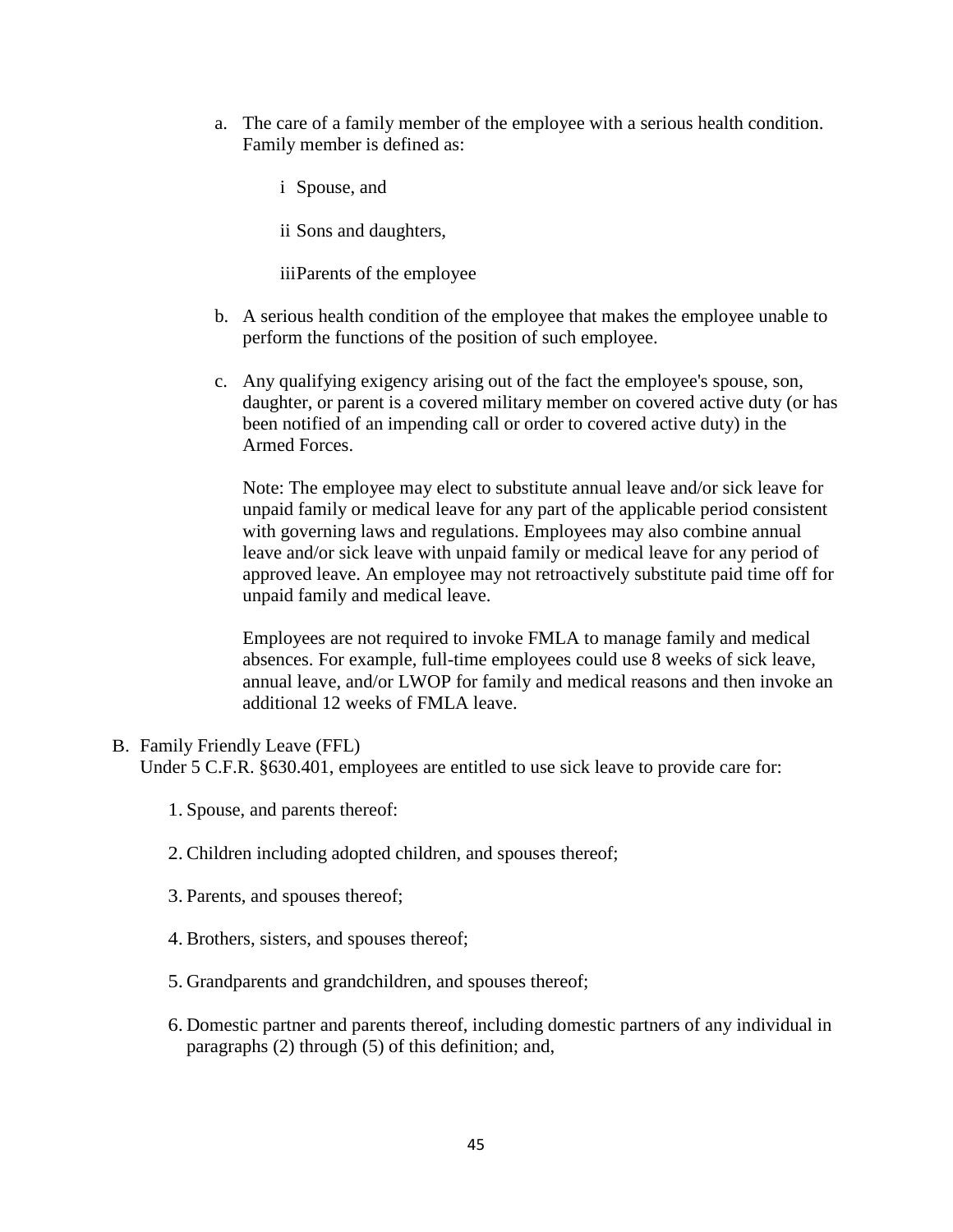a. The care of a family member of the employee with a serious health condition. Family member is defined as:

   i Spouse, and

   ii Sons and daughters,

   iiiParents of the employee

b. A serious health condition of the employee that makes the employee unable to perform the functions of the position of such employee.

c. Any qualifying exigency arising out of the fact the employee's spouse, son, daughter, or parent is a covered military member on covered active duty (or has been notified of an impending call or order to covered active duty) in the Armed Forces.

   Note: The employee may elect to substitute annual leave and/or sick leave for unpaid family or medical leave for any part of the applicable period consistent with governing laws and regulations. Employees may also combine annual leave and/or sick leave with unpaid family or medical leave for any period of approved leave. An employee may not retroactively substitute paid time off for unpaid family and medical leave.

   Employees are not required to invoke FMLA to manage family and medical absences. For example, full-time employees could use 8 weeks of sick leave, annual leave, and/or LWOP for family and medical reasons and then invoke an additional 12 weeks of FMLA leave.

B. Family Friendly Leave (FFL)
Under 5 C.F.R. §630.401, employees are entitled to use sick leave to provide care for:

1. Spouse, and parents thereof:

2. Children including adopted children, and spouses thereof;

3. Parents, and spouses thereof;

4. Brothers, sisters, and spouses thereof;

5. Grandparents and grandchildren, and spouses thereof;

6. Domestic partner and parents thereof, including domestic partners of any individual in paragraphs (2) through (5) of this definition; and,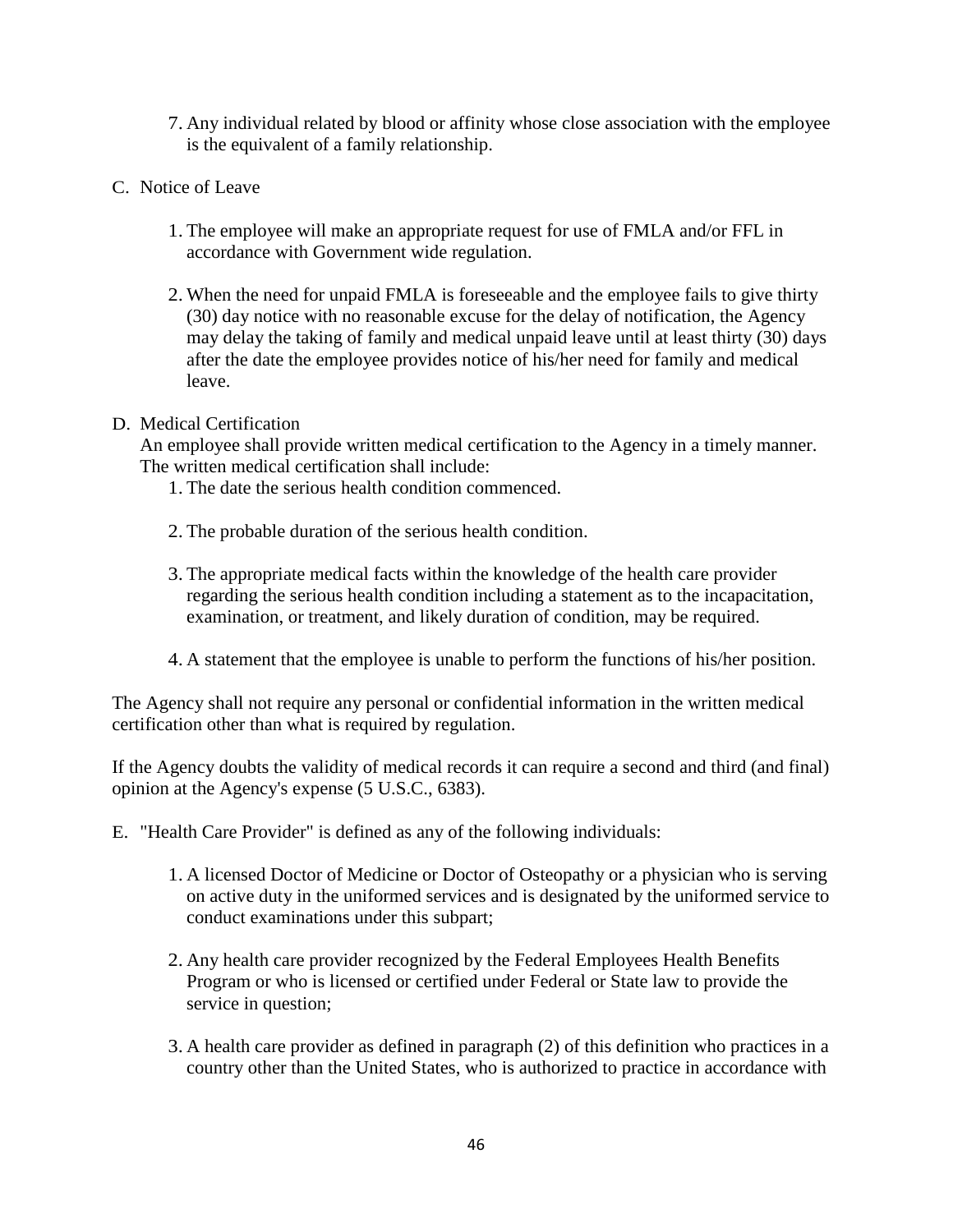7. Any individual related by blood or affinity whose close association with the employee is the equivalent of a family relationship.

C. Notice of Leave

1. The employee will make an appropriate request for use of FMLA and/or FFL in accordance with Government wide regulation.

2. When the need for unpaid FMLA is foreseeable and the employee fails to give thirty (30) day notice with no reasonable excuse for the delay of notification, the Agency may delay the taking of family and medical unpaid leave until at least thirty (30) days after the date the employee provides notice of his/her need for family and medical leave.

D. Medical Certification
An employee shall provide written medical certification to the Agency in a timely manner. The written medical certification shall include:

1. The date the serious health condition commenced.

2. The probable duration of the serious health condition.

3. The appropriate medical facts within the knowledge of the health care provider regarding the serious health condition including a statement as to the incapacitation, examination, or treatment, and likely duration of condition, may be required.

4. A statement that the employee is unable to perform the functions of his/her position.

The Agency shall not require any personal or confidential information in the written medical certification other than what is required by regulation.

If the Agency doubts the validity of medical records it can require a second and third (and final) opinion at the Agency's expense (5 U.S.C., 6383).

E. "Health Care Provider" is defined as any of the following individuals:

1. A licensed Doctor of Medicine or Doctor of Osteopathy or a physician who is serving on active duty in the uniformed services and is designated by the uniformed service to conduct examinations under this subpart;

2. Any health care provider recognized by the Federal Employees Health Benefits Program or who is licensed or certified under Federal or State law to provide the service in question;

3. A health care provider as defined in paragraph (2) of this definition who practices in a country other than the United States, who is authorized to practice in accordance with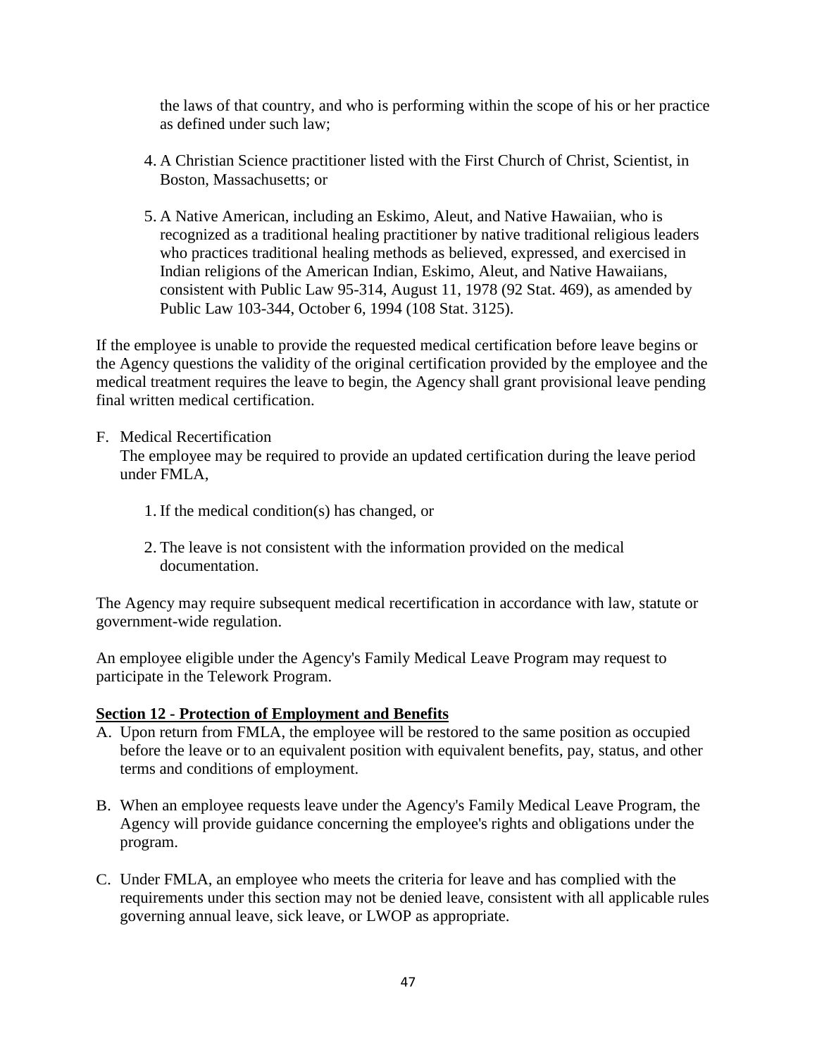the laws of that country, and who is performing within the scope of his or her practice as defined under such law;

4. A Christian Science practitioner listed with the First Church of Christ, Scientist, in Boston, Massachusetts; or

5. A Native American, including an Eskimo, Aleut, and Native Hawaiian, who is recognized as a traditional healing practitioner by native traditional religious leaders who practices traditional healing methods as believed, expressed, and exercised in Indian religions of the American Indian, Eskimo, Aleut, and Native Hawaiians, consistent with Public Law 95-314, August 11, 1978 (92 Stat. 469), as amended by Public Law 103-344, October 6, 1994 (108 Stat. 3125).

If the employee is unable to provide the requested medical certification before leave begins or the Agency questions the validity of the original certification provided by the employee and the medical treatment requires the leave to begin, the Agency shall grant provisional leave pending final written medical certification.

F. Medical Recertification
   The employee may be required to provide an updated certification during the leave period under FMLA,

   1. If the medical condition(s) has changed, or

   2. The leave is not consistent with the information provided on the medical documentation.

The Agency may require subsequent medical recertification in accordance with law, statute or government-wide regulation.

An employee eligible under the Agency's Family Medical Leave Program may request to participate in the Telework Program.

**Section 12 - Protection of Employment and Benefits**

A. Upon return from FMLA, the employee will be restored to the same position as occupied before the leave or to an equivalent position with equivalent benefits, pay, status, and other terms and conditions of employment.

B. When an employee requests leave under the Agency's Family Medical Leave Program, the Agency will provide guidance concerning the employee's rights and obligations under the program.

C. Under FMLA, an employee who meets the criteria for leave and has complied with the requirements under this section may not be denied leave, consistent with all applicable rules governing annual leave, sick leave, or LWOP as appropriate.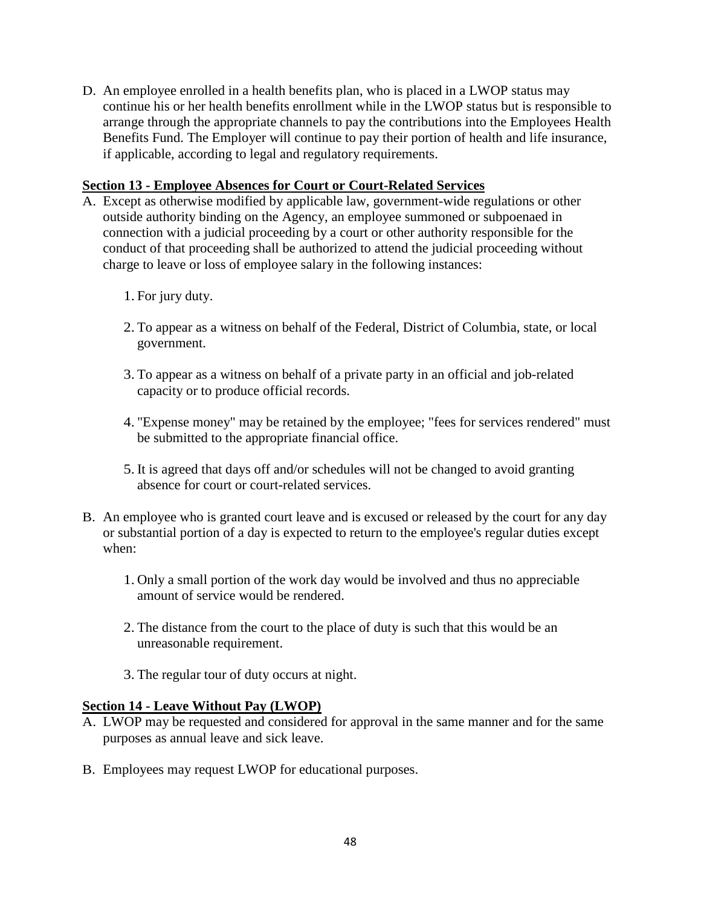D. An employee enrolled in a health benefits plan, who is placed in a LWOP status may continue his or her health benefits enrollment while in the LWOP status but is responsible to arrange through the appropriate channels to pay the contributions into the Employees Health Benefits Fund. The Employer will continue to pay their portion of health and life insurance, if applicable, according to legal and regulatory requirements.

**Section 13 - Employee Absences for Court or Court-Related Services**

A. Except as otherwise modified by applicable law, government-wide regulations or other outside authority binding on the Agency, an employee summoned or subpoenaed in connection with a judicial proceeding by a court or other authority responsible for the conduct of that proceeding shall be authorized to attend the judicial proceeding without charge to leave or loss of employee salary in the following instances:

   1. For jury duty.

   2. To appear as a witness on behalf of the Federal, District of Columbia, state, or local government.

   3. To appear as a witness on behalf of a private party in an official and job-related capacity or to produce official records.

   4. "Expense money" may be retained by the employee; "fees for services rendered" must be submitted to the appropriate financial office.

   5. It is agreed that days off and/or schedules will not be changed to avoid granting absence for court or court-related services.

B. An employee who is granted court leave and is excused or released by the court for any day or substantial portion of a day is expected to return to the employee's regular duties except when:

   1. Only a small portion of the work day would be involved and thus no appreciable amount of service would be rendered.

   2. The distance from the court to the place of duty is such that this would be an unreasonable requirement.

   3. The regular tour of duty occurs at night.

**Section 14 - Leave Without Pay (LWOP)**

A. LWOP may be requested and considered for approval in the same manner and for the same purposes as annual leave and sick leave.

B. Employees may request LWOP for educational purposes.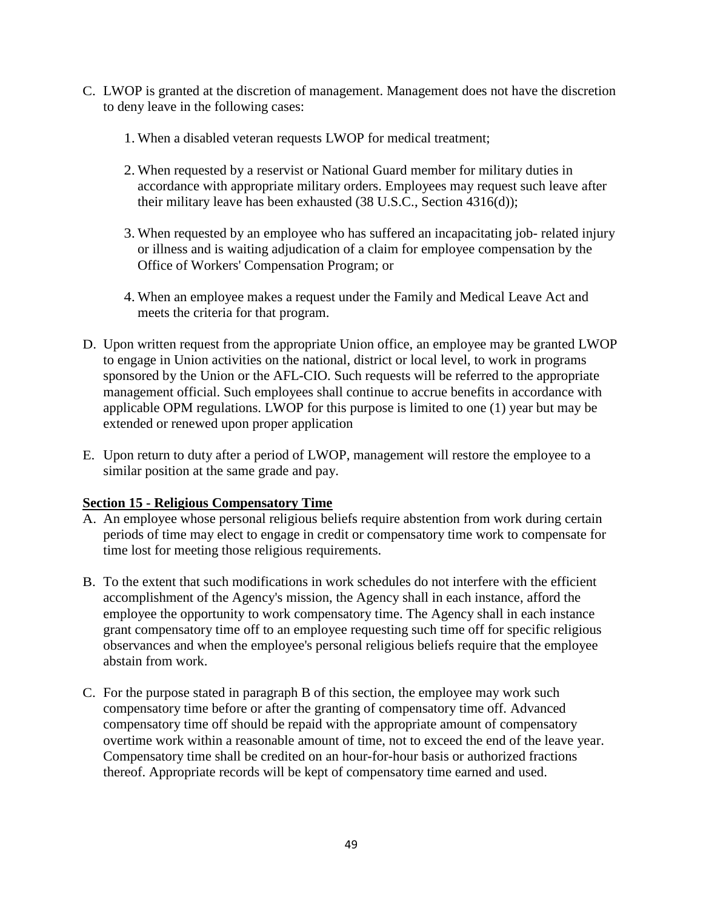C. LWOP is granted at the discretion of management. Management does not have the discretion to deny leave in the following cases:

    1. When a disabled veteran requests LWOP for medical treatment;

    2. When requested by a reservist or National Guard member for military duties in accordance with appropriate military orders. Employees may request such leave after their military leave has been exhausted (38 U.S.C., Section 4316(d));

    3. When requested by an employee who has suffered an incapacitating job- related injury or illness and is waiting adjudication of a claim for employee compensation by the Office of Workers' Compensation Program; or

    4. When an employee makes a request under the Family and Medical Leave Act and meets the criteria for that program.

D. Upon written request from the appropriate Union office, an employee may be granted LWOP to engage in Union activities on the national, district or local level, to work in programs sponsored by the Union or the AFL-CIO. Such requests will be referred to the appropriate management official. Such employees shall continue to accrue benefits in accordance with applicable OPM regulations. LWOP for this purpose is limited to one (1) year but may be extended or renewed upon proper application

E. Upon return to duty after a period of LWOP, management will restore the employee to a similar position at the same grade and pay.

**Section 15 - Religious Compensatory Time**

A. An employee whose personal religious beliefs require abstention from work during certain periods of time may elect to engage in credit or compensatory time work to compensate for time lost for meeting those religious requirements.

B. To the extent that such modifications in work schedules do not interfere with the efficient accomplishment of the Agency's mission, the Agency shall in each instance, afford the employee the opportunity to work compensatory time. The Agency shall in each instance grant compensatory time off to an employee requesting such time off for specific religious observances and when the employee's personal religious beliefs require that the employee abstain from work.

C. For the purpose stated in paragraph B of this section, the employee may work such compensatory time before or after the granting of compensatory time off. Advanced compensatory time off should be repaid with the appropriate amount of compensatory overtime work within a reasonable amount of time, not to exceed the end of the leave year. Compensatory time shall be credited on an hour-for-hour basis or authorized fractions thereof. Appropriate records will be kept of compensatory time earned and used.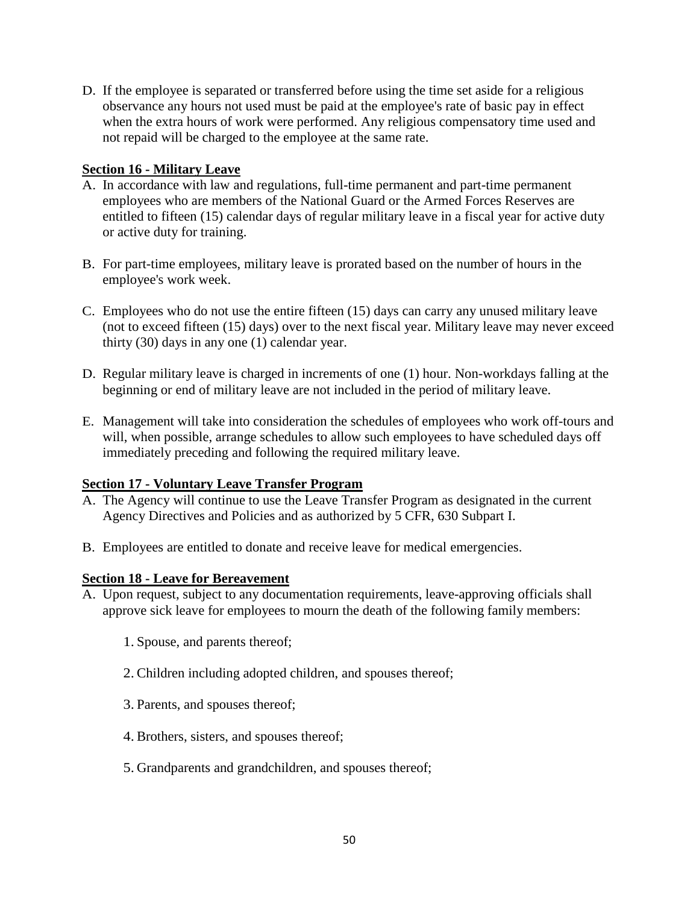D. If the employee is separated or transferred before using the time set aside for a religious observance any hours not used must be paid at the employee's rate of basic pay in effect when the extra hours of work were performed. Any religious compensatory time used and not repaid will be charged to the employee at the same rate.

**Section 16 - Military Leave**

A. In accordance with law and regulations, full-time permanent and part-time permanent employees who are members of the National Guard or the Armed Forces Reserves are entitled to fifteen (15) calendar days of regular military leave in a fiscal year for active duty or active duty for training.

B. For part-time employees, military leave is prorated based on the number of hours in the employee's work week.

C. Employees who do not use the entire fifteen (15) days can carry any unused military leave (not to exceed fifteen (15) days) over to the next fiscal year. Military leave may never exceed thirty (30) days in any one (1) calendar year.

D. Regular military leave is charged in increments of one (1) hour. Non-workdays falling at the beginning or end of military leave are not included in the period of military leave.

E. Management will take into consideration the schedules of employees who work off-tours and will, when possible, arrange schedules to allow such employees to have scheduled days off immediately preceding and following the required military leave.

**Section 17 - Voluntary Leave Transfer Program**

A. The Agency will continue to use the Leave Transfer Program as designated in the current Agency Directives and Policies and as authorized by 5 CFR, 630 Subpart I.

B. Employees are entitled to donate and receive leave for medical emergencies.

**Section 18 - Leave for Bereavement**

A. Upon request, subject to any documentation requirements, leave-approving officials shall approve sick leave for employees to mourn the death of the following family members:

   1. Spouse, and parents thereof;

   2. Children including adopted children, and spouses thereof;

   3. Parents, and spouses thereof;

   4. Brothers, sisters, and spouses thereof;

   5. Grandparents and grandchildren, and spouses thereof;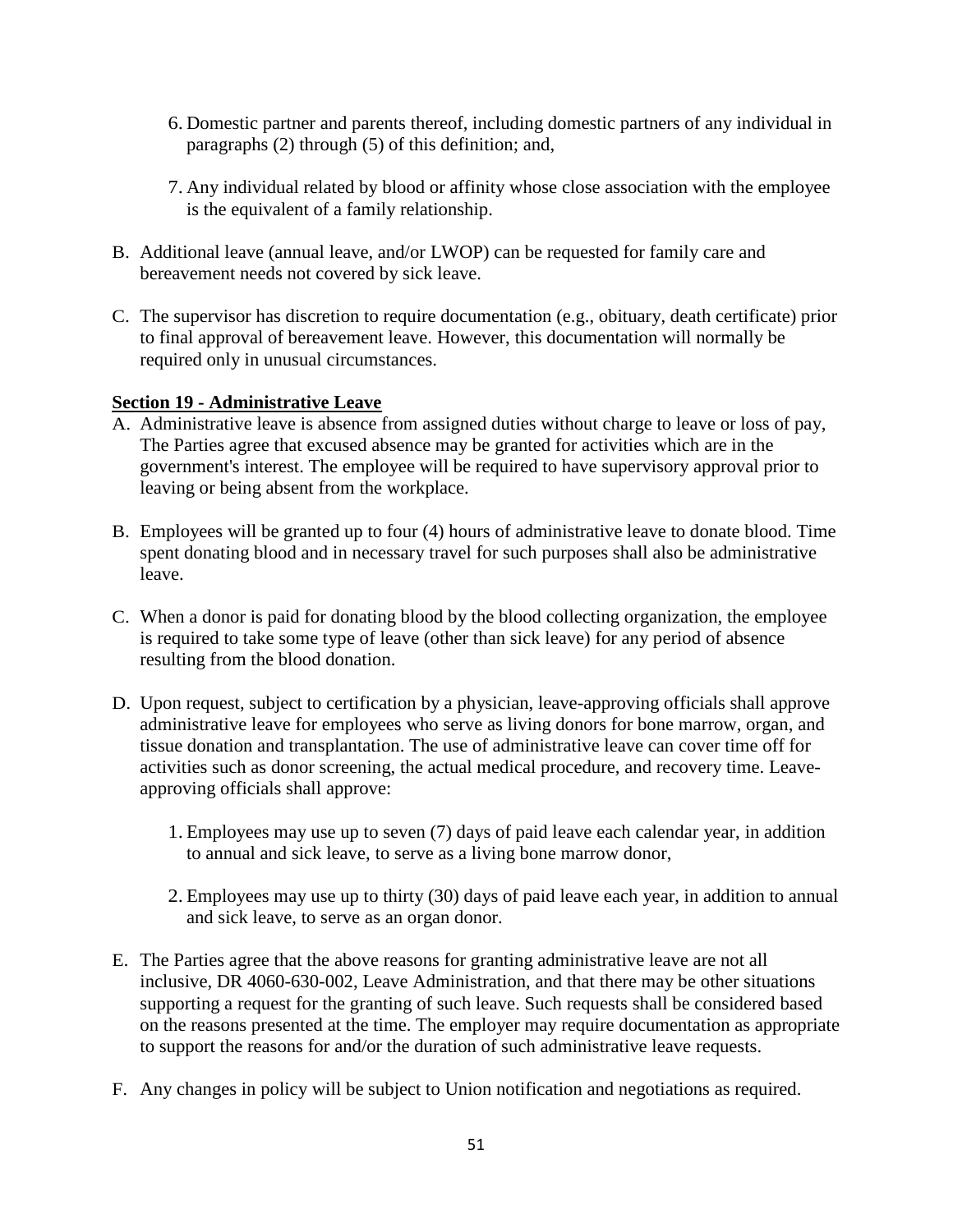6. Domestic partner and parents thereof, including domestic partners of any individual in paragraphs (2) through (5) of this definition; and,

7. Any individual related by blood or affinity whose close association with the employee is the equivalent of a family relationship.

B. Additional leave (annual leave, and/or LWOP) can be requested for family care and bereavement needs not covered by sick leave.

C. The supervisor has discretion to require documentation (e.g., obituary, death certificate) prior to final approval of bereavement leave. However, this documentation will normally be required only in unusual circumstances.

**Section 19 - Administrative Leave**

A. Administrative leave is absence from assigned duties without charge to leave or loss of pay, The Parties agree that excused absence may be granted for activities which are in the government's interest. The employee will be required to have supervisory approval prior to leaving or being absent from the workplace.

B. Employees will be granted up to four (4) hours of administrative leave to donate blood. Time spent donating blood and in necessary travel for such purposes shall also be administrative leave.

C. When a donor is paid for donating blood by the blood collecting organization, the employee is required to take some type of leave (other than sick leave) for any period of absence resulting from the blood donation.

D. Upon request, subject to certification by a physician, leave-approving officials shall approve administrative leave for employees who serve as living donors for bone marrow, organ, and tissue donation and transplantation. The use of administrative leave can cover time off for activities such as donor screening, the actual medical procedure, and recovery time. Leave-approving officials shall approve:

1. Employees may use up to seven (7) days of paid leave each calendar year, in addition to annual and sick leave, to serve as a living bone marrow donor,

2. Employees may use up to thirty (30) days of paid leave each year, in addition to annual and sick leave, to serve as an organ donor.

E. The Parties agree that the above reasons for granting administrative leave are not all inclusive, DR 4060-630-002, Leave Administration, and that there may be other situations supporting a request for the granting of such leave. Such requests shall be considered based on the reasons presented at the time. The employer may require documentation as appropriate to support the reasons for and/or the duration of such administrative leave requests.

F. Any changes in policy will be subject to Union notification and negotiations as required.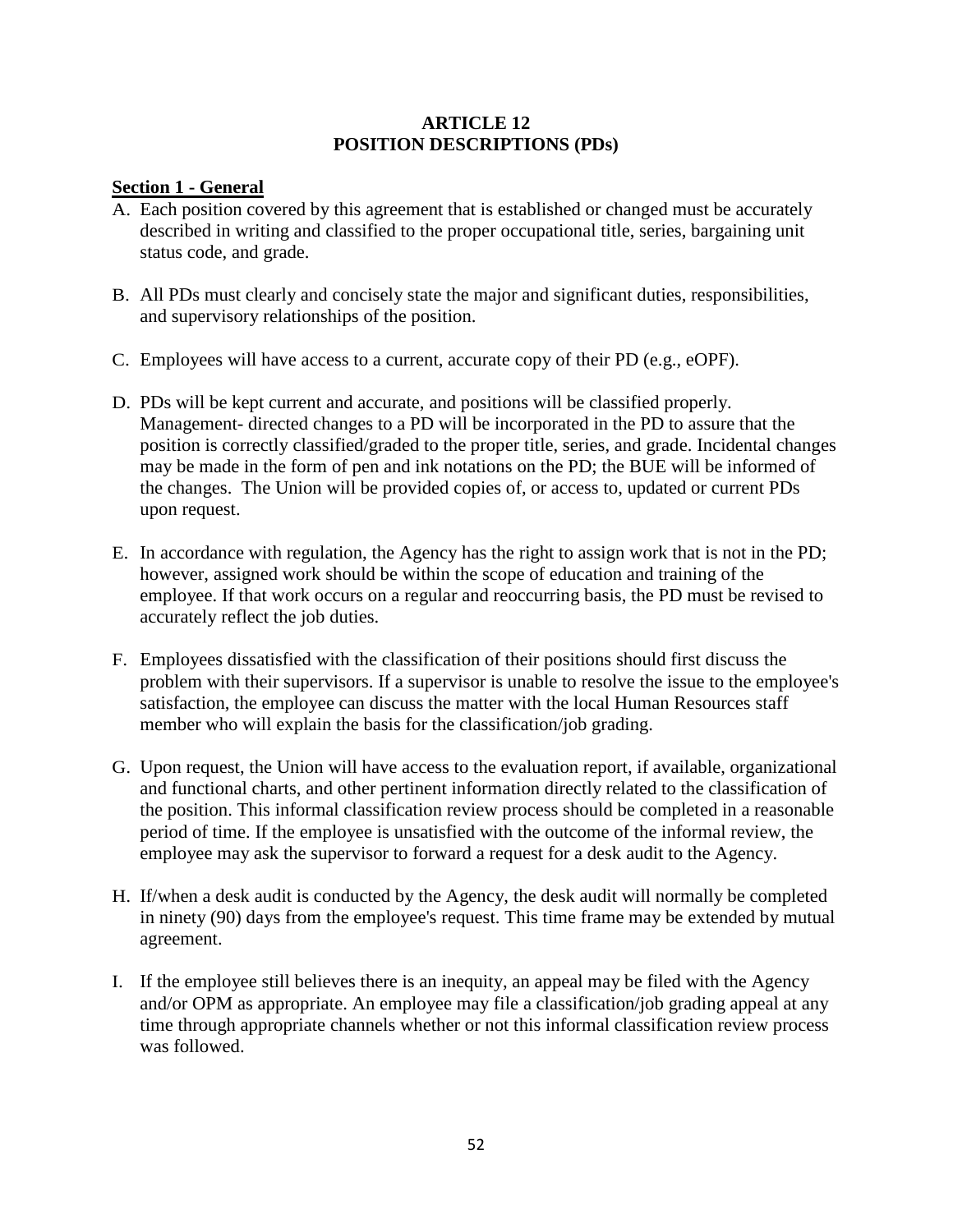# ARTICLE 12
# POSITION DESCRIPTIONS (PDs)

## Section 1 - General

A. Each position covered by this agreement that is established or changed must be accurately described in writing and classified to the proper occupational title, series, bargaining unit status code, and grade.

B. All PDs must clearly and concisely state the major and significant duties, responsibilities, and supervisory relationships of the position.

C. Employees will have access to a current, accurate copy of their PD (e.g., eOPF).

D. PDs will be kept current and accurate, and positions will be classified properly. Management- directed changes to a PD will be incorporated in the PD to assure that the position is correctly classified/graded to the proper title, series, and grade. Incidental changes may be made in the form of pen and ink notations on the PD; the BUE will be informed of the changes. The Union will be provided copies of, or access to, updated or current PDs upon request.

E. In accordance with regulation, the Agency has the right to assign work that is not in the PD; however, assigned work should be within the scope of education and training of the employee. If that work occurs on a regular and reoccurring basis, the PD must be revised to accurately reflect the job duties.

F. Employees dissatisfied with the classification of their positions should first discuss the problem with their supervisors. If a supervisor is unable to resolve the issue to the employee's satisfaction, the employee can discuss the matter with the local Human Resources staff member who will explain the basis for the classification/job grading.

G. Upon request, the Union will have access to the evaluation report, if available, organizational and functional charts, and other pertinent information directly related to the classification of the position. This informal classification review process should be completed in a reasonable period of time. If the employee is unsatisfied with the outcome of the informal review, the employee may ask the supervisor to forward a request for a desk audit to the Agency.

H. If/when a desk audit is conducted by the Agency, the desk audit will normally be completed in ninety (90) days from the employee's request. This time frame may be extended by mutual agreement.

I. If the employee still believes there is an inequity, an appeal may be filed with the Agency and/or OPM as appropriate. An employee may file a classification/job grading appeal at any time through appropriate channels whether or not this informal classification review process was followed.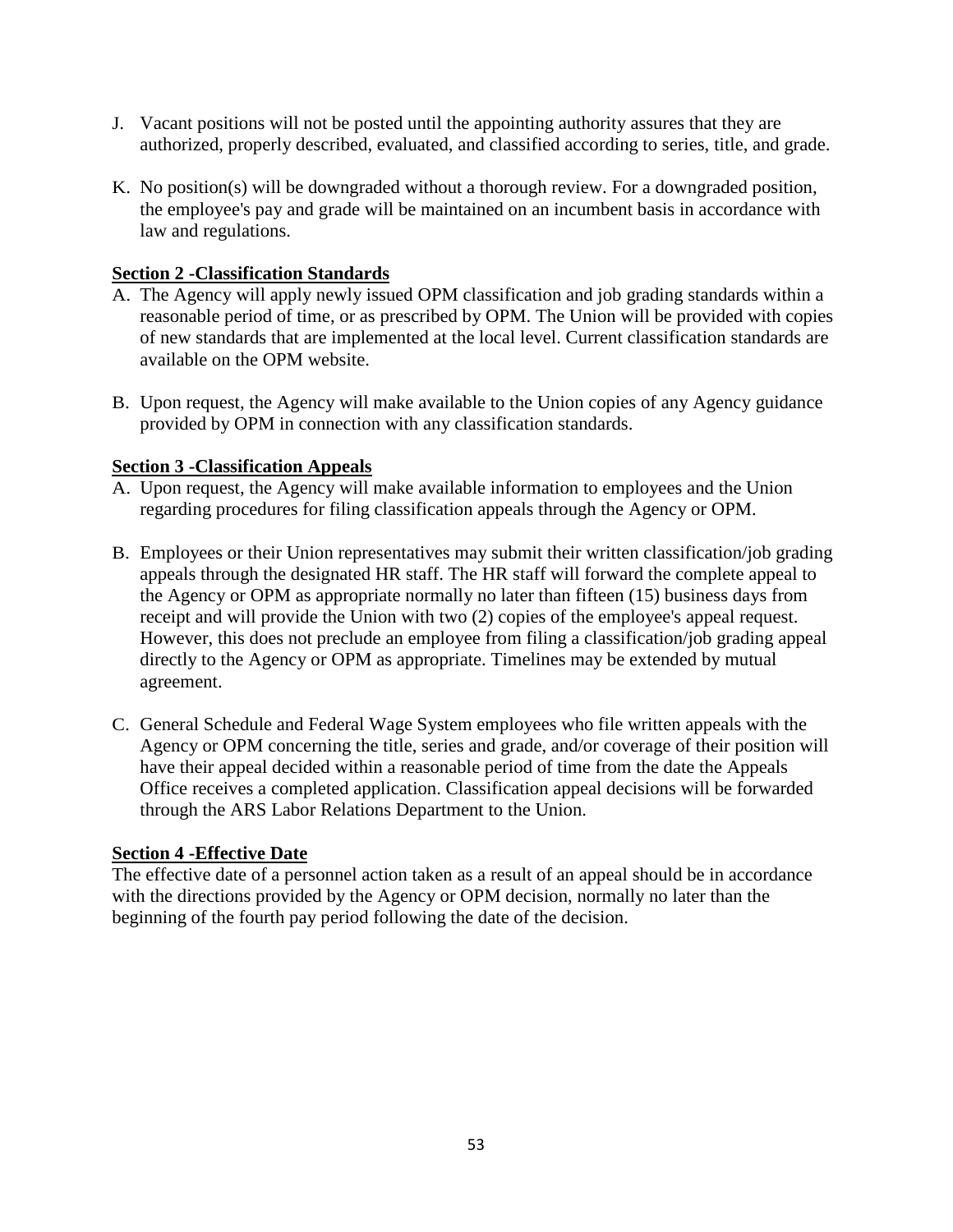J. Vacant positions will not be posted until the appointing authority assures that they are authorized, properly described, evaluated, and classified according to series, title, and grade.

K. No position(s) will be downgraded without a thorough review. For a downgraded position, the employee's pay and grade will be maintained on an incumbent basis in accordance with law and regulations.

**Section 2 -Classification Standards**

A. The Agency will apply newly issued OPM classification and job grading standards within a reasonable period of time, or as prescribed by OPM. The Union will be provided with copies of new standards that are implemented at the local level. Current classification standards are available on the OPM website.

B. Upon request, the Agency will make available to the Union copies of any Agency guidance provided by OPM in connection with any classification standards.

**Section 3 -Classification Appeals**

A. Upon request, the Agency will make available information to employees and the Union regarding procedures for filing classification appeals through the Agency or OPM.

B. Employees or their Union representatives may submit their written classification/job grading appeals through the designated HR staff. The HR staff will forward the complete appeal to the Agency or OPM as appropriate normally no later than fifteen (15) business days from receipt and will provide the Union with two (2) copies of the employee's appeal request. However, this does not preclude an employee from filing a classification/job grading appeal directly to the Agency or OPM as appropriate. Timelines may be extended by mutual agreement.

C. General Schedule and Federal Wage System employees who file written appeals with the Agency or OPM concerning the title, series and grade, and/or coverage of their position will have their appeal decided within a reasonable period of time from the date the Appeals Office receives a completed application. Classification appeal decisions will be forwarded through the ARS Labor Relations Department to the Union.

**Section 4 -Effective Date**

The effective date of a personnel action taken as a result of an appeal should be in accordance with the directions provided by the Agency or OPM decision, normally no later than the beginning of the fourth pay period following the date of the decision.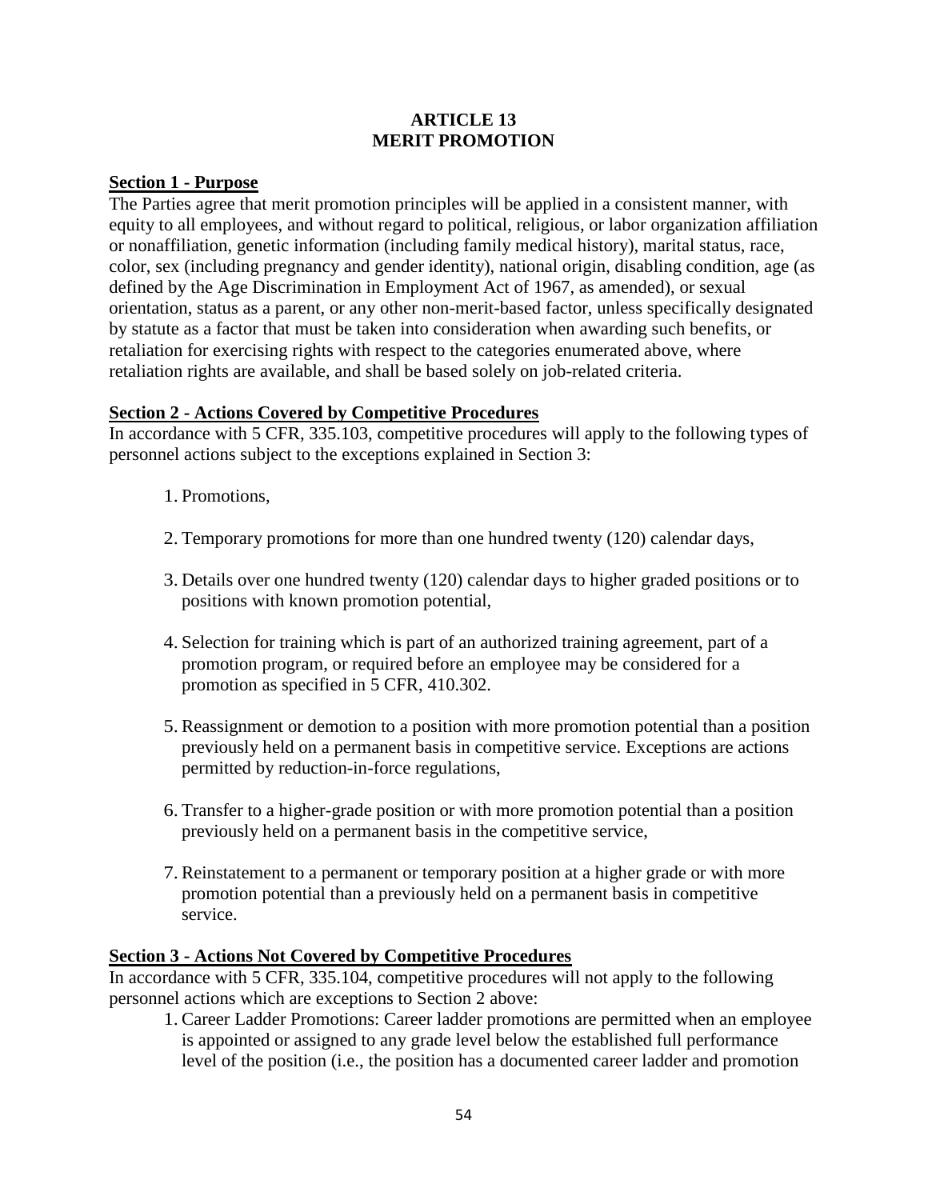# ARTICLE 13
# MERIT PROMOTION

**Section 1 - Purpose**

The Parties agree that merit promotion principles will be applied in a consistent manner, with equity to all employees, and without regard to political, religious, or labor organization affiliation or nonaffiliation, genetic information (including family medical history), marital status, race, color, sex (including pregnancy and gender identity), national origin, disabling condition, age (as defined by the Age Discrimination in Employment Act of 1967, as amended), or sexual orientation, status as a parent, or any other non-merit-based factor, unless specifically designated by statute as a factor that must be taken into consideration when awarding such benefits, or retaliation for exercising rights with respect to the categories enumerated above, where retaliation rights are available, and shall be based solely on job-related criteria.

**Section 2 - Actions Covered by Competitive Procedures**

In accordance with 5 CFR, 335.103, competitive procedures will apply to the following types of personnel actions subject to the exceptions explained in Section 3:

1. Promotions,
2. Temporary promotions for more than one hundred twenty (120) calendar days,
3. Details over one hundred twenty (120) calendar days to higher graded positions or to positions with known promotion potential,
4. Selection for training which is part of an authorized training agreement, part of a promotion program, or required before an employee may be considered for a promotion as specified in 5 CFR, 410.302.
5. Reassignment or demotion to a position with more promotion potential than a position previously held on a permanent basis in competitive service. Exceptions are actions permitted by reduction-in-force regulations,
6. Transfer to a higher-grade position or with more promotion potential than a position previously held on a permanent basis in the competitive service,
7. Reinstatement to a permanent or temporary position at a higher grade or with more promotion potential than a previously held on a permanent basis in competitive service.

**Section 3 - Actions Not Covered by Competitive Procedures**

In accordance with 5 CFR, 335.104, competitive procedures will not apply to the following personnel actions which are exceptions to Section 2 above:

1. Career Ladder Promotions: Career ladder promotions are permitted when an employee is appointed or assigned to any grade level below the established full performance level of the position (i.e., the position has a documented career ladder and promotion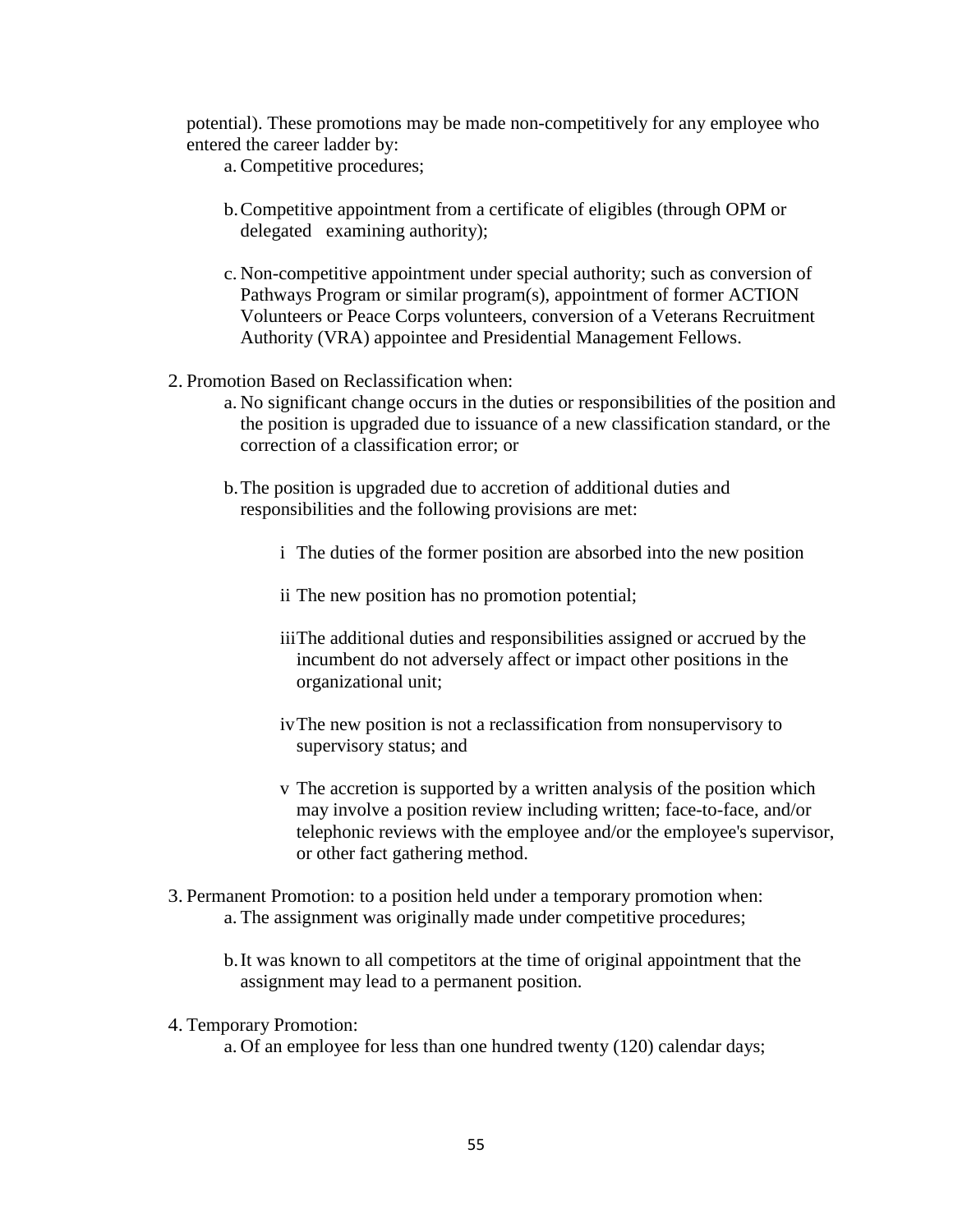potential). These promotions may be made non-competitively for any employee who entered the career ladder by:

   a. Competitive procedures;

   b. Competitive appointment from a certificate of eligibles (through OPM or delegated examining authority);

   c. Non-competitive appointment under special authority; such as conversion of Pathways Program or similar program(s), appointment of former ACTION Volunteers or Peace Corps volunteers, conversion of a Veterans Recruitment Authority (VRA) appointee and Presidential Management Fellows.

2. Promotion Based on Reclassification when:

   a. No significant change occurs in the duties or responsibilities of the position and the position is upgraded due to issuance of a new classification standard, or the correction of a classification error; or

   b. The position is upgraded due to accretion of additional duties and responsibilities and the following provisions are met:

      i The duties of the former position are absorbed into the new position

      ii The new position has no promotion potential;

      iii The additional duties and responsibilities assigned or accrued by the incumbent do not adversely affect or impact other positions in the organizational unit;

      iv The new position is not a reclassification from nonsupervisory to supervisory status; and

      v The accretion is supported by a written analysis of the position which may involve a position review including written; face-to-face, and/or telephonic reviews with the employee and/or the employee's supervisor, or other fact gathering method.

3. Permanent Promotion: to a position held under a temporary promotion when:

   a. The assignment was originally made under competitive procedures;

   b. It was known to all competitors at the time of original appointment that the assignment may lead to a permanent position.

4. Temporary Promotion:

   a. Of an employee for less than one hundred twenty (120) calendar days;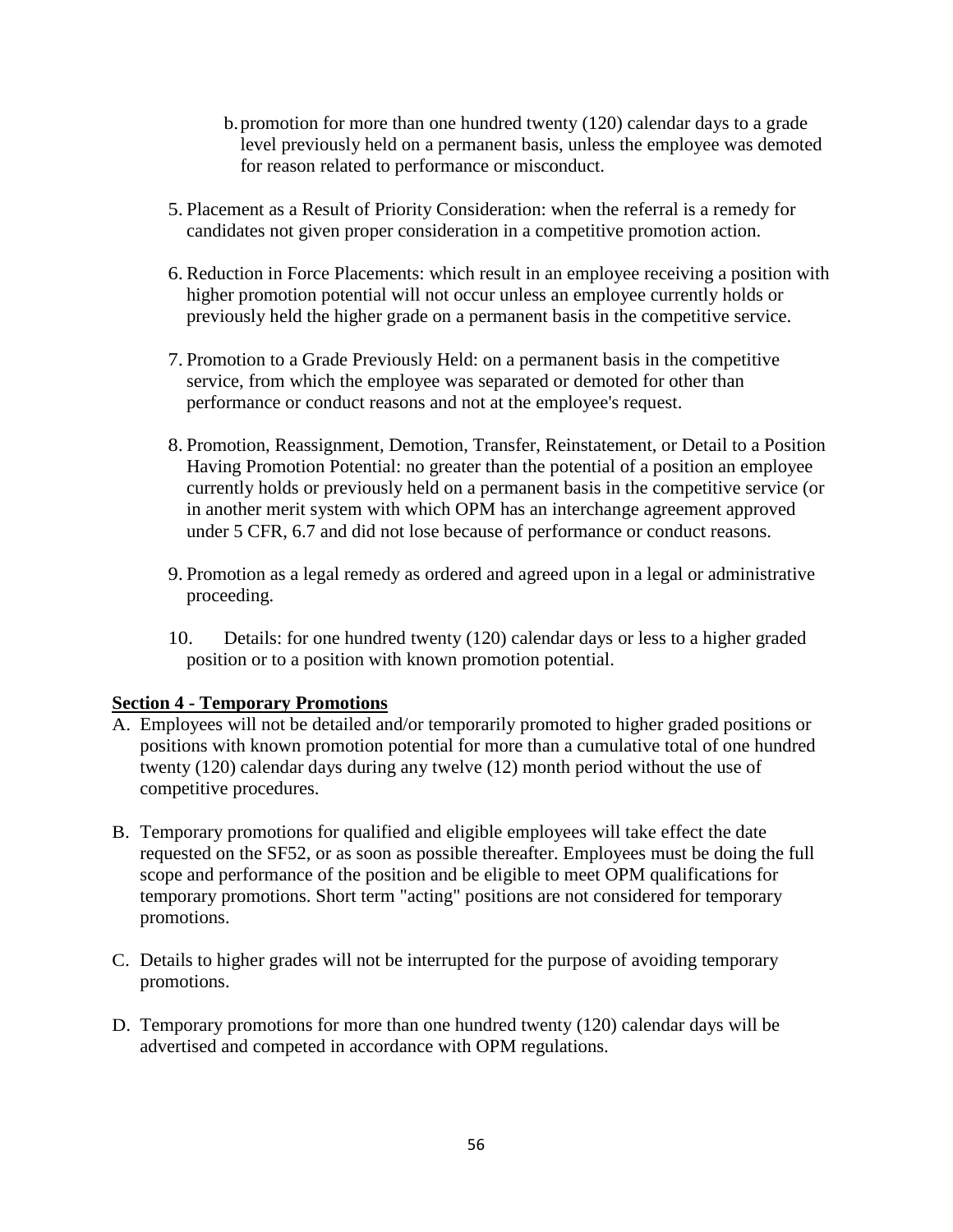b. promotion for more than one hundred twenty (120) calendar days to a grade level previously held on a permanent basis, unless the employee was demoted for reason related to performance or misconduct.

5. Placement as a Result of Priority Consideration: when the referral is a remedy for candidates not given proper consideration in a competitive promotion action.

6. Reduction in Force Placements: which result in an employee receiving a position with higher promotion potential will not occur unless an employee currently holds or previously held the higher grade on a permanent basis in the competitive service.

7. Promotion to a Grade Previously Held: on a permanent basis in the competitive service, from which the employee was separated or demoted for other than performance or conduct reasons and not at the employee's request.

8. Promotion, Reassignment, Demotion, Transfer, Reinstatement, or Detail to a Position Having Promotion Potential: no greater than the potential of a position an employee currently holds or previously held on a permanent basis in the competitive service (or in another merit system with which OPM has an interchange agreement approved under 5 CFR, 6.7 and did not lose because of performance or conduct reasons.

9. Promotion as a legal remedy as ordered and agreed upon in a legal or administrative proceeding.

10. Details: for one hundred twenty (120) calendar days or less to a higher graded position or to a position with known promotion potential.

**Section 4 - Temporary Promotions**

A. Employees will not be detailed and/or temporarily promoted to higher graded positions or positions with known promotion potential for more than a cumulative total of one hundred twenty (120) calendar days during any twelve (12) month period without the use of competitive procedures.

B. Temporary promotions for qualified and eligible employees will take effect the date requested on the SF52, or as soon as possible thereafter. Employees must be doing the full scope and performance of the position and be eligible to meet OPM qualifications for temporary promotions. Short term "acting" positions are not considered for temporary promotions.

C. Details to higher grades will not be interrupted for the purpose of avoiding temporary promotions.

D. Temporary promotions for more than one hundred twenty (120) calendar days will be advertised and competed in accordance with OPM regulations.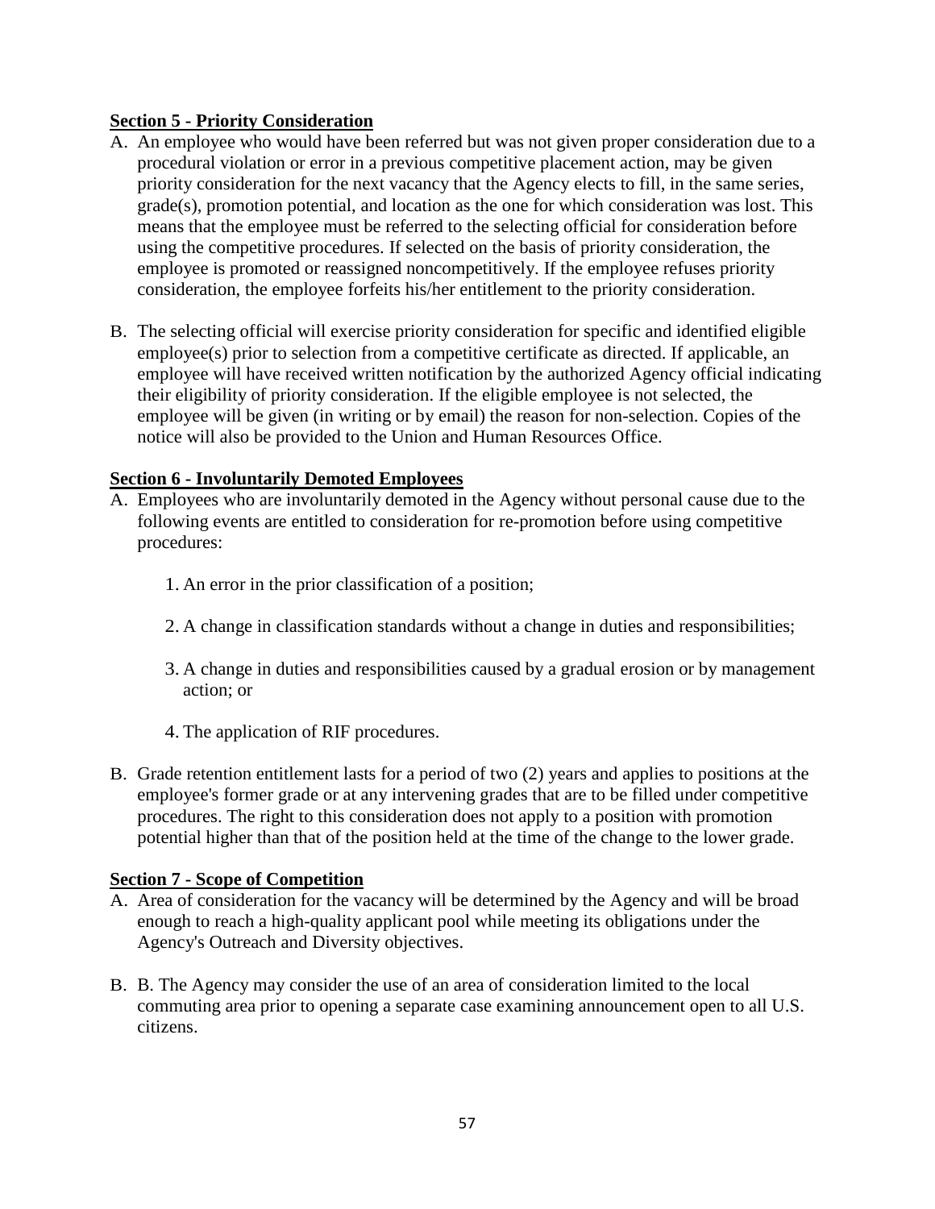**Section 5 - Priority Consideration**

A. An employee who would have been referred but was not given proper consideration due to a procedural violation or error in a previous competitive placement action, may be given priority consideration for the next vacancy that the Agency elects to fill, in the same series, grade(s), promotion potential, and location as the one for which consideration was lost. This means that the employee must be referred to the selecting official for consideration before using the competitive procedures. If selected on the basis of priority consideration, the employee is promoted or reassigned noncompetitively. If the employee refuses priority consideration, the employee forfeits his/her entitlement to the priority consideration.

B. The selecting official will exercise priority consideration for specific and identified eligible employee(s) prior to selection from a competitive certificate as directed. If applicable, an employee will have received written notification by the authorized Agency official indicating their eligibility of priority consideration. If the eligible employee is not selected, the employee will be given (in writing or by email) the reason for non-selection. Copies of the notice will also be provided to the Union and Human Resources Office.

**Section 6 - Involuntarily Demoted Employees**

A. Employees who are involuntarily demoted in the Agency without personal cause due to the following events are entitled to consideration for re-promotion before using competitive procedures:

   1. An error in the prior classification of a position;

   2. A change in classification standards without a change in duties and responsibilities;

   3. A change in duties and responsibilities caused by a gradual erosion or by management action; or

   4. The application of RIF procedures.

B. Grade retention entitlement lasts for a period of two (2) years and applies to positions at the employee's former grade or at any intervening grades that are to be filled under competitive procedures. The right to this consideration does not apply to a position with promotion potential higher than that of the position held at the time of the change to the lower grade.

**Section 7 - Scope of Competition**

A. Area of consideration for the vacancy will be determined by the Agency and will be broad enough to reach a high-quality applicant pool while meeting its obligations under the Agency's Outreach and Diversity objectives.

B. B. The Agency may consider the use of an area of consideration limited to the local commuting area prior to opening a separate case examining announcement open to all U.S. citizens.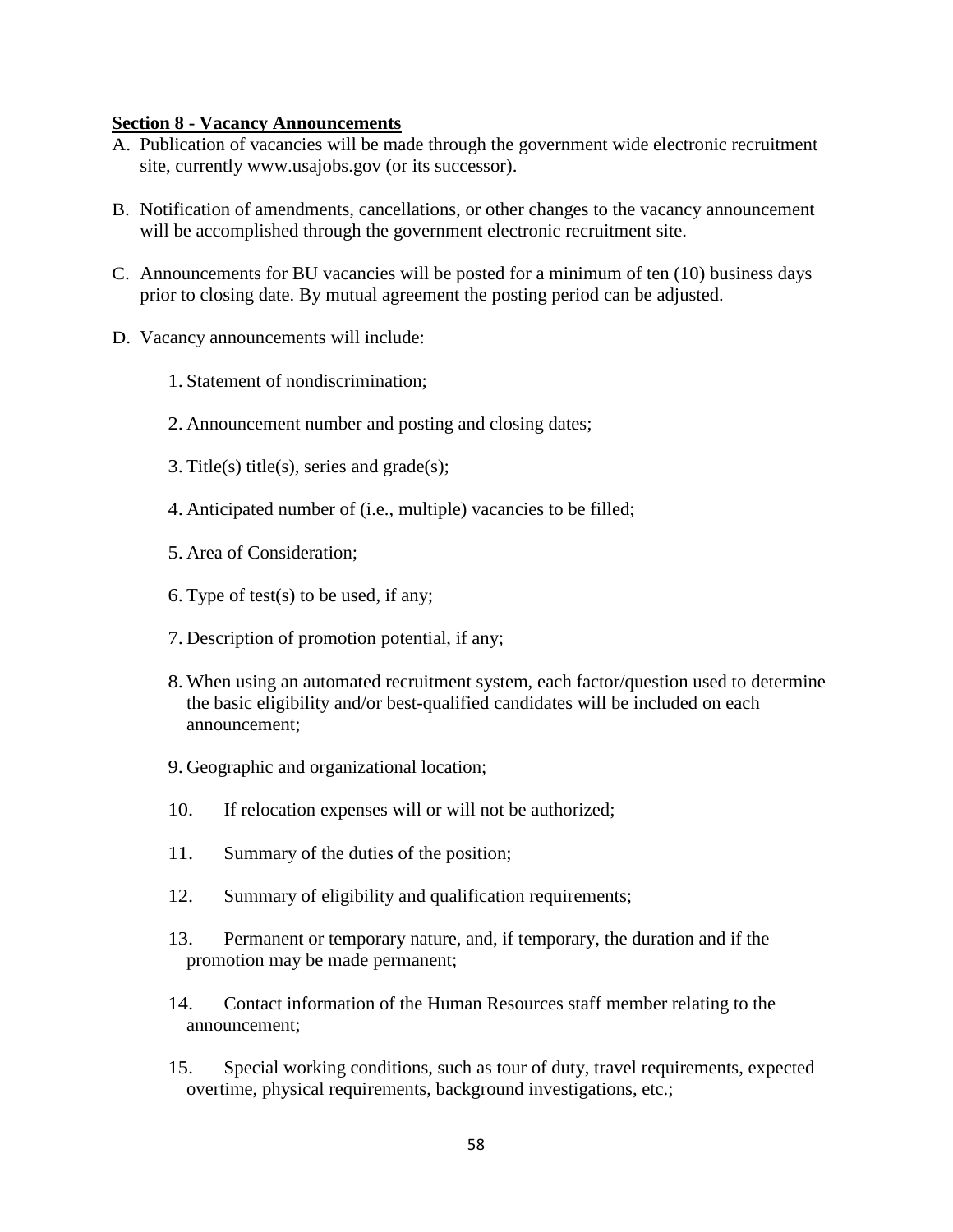**Section 8 - Vacancy Announcements**

A. Publication of vacancies will be made through the government wide electronic recruitment site, currently www.usajobs.gov (or its successor).

B. Notification of amendments, cancellations, or other changes to the vacancy announcement will be accomplished through the government electronic recruitment site.

C. Announcements for BU vacancies will be posted for a minimum of ten (10) business days prior to closing date. By mutual agreement the posting period can be adjusted.

D. Vacancy announcements will include:

1. Statement of nondiscrimination;

2. Announcement number and posting and closing dates;

3. Title(s) title(s), series and grade(s);

4. Anticipated number of (i.e., multiple) vacancies to be filled;

5. Area of Consideration;

6. Type of test(s) to be used, if any;

7. Description of promotion potential, if any;

8. When using an automated recruitment system, each factor/question used to determine the basic eligibility and/or best-qualified candidates will be included on each announcement;

9. Geographic and organizational location;

10. If relocation expenses will or will not be authorized;

11. Summary of the duties of the position;

12. Summary of eligibility and qualification requirements;

13. Permanent or temporary nature, and, if temporary, the duration and if the promotion may be made permanent;

14. Contact information of the Human Resources staff member relating to the announcement;

15. Special working conditions, such as tour of duty, travel requirements, expected overtime, physical requirements, background investigations, etc.;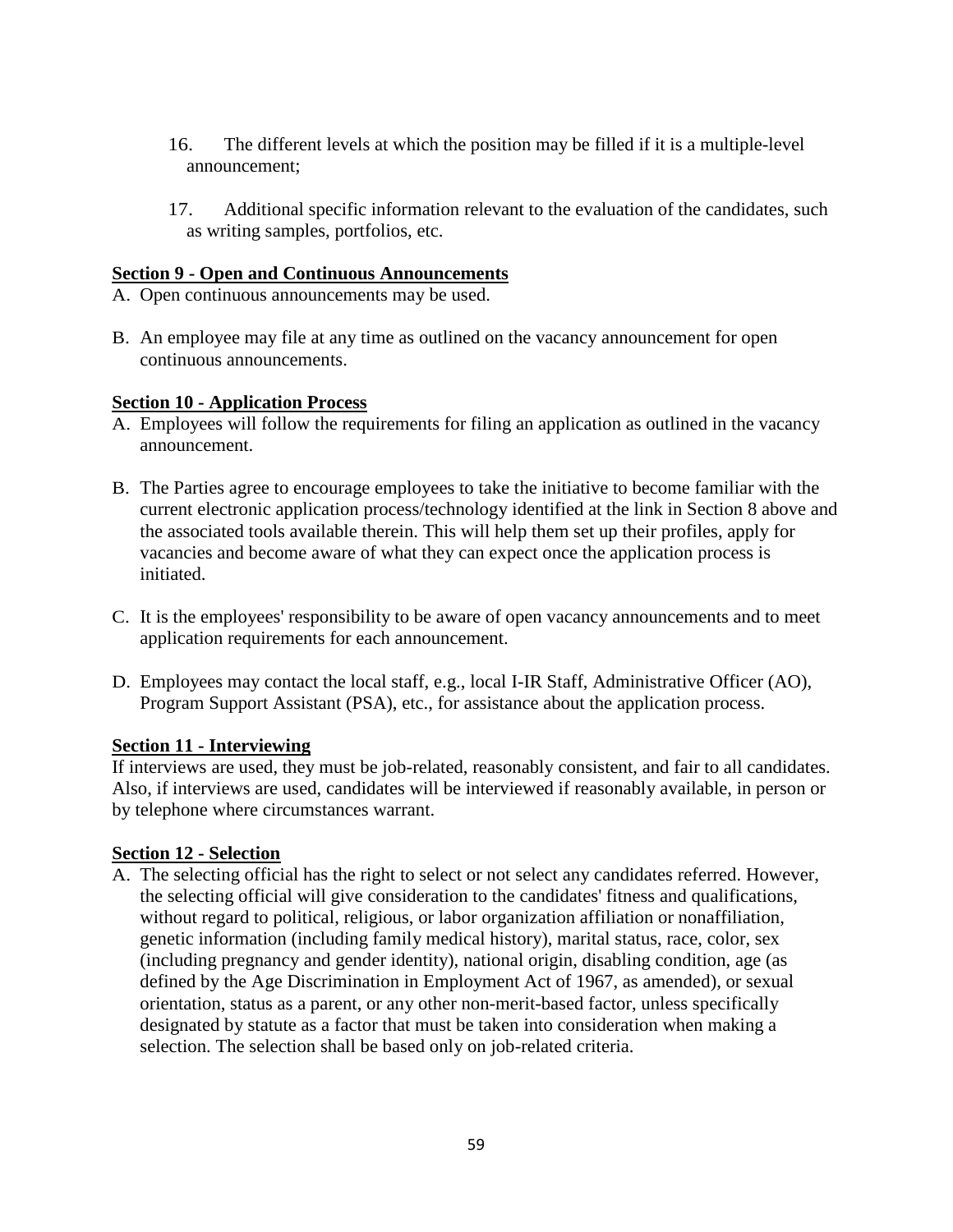16. The different levels at which the position may be filled if it is a multiple-level announcement;

17. Additional specific information relevant to the evaluation of the candidates, such as writing samples, portfolios, etc.

**Section 9 - Open and Continuous Announcements**

A. Open continuous announcements may be used.

B. An employee may file at any time as outlined on the vacancy announcement for open continuous announcements.

**Section 10 - Application Process**

A. Employees will follow the requirements for filing an application as outlined in the vacancy announcement.

B. The Parties agree to encourage employees to take the initiative to become familiar with the current electronic application process/technology identified at the link in Section 8 above and the associated tools available therein. This will help them set up their profiles, apply for vacancies and become aware of what they can expect once the application process is initiated.

C. It is the employees' responsibility to be aware of open vacancy announcements and to meet application requirements for each announcement.

D. Employees may contact the local staff, e.g., local I-IR Staff, Administrative Officer (AO), Program Support Assistant (PSA), etc., for assistance about the application process.

**Section 11 - Interviewing**

If interviews are used, they must be job-related, reasonably consistent, and fair to all candidates. Also, if interviews are used, candidates will be interviewed if reasonably available, in person or by telephone where circumstances warrant.

**Section 12 - Selection**

A. The selecting official has the right to select or not select any candidates referred. However, the selecting official will give consideration to the candidates' fitness and qualifications, without regard to political, religious, or labor organization affiliation or nonaffiliation, genetic information (including family medical history), marital status, race, color, sex (including pregnancy and gender identity), national origin, disabling condition, age (as defined by the Age Discrimination in Employment Act of 1967, as amended), or sexual orientation, status as a parent, or any other non-merit-based factor, unless specifically designated by statute as a factor that must be taken into consideration when making a selection. The selection shall be based only on job-related criteria.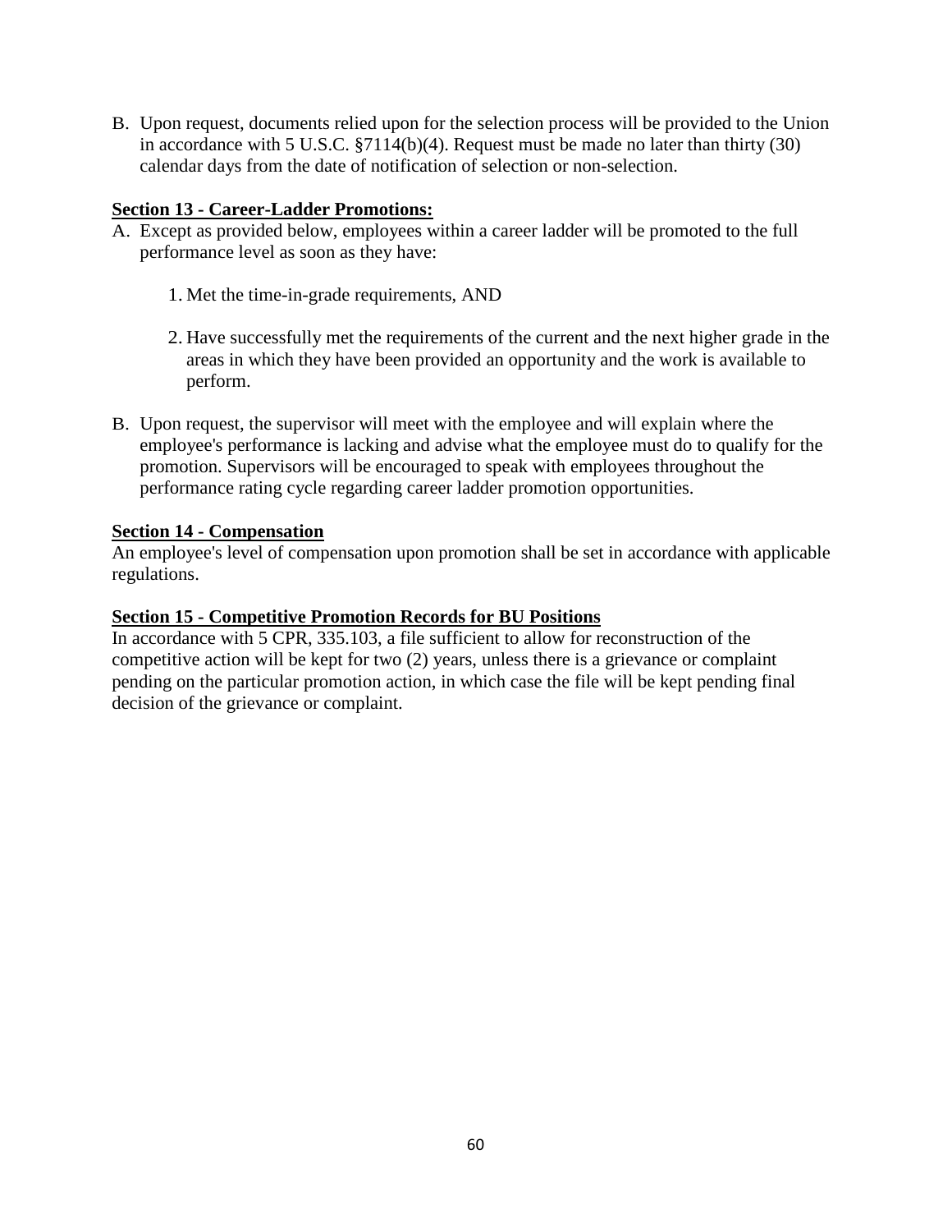B. Upon request, documents relied upon for the selection process will be provided to the Union in accordance with 5 U.S.C. §7114(b)(4). Request must be made no later than thirty (30) calendar days from the date of notification of selection or non-selection.

**Section 13 - Career-Ladder Promotions:**

A. Except as provided below, employees within a career ladder will be promoted to the full performance level as soon as they have:

   1. Met the time-in-grade requirements, AND

   2. Have successfully met the requirements of the current and the next higher grade in the areas in which they have been provided an opportunity and the work is available to perform.

B. Upon request, the supervisor will meet with the employee and will explain where the employee's performance is lacking and advise what the employee must do to qualify for the promotion. Supervisors will be encouraged to speak with employees throughout the performance rating cycle regarding career ladder promotion opportunities.

**Section 14 - Compensation**

An employee's level of compensation upon promotion shall be set in accordance with applicable regulations.

**Section 15 - Competitive Promotion Records for BU Positions**

In accordance with 5 CPR, 335.103, a file sufficient to allow for reconstruction of the competitive action will be kept for two (2) years, unless there is a grievance or complaint pending on the particular promotion action, in which case the file will be kept pending final decision of the grievance or complaint.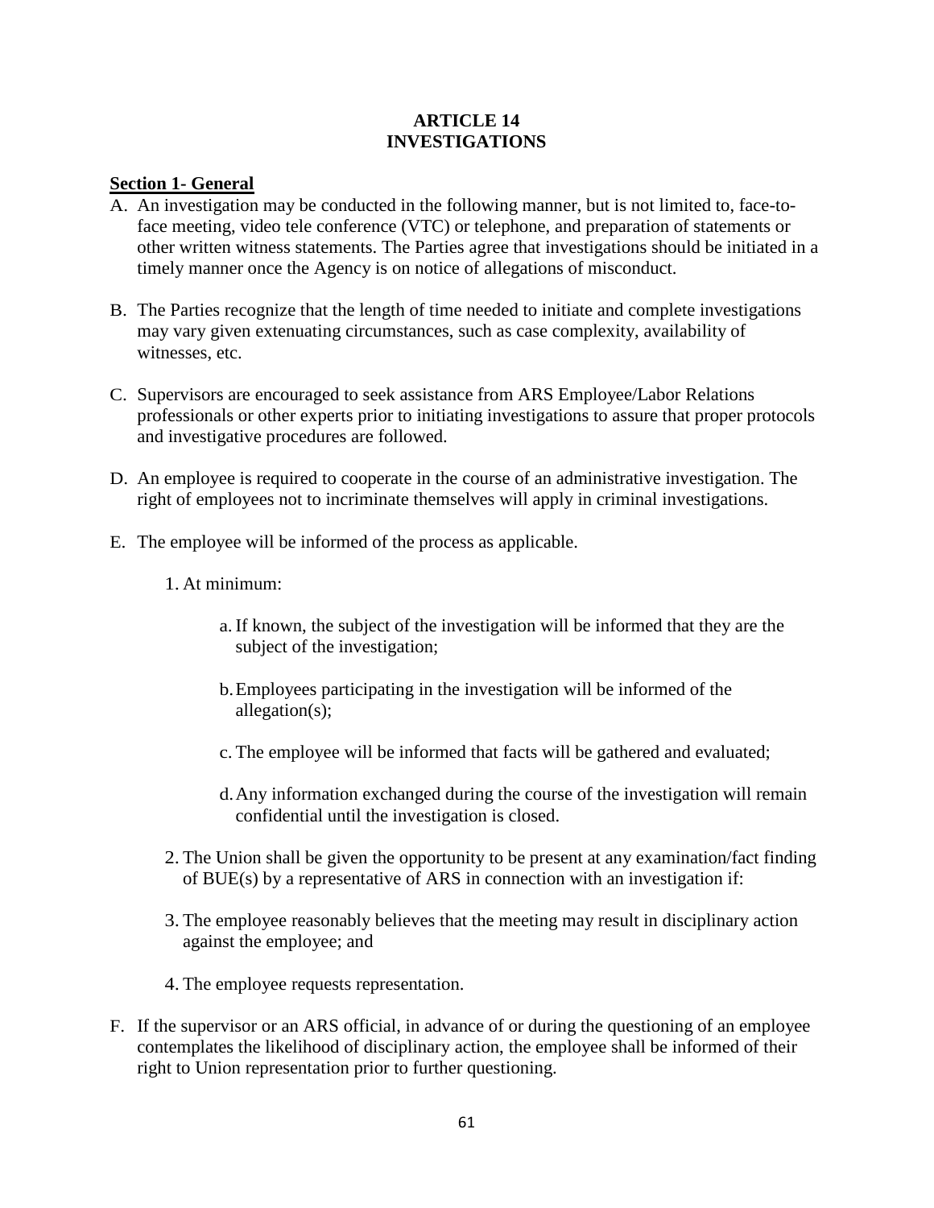# ARTICLE 14
# INVESTIGATIONS

**Section 1- General**

A. An investigation may be conducted in the following manner, but is not limited to, face-to-face meeting, video tele conference (VTC) or telephone, and preparation of statements or other written witness statements. The Parties agree that investigations should be initiated in a timely manner once the Agency is on notice of allegations of misconduct.

B. The Parties recognize that the length of time needed to initiate and complete investigations may vary given extenuating circumstances, such as case complexity, availability of witnesses, etc.

C. Supervisors are encouraged to seek assistance from ARS Employee/Labor Relations professionals or other experts prior to initiating investigations to assure that proper protocols and investigative procedures are followed.

D. An employee is required to cooperate in the course of an administrative investigation. The right of employees not to incriminate themselves will apply in criminal investigations.

E. The employee will be informed of the process as applicable.

   1. At minimum:

      a. If known, the subject of the investigation will be informed that they are the subject of the investigation;

      b. Employees participating in the investigation will be informed of the allegation(s);

      c. The employee will be informed that facts will be gathered and evaluated;

      d. Any information exchanged during the course of the investigation will remain confidential until the investigation is closed.

   2. The Union shall be given the opportunity to be present at any examination/fact finding of BUE(s) by a representative of ARS in connection with an investigation if:

   3. The employee reasonably believes that the meeting may result in disciplinary action against the employee; and

   4. The employee requests representation.

F. If the supervisor or an ARS official, in advance of or during the questioning of an employee contemplates the likelihood of disciplinary action, the employee shall be informed of their right to Union representation prior to further questioning.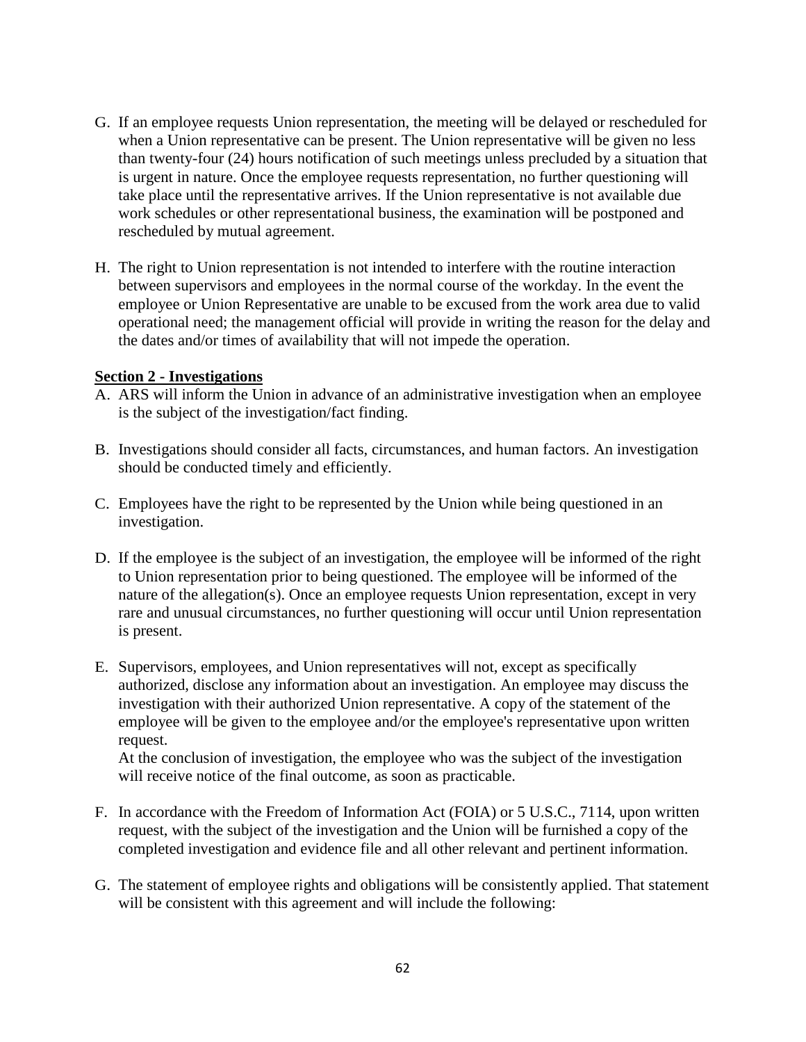G. If an employee requests Union representation, the meeting will be delayed or rescheduled for when a Union representative can be present. The Union representative will be given no less than twenty-four (24) hours notification of such meetings unless precluded by a situation that is urgent in nature. Once the employee requests representation, no further questioning will take place until the representative arrives. If the Union representative is not available due work schedules or other representational business, the examination will be postponed and rescheduled by mutual agreement.

H. The right to Union representation is not intended to interfere with the routine interaction between supervisors and employees in the normal course of the workday. In the event the employee or Union Representative are unable to be excused from the work area due to valid operational need; the management official will provide in writing the reason for the delay and the dates and/or times of availability that will not impede the operation.

**Section 2 - Investigations**

A. ARS will inform the Union in advance of an administrative investigation when an employee is the subject of the investigation/fact finding.

B. Investigations should consider all facts, circumstances, and human factors. An investigation should be conducted timely and efficiently.

C. Employees have the right to be represented by the Union while being questioned in an investigation.

D. If the employee is the subject of an investigation, the employee will be informed of the right to Union representation prior to being questioned. The employee will be informed of the nature of the allegation(s). Once an employee requests Union representation, except in very rare and unusual circumstances, no further questioning will occur until Union representation is present.

E. Supervisors, employees, and Union representatives will not, except as specifically authorized, disclose any information about an investigation. An employee may discuss the investigation with their authorized Union representative. A copy of the statement of the employee will be given to the employee and/or the employee's representative upon written request.
At the conclusion of investigation, the employee who was the subject of the investigation will receive notice of the final outcome, as soon as practicable.

F. In accordance with the Freedom of Information Act (FOIA) or 5 U.S.C., 7114, upon written request, with the subject of the investigation and the Union will be furnished a copy of the completed investigation and evidence file and all other relevant and pertinent information.

G. The statement of employee rights and obligations will be consistently applied. That statement will be consistent with this agreement and will include the following: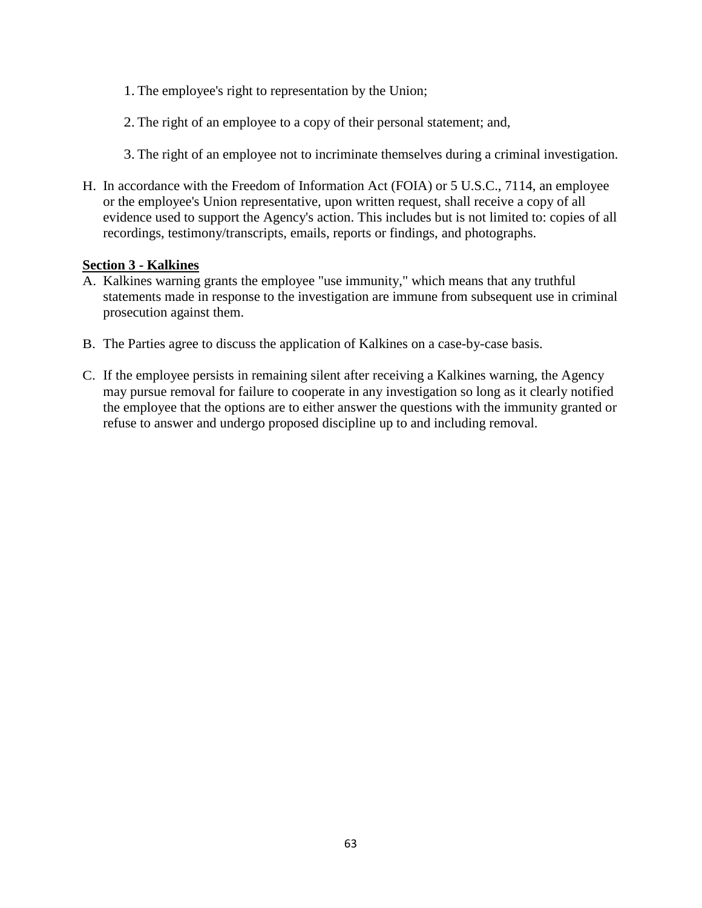1. The employee's right to representation by the Union;

2. The right of an employee to a copy of their personal statement; and,

3. The right of an employee not to incriminate themselves during a criminal investigation.

H. In accordance with the Freedom of Information Act (FOIA) or 5 U.S.C., 7114, an employee or the employee's Union representative, upon written request, shall receive a copy of all evidence used to support the Agency's action. This includes but is not limited to: copies of all recordings, testimony/transcripts, emails, reports or findings, and photographs.

**Section 3 - Kalkines**

A. Kalkines warning grants the employee "use immunity," which means that any truthful statements made in response to the investigation are immune from subsequent use in criminal prosecution against them.

B. The Parties agree to discuss the application of Kalkines on a case-by-case basis.

C. If the employee persists in remaining silent after receiving a Kalkines warning, the Agency may pursue removal for failure to cooperate in any investigation so long as it clearly notified the employee that the options are to either answer the questions with the immunity granted or refuse to answer and undergo proposed discipline up to and including removal.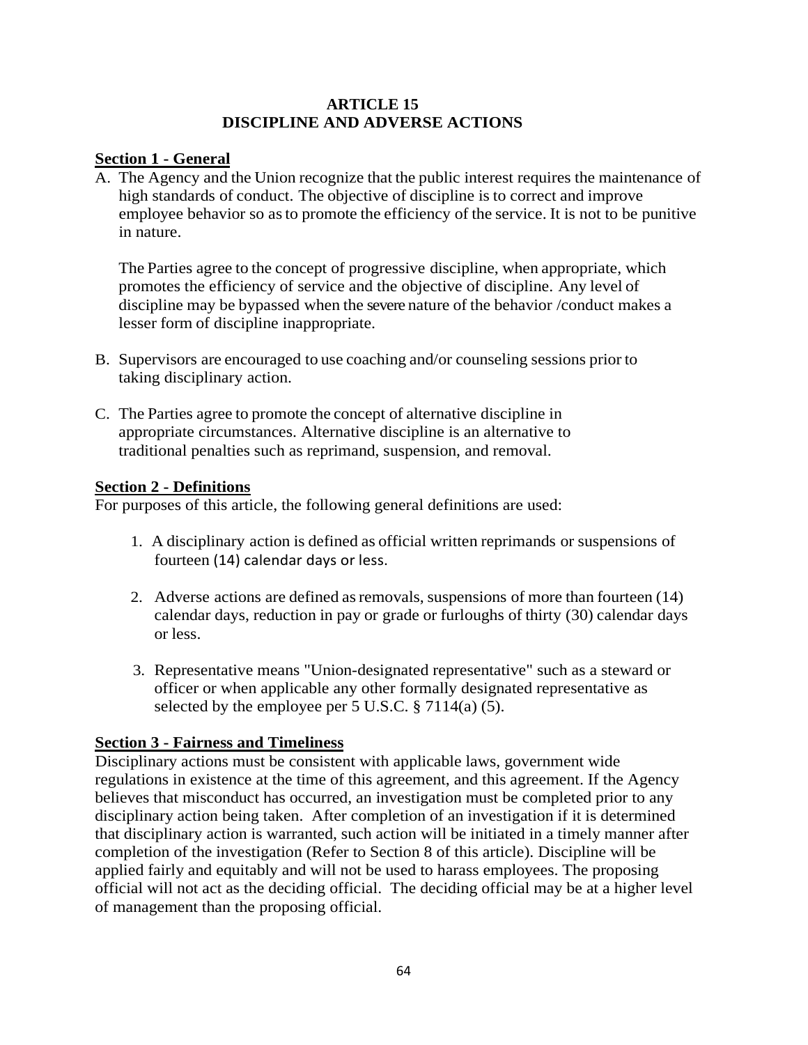# ARTICLE 15
# DISCIPLINE AND ADVERSE ACTIONS

## Section 1 - General

A. The Agency and the Union recognize that the public interest requires the maintenance of high standards of conduct. The objective of discipline is to correct and improve employee behavior so as to promote the efficiency of the service. It is not to be punitive in nature.

   The Parties agree to the concept of progressive discipline, when appropriate, which promotes the efficiency of service and the objective of discipline. Any level of discipline may be bypassed when the severe nature of the behavior /conduct makes a lesser form of discipline inappropriate.

B. Supervisors are encouraged to use coaching and/or counseling sessions prior to taking disciplinary action.

C. The Parties agree to promote the concept of alternative discipline in appropriate circumstances. Alternative discipline is an alternative to traditional penalties such as reprimand, suspension, and removal.

## Section 2 - Definitions

For purposes of this article, the following general definitions are used:

1. A disciplinary action is defined as official written reprimands or suspensions of fourteen (14) calendar days or less.

2. Adverse actions are defined as removals, suspensions of more than fourteen (14) calendar days, reduction in pay or grade or furloughs of thirty (30) calendar days or less.

3. Representative means "Union-designated representative" such as a steward or officer or when applicable any other formally designated representative as selected by the employee per 5 U.S.C. § 7114(a) (5).

## Section 3 - Fairness and Timeliness

Disciplinary actions must be consistent with applicable laws, government wide regulations in existence at the time of this agreement, and this agreement. If the Agency believes that misconduct has occurred, an investigation must be completed prior to any disciplinary action being taken. After completion of an investigation if it is determined that disciplinary action is warranted, such action will be initiated in a timely manner after completion of the investigation (Refer to Section 8 of this article). Discipline will be applied fairly and equitably and will not be used to harass employees. The proposing official will not act as the deciding official. The deciding official may be at a higher level of management than the proposing official.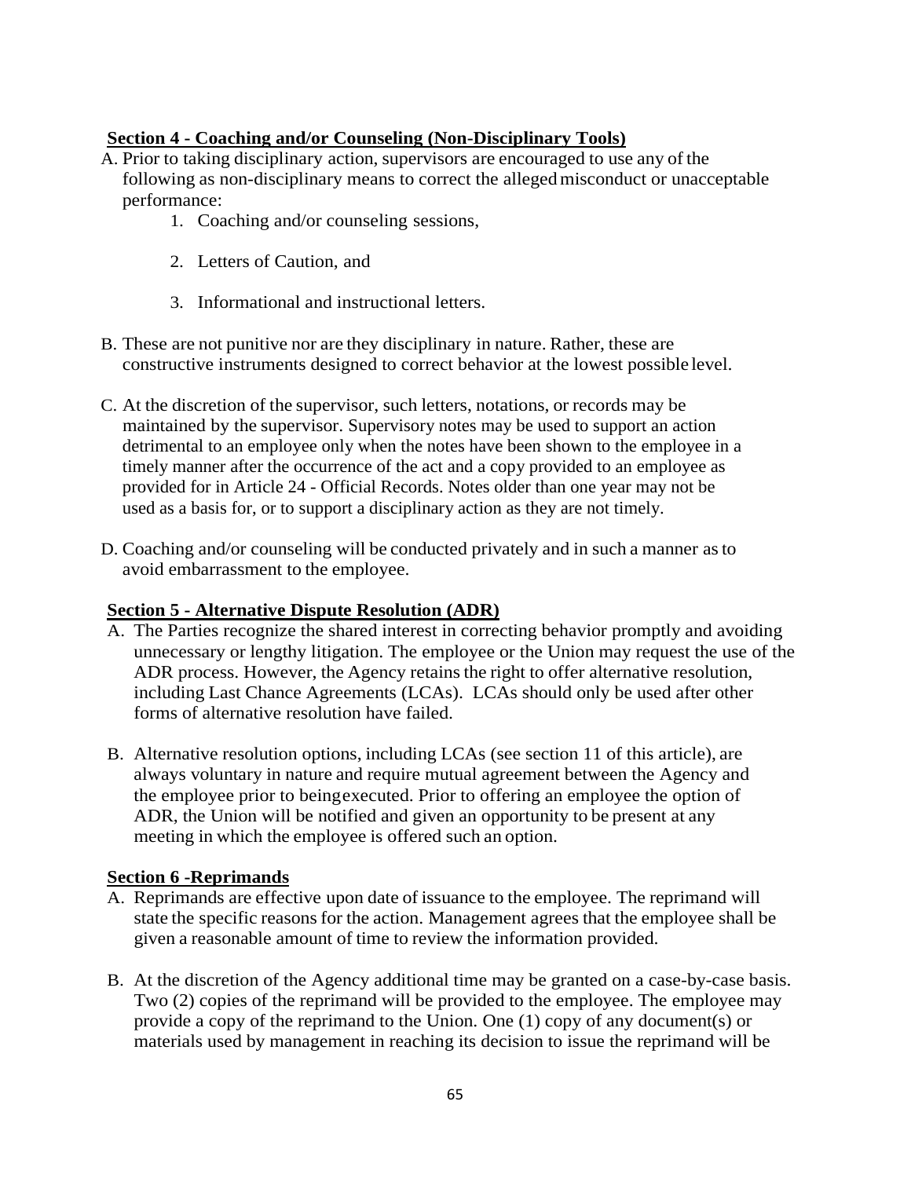**Section 4 - Coaching and/or Counseling (Non-Disciplinary Tools)**

A. Prior to taking disciplinary action, supervisors are encouraged to use any of the following as non-disciplinary means to correct the alleged misconduct or unacceptable performance:

   1. Coaching and/or counseling sessions,

   2. Letters of Caution, and

   3. Informational and instructional letters.

B. These are not punitive nor are they disciplinary in nature. Rather, these are constructive instruments designed to correct behavior at the lowest possible level.

C. At the discretion of the supervisor, such letters, notations, or records may be maintained by the supervisor. Supervisory notes may be used to support an action detrimental to an employee only when the notes have been shown to the employee in a timely manner after the occurrence of the act and a copy provided to an employee as provided for in Article 24 - Official Records. Notes older than one year may not be used as a basis for, or to support a disciplinary action as they are not timely.

D. Coaching and/or counseling will be conducted privately and in such a manner as to avoid embarrassment to the employee.

**Section 5 - Alternative Dispute Resolution (ADR)**

A. The Parties recognize the shared interest in correcting behavior promptly and avoiding unnecessary or lengthy litigation. The employee or the Union may request the use of the ADR process. However, the Agency retains the right to offer alternative resolution, including Last Chance Agreements (LCAs). LCAs should only be used after other forms of alternative resolution have failed.

B. Alternative resolution options, including LCAs (see section 11 of this article), are always voluntary in nature and require mutual agreement between the Agency and the employee prior to being executed. Prior to offering an employee the option of ADR, the Union will be notified and given an opportunity to be present at any meeting in which the employee is offered such an option.

**Section 6 -Reprimands**

A. Reprimands are effective upon date of issuance to the employee. The reprimand will state the specific reasons for the action. Management agrees that the employee shall be given a reasonable amount of time to review the information provided.

B. At the discretion of the Agency additional time may be granted on a case-by-case basis. Two (2) copies of the reprimand will be provided to the employee. The employee may provide a copy of the reprimand to the Union. One (1) copy of any document(s) or materials used by management in reaching its decision to issue the reprimand will be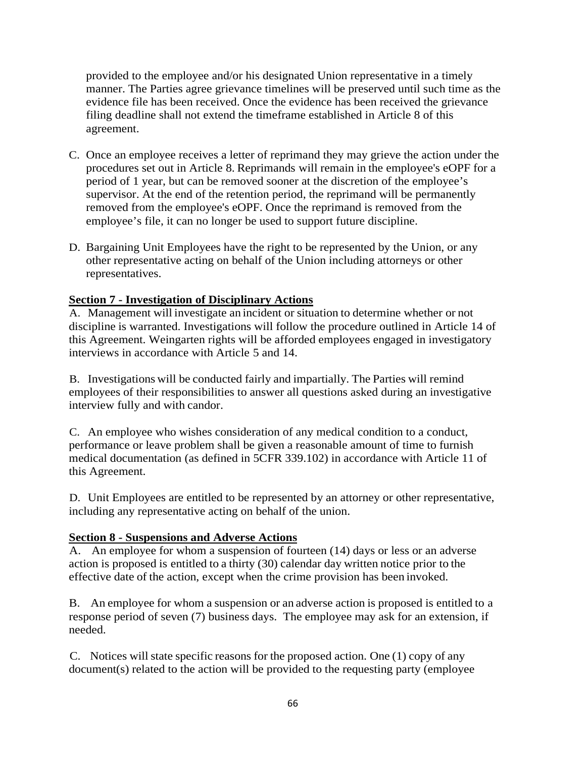provided to the employee and/or his designated Union representative in a timely manner. The Parties agree grievance timelines will be preserved until such time as the evidence file has been received. Once the evidence has been received the grievance filing deadline shall not extend the timeframe established in Article 8 of this agreement.

C. Once an employee receives a letter of reprimand they may grieve the action under the procedures set out in Article 8. Reprimands will remain in the employee's eOPF for a period of 1 year, but can be removed sooner at the discretion of the employee's supervisor. At the end of the retention period, the reprimand will be permanently removed from the employee's eOPF. Once the reprimand is removed from the employee's file, it can no longer be used to support future discipline.

D. Bargaining Unit Employees have the right to be represented by the Union, or any other representative acting on behalf of the Union including attorneys or other representatives.

**Section 7 - Investigation of Disciplinary Actions**

A. Management will investigate an incident or situation to determine whether or not discipline is warranted. Investigations will follow the procedure outlined in Article 14 of this Agreement. Weingarten rights will be afforded employees engaged in investigatory interviews in accordance with Article 5 and 14.

B. Investigations will be conducted fairly and impartially. The Parties will remind employees of their responsibilities to answer all questions asked during an investigative interview fully and with candor.

C. An employee who wishes consideration of any medical condition to a conduct, performance or leave problem shall be given a reasonable amount of time to furnish medical documentation (as defined in 5CFR 339.102) in accordance with Article 11 of this Agreement.

D. Unit Employees are entitled to be represented by an attorney or other representative, including any representative acting on behalf of the union.

**Section 8 - Suspensions and Adverse Actions**

A. An employee for whom a suspension of fourteen (14) days or less or an adverse action is proposed is entitled to a thirty (30) calendar day written notice prior to the effective date of the action, except when the crime provision has been invoked.

B. An employee for whom a suspension or an adverse action is proposed is entitled to a response period of seven (7) business days. The employee may ask for an extension, if needed.

C. Notices will state specific reasons for the proposed action. One (1) copy of any document(s) related to the action will be provided to the requesting party (employee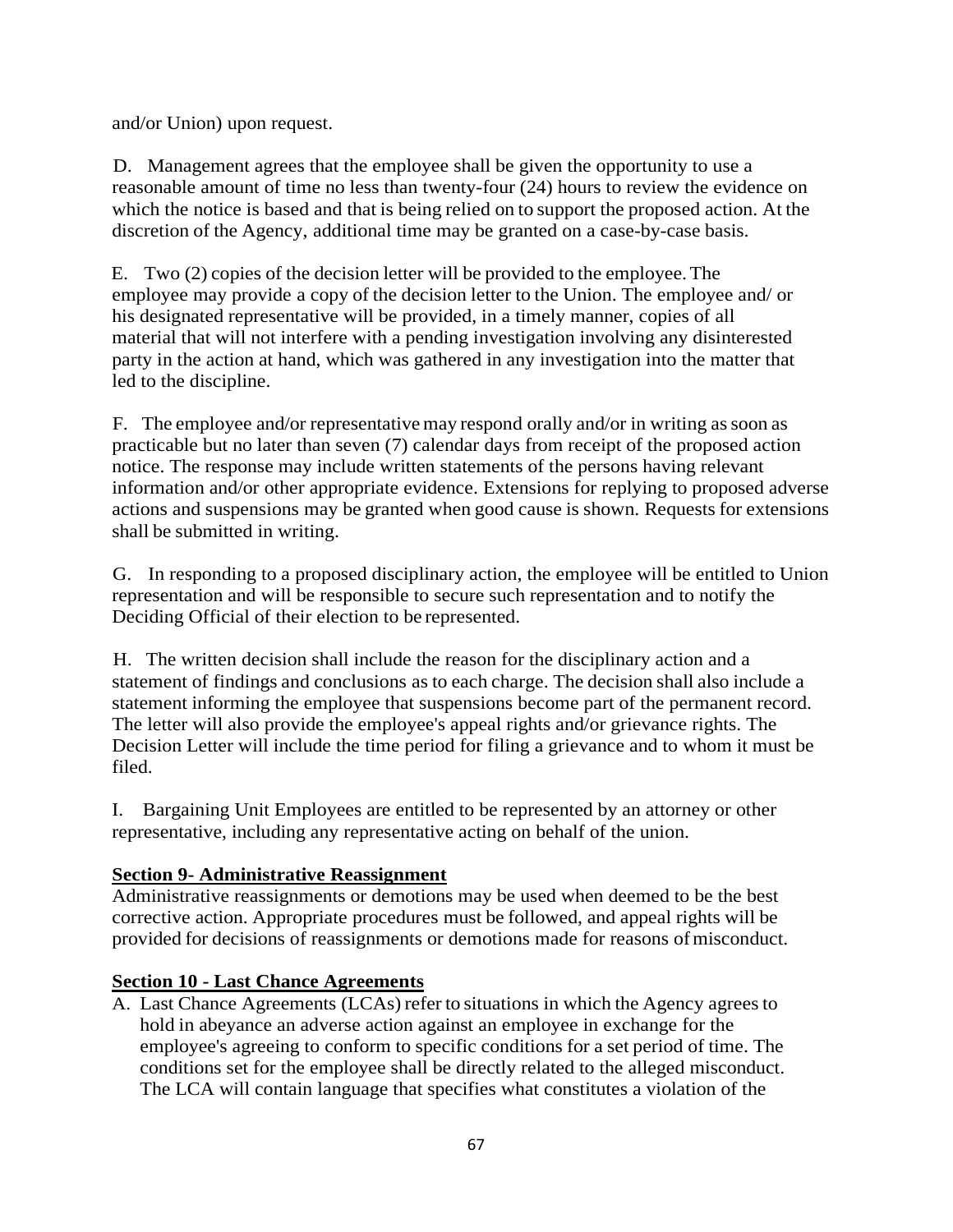and/or Union) upon request.

D. Management agrees that the employee shall be given the opportunity to use a reasonable amount of time no less than twenty-four (24) hours to review the evidence on which the notice is based and that is being relied on to support the proposed action. At the discretion of the Agency, additional time may be granted on a case-by-case basis.

E. Two (2) copies of the decision letter will be provided to the employee. The employee may provide a copy of the decision letter to the Union. The employee and/ or his designated representative will be provided, in a timely manner, copies of all material that will not interfere with a pending investigation involving any disinterested party in the action at hand, which was gathered in any investigation into the matter that led to the discipline.

F. The employee and/or representative may respond orally and/or in writing as soon as practicable but no later than seven (7) calendar days from receipt of the proposed action notice. The response may include written statements of the persons having relevant information and/or other appropriate evidence. Extensions for replying to proposed adverse actions and suspensions may be granted when good cause is shown. Requests for extensions shall be submitted in writing.

G. In responding to a proposed disciplinary action, the employee will be entitled to Union representation and will be responsible to secure such representation and to notify the Deciding Official of their election to be represented.

H. The written decision shall include the reason for the disciplinary action and a statement of findings and conclusions as to each charge. The decision shall also include a statement informing the employee that suspensions become part of the permanent record. The letter will also provide the employee's appeal rights and/or grievance rights. The Decision Letter will include the time period for filing a grievance and to whom it must be filed.

I. Bargaining Unit Employees are entitled to be represented by an attorney or other representative, including any representative acting on behalf of the union.

**Section 9- Administrative Reassignment**

Administrative reassignments or demotions may be used when deemed to be the best corrective action. Appropriate procedures must be followed, and appeal rights will be provided for decisions of reassignments or demotions made for reasons of misconduct.

**Section 10 - Last Chance Agreements**

A. Last Chance Agreements (LCAs) refer to situations in which the Agency agrees to hold in abeyance an adverse action against an employee in exchange for the employee's agreeing to conform to specific conditions for a set period of time. The conditions set for the employee shall be directly related to the alleged misconduct. The LCA will contain language that specifies what constitutes a violation of the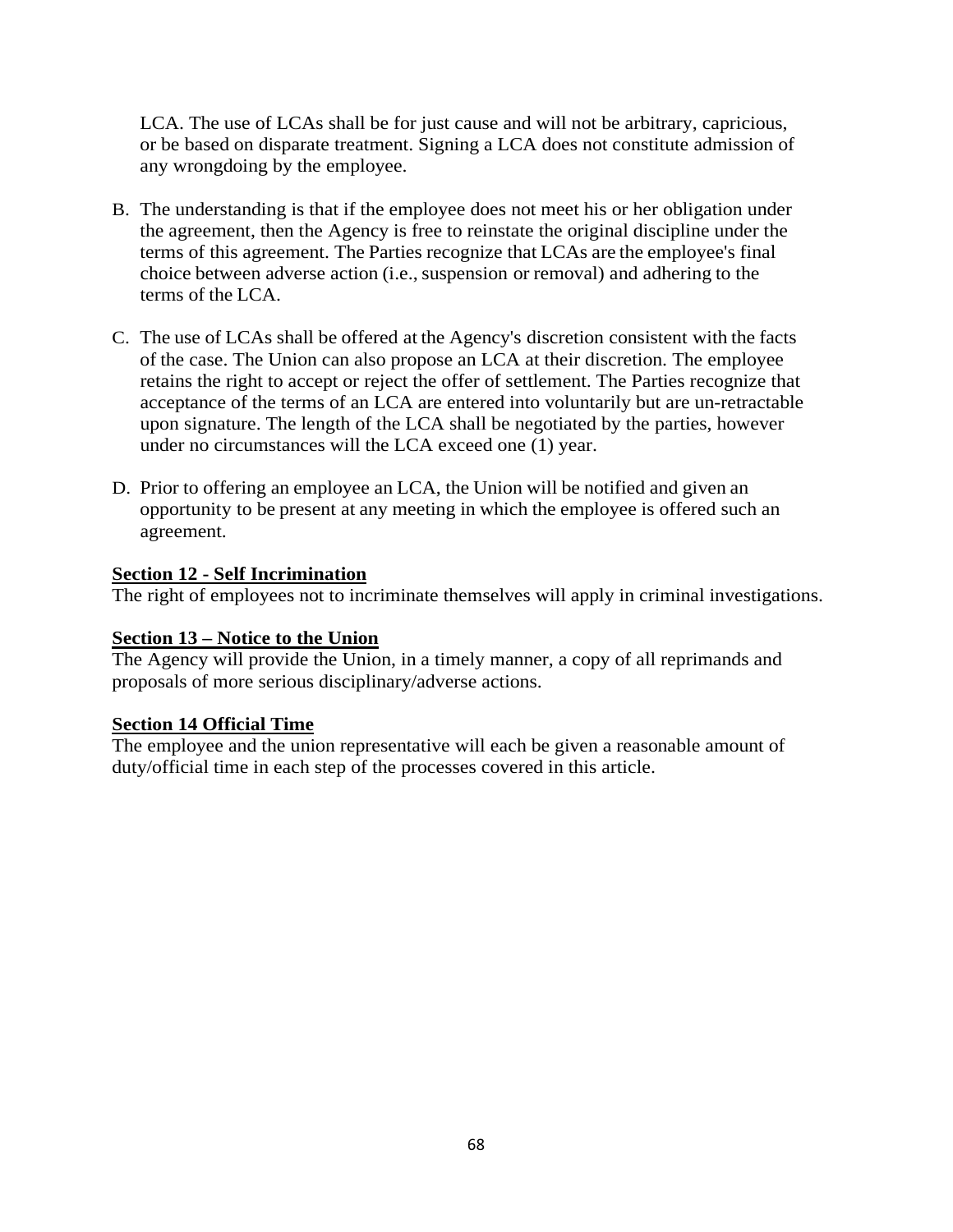LCA. The use of LCAs shall be for just cause and will not be arbitrary, capricious, or be based on disparate treatment. Signing a LCA does not constitute admission of any wrongdoing by the employee.

B. The understanding is that if the employee does not meet his or her obligation under the agreement, then the Agency is free to reinstate the original discipline under the terms of this agreement. The Parties recognize that LCAs are the employee's final choice between adverse action (i.e., suspension or removal) and adhering to the terms of the LCA.

C. The use of LCAs shall be offered at the Agency's discretion consistent with the facts of the case. The Union can also propose an LCA at their discretion. The employee retains the right to accept or reject the offer of settlement. The Parties recognize that acceptance of the terms of an LCA are entered into voluntarily but are un-retractable upon signature. The length of the LCA shall be negotiated by the parties, however under no circumstances will the LCA exceed one (1) year.

D. Prior to offering an employee an LCA, the Union will be notified and given an opportunity to be present at any meeting in which the employee is offered such an agreement.

**Section 12 - Self Incrimination**

The right of employees not to incriminate themselves will apply in criminal investigations.

**Section 13 – Notice to the Union**

The Agency will provide the Union, in a timely manner, a copy of all reprimands and proposals of more serious disciplinary/adverse actions.

**Section 14 Official Time**

The employee and the union representative will each be given a reasonable amount of duty/official time in each step of the processes covered in this article.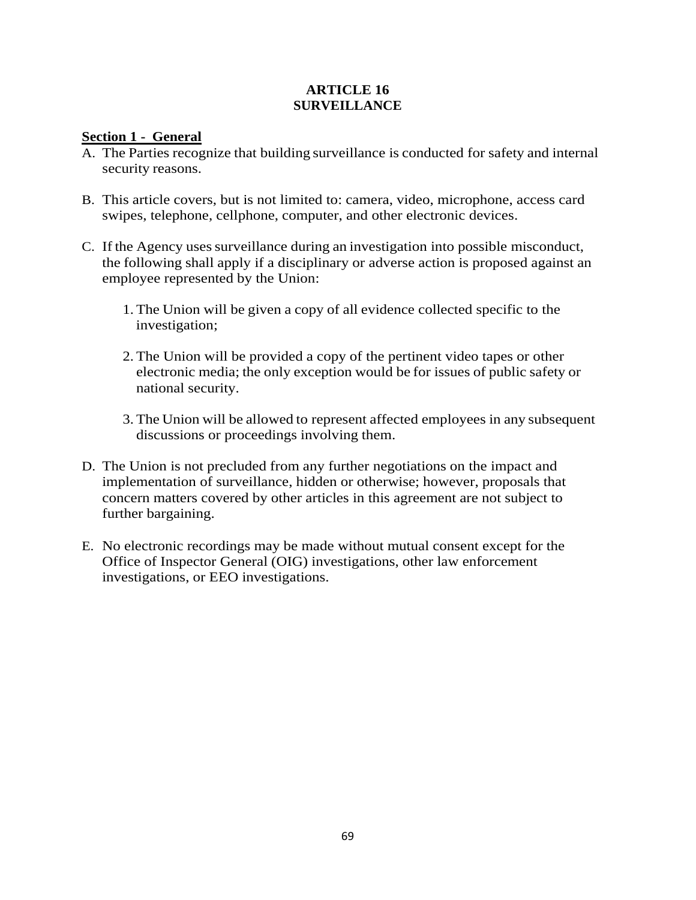# ARTICLE 16
# SURVEILLANCE

**Section 1 - General**

A. The Parties recognize that building surveillance is conducted for safety and internal security reasons.

B. This article covers, but is not limited to: camera, video, microphone, access card swipes, telephone, cellphone, computer, and other electronic devices.

C. If the Agency uses surveillance during an investigation into possible misconduct, the following shall apply if a disciplinary or adverse action is proposed against an employee represented by the Union:

   1. The Union will be given a copy of all evidence collected specific to the investigation;

   2. The Union will be provided a copy of the pertinent video tapes or other electronic media; the only exception would be for issues of public safety or national security.

   3. The Union will be allowed to represent affected employees in any subsequent discussions or proceedings involving them.

D. The Union is not precluded from any further negotiations on the impact and implementation of surveillance, hidden or otherwise; however, proposals that concern matters covered by other articles in this agreement are not subject to further bargaining.

E. No electronic recordings may be made without mutual consent except for the Office of Inspector General (OIG) investigations, other law enforcement investigations, or EEO investigations.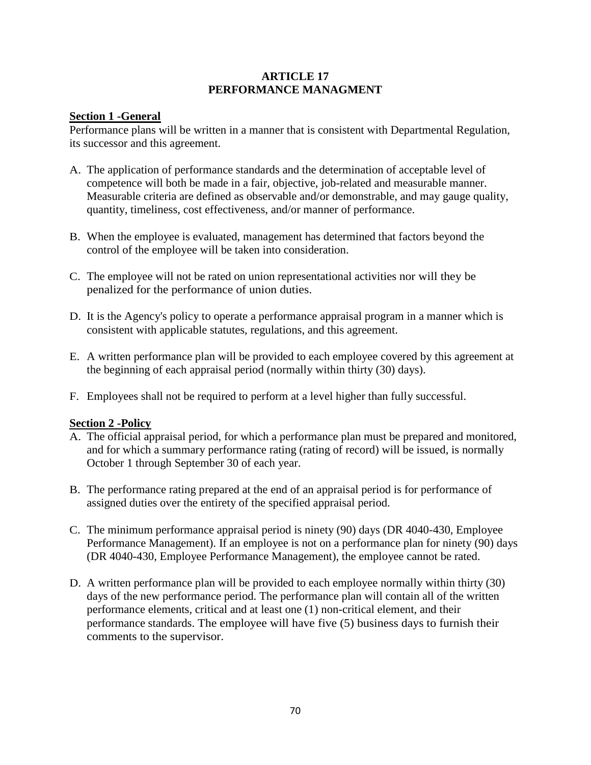# ARTICLE 17
# PERFORMANCE MANAGMENT

## Section 1 -General

Performance plans will be written in a manner that is consistent with Departmental Regulation, its successor and this agreement.

A. The application of performance standards and the determination of acceptable level of competence will both be made in a fair, objective, job-related and measurable manner. Measurable criteria are defined as observable and/or demonstrable, and may gauge quality, quantity, timeliness, cost effectiveness, and/or manner of performance.

B. When the employee is evaluated, management has determined that factors beyond the control of the employee will be taken into consideration.

C. The employee will not be rated on union representational activities nor will they be penalized for the performance of union duties.

D. It is the Agency's policy to operate a performance appraisal program in a manner which is consistent with applicable statutes, regulations, and this agreement.

E. A written performance plan will be provided to each employee covered by this agreement at the beginning of each appraisal period (normally within thirty (30) days).

F. Employees shall not be required to perform at a level higher than fully successful.

## Section 2 -Policy

A. The official appraisal period, for which a performance plan must be prepared and monitored, and for which a summary performance rating (rating of record) will be issued, is normally October 1 through September 30 of each year.

B. The performance rating prepared at the end of an appraisal period is for performance of assigned duties over the entirety of the specified appraisal period.

C. The minimum performance appraisal period is ninety (90) days (DR 4040-430, Employee Performance Management). If an employee is not on a performance plan for ninety (90) days (DR 4040-430, Employee Performance Management), the employee cannot be rated.

D. A written performance plan will be provided to each employee normally within thirty (30) days of the new performance period. The performance plan will contain all of the written performance elements, critical and at least one (1) non-critical element, and their performance standards. The employee will have five (5) business days to furnish their comments to the supervisor.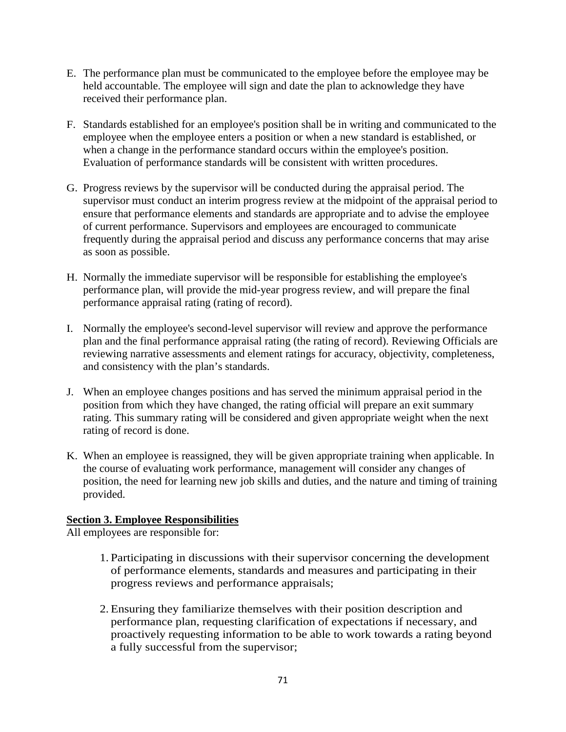E. The performance plan must be communicated to the employee before the employee may be held accountable. The employee will sign and date the plan to acknowledge they have received their performance plan.

F. Standards established for an employee's position shall be in writing and communicated to the employee when the employee enters a position or when a new standard is established, or when a change in the performance standard occurs within the employee's position. Evaluation of performance standards will be consistent with written procedures.

G. Progress reviews by the supervisor will be conducted during the appraisal period. The supervisor must conduct an interim progress review at the midpoint of the appraisal period to ensure that performance elements and standards are appropriate and to advise the employee of current performance. Supervisors and employees are encouraged to communicate frequently during the appraisal period and discuss any performance concerns that may arise as soon as possible.

H. Normally the immediate supervisor will be responsible for establishing the employee's performance plan, will provide the mid-year progress review, and will prepare the final performance appraisal rating (rating of record).

I. Normally the employee's second-level supervisor will review and approve the performance plan and the final performance appraisal rating (the rating of record). Reviewing Officials are reviewing narrative assessments and element ratings for accuracy, objectivity, completeness, and consistency with the plan's standards.

J. When an employee changes positions and has served the minimum appraisal period in the position from which they have changed, the rating official will prepare an exit summary rating. This summary rating will be considered and given appropriate weight when the next rating of record is done.

K. When an employee is reassigned, they will be given appropriate training when applicable. In the course of evaluating work performance, management will consider any changes of position, the need for learning new job skills and duties, and the nature and timing of training provided.

**Section 3. Employee Responsibilities**

All employees are responsible for:

1. Participating in discussions with their supervisor concerning the development of performance elements, standards and measures and participating in their progress reviews and performance appraisals;

2. Ensuring they familiarize themselves with their position description and performance plan, requesting clarification of expectations if necessary, and proactively requesting information to be able to work towards a rating beyond a fully successful from the supervisor;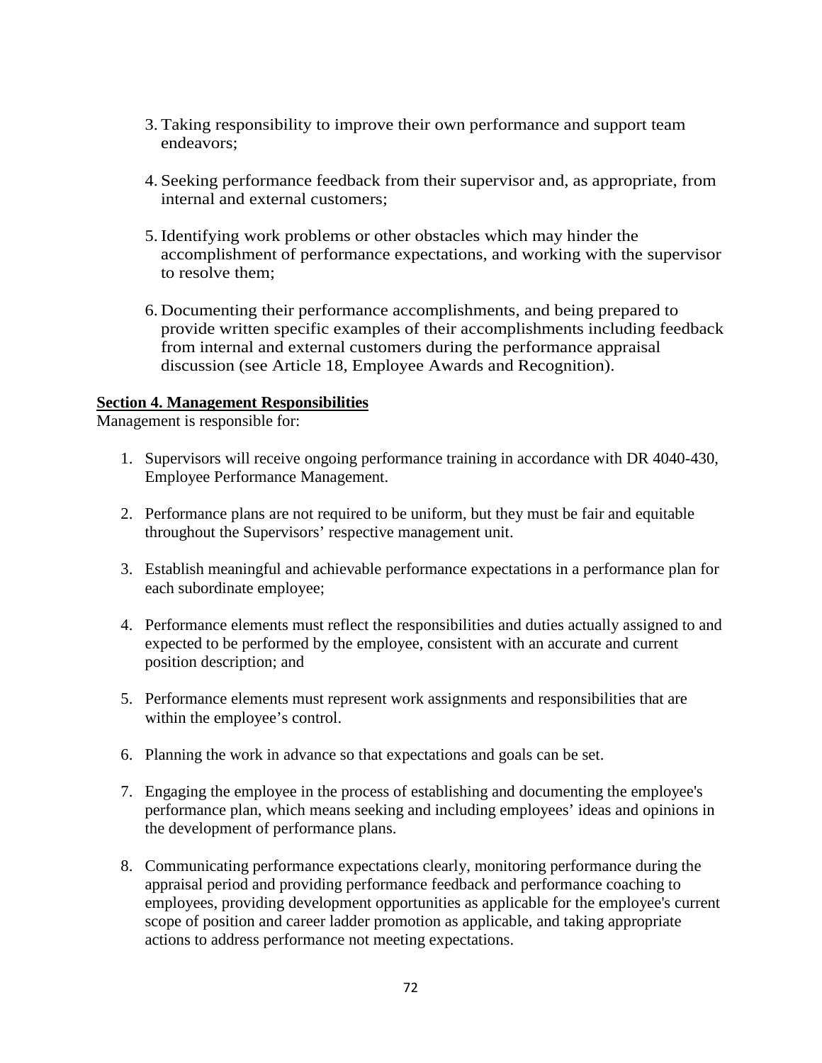3. Taking responsibility to improve their own performance and support team endeavors;

4. Seeking performance feedback from their supervisor and, as appropriate, from internal and external customers;

5. Identifying work problems or other obstacles which may hinder the accomplishment of performance expectations, and working with the supervisor to resolve them;

6. Documenting their performance accomplishments, and being prepared to provide written specific examples of their accomplishments including feedback from internal and external customers during the performance appraisal discussion (see Article 18, Employee Awards and Recognition).

**Section 4. Management Responsibilities**

Management is responsible for:

1. Supervisors will receive ongoing performance training in accordance with DR 4040-430, Employee Performance Management.

2. Performance plans are not required to be uniform, but they must be fair and equitable throughout the Supervisors' respective management unit.

3. Establish meaningful and achievable performance expectations in a performance plan for each subordinate employee;

4. Performance elements must reflect the responsibilities and duties actually assigned to and expected to be performed by the employee, consistent with an accurate and current position description; and

5. Performance elements must represent work assignments and responsibilities that are within the employee's control.

6. Planning the work in advance so that expectations and goals can be set.

7. Engaging the employee in the process of establishing and documenting the employee's performance plan, which means seeking and including employees' ideas and opinions in the development of performance plans.

8. Communicating performance expectations clearly, monitoring performance during the appraisal period and providing performance feedback and performance coaching to employees, providing development opportunities as applicable for the employee's current scope of position and career ladder promotion as applicable, and taking appropriate actions to address performance not meeting expectations.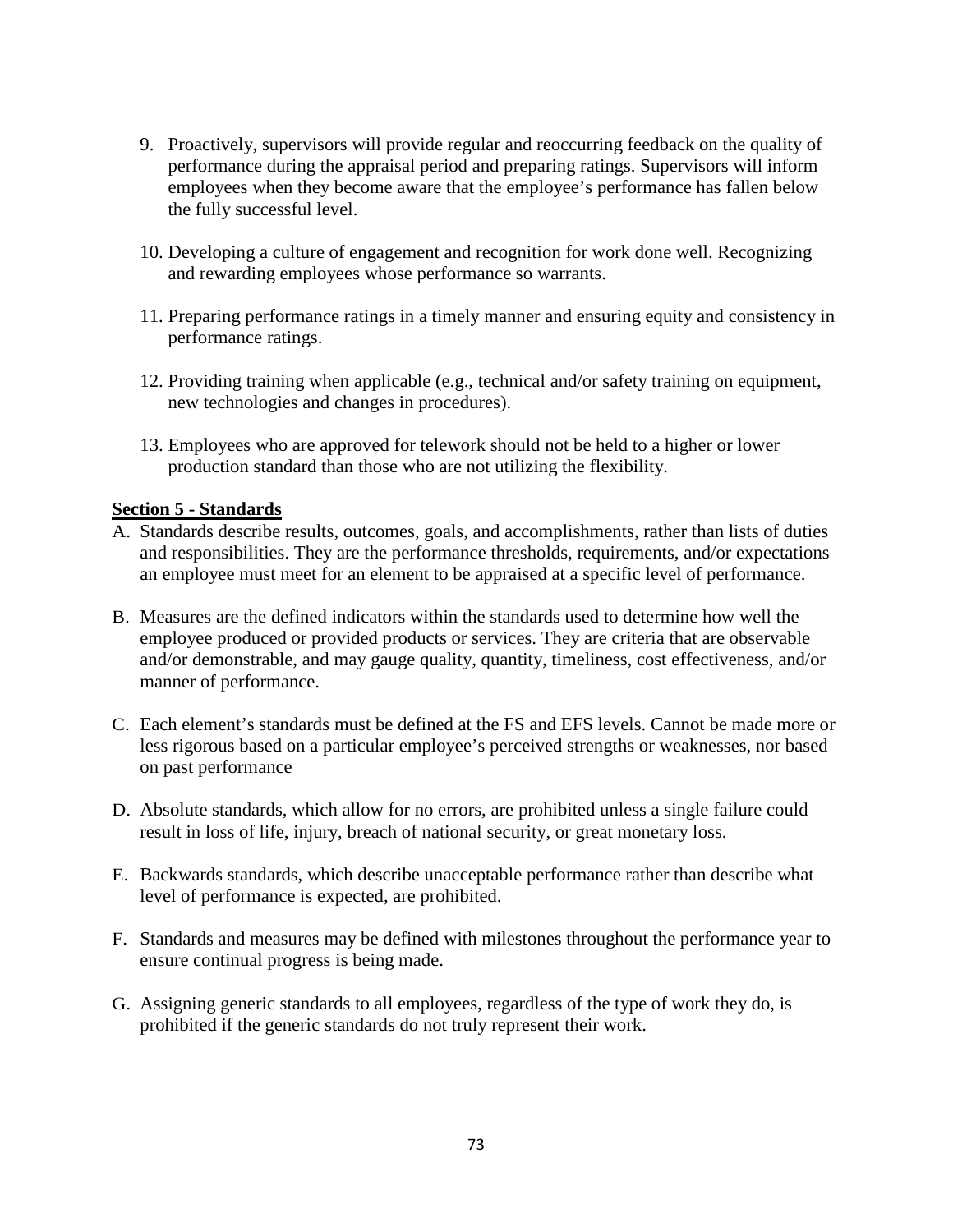9. Proactively, supervisors will provide regular and reoccurring feedback on the quality of performance during the appraisal period and preparing ratings. Supervisors will inform employees when they become aware that the employee's performance has fallen below the fully successful level.

10. Developing a culture of engagement and recognition for work done well. Recognizing and rewarding employees whose performance so warrants.

11. Preparing performance ratings in a timely manner and ensuring equity and consistency in performance ratings.

12. Providing training when applicable (e.g., technical and/or safety training on equipment, new technologies and changes in procedures).

13. Employees who are approved for telework should not be held to a higher or lower production standard than those who are not utilizing the flexibility.

**Section 5 - Standards**

A. Standards describe results, outcomes, goals, and accomplishments, rather than lists of duties and responsibilities. They are the performance thresholds, requirements, and/or expectations an employee must meet for an element to be appraised at a specific level of performance.

B. Measures are the defined indicators within the standards used to determine how well the employee produced or provided products or services. They are criteria that are observable and/or demonstrable, and may gauge quality, quantity, timeliness, cost effectiveness, and/or manner of performance.

C. Each element's standards must be defined at the FS and EFS levels. Cannot be made more or less rigorous based on a particular employee's perceived strengths or weaknesses, nor based on past performance

D. Absolute standards, which allow for no errors, are prohibited unless a single failure could result in loss of life, injury, breach of national security, or great monetary loss.

E. Backwards standards, which describe unacceptable performance rather than describe what level of performance is expected, are prohibited.

F. Standards and measures may be defined with milestones throughout the performance year to ensure continual progress is being made.

G. Assigning generic standards to all employees, regardless of the type of work they do, is prohibited if the generic standards do not truly represent their work.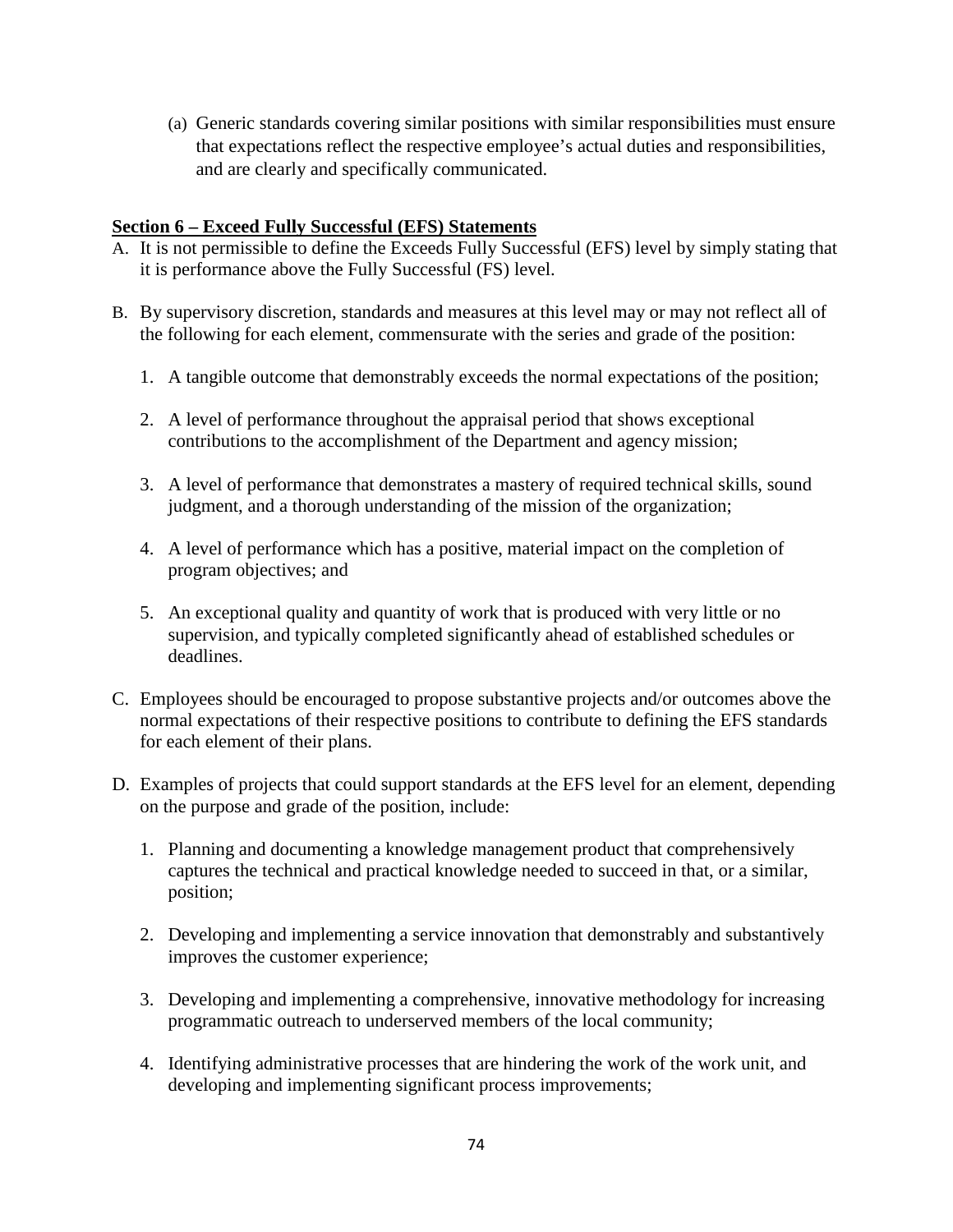(a) Generic standards covering similar positions with similar responsibilities must ensure that expectations reflect the respective employee's actual duties and responsibilities, and are clearly and specifically communicated.

**Section 6 – Exceed Fully Successful (EFS) Statements**

A. It is not permissible to define the Exceeds Fully Successful (EFS) level by simply stating that it is performance above the Fully Successful (FS) level.

B. By supervisory discretion, standards and measures at this level may or may not reflect all of the following for each element, commensurate with the series and grade of the position:

   1. A tangible outcome that demonstrably exceeds the normal expectations of the position;

   2. A level of performance throughout the appraisal period that shows exceptional contributions to the accomplishment of the Department and agency mission;

   3. A level of performance that demonstrates a mastery of required technical skills, sound judgment, and a thorough understanding of the mission of the organization;

   4. A level of performance which has a positive, material impact on the completion of program objectives; and

   5. An exceptional quality and quantity of work that is produced with very little or no supervision, and typically completed significantly ahead of established schedules or deadlines.

C. Employees should be encouraged to propose substantive projects and/or outcomes above the normal expectations of their respective positions to contribute to defining the EFS standards for each element of their plans.

D. Examples of projects that could support standards at the EFS level for an element, depending on the purpose and grade of the position, include:

   1. Planning and documenting a knowledge management product that comprehensively captures the technical and practical knowledge needed to succeed in that, or a similar, position;

   2. Developing and implementing a service innovation that demonstrably and substantively improves the customer experience;

   3. Developing and implementing a comprehensive, innovative methodology for increasing programmatic outreach to underserved members of the local community;

   4. Identifying administrative processes that are hindering the work of the work unit, and developing and implementing significant process improvements;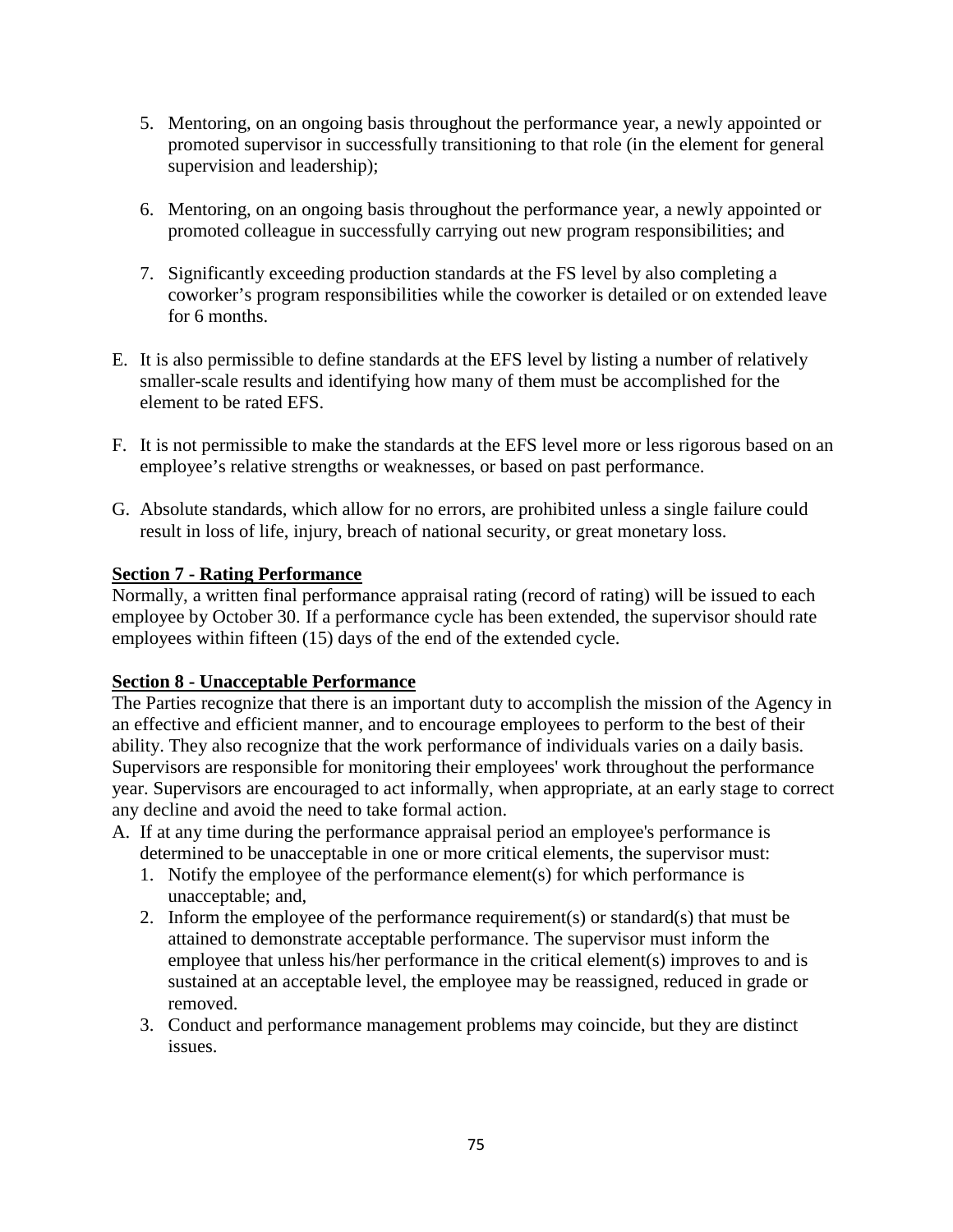5. Mentoring, on an ongoing basis throughout the performance year, a newly appointed or promoted supervisor in successfully transitioning to that role (in the element for general supervision and leadership);

6. Mentoring, on an ongoing basis throughout the performance year, a newly appointed or promoted colleague in successfully carrying out new program responsibilities; and

7. Significantly exceeding production standards at the FS level by also completing a coworker's program responsibilities while the coworker is detailed or on extended leave for 6 months.

E. It is also permissible to define standards at the EFS level by listing a number of relatively smaller-scale results and identifying how many of them must be accomplished for the element to be rated EFS.

F. It is not permissible to make the standards at the EFS level more or less rigorous based on an employee's relative strengths or weaknesses, or based on past performance.

G. Absolute standards, which allow for no errors, are prohibited unless a single failure could result in loss of life, injury, breach of national security, or great monetary loss.

**Section 7 - Rating Performance**

Normally, a written final performance appraisal rating (record of rating) will be issued to each employee by October 30. If a performance cycle has been extended, the supervisor should rate employees within fifteen (15) days of the end of the extended cycle.

**Section 8 - Unacceptable Performance**

The Parties recognize that there is an important duty to accomplish the mission of the Agency in an effective and efficient manner, and to encourage employees to perform to the best of their ability. They also recognize that the work performance of individuals varies on a daily basis. Supervisors are responsible for monitoring their employees' work throughout the performance year. Supervisors are encouraged to act informally, when appropriate, at an early stage to correct any decline and avoid the need to take formal action.

A. If at any time during the performance appraisal period an employee's performance is determined to be unacceptable in one or more critical elements, the supervisor must:
   1. Notify the employee of the performance element(s) for which performance is unacceptable; and,
   2. Inform the employee of the performance requirement(s) or standard(s) that must be attained to demonstrate acceptable performance. The supervisor must inform the employee that unless his/her performance in the critical element(s) improves to and is sustained at an acceptable level, the employee may be reassigned, reduced in grade or removed.
   3. Conduct and performance management problems may coincide, but they are distinct issues.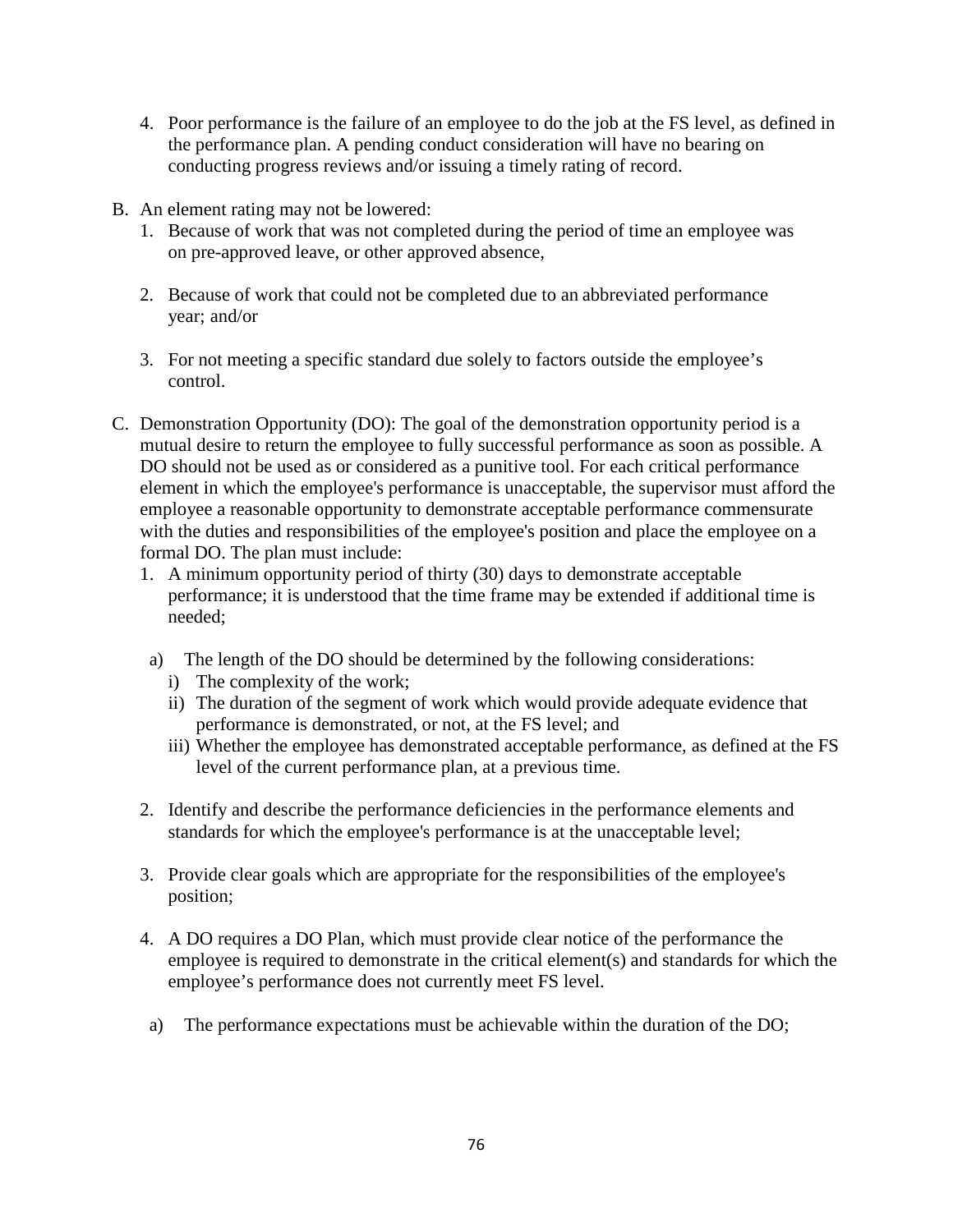4. Poor performance is the failure of an employee to do the job at the FS level, as defined in the performance plan. A pending conduct consideration will have no bearing on conducting progress reviews and/or issuing a timely rating of record.

B. An element rating may not be lowered:
   1. Because of work that was not completed during the period of time an employee was on pre-approved leave, or other approved absence,

   2. Because of work that could not be completed due to an abbreviated performance year; and/or

   3. For not meeting a specific standard due solely to factors outside the employee's control.

C. Demonstration Opportunity (DO): The goal of the demonstration opportunity period is a mutual desire to return the employee to fully successful performance as soon as possible. A DO should not be used as or considered as a punitive tool. For each critical performance element in which the employee's performance is unacceptable, the supervisor must afford the employee a reasonable opportunity to demonstrate acceptable performance commensurate with the duties and responsibilities of the employee's position and place the employee on a formal DO. The plan must include:
   1. A minimum opportunity period of thirty (30) days to demonstrate acceptable performance; it is understood that the time frame may be extended if additional time is needed;

      a) The length of the DO should be determined by the following considerations:
         i) The complexity of the work;
         ii) The duration of the segment of work which would provide adequate evidence that performance is demonstrated, or not, at the FS level; and
         iii) Whether the employee has demonstrated acceptable performance, as defined at the FS level of the current performance plan, at a previous time.

   2. Identify and describe the performance deficiencies in the performance elements and standards for which the employee's performance is at the unacceptable level;

   3. Provide clear goals which are appropriate for the responsibilities of the employee's position;

   4. A DO requires a DO Plan, which must provide clear notice of the performance the employee is required to demonstrate in the critical element(s) and standards for which the employee's performance does not currently meet FS level.

      a) The performance expectations must be achievable within the duration of the DO;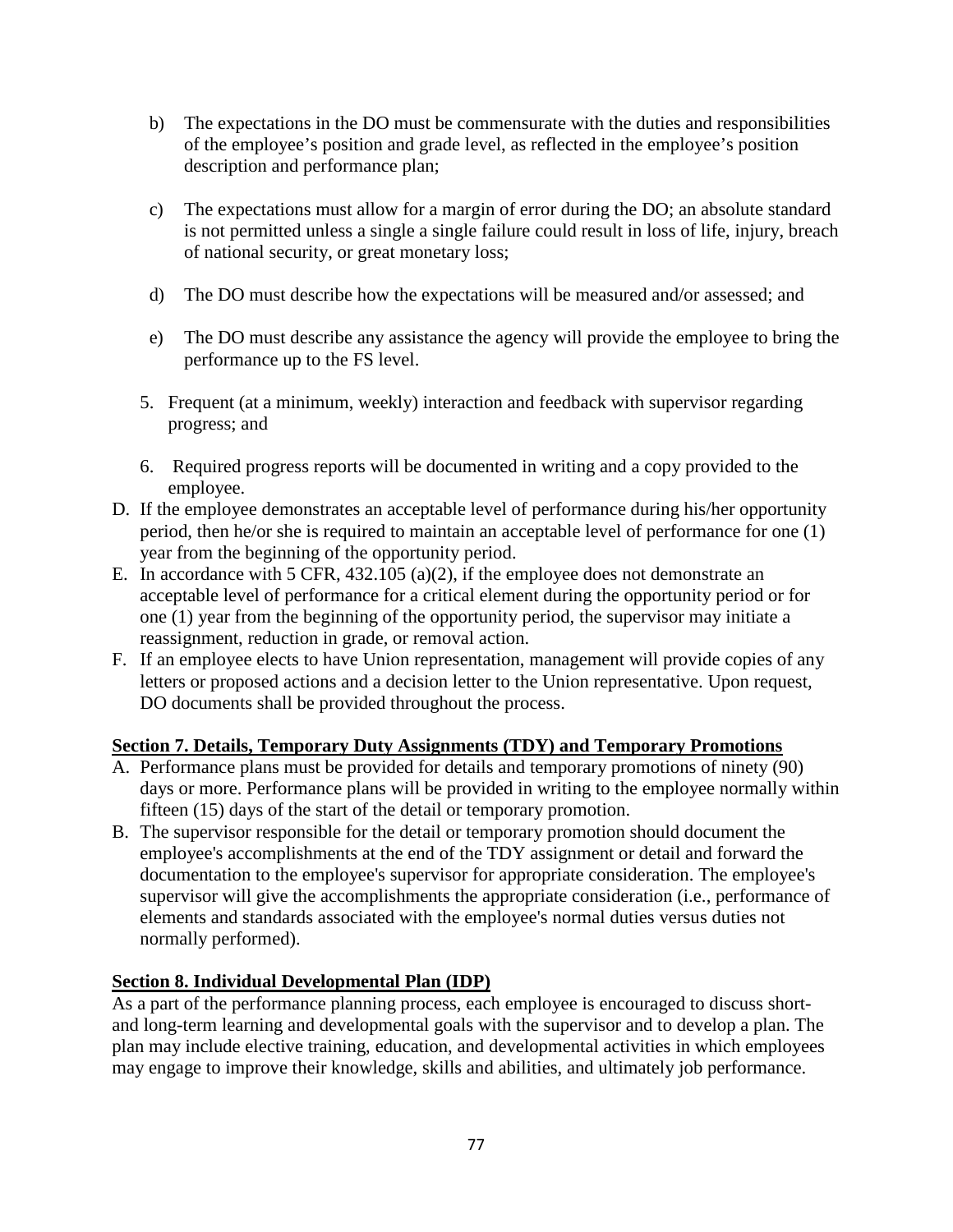b) The expectations in the DO must be commensurate with the duties and responsibilities of the employee's position and grade level, as reflected in the employee's position description and performance plan;

c) The expectations must allow for a margin of error during the DO; an absolute standard is not permitted unless a single a single failure could result in loss of life, injury, breach of national security, or great monetary loss;

d) The DO must describe how the expectations will be measured and/or assessed; and

e) The DO must describe any assistance the agency will provide the employee to bring the performance up to the FS level.

5. Frequent (at a minimum, weekly) interaction and feedback with supervisor regarding progress; and

6. Required progress reports will be documented in writing and a copy provided to the employee.

D. If the employee demonstrates an acceptable level of performance during his/her opportunity period, then he/or she is required to maintain an acceptable level of performance for one (1) year from the beginning of the opportunity period.

E. In accordance with 5 CFR, 432.105 (a)(2), if the employee does not demonstrate an acceptable level of performance for a critical element during the opportunity period or for one (1) year from the beginning of the opportunity period, the supervisor may initiate a reassignment, reduction in grade, or removal action.

F. If an employee elects to have Union representation, management will provide copies of any letters or proposed actions and a decision letter to the Union representative. Upon request, DO documents shall be provided throughout the process.

## Section 7. Details, Temporary Duty Assignments (TDY) and Temporary Promotions

A. Performance plans must be provided for details and temporary promotions of ninety (90) days or more. Performance plans will be provided in writing to the employee normally within fifteen (15) days of the start of the detail or temporary promotion.

B. The supervisor responsible for the detail or temporary promotion should document the employee's accomplishments at the end of the TDY assignment or detail and forward the documentation to the employee's supervisor for appropriate consideration. The employee's supervisor will give the accomplishments the appropriate consideration (i.e., performance of elements and standards associated with the employee's normal duties versus duties not normally performed).

## Section 8. Individual Developmental Plan (IDP)

As a part of the performance planning process, each employee is encouraged to discuss short- and long-term learning and developmental goals with the supervisor and to develop a plan. The plan may include elective training, education, and developmental activities in which employees may engage to improve their knowledge, skills and abilities, and ultimately job performance.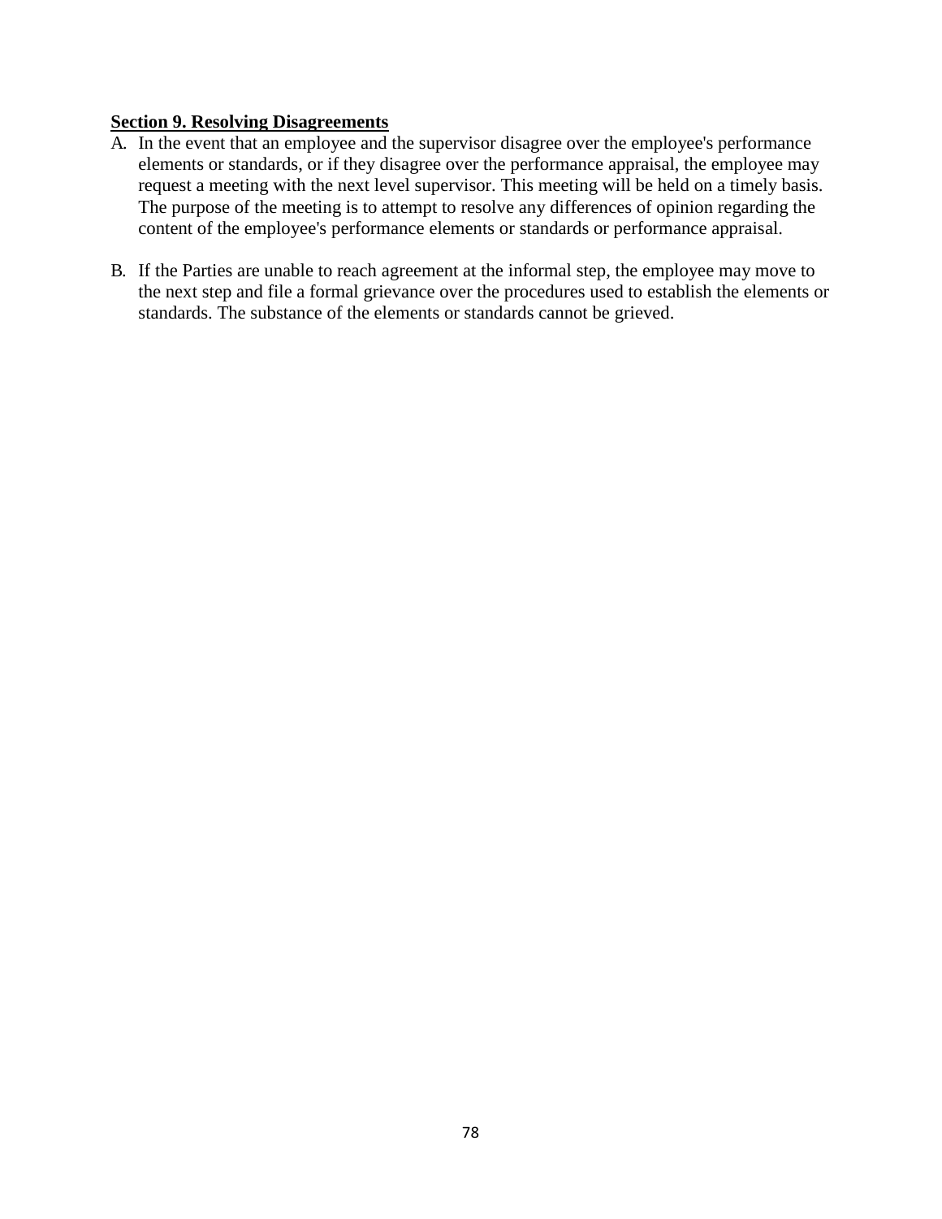**Section 9. Resolving Disagreements**

A. In the event that an employee and the supervisor disagree over the employee's performance elements or standards, or if they disagree over the performance appraisal, the employee may request a meeting with the next level supervisor. This meeting will be held on a timely basis. The purpose of the meeting is to attempt to resolve any differences of opinion regarding the content of the employee's performance elements or standards or performance appraisal.

B. If the Parties are unable to reach agreement at the informal step, the employee may move to the next step and file a formal grievance over the procedures used to establish the elements or standards. The substance of the elements or standards cannot be grieved.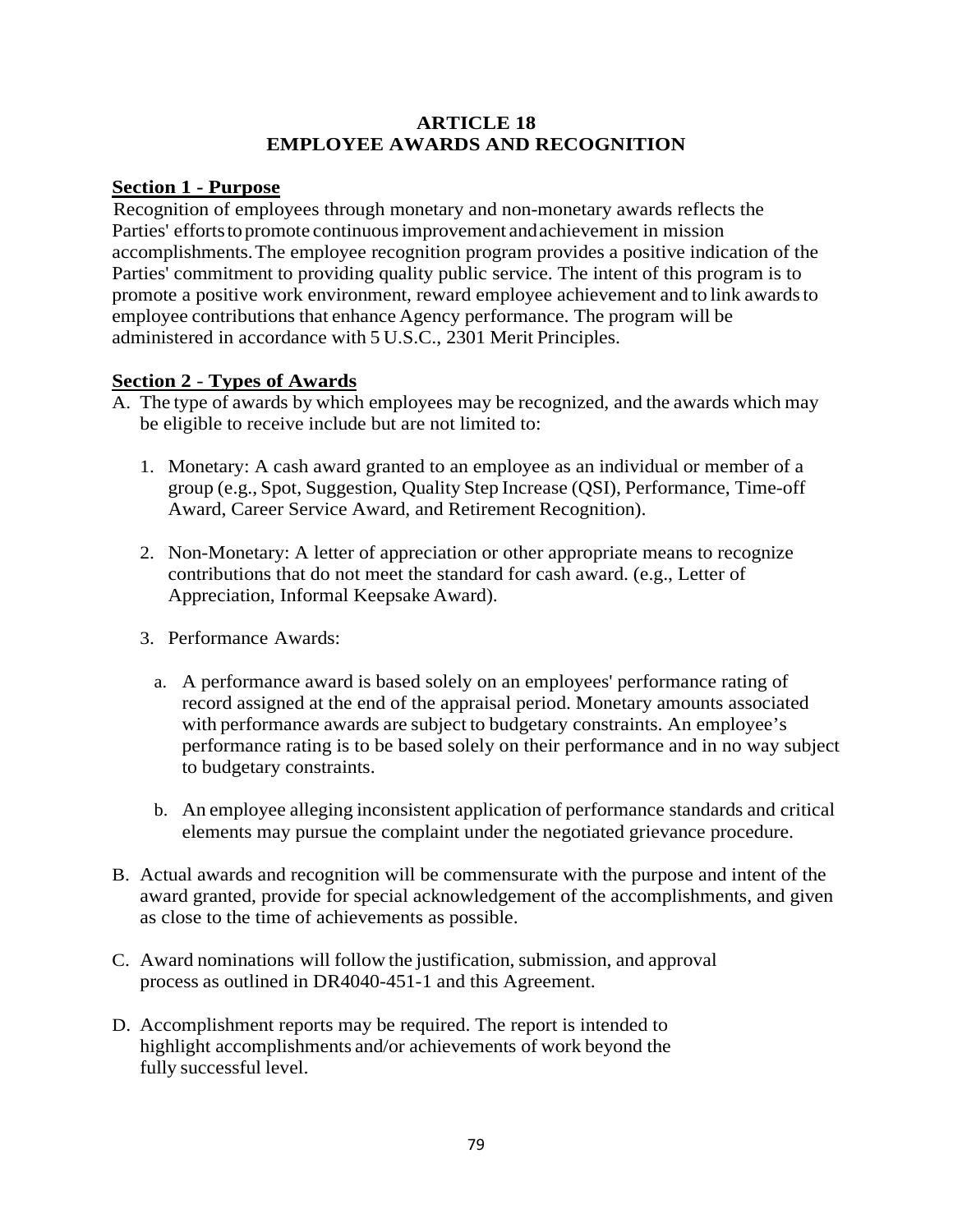# ARTICLE 18
# EMPLOYEE AWARDS AND RECOGNITION

## Section 1 - Purpose

Recognition of employees through monetary and non-monetary awards reflects the Parties' efforts to promote continuous improvement and achievement in mission accomplishments. The employee recognition program provides a positive indication of the Parties' commitment to providing quality public service. The intent of this program is to promote a positive work environment, reward employee achievement and to link awards to employee contributions that enhance Agency performance. The program will be administered in accordance with 5 U.S.C., 2301 Merit Principles.

## Section 2 - Types of Awards

A. The type of awards by which employees may be recognized, and the awards which may be eligible to receive include but are not limited to:

   1. Monetary: A cash award granted to an employee as an individual or member of a group (e.g., Spot, Suggestion, Quality Step Increase (QSI), Performance, Time-off Award, Career Service Award, and Retirement Recognition).

   2. Non-Monetary: A letter of appreciation or other appropriate means to recognize contributions that do not meet the standard for cash award. (e.g., Letter of Appreciation, Informal Keepsake Award).

   3. Performance Awards:

      a. A performance award is based solely on an employees' performance rating of record assigned at the end of the appraisal period. Monetary amounts associated with performance awards are subject to budgetary constraints. An employee's performance rating is to be based solely on their performance and in no way subject to budgetary constraints.

      b. An employee alleging inconsistent application of performance standards and critical elements may pursue the complaint under the negotiated grievance procedure.

B. Actual awards and recognition will be commensurate with the purpose and intent of the award granted, provide for special acknowledgement of the accomplishments, and given as close to the time of achievements as possible.

C. Award nominations will follow the justification, submission, and approval process as outlined in DR4040-451-1 and this Agreement.

D. Accomplishment reports may be required. The report is intended to highlight accomplishments and/or achievements of work beyond the fully successful level.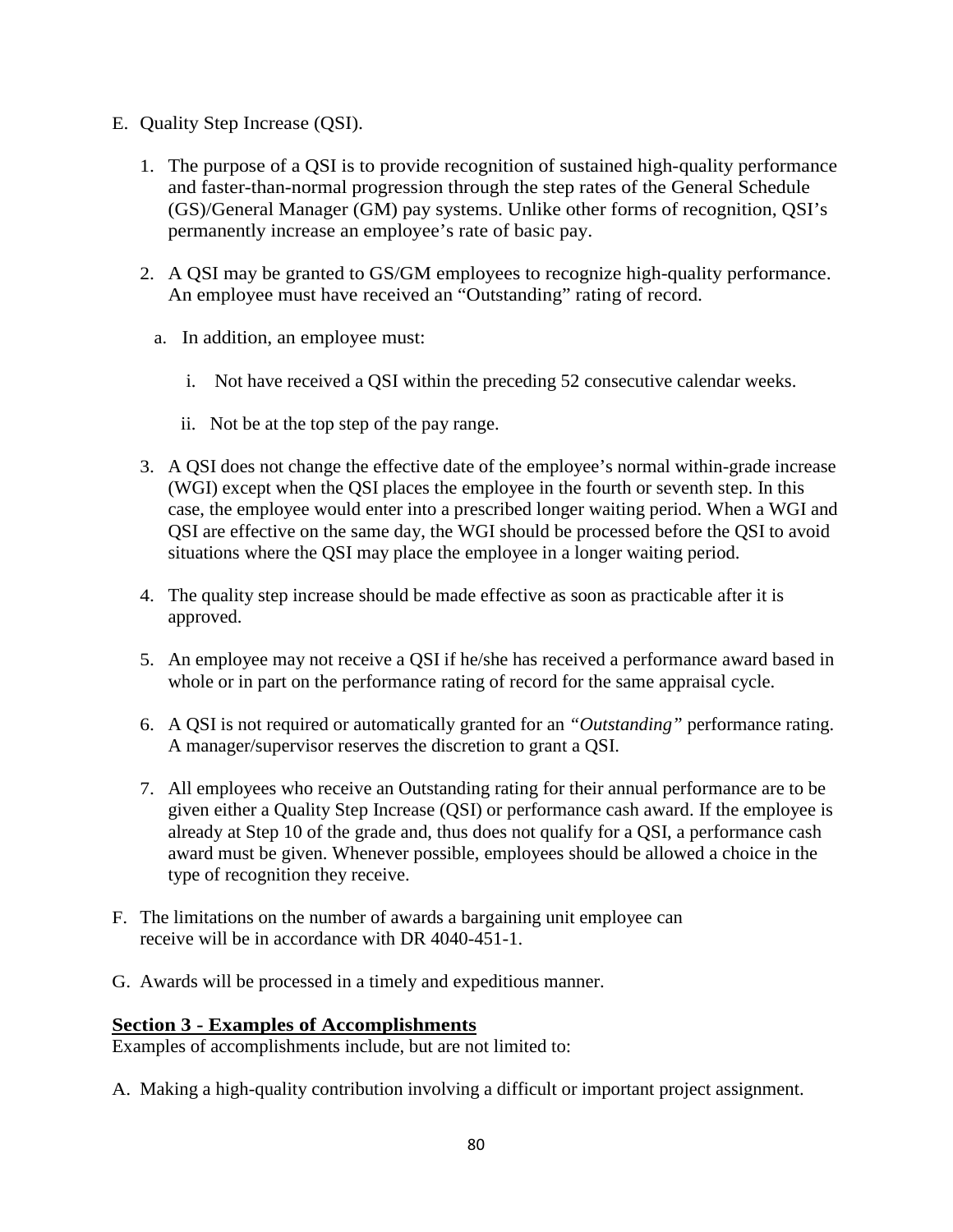E. Quality Step Increase (QSI).

   1. The purpose of a QSI is to provide recognition of sustained high-quality performance and faster-than-normal progression through the step rates of the General Schedule (GS)/General Manager (GM) pay systems. Unlike other forms of recognition, QSI's permanently increase an employee's rate of basic pay.

   2. A QSI may be granted to GS/GM employees to recognize high-quality performance. An employee must have received an "Outstanding" rating of record.

      a. In addition, an employee must:

         i. Not have received a QSI within the preceding 52 consecutive calendar weeks.

         ii. Not be at the top step of the pay range.

   3. A QSI does not change the effective date of the employee's normal within-grade increase (WGI) except when the QSI places the employee in the fourth or seventh step. In this case, the employee would enter into a prescribed longer waiting period. When a WGI and QSI are effective on the same day, the WGI should be processed before the QSI to avoid situations where the QSI may place the employee in a longer waiting period.

   4. The quality step increase should be made effective as soon as practicable after it is approved.

   5. An employee may not receive a QSI if he/she has received a performance award based in whole or in part on the performance rating of record for the same appraisal cycle.

   6. A QSI is not required or automatically granted for an *"Outstanding"* performance rating. A manager/supervisor reserves the discretion to grant a QSI.

   7. All employees who receive an Outstanding rating for their annual performance are to be given either a Quality Step Increase (QSI) or performance cash award. If the employee is already at Step 10 of the grade and, thus does not qualify for a QSI, a performance cash award must be given. Whenever possible, employees should be allowed a choice in the type of recognition they receive.

F. The limitations on the number of awards a bargaining unit employee can receive will be in accordance with DR 4040-451-1.

G. Awards will be processed in a timely and expeditious manner.

**Section 3 - Examples of Accomplishments**

Examples of accomplishments include, but are not limited to:

A. Making a high-quality contribution involving a difficult or important project assignment.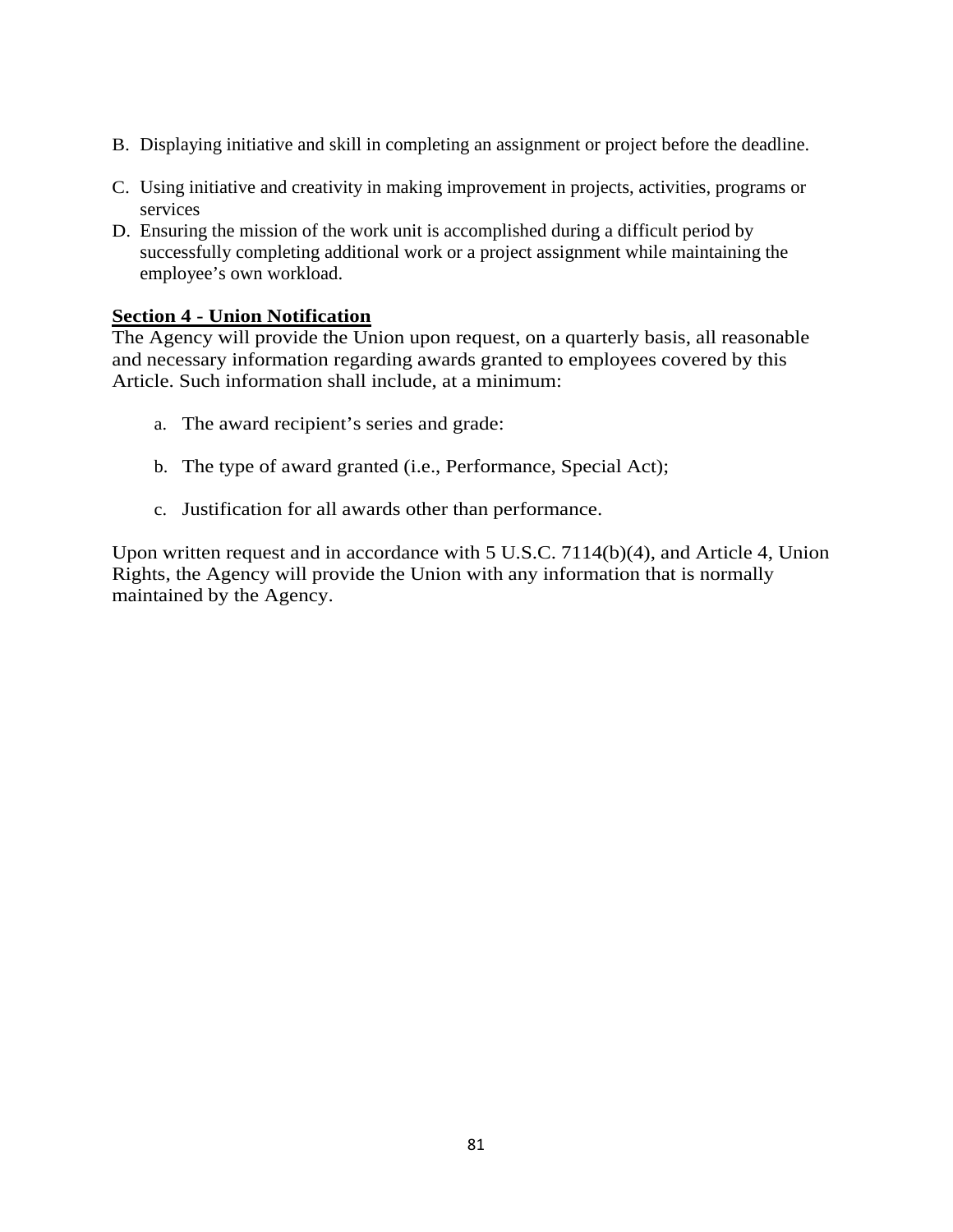B. Displaying initiative and skill in completing an assignment or project before the deadline.

C. Using initiative and creativity in making improvement in projects, activities, programs or services

D. Ensuring the mission of the work unit is accomplished during a difficult period by successfully completing additional work or a project assignment while maintaining the employee's own workload.

**Section 4 - Union Notification**

The Agency will provide the Union upon request, on a quarterly basis, all reasonable and necessary information regarding awards granted to employees covered by this Article. Such information shall include, at a minimum:

a. The award recipient's series and grade:

b. The type of award granted (i.e., Performance, Special Act);

c. Justification for all awards other than performance.

Upon written request and in accordance with 5 U.S.C. 7114(b)(4), and Article 4, Union Rights, the Agency will provide the Union with any information that is normally maintained by the Agency.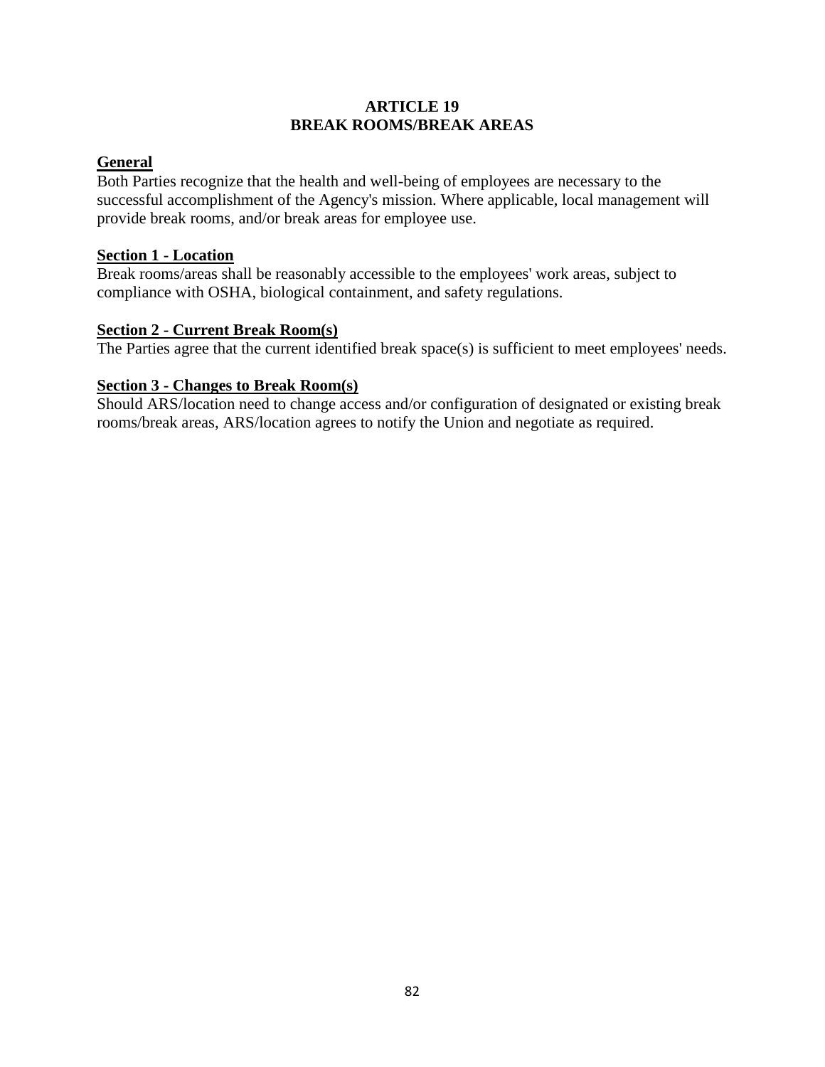# ARTICLE 19
# BREAK ROOMS/BREAK AREAS

## General

Both Parties recognize that the health and well-being of employees are necessary to the successful accomplishment of the Agency's mission. Where applicable, local management will provide break rooms, and/or break areas for employee use.

## Section 1 - Location

Break rooms/areas shall be reasonably accessible to the employees' work areas, subject to compliance with OSHA, biological containment, and safety regulations.

## Section 2 - Current Break Room(s)

The Parties agree that the current identified break space(s) is sufficient to meet employees' needs.

## Section 3 - Changes to Break Room(s)

Should ARS/location need to change access and/or configuration of designated or existing break rooms/break areas, ARS/location agrees to notify the Union and negotiate as required.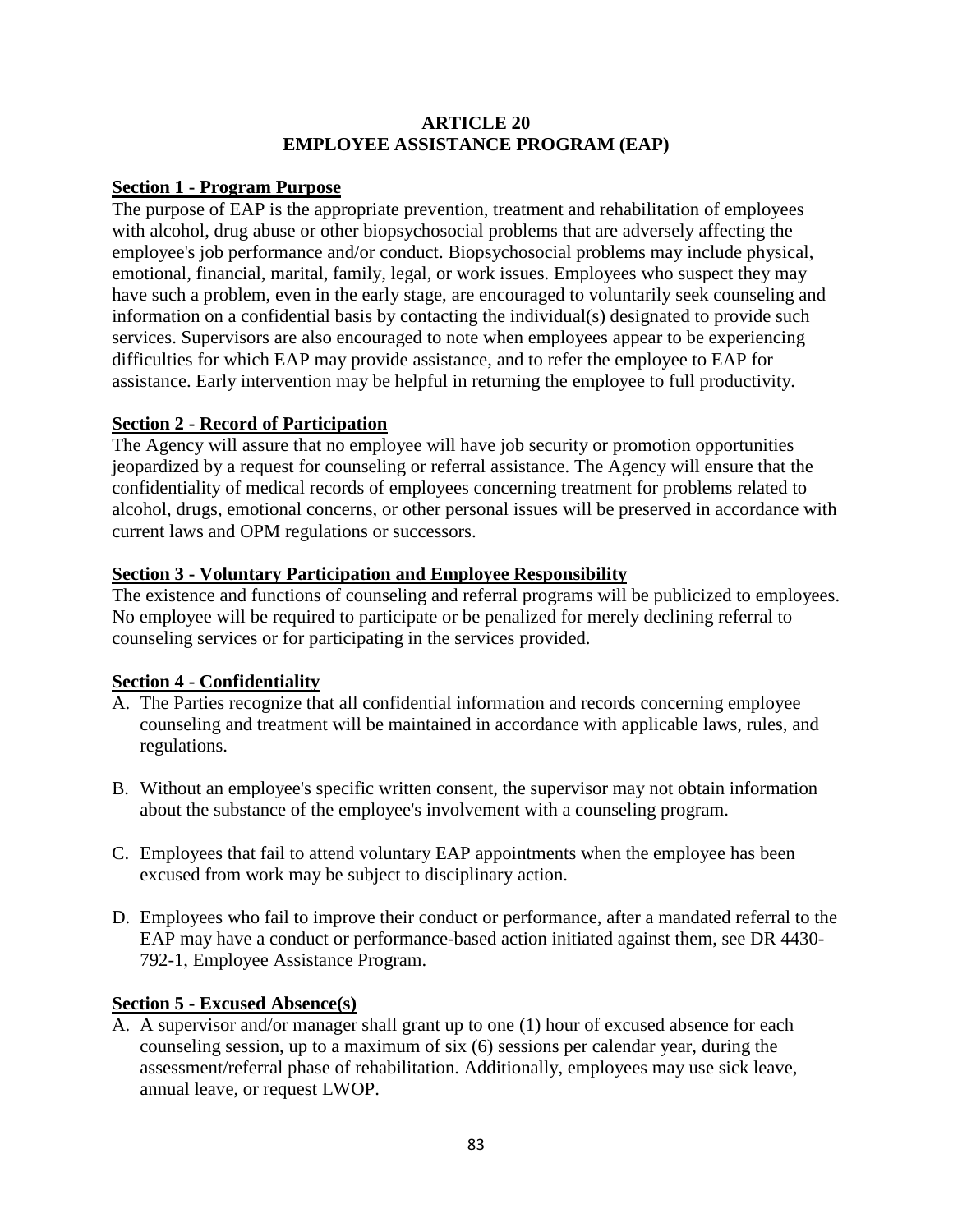# ARTICLE 20
# EMPLOYEE ASSISTANCE PROGRAM (EAP)

**Section 1 - Program Purpose**

The purpose of EAP is the appropriate prevention, treatment and rehabilitation of employees with alcohol, drug abuse or other biopsychosocial problems that are adversely affecting the employee's job performance and/or conduct. Biopsychosocial problems may include physical, emotional, financial, marital, family, legal, or work issues. Employees who suspect they may have such a problem, even in the early stage, are encouraged to voluntarily seek counseling and information on a confidential basis by contacting the individual(s) designated to provide such services. Supervisors are also encouraged to note when employees appear to be experiencing difficulties for which EAP may provide assistance, and to refer the employee to EAP for assistance. Early intervention may be helpful in returning the employee to full productivity.

**Section 2 - Record of Participation**

The Agency will assure that no employee will have job security or promotion opportunities jeopardized by a request for counseling or referral assistance. The Agency will ensure that the confidentiality of medical records of employees concerning treatment for problems related to alcohol, drugs, emotional concerns, or other personal issues will be preserved in accordance with current laws and OPM regulations or successors.

**Section 3 - Voluntary Participation and Employee Responsibility**

The existence and functions of counseling and referral programs will be publicized to employees. No employee will be required to participate or be penalized for merely declining referral to counseling services or for participating in the services provided.

**Section 4 - Confidentiality**

A. The Parties recognize that all confidential information and records concerning employee counseling and treatment will be maintained in accordance with applicable laws, rules, and regulations.

B. Without an employee's specific written consent, the supervisor may not obtain information about the substance of the employee's involvement with a counseling program.

C. Employees that fail to attend voluntary EAP appointments when the employee has been excused from work may be subject to disciplinary action.

D. Employees who fail to improve their conduct or performance, after a mandated referral to the EAP may have a conduct or performance-based action initiated against them, see DR 4430-792-1, Employee Assistance Program.

**Section 5 - Excused Absence(s)**

A. A supervisor and/or manager shall grant up to one (1) hour of excused absence for each counseling session, up to a maximum of six (6) sessions per calendar year, during the assessment/referral phase of rehabilitation. Additionally, employees may use sick leave, annual leave, or request LWOP.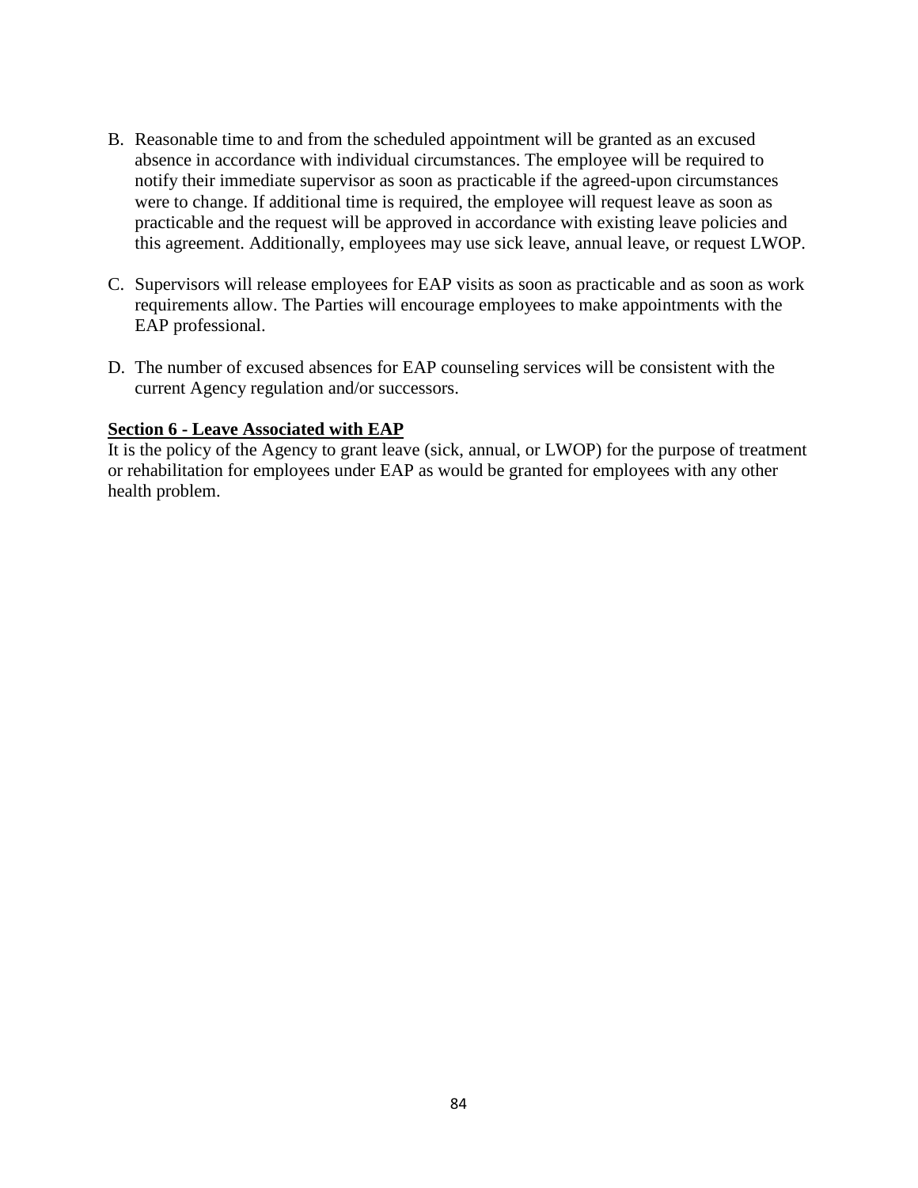B. Reasonable time to and from the scheduled appointment will be granted as an excused absence in accordance with individual circumstances. The employee will be required to notify their immediate supervisor as soon as practicable if the agreed-upon circumstances were to change. If additional time is required, the employee will request leave as soon as practicable and the request will be approved in accordance with existing leave policies and this agreement. Additionally, employees may use sick leave, annual leave, or request LWOP.

C. Supervisors will release employees for EAP visits as soon as practicable and as soon as work requirements allow. The Parties will encourage employees to make appointments with the EAP professional.

D. The number of excused absences for EAP counseling services will be consistent with the current Agency regulation and/or successors.

**Section 6 - Leave Associated with EAP**

It is the policy of the Agency to grant leave (sick, annual, or LWOP) for the purpose of treatment or rehabilitation for employees under EAP as would be granted for employees with any other health problem.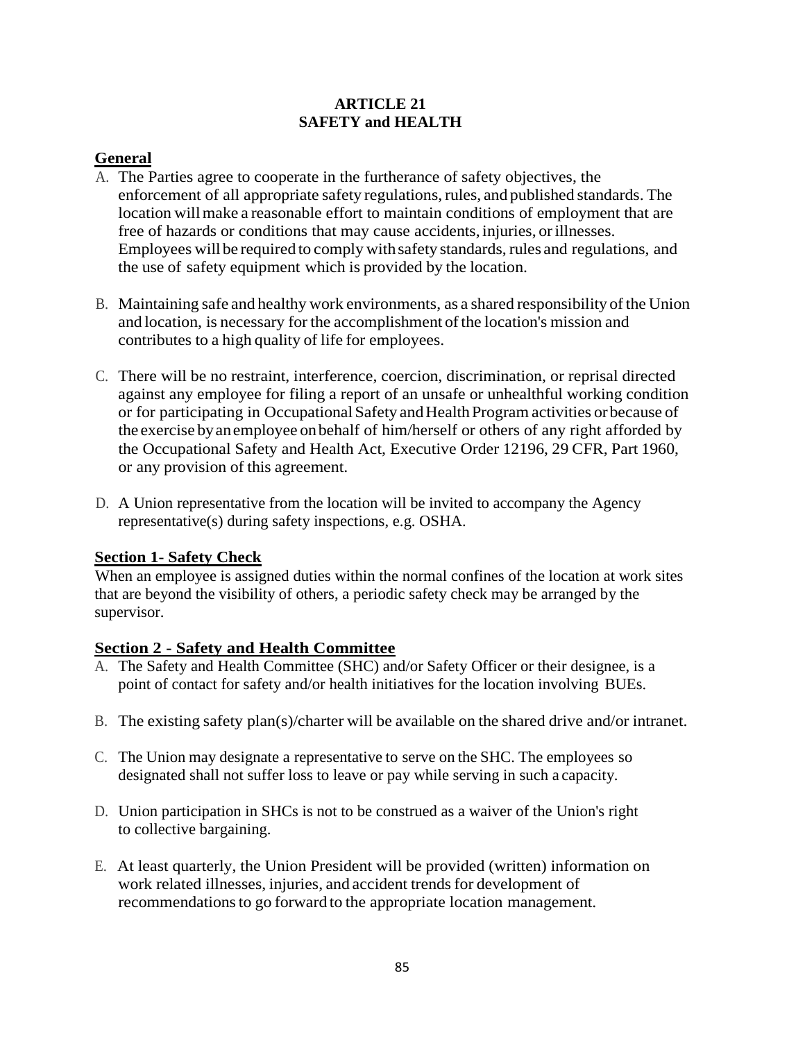# ARTICLE 21
# SAFETY and HEALTH

## General

A. The Parties agree to cooperate in the furtherance of safety objectives, the enforcement of all appropriate safety regulations, rules, and published standards. The location will make a reasonable effort to maintain conditions of employment that are free of hazards or conditions that may cause accidents, injuries, or illnesses. Employees will be required to comply with safety standards, rules and regulations, and the use of safety equipment which is provided by the location.

B. Maintaining safe and healthy work environments, as a shared responsibility of the Union and location, is necessary for the accomplishment of the location's mission and contributes to a high quality of life for employees.

C. There will be no restraint, interference, coercion, discrimination, or reprisal directed against any employee for filing a report of an unsafe or unhealthful working condition or for participating in Occupational Safety and Health Program activities or because of the exercise by an employee on behalf of him/herself or others of any right afforded by the Occupational Safety and Health Act, Executive Order 12196, 29 CFR, Part 1960, or any provision of this agreement.

D. A Union representative from the location will be invited to accompany the Agency representative(s) during safety inspections, e.g. OSHA.

## Section 1- Safety Check

When an employee is assigned duties within the normal confines of the location at work sites that are beyond the visibility of others, a periodic safety check may be arranged by the supervisor.

## Section 2 - Safety and Health Committee

A. The Safety and Health Committee (SHC) and/or Safety Officer or their designee, is a point of contact for safety and/or health initiatives for the location involving BUEs.

B. The existing safety plan(s)/charter will be available on the shared drive and/or intranet.

C. The Union may designate a representative to serve on the SHC. The employees so designated shall not suffer loss to leave or pay while serving in such a capacity.

D. Union participation in SHCs is not to be construed as a waiver of the Union's right to collective bargaining.

E. At least quarterly, the Union President will be provided (written) information on work related illnesses, injuries, and accident trends for development of recommendations to go forward to the appropriate location management.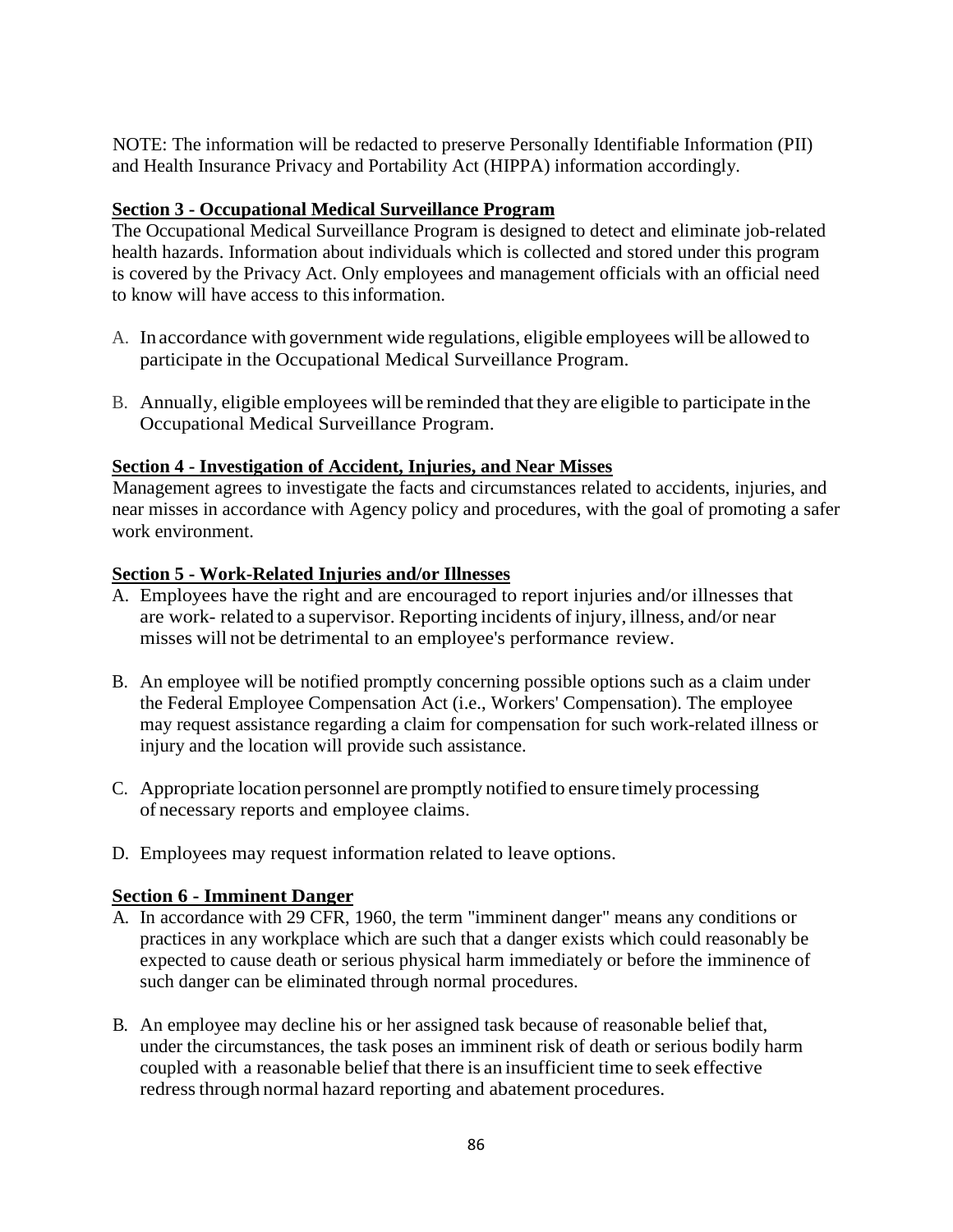NOTE: The information will be redacted to preserve Personally Identifiable Information (PII) and Health Insurance Privacy and Portability Act (HIPPA) information accordingly.

**Section 3 - Occupational Medical Surveillance Program**

The Occupational Medical Surveillance Program is designed to detect and eliminate job-related health hazards. Information about individuals which is collected and stored under this program is covered by the Privacy Act. Only employees and management officials with an official need to know will have access to this information.

A. In accordance with government wide regulations, eligible employees will be allowed to participate in the Occupational Medical Surveillance Program.

B. Annually, eligible employees will be reminded that they are eligible to participate in the Occupational Medical Surveillance Program.

**Section 4 - Investigation of Accident, Injuries, and Near Misses**

Management agrees to investigate the facts and circumstances related to accidents, injuries, and near misses in accordance with Agency policy and procedures, with the goal of promoting a safer work environment.

**Section 5 - Work-Related Injuries and/or Illnesses**

A. Employees have the right and are encouraged to report injuries and/or illnesses that are work- related to a supervisor. Reporting incidents of injury, illness, and/or near misses will not be detrimental to an employee's performance review.

B. An employee will be notified promptly concerning possible options such as a claim under the Federal Employee Compensation Act (i.e., Workers' Compensation). The employee may request assistance regarding a claim for compensation for such work-related illness or injury and the location will provide such assistance.

C. Appropriate location personnel are promptly notified to ensure timely processing of necessary reports and employee claims.

D. Employees may request information related to leave options.

**Section 6 - Imminent Danger**

A. In accordance with 29 CFR, 1960, the term "imminent danger" means any conditions or practices in any workplace which are such that a danger exists which could reasonably be expected to cause death or serious physical harm immediately or before the imminence of such danger can be eliminated through normal procedures.

B. An employee may decline his or her assigned task because of reasonable belief that, under the circumstances, the task poses an imminent risk of death or serious bodily harm coupled with a reasonable belief that there is an insufficient time to seek effective redress through normal hazard reporting and abatement procedures.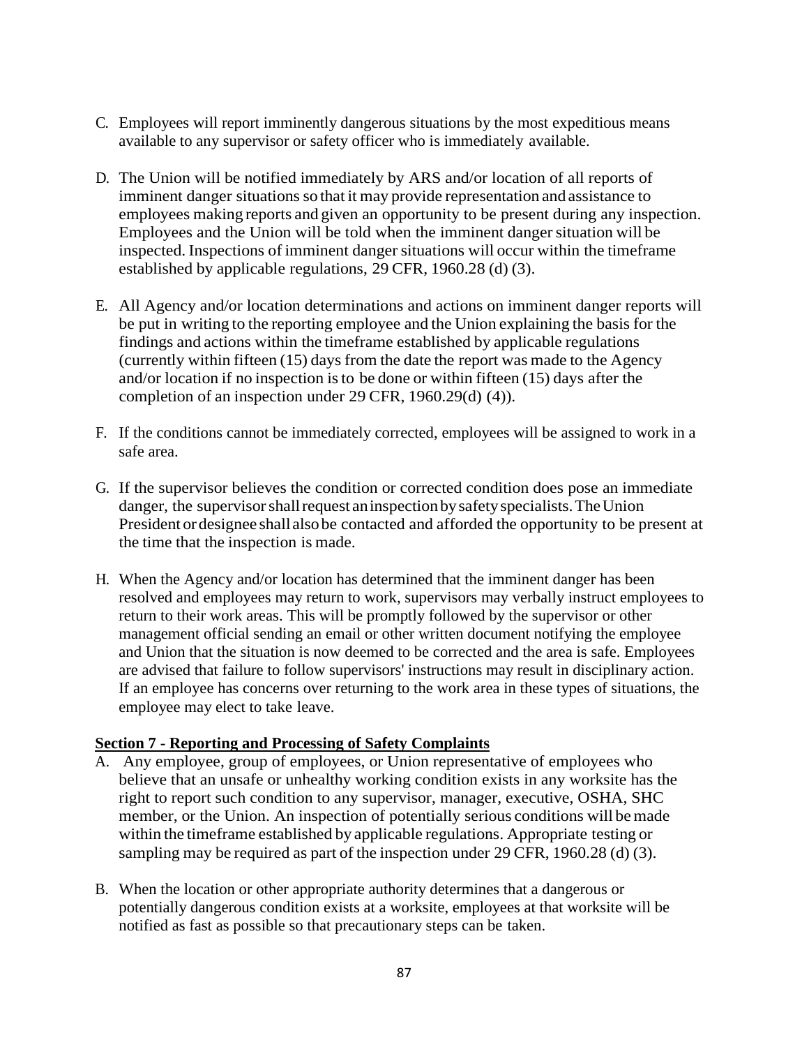C. Employees will report imminently dangerous situations by the most expeditious means available to any supervisor or safety officer who is immediately available.

D. The Union will be notified immediately by ARS and/or location of all reports of imminent danger situations so that it may provide representation and assistance to employees making reports and given an opportunity to be present during any inspection. Employees and the Union will be told when the imminent danger situation will be inspected. Inspections of imminent danger situations will occur within the timeframe established by applicable regulations, 29 CFR, 1960.28 (d) (3).

E. All Agency and/or location determinations and actions on imminent danger reports will be put in writing to the reporting employee and the Union explaining the basis for the findings and actions within the timeframe established by applicable regulations (currently within fifteen (15) days from the date the report was made to the Agency and/or location if no inspection is to be done or within fifteen (15) days after the completion of an inspection under 29 CFR, 1960.29(d) (4)).

F. If the conditions cannot be immediately corrected, employees will be assigned to work in a safe area.

G. If the supervisor believes the condition or corrected condition does pose an immediate danger, the supervisor shall request an inspection by safety specialists. The Union President or designee shall also be contacted and afforded the opportunity to be present at the time that the inspection is made.

H. When the Agency and/or location has determined that the imminent danger has been resolved and employees may return to work, supervisors may verbally instruct employees to return to their work areas. This will be promptly followed by the supervisor or other management official sending an email or other written document notifying the employee and Union that the situation is now deemed to be corrected and the area is safe. Employees are advised that failure to follow supervisors' instructions may result in disciplinary action. If an employee has concerns over returning to the work area in these types of situations, the employee may elect to take leave.

**Section 7 - Reporting and Processing of Safety Complaints**

A. Any employee, group of employees, or Union representative of employees who believe that an unsafe or unhealthy working condition exists in any worksite has the right to report such condition to any supervisor, manager, executive, OSHA, SHC member, or the Union. An inspection of potentially serious conditions will be made within the timeframe established by applicable regulations. Appropriate testing or sampling may be required as part of the inspection under 29 CFR, 1960.28 (d) (3).

B. When the location or other appropriate authority determines that a dangerous or potentially dangerous condition exists at a worksite, employees at that worksite will be notified as fast as possible so that precautionary steps can be taken.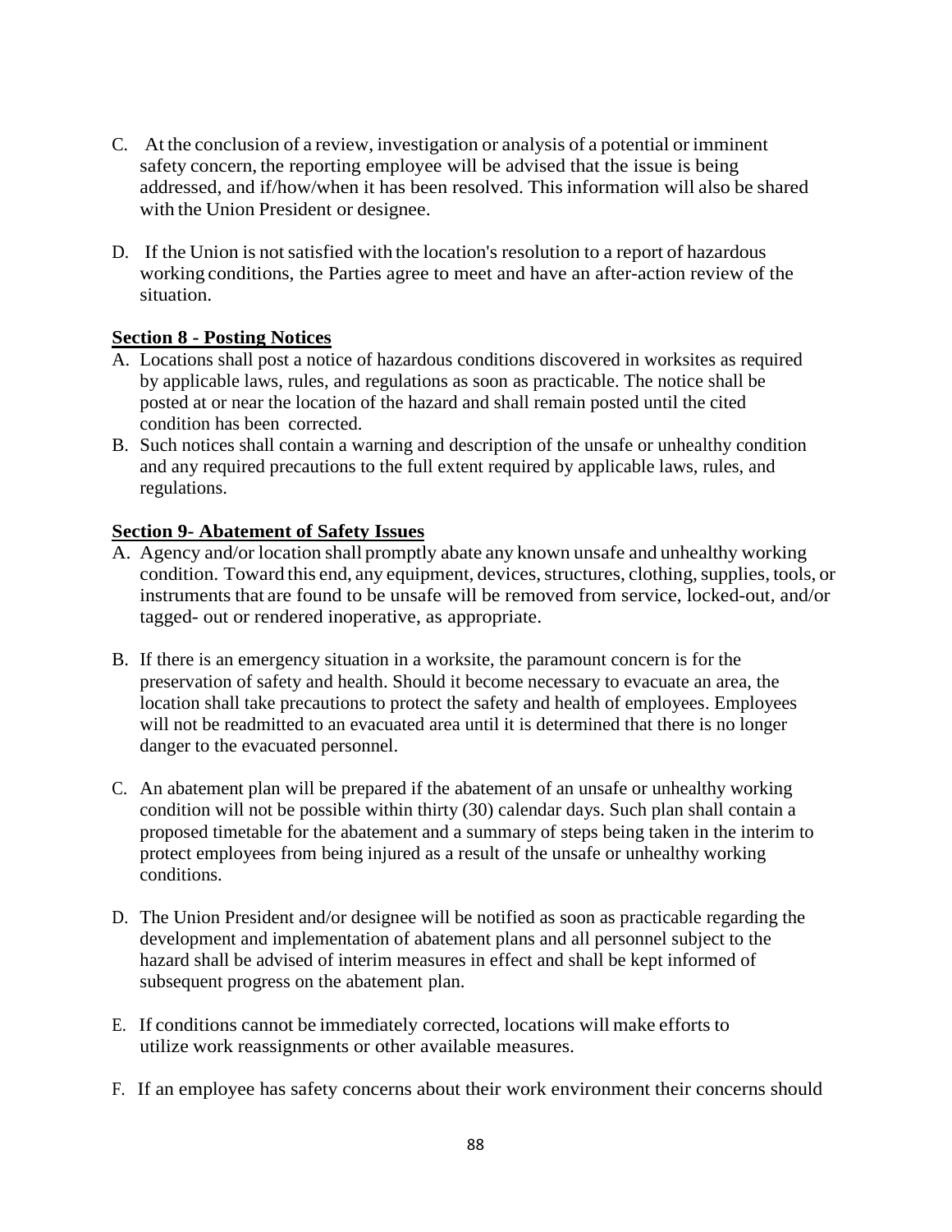C. At the conclusion of a review, investigation or analysis of a potential or imminent safety concern, the reporting employee will be advised that the issue is being addressed, and if/how/when it has been resolved. This information will also be shared with the Union President or designee.

D. If the Union is not satisfied with the location's resolution to a report of hazardous working conditions, the Parties agree to meet and have an after-action review of the situation.

**Section 8 - Posting Notices**

A. Locations shall post a notice of hazardous conditions discovered in worksites as required by applicable laws, rules, and regulations as soon as practicable. The notice shall be posted at or near the location of the hazard and shall remain posted until the cited condition has been corrected.

B. Such notices shall contain a warning and description of the unsafe or unhealthy condition and any required precautions to the full extent required by applicable laws, rules, and regulations.

**Section 9- Abatement of Safety Issues**

A. Agency and/or location shall promptly abate any known unsafe and unhealthy working condition. Toward this end, any equipment, devices, structures, clothing, supplies, tools, or instruments that are found to be unsafe will be removed from service, locked-out, and/or tagged- out or rendered inoperative, as appropriate.

B. If there is an emergency situation in a worksite, the paramount concern is for the preservation of safety and health. Should it become necessary to evacuate an area, the location shall take precautions to protect the safety and health of employees. Employees will not be readmitted to an evacuated area until it is determined that there is no longer danger to the evacuated personnel.

C. An abatement plan will be prepared if the abatement of an unsafe or unhealthy working condition will not be possible within thirty (30) calendar days. Such plan shall contain a proposed timetable for the abatement and a summary of steps being taken in the interim to protect employees from being injured as a result of the unsafe or unhealthy working conditions.

D. The Union President and/or designee will be notified as soon as practicable regarding the development and implementation of abatement plans and all personnel subject to the hazard shall be advised of interim measures in effect and shall be kept informed of subsequent progress on the abatement plan.

E. If conditions cannot be immediately corrected, locations will make efforts to utilize work reassignments or other available measures.

F. If an employee has safety concerns about their work environment their concerns should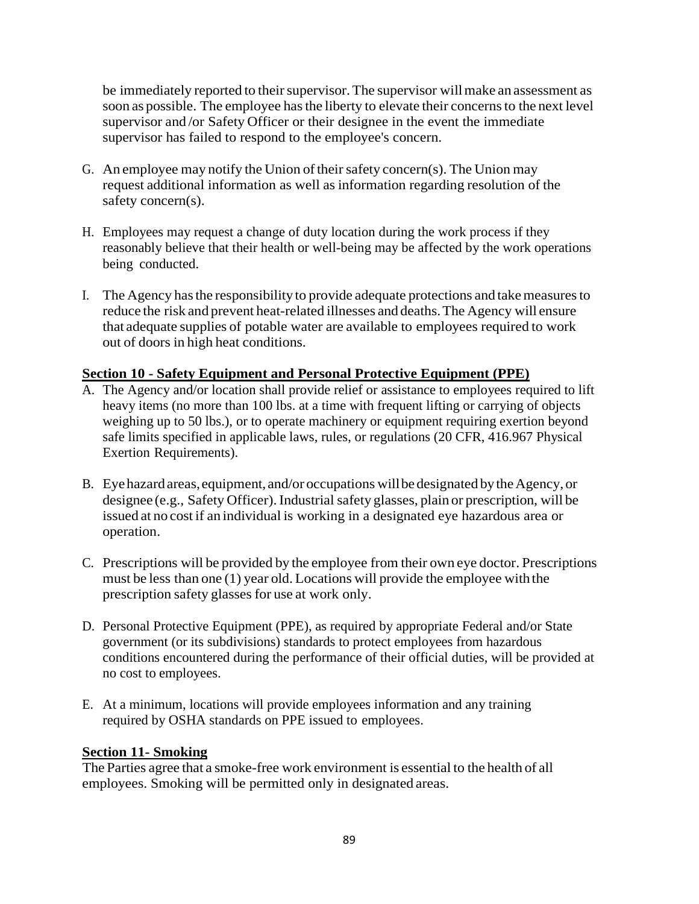be immediately reported to their supervisor. The supervisor will make an assessment as soon as possible. The employee has the liberty to elevate their concerns to the next level supervisor and /or Safety Officer or their designee in the event the immediate supervisor has failed to respond to the employee's concern.

G. An employee may notify the Union of their safety concern(s). The Union may request additional information as well as information regarding resolution of the safety concern(s).

H. Employees may request a change of duty location during the work process if they reasonably believe that their health or well-being may be affected by the work operations being conducted.

I. The Agency has the responsibility to provide adequate protections and take measures to reduce the risk and prevent heat-related illnesses and deaths. The Agency will ensure that adequate supplies of potable water are available to employees required to work out of doors in high heat conditions.

## Section 10 - Safety Equipment and Personal Protective Equipment (PPE)

A. The Agency and/or location shall provide relief or assistance to employees required to lift heavy items (no more than 100 lbs. at a time with frequent lifting or carrying of objects weighing up to 50 lbs.), or to operate machinery or equipment requiring exertion beyond safe limits specified in applicable laws, rules, or regulations (20 CFR, 416.967 Physical Exertion Requirements).

B. Eye hazard areas, equipment, and/or occupations will be designated by the Agency, or designee (e.g., Safety Officer). Industrial safety glasses, plain or prescription, will be issued at no cost if an individual is working in a designated eye hazardous area or operation.

C. Prescriptions will be provided by the employee from their own eye doctor. Prescriptions must be less than one (1) year old. Locations will provide the employee with the prescription safety glasses for use at work only.

D. Personal Protective Equipment (PPE), as required by appropriate Federal and/or State government (or its subdivisions) standards to protect employees from hazardous conditions encountered during the performance of their official duties, will be provided at no cost to employees.

E. At a minimum, locations will provide employees information and any training required by OSHA standards on PPE issued to employees.

## Section 11- Smoking

The Parties agree that a smoke-free work environment is essential to the health of all employees. Smoking will be permitted only in designated areas.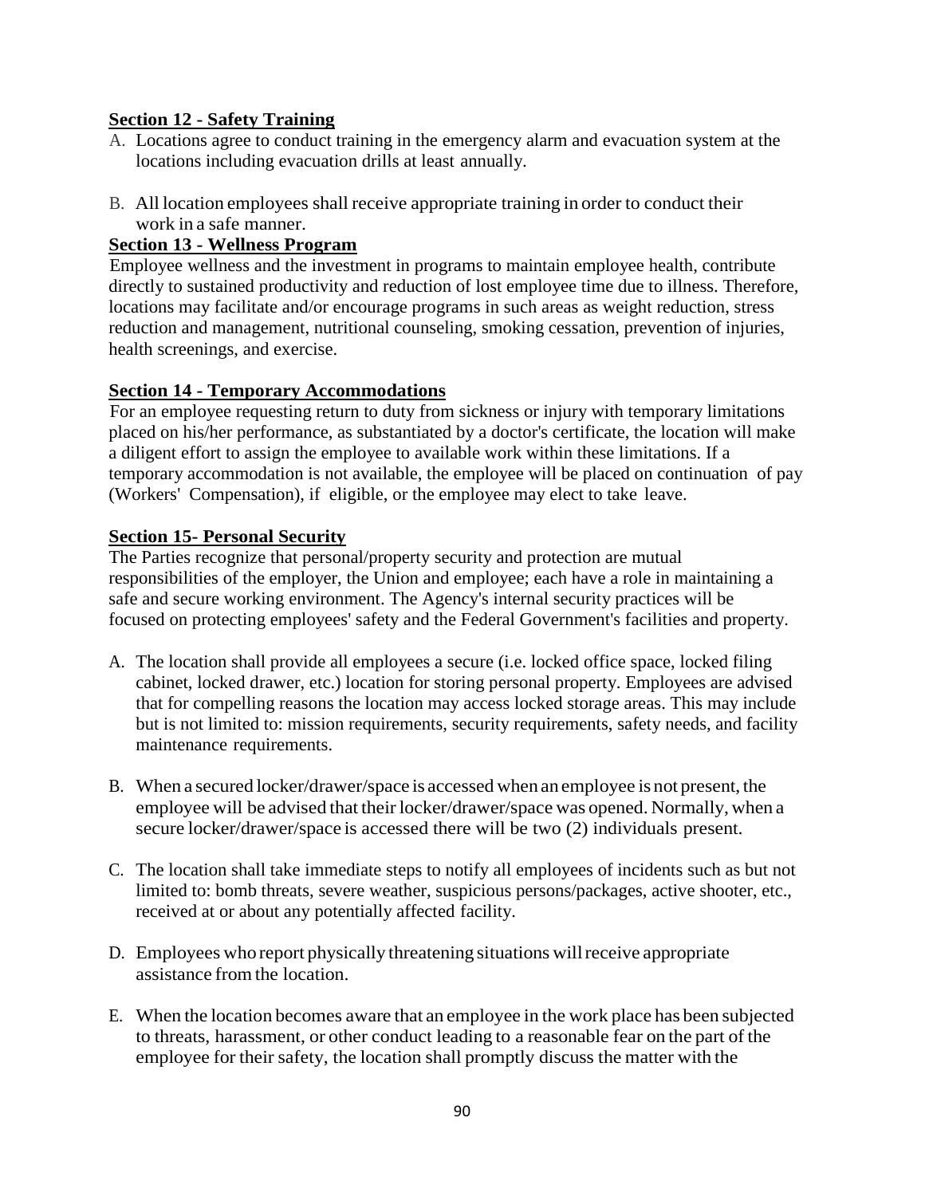**Section 12 - Safety Training**

A. Locations agree to conduct training in the emergency alarm and evacuation system at the locations including evacuation drills at least annually.

B. All location employees shall receive appropriate training in order to conduct their work in a safe manner.

**Section 13 - Wellness Program**

Employee wellness and the investment in programs to maintain employee health, contribute directly to sustained productivity and reduction of lost employee time due to illness. Therefore, locations may facilitate and/or encourage programs in such areas as weight reduction, stress reduction and management, nutritional counseling, smoking cessation, prevention of injuries, health screenings, and exercise.

**Section 14 - Temporary Accommodations**

For an employee requesting return to duty from sickness or injury with temporary limitations placed on his/her performance, as substantiated by a doctor's certificate, the location will make a diligent effort to assign the employee to available work within these limitations. If a temporary accommodation is not available, the employee will be placed on continuation of pay (Workers' Compensation), if eligible, or the employee may elect to take leave.

**Section 15- Personal Security**

The Parties recognize that personal/property security and protection are mutual responsibilities of the employer, the Union and employee; each have a role in maintaining a safe and secure working environment. The Agency's internal security practices will be focused on protecting employees' safety and the Federal Government's facilities and property.

A. The location shall provide all employees a secure (i.e. locked office space, locked filing cabinet, locked drawer, etc.) location for storing personal property. Employees are advised that for compelling reasons the location may access locked storage areas. This may include but is not limited to: mission requirements, security requirements, safety needs, and facility maintenance requirements.

B. When a secured locker/drawer/space is accessed when an employee is not present, the employee will be advised that their locker/drawer/space was opened. Normally, when a secure locker/drawer/space is accessed there will be two (2) individuals present.

C. The location shall take immediate steps to notify all employees of incidents such as but not limited to: bomb threats, severe weather, suspicious persons/packages, active shooter, etc., received at or about any potentially affected facility.

D. Employees who report physically threatening situations will receive appropriate assistance from the location.

E. When the location becomes aware that an employee in the work place has been subjected to threats, harassment, or other conduct leading to a reasonable fear on the part of the employee for their safety, the location shall promptly discuss the matter with the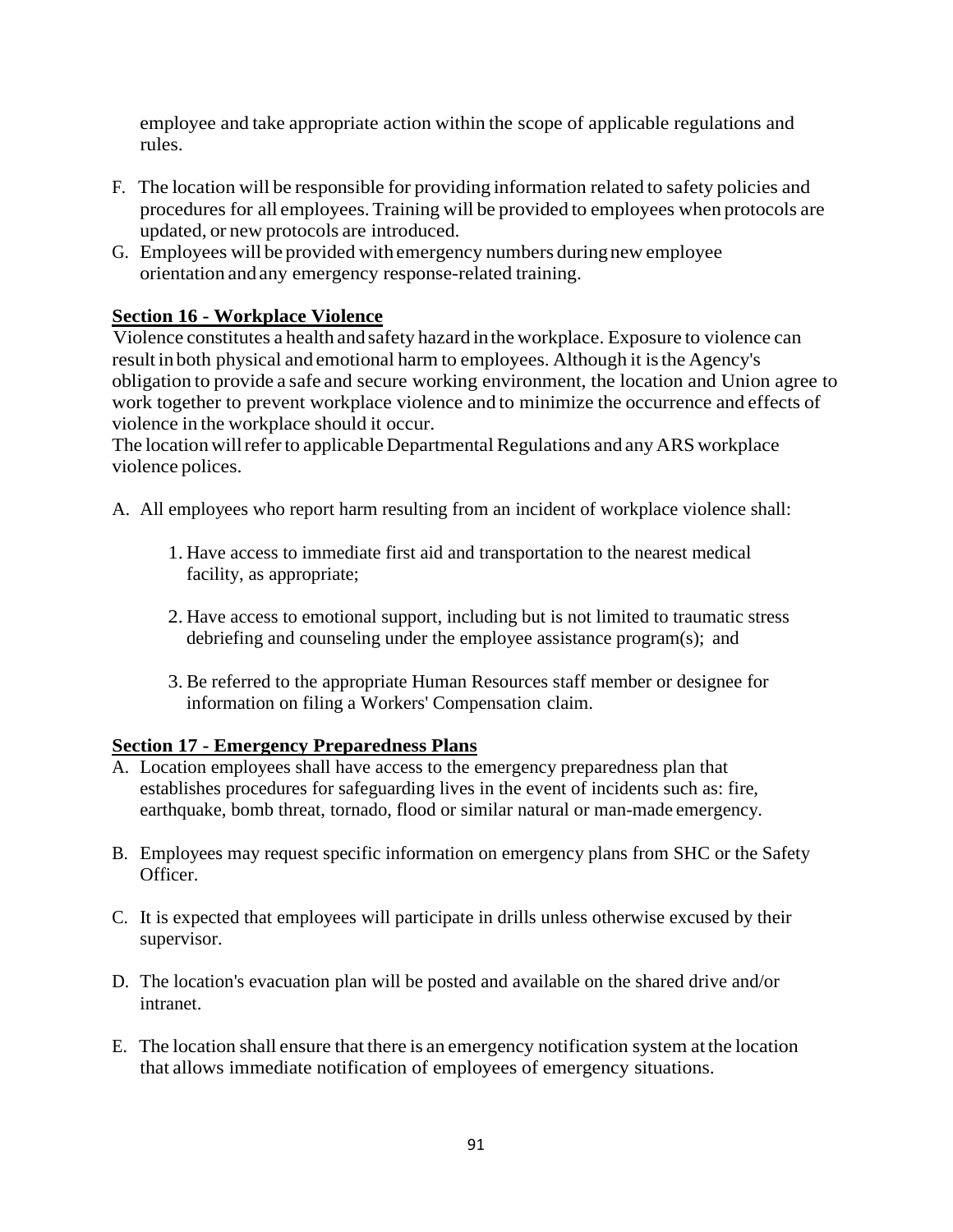employee and take appropriate action within the scope of applicable regulations and rules.

F. The location will be responsible for providing information related to safety policies and procedures for all employees. Training will be provided to employees when protocols are updated, or new protocols are introduced.
G. Employees will be provided with emergency numbers during new employee orientation and any emergency response-related training.

**Section 16 - Workplace Violence**

Violence constitutes a health and safety hazard in the workplace. Exposure to violence can result in both physical and emotional harm to employees. Although it is the Agency's obligation to provide a safe and secure working environment, the location and Union agree to work together to prevent workplace violence and to minimize the occurrence and effects of violence in the workplace should it occur.
The location will refer to applicable Departmental Regulations and any ARS workplace violence polices.

A. All employees who report harm resulting from an incident of workplace violence shall:

   1. Have access to immediate first aid and transportation to the nearest medical facility, as appropriate;

   2. Have access to emotional support, including but is not limited to traumatic stress debriefing and counseling under the employee assistance program(s); and

   3. Be referred to the appropriate Human Resources staff member or designee for information on filing a Workers' Compensation claim.

**Section 17 - Emergency Preparedness Plans**

A. Location employees shall have access to the emergency preparedness plan that establishes procedures for safeguarding lives in the event of incidents such as: fire, earthquake, bomb threat, tornado, flood or similar natural or man-made emergency.

B. Employees may request specific information on emergency plans from SHC or the Safety Officer.

C. It is expected that employees will participate in drills unless otherwise excused by their supervisor.

D. The location's evacuation plan will be posted and available on the shared drive and/or intranet.

E. The location shall ensure that there is an emergency notification system at the location that allows immediate notification of employees of emergency situations.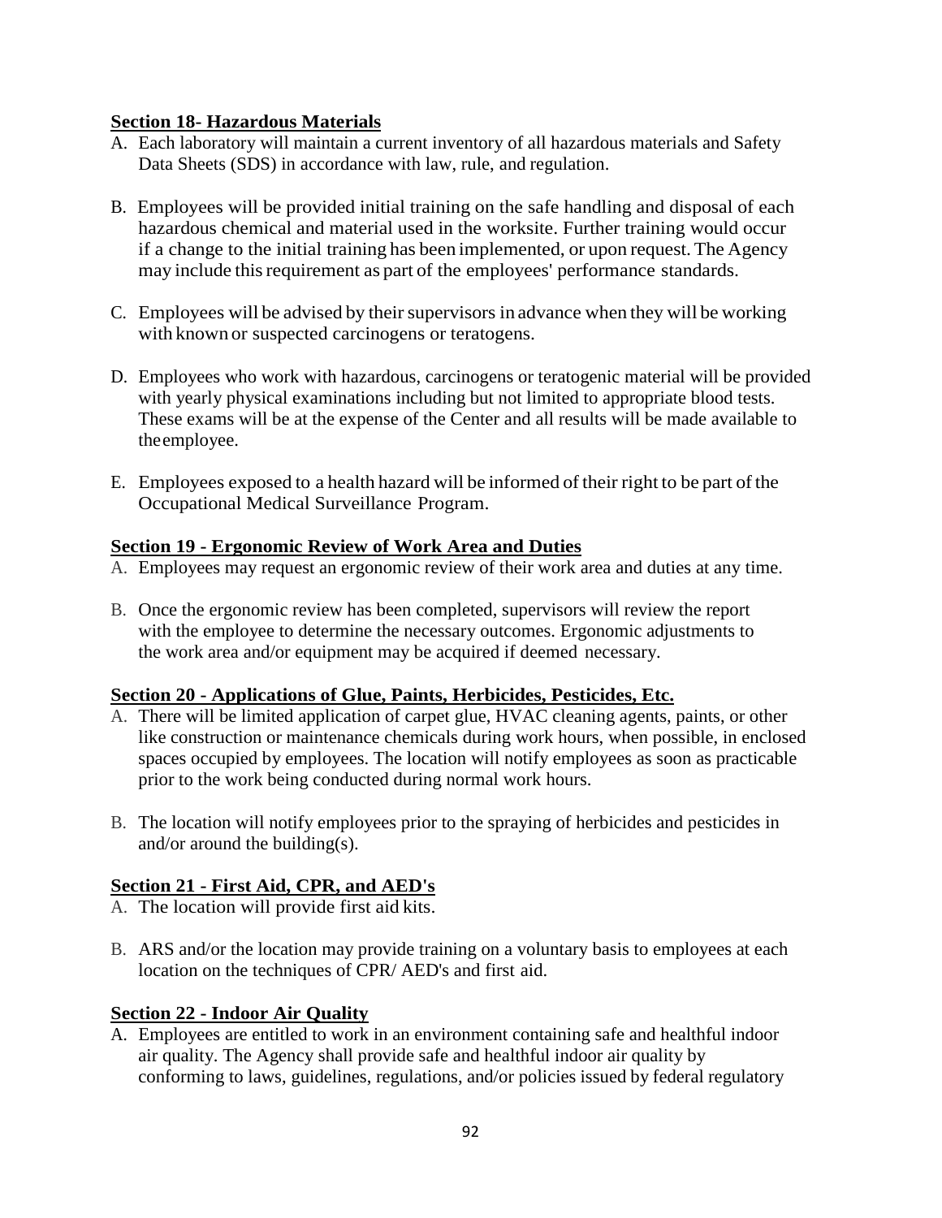**Section 18- Hazardous Materials**

A. Each laboratory will maintain a current inventory of all hazardous materials and Safety Data Sheets (SDS) in accordance with law, rule, and regulation.

B. Employees will be provided initial training on the safe handling and disposal of each hazardous chemical and material used in the worksite. Further training would occur if a change to the initial training has been implemented, or upon request. The Agency may include this requirement as part of the employees' performance standards.

C. Employees will be advised by their supervisors in advance when they will be working with known or suspected carcinogens or teratogens.

D. Employees who work with hazardous, carcinogens or teratogenic material will be provided with yearly physical examinations including but not limited to appropriate blood tests. These exams will be at the expense of the Center and all results will be made available to the employee.

E. Employees exposed to a health hazard will be informed of their right to be part of the Occupational Medical Surveillance Program.

**Section 19 - Ergonomic Review of Work Area and Duties**

A. Employees may request an ergonomic review of their work area and duties at any time.

B. Once the ergonomic review has been completed, supervisors will review the report with the employee to determine the necessary outcomes. Ergonomic adjustments to the work area and/or equipment may be acquired if deemed necessary.

**Section 20 - Applications of Glue, Paints, Herbicides, Pesticides, Etc.**

A. There will be limited application of carpet glue, HVAC cleaning agents, paints, or other like construction or maintenance chemicals during work hours, when possible, in enclosed spaces occupied by employees. The location will notify employees as soon as practicable prior to the work being conducted during normal work hours.

B. The location will notify employees prior to the spraying of herbicides and pesticides in and/or around the building(s).

**Section 21 - First Aid, CPR, and AED's**

A. The location will provide first aid kits.

B. ARS and/or the location may provide training on a voluntary basis to employees at each location on the techniques of CPR/ AED's and first aid.

**Section 22 - Indoor Air Quality**

A. Employees are entitled to work in an environment containing safe and healthful indoor air quality. The Agency shall provide safe and healthful indoor air quality by conforming to laws, guidelines, regulations, and/or policies issued by federal regulatory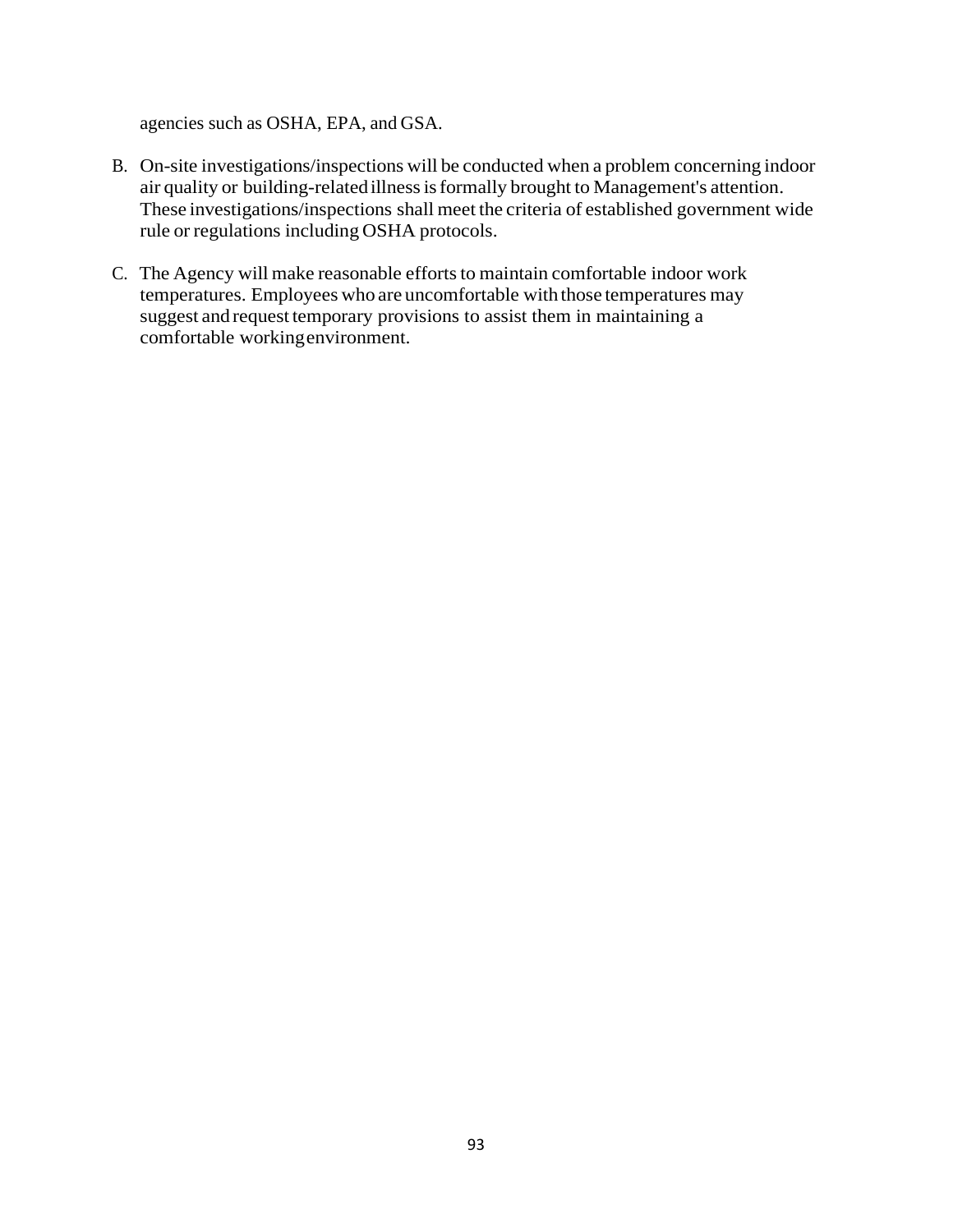agencies such as OSHA, EPA, and GSA.

B. On-site investigations/inspections will be conducted when a problem concerning indoor air quality or building-related illness is formally brought to Management's attention. These investigations/inspections shall meet the criteria of established government wide rule or regulations including OSHA protocols.

C. The Agency will make reasonable efforts to maintain comfortable indoor work temperatures. Employees who are uncomfortable with those temperatures may suggest and request temporary provisions to assist them in maintaining a comfortable working environment.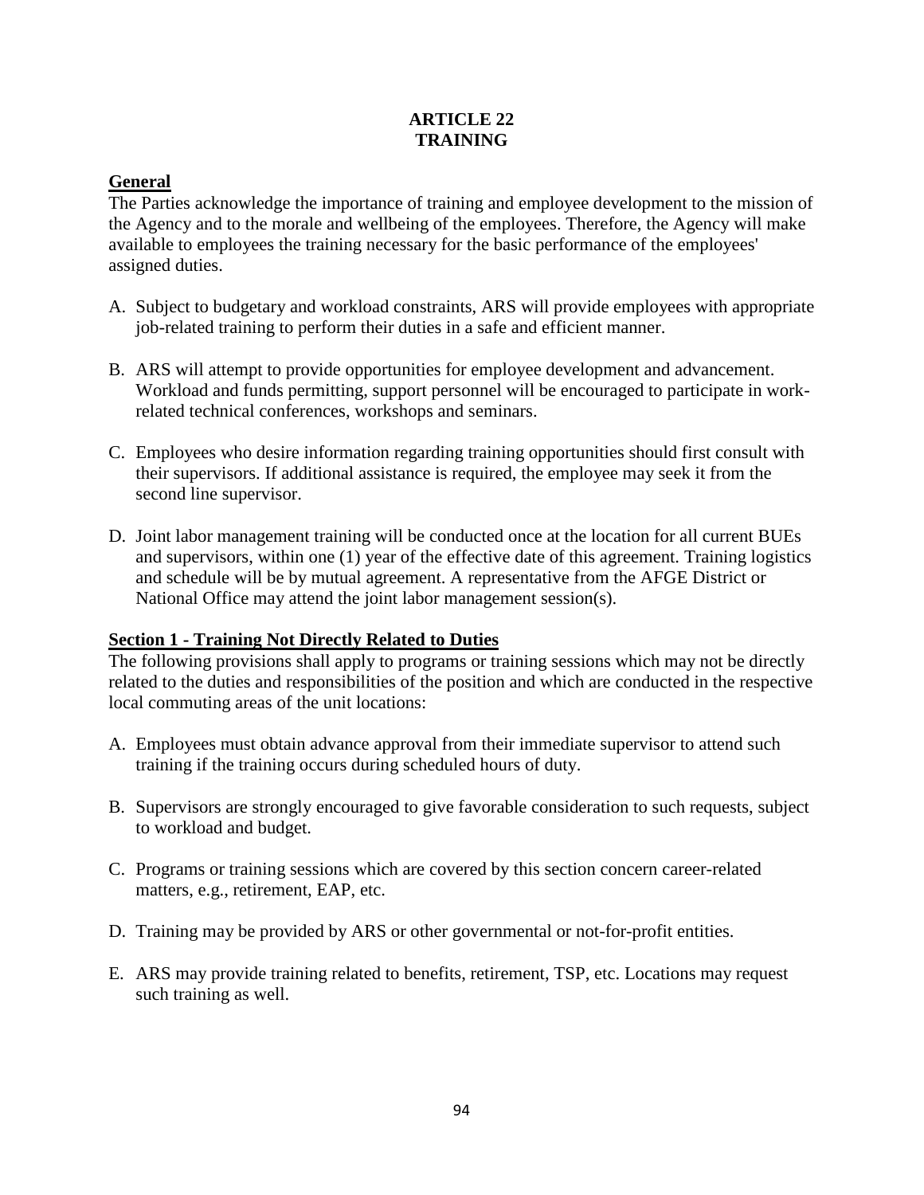# ARTICLE 22
# TRAINING

**General**

The Parties acknowledge the importance of training and employee development to the mission of the Agency and to the morale and wellbeing of the employees. Therefore, the Agency will make available to employees the training necessary for the basic performance of the employees' assigned duties.

A. Subject to budgetary and workload constraints, ARS will provide employees with appropriate job-related training to perform their duties in a safe and efficient manner.

B. ARS will attempt to provide opportunities for employee development and advancement. Workload and funds permitting, support personnel will be encouraged to participate in work-related technical conferences, workshops and seminars.

C. Employees who desire information regarding training opportunities should first consult with their supervisors. If additional assistance is required, the employee may seek it from the second line supervisor.

D. Joint labor management training will be conducted once at the location for all current BUEs and supervisors, within one (1) year of the effective date of this agreement. Training logistics and schedule will be by mutual agreement. A representative from the AFGE District or National Office may attend the joint labor management session(s).

**Section 1 - Training Not Directly Related to Duties**

The following provisions shall apply to programs or training sessions which may not be directly related to the duties and responsibilities of the position and which are conducted in the respective local commuting areas of the unit locations:

A. Employees must obtain advance approval from their immediate supervisor to attend such training if the training occurs during scheduled hours of duty.

B. Supervisors are strongly encouraged to give favorable consideration to such requests, subject to workload and budget.

C. Programs or training sessions which are covered by this section concern career-related matters, e.g., retirement, EAP, etc.

D. Training may be provided by ARS or other governmental or not-for-profit entities.

E. ARS may provide training related to benefits, retirement, TSP, etc. Locations may request such training as well.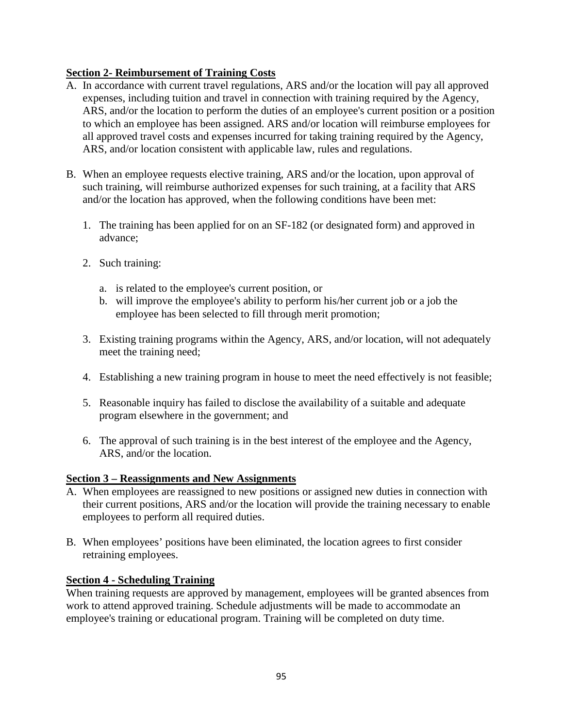**Section 2- Reimbursement of Training Costs**

A. In accordance with current travel regulations, ARS and/or the location will pay all approved expenses, including tuition and travel in connection with training required by the Agency, ARS, and/or the location to perform the duties of an employee's current position or a position to which an employee has been assigned. ARS and/or location will reimburse employees for all approved travel costs and expenses incurred for taking training required by the Agency, ARS, and/or location consistent with applicable law, rules and regulations.

B. When an employee requests elective training, ARS and/or the location, upon approval of such training, will reimburse authorized expenses for such training, at a facility that ARS and/or the location has approved, when the following conditions have been met:

   1. The training has been applied for on an SF-182 (or designated form) and approved in advance;

   2. Such training:

      a. is related to the employee's current position, or
      b. will improve the employee's ability to perform his/her current job or a job the employee has been selected to fill through merit promotion;

   3. Existing training programs within the Agency, ARS, and/or location, will not adequately meet the training need;

   4. Establishing a new training program in house to meet the need effectively is not feasible;

   5. Reasonable inquiry has failed to disclose the availability of a suitable and adequate program elsewhere in the government; and

   6. The approval of such training is in the best interest of the employee and the Agency, ARS, and/or the location.

**Section 3 – Reassignments and New Assignments**

A. When employees are reassigned to new positions or assigned new duties in connection with their current positions, ARS and/or the location will provide the training necessary to enable employees to perform all required duties.

B. When employees' positions have been eliminated, the location agrees to first consider retraining employees.

**Section 4 - Scheduling Training**

When training requests are approved by management, employees will be granted absences from work to attend approved training. Schedule adjustments will be made to accommodate an employee's training or educational program. Training will be completed on duty time.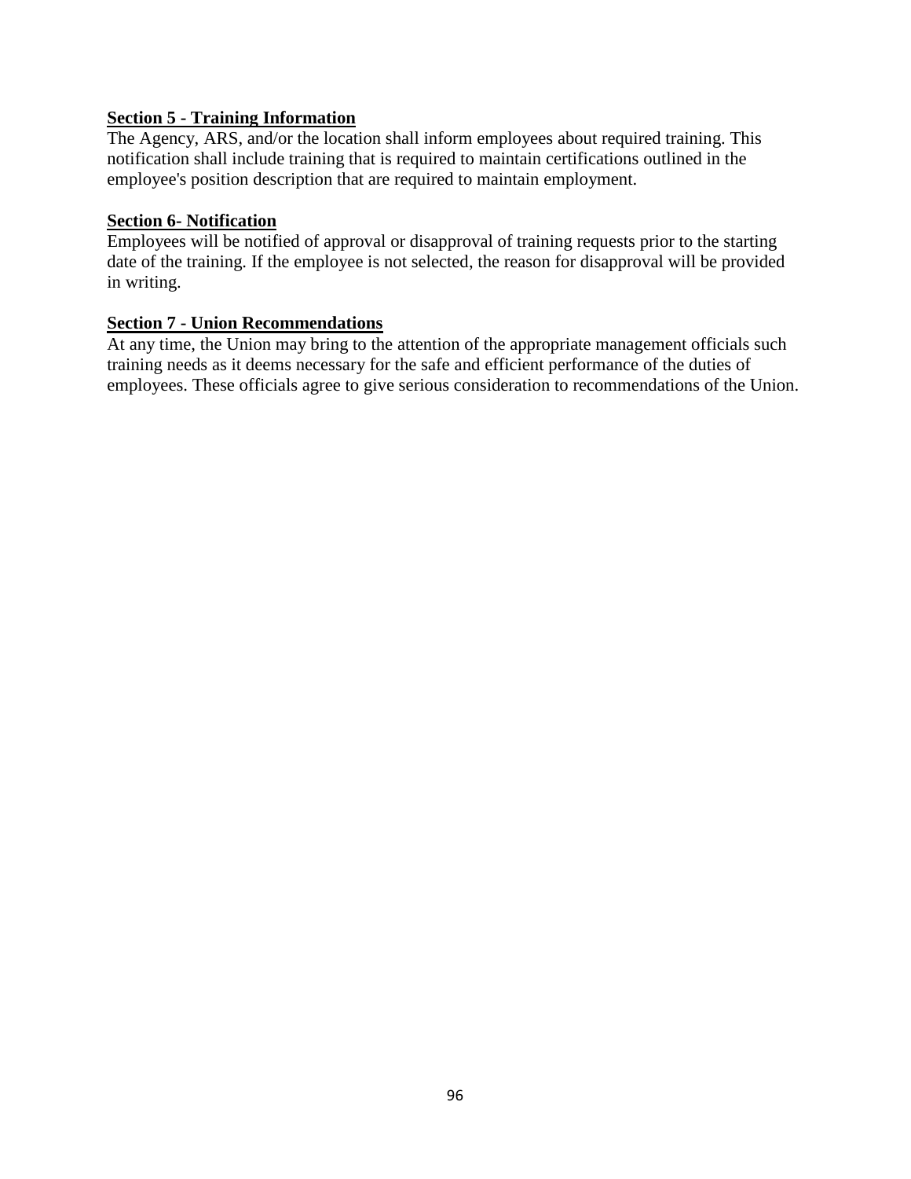**Section 5 - Training Information**

The Agency, ARS, and/or the location shall inform employees about required training. This notification shall include training that is required to maintain certifications outlined in the employee's position description that are required to maintain employment.

**Section 6- Notification**

Employees will be notified of approval or disapproval of training requests prior to the starting date of the training. If the employee is not selected, the reason for disapproval will be provided in writing.

**Section 7 - Union Recommendations**

At any time, the Union may bring to the attention of the appropriate management officials such training needs as it deems necessary for the safe and efficient performance of the duties of employees. These officials agree to give serious consideration to recommendations of the Union.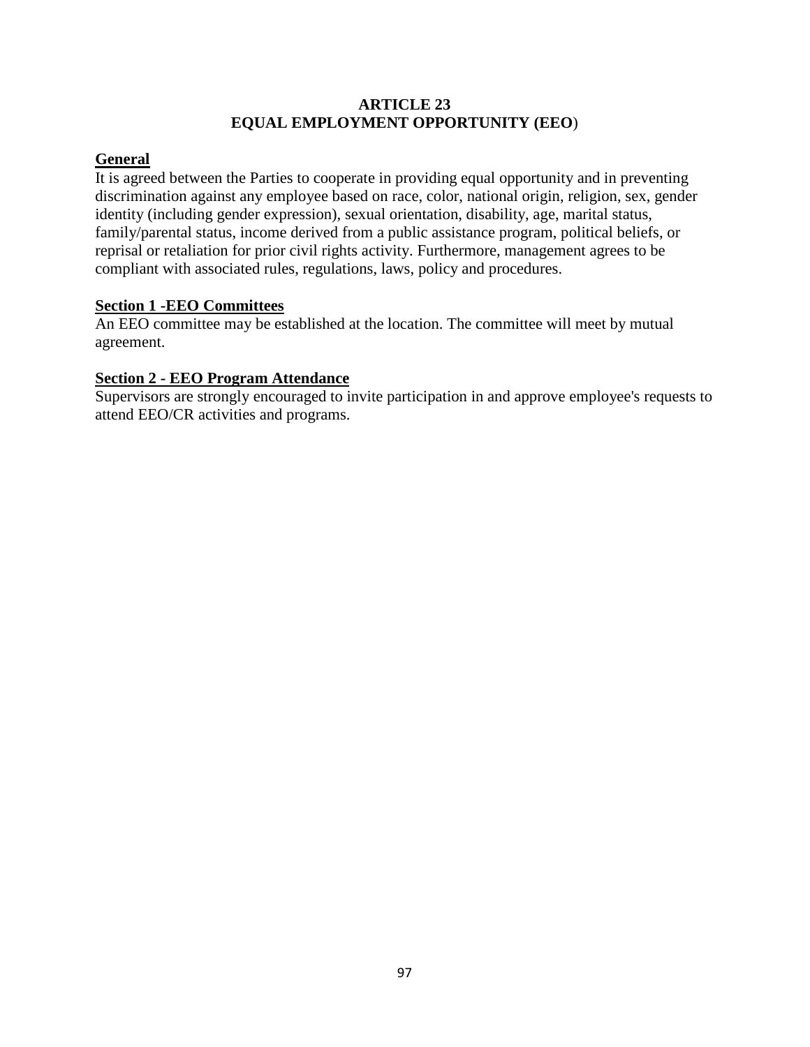# ARTICLE 23
# EQUAL EMPLOYMENT OPPORTUNITY (EEO)

## General

It is agreed between the Parties to cooperate in providing equal opportunity and in preventing discrimination against any employee based on race, color, national origin, religion, sex, gender identity (including gender expression), sexual orientation, disability, age, marital status, family/parental status, income derived from a public assistance program, political beliefs, or reprisal or retaliation for prior civil rights activity. Furthermore, management agrees to be compliant with associated rules, regulations, laws, policy and procedures.

## Section 1 -EEO Committees

An EEO committee may be established at the location. The committee will meet by mutual agreement.

## Section 2 - EEO Program Attendance

Supervisors are strongly encouraged to invite participation in and approve employee's requests to attend EEO/CR activities and programs.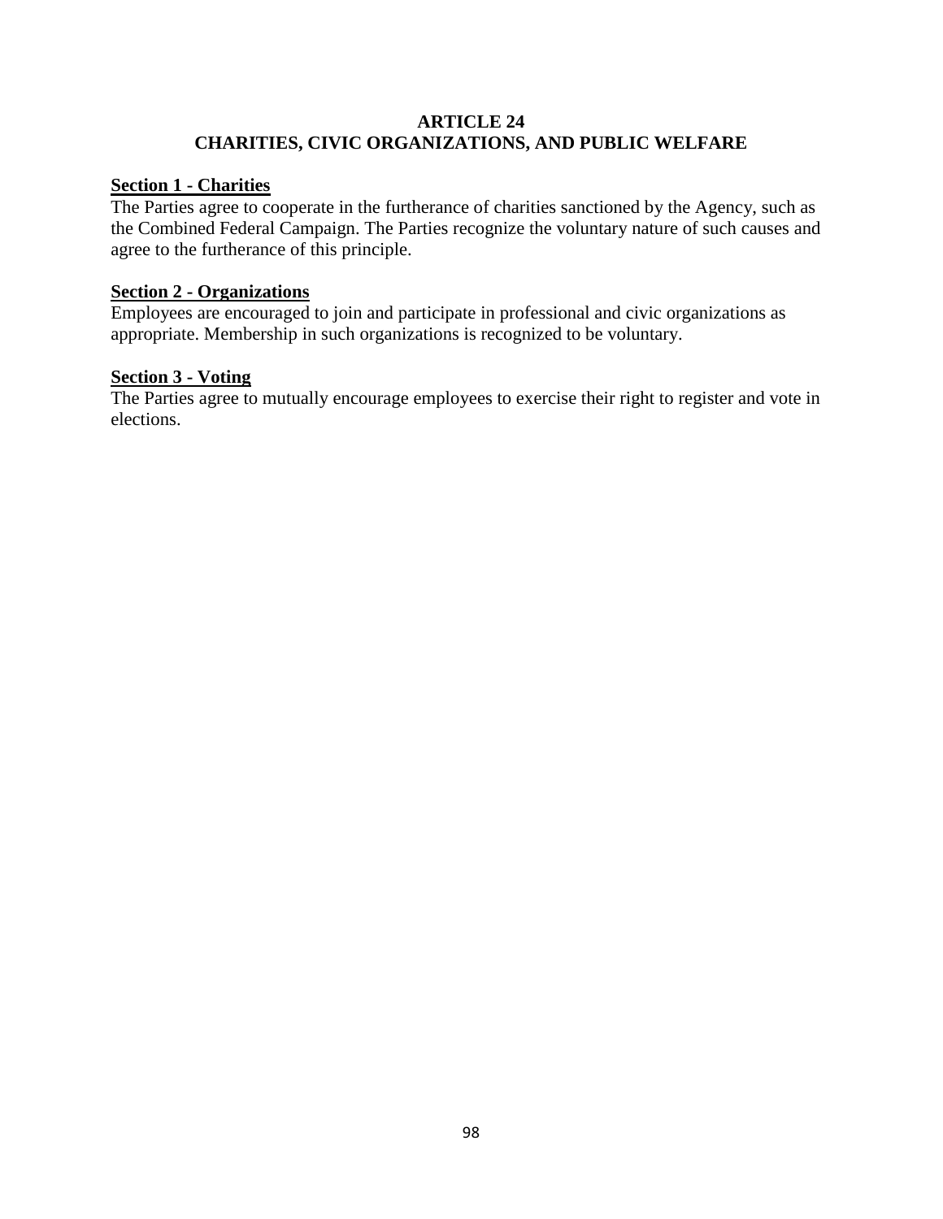# ARTICLE 24
# CHARITIES, CIVIC ORGANIZATIONS, AND PUBLIC WELFARE

**Section 1 - Charities**

The Parties agree to cooperate in the furtherance of charities sanctioned by the Agency, such as the Combined Federal Campaign. The Parties recognize the voluntary nature of such causes and agree to the furtherance of this principle.

**Section 2 - Organizations**

Employees are encouraged to join and participate in professional and civic organizations as appropriate. Membership in such organizations is recognized to be voluntary.

**Section 3 - Voting**

The Parties agree to mutually encourage employees to exercise their right to register and vote in elections.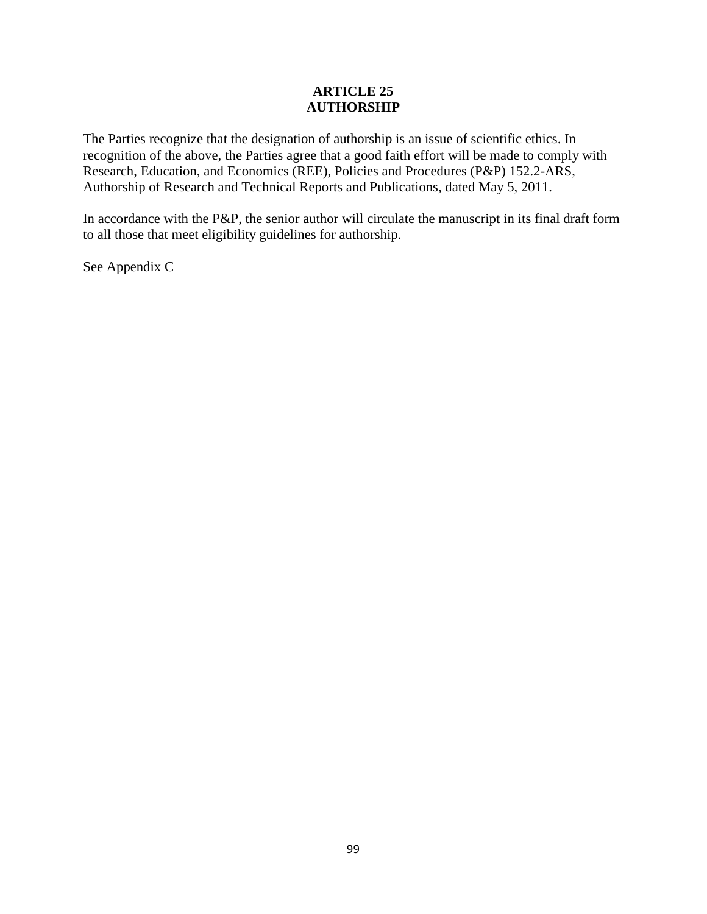# ARTICLE 25
# AUTHORSHIP

The Parties recognize that the designation of authorship is an issue of scientific ethics. In recognition of the above, the Parties agree that a good faith effort will be made to comply with Research, Education, and Economics (REE), Policies and Procedures (P&P) 152.2-ARS, Authorship of Research and Technical Reports and Publications, dated May 5, 2011.

In accordance with the P&P, the senior author will circulate the manuscript in its final draft form to all those that meet eligibility guidelines for authorship.

See Appendix C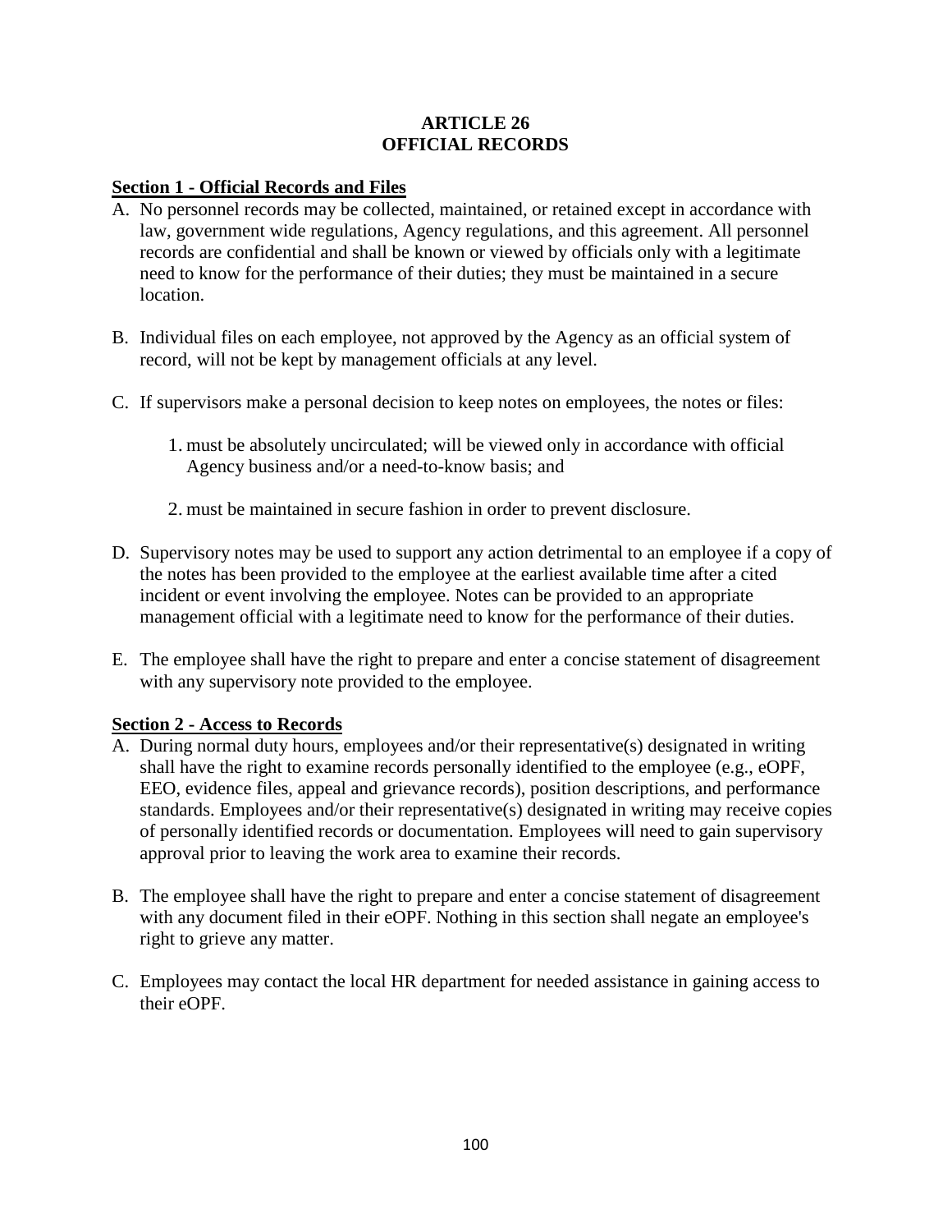# ARTICLE 26
# OFFICIAL RECORDS

**Section 1 - Official Records and Files**

A. No personnel records may be collected, maintained, or retained except in accordance with law, government wide regulations, Agency regulations, and this agreement. All personnel records are confidential and shall be known or viewed by officials only with a legitimate need to know for the performance of their duties; they must be maintained in a secure location.

B. Individual files on each employee, not approved by the Agency as an official system of record, will not be kept by management officials at any level.

C. If supervisors make a personal decision to keep notes on employees, the notes or files:

   1. must be absolutely uncirculated; will be viewed only in accordance with official Agency business and/or a need-to-know basis; and

   2. must be maintained in secure fashion in order to prevent disclosure.

D. Supervisory notes may be used to support any action detrimental to an employee if a copy of the notes has been provided to the employee at the earliest available time after a cited incident or event involving the employee. Notes can be provided to an appropriate management official with a legitimate need to know for the performance of their duties.

E. The employee shall have the right to prepare and enter a concise statement of disagreement with any supervisory note provided to the employee.

**Section 2 - Access to Records**

A. During normal duty hours, employees and/or their representative(s) designated in writing shall have the right to examine records personally identified to the employee (e.g., eOPF, EEO, evidence files, appeal and grievance records), position descriptions, and performance standards. Employees and/or their representative(s) designated in writing may receive copies of personally identified records or documentation. Employees will need to gain supervisory approval prior to leaving the work area to examine their records.

B. The employee shall have the right to prepare and enter a concise statement of disagreement with any document filed in their eOPF. Nothing in this section shall negate an employee's right to grieve any matter.

C. Employees may contact the local HR department for needed assistance in gaining access to their eOPF.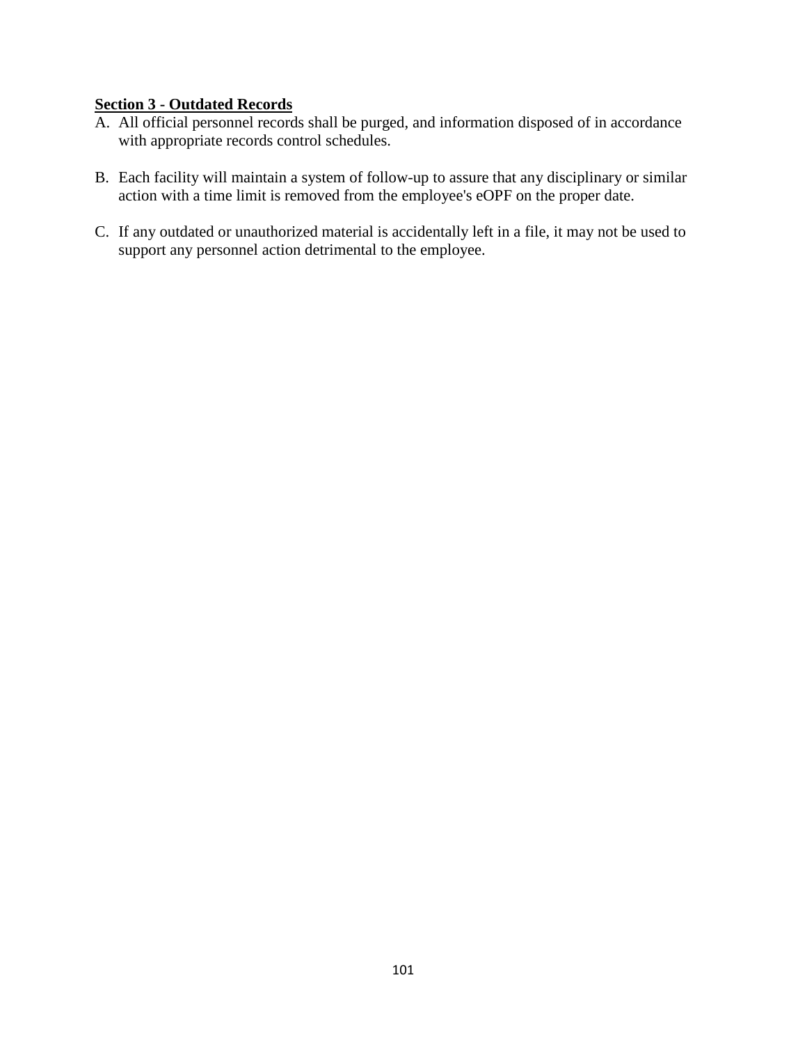**Section 3 - Outdated Records**

A. All official personnel records shall be purged, and information disposed of in accordance with appropriate records control schedules.

B. Each facility will maintain a system of follow-up to assure that any disciplinary or similar action with a time limit is removed from the employee's eOPF on the proper date.

C. If any outdated or unauthorized material is accidentally left in a file, it may not be used to support any personnel action detrimental to the employee.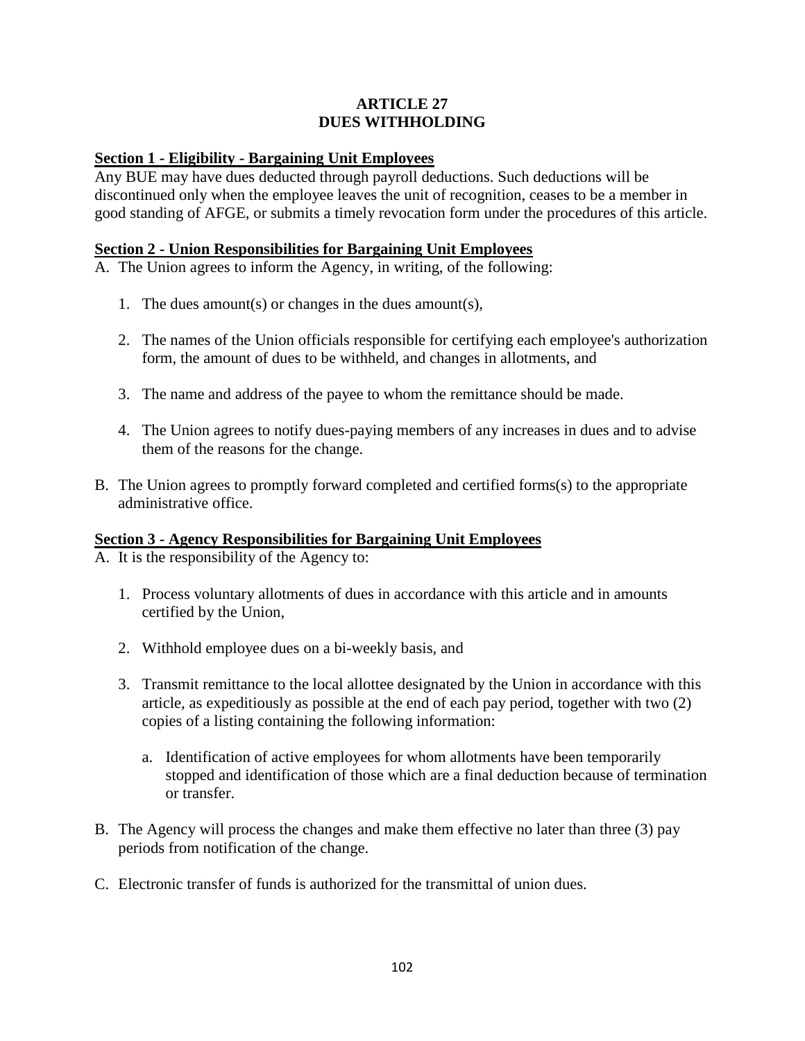# ARTICLE 27
# DUES WITHHOLDING

**Section 1 - Eligibility - Bargaining Unit Employees**

Any BUE may have dues deducted through payroll deductions. Such deductions will be discontinued only when the employee leaves the unit of recognition, ceases to be a member in good standing of AFGE, or submits a timely revocation form under the procedures of this article.

**Section 2 - Union Responsibilities for Bargaining Unit Employees**

A. The Union agrees to inform the Agency, in writing, of the following:

   1. The dues amount(s) or changes in the dues amount(s),

   2. The names of the Union officials responsible for certifying each employee's authorization form, the amount of dues to be withheld, and changes in allotments, and

   3. The name and address of the payee to whom the remittance should be made.

   4. The Union agrees to notify dues-paying members of any increases in dues and to advise them of the reasons for the change.

B. The Union agrees to promptly forward completed and certified forms(s) to the appropriate administrative office.

**Section 3 - Agency Responsibilities for Bargaining Unit Employees**

A. It is the responsibility of the Agency to:

   1. Process voluntary allotments of dues in accordance with this article and in amounts certified by the Union,

   2. Withhold employee dues on a bi-weekly basis, and

   3. Transmit remittance to the local allottee designated by the Union in accordance with this article, as expeditiously as possible at the end of each pay period, together with two (2) copies of a listing containing the following information:

      a. Identification of active employees for whom allotments have been temporarily stopped and identification of those which are a final deduction because of termination or transfer.

B. The Agency will process the changes and make them effective no later than three (3) pay periods from notification of the change.

C. Electronic transfer of funds is authorized for the transmittal of union dues.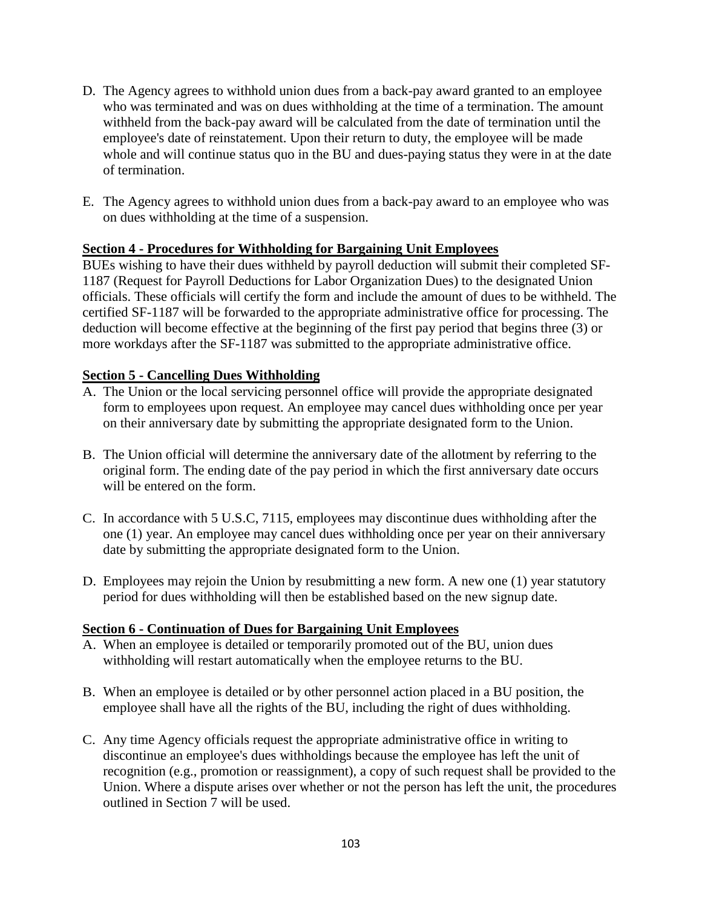D. The Agency agrees to withhold union dues from a back-pay award granted to an employee who was terminated and was on dues withholding at the time of a termination. The amount withheld from the back-pay award will be calculated from the date of termination until the employee's date of reinstatement. Upon their return to duty, the employee will be made whole and will continue status quo in the BU and dues-paying status they were in at the date of termination.

E. The Agency agrees to withhold union dues from a back-pay award to an employee who was on dues withholding at the time of a suspension.

**Section 4 - Procedures for Withholding for Bargaining Unit Employees**

BUEs wishing to have their dues withheld by payroll deduction will submit their completed SF-1187 (Request for Payroll Deductions for Labor Organization Dues) to the designated Union officials. These officials will certify the form and include the amount of dues to be withheld. The certified SF-1187 will be forwarded to the appropriate administrative office for processing. The deduction will become effective at the beginning of the first pay period that begins three (3) or more workdays after the SF-1187 was submitted to the appropriate administrative office.

**Section 5 - Cancelling Dues Withholding**

A. The Union or the local servicing personnel office will provide the appropriate designated form to employees upon request. An employee may cancel dues withholding once per year on their anniversary date by submitting the appropriate designated form to the Union.

B. The Union official will determine the anniversary date of the allotment by referring to the original form. The ending date of the pay period in which the first anniversary date occurs will be entered on the form.

C. In accordance with 5 U.S.C, 7115, employees may discontinue dues withholding after the one (1) year. An employee may cancel dues withholding once per year on their anniversary date by submitting the appropriate designated form to the Union.

D. Employees may rejoin the Union by resubmitting a new form. A new one (1) year statutory period for dues withholding will then be established based on the new signup date.

**Section 6 - Continuation of Dues for Bargaining Unit Employees**

A. When an employee is detailed or temporarily promoted out of the BU, union dues withholding will restart automatically when the employee returns to the BU.

B. When an employee is detailed or by other personnel action placed in a BU position, the employee shall have all the rights of the BU, including the right of dues withholding.

C. Any time Agency officials request the appropriate administrative office in writing to discontinue an employee's dues withholdings because the employee has left the unit of recognition (e.g., promotion or reassignment), a copy of such request shall be provided to the Union. Where a dispute arises over whether or not the person has left the unit, the procedures outlined in Section 7 will be used.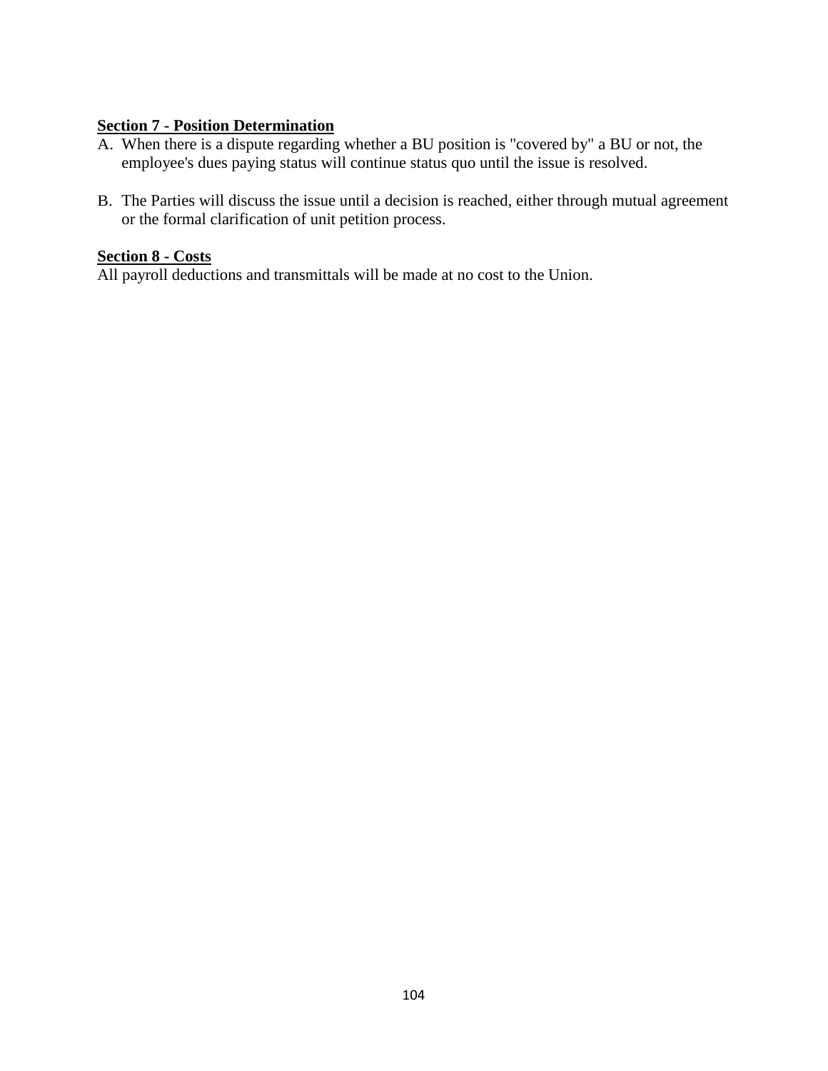**Section 7 - Position Determination**

A. When there is a dispute regarding whether a BU position is "covered by" a BU or not, the employee's dues paying status will continue status quo until the issue is resolved.

B. The Parties will discuss the issue until a decision is reached, either through mutual agreement or the formal clarification of unit petition process.

**Section 8 - Costs**

All payroll deductions and transmittals will be made at no cost to the Union.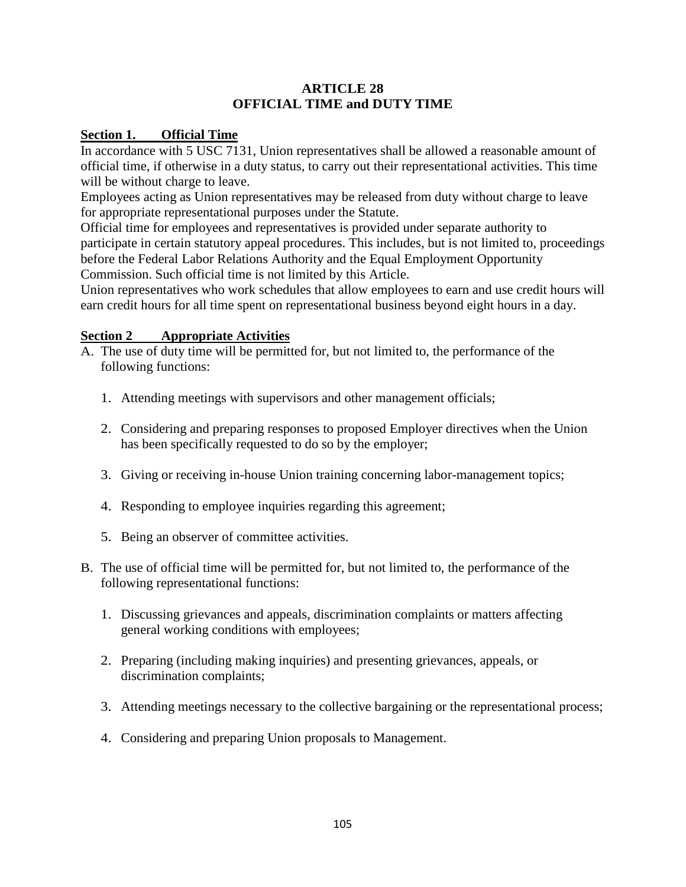# ARTICLE 28
# OFFICIAL TIME and DUTY TIME

## Section 1. Official Time

In accordance with 5 USC 7131, Union representatives shall be allowed a reasonable amount of official time, if otherwise in a duty status, to carry out their representational activities. This time will be without charge to leave.

Employees acting as Union representatives may be released from duty without charge to leave for appropriate representational purposes under the Statute.

Official time for employees and representatives is provided under separate authority to participate in certain statutory appeal procedures. This includes, but is not limited to, proceedings before the Federal Labor Relations Authority and the Equal Employment Opportunity Commission. Such official time is not limited by this Article.

Union representatives who work schedules that allow employees to earn and use credit hours will earn credit hours for all time spent on representational business beyond eight hours in a day.

## Section 2 Appropriate Activities

A. The use of duty time will be permitted for, but not limited to, the performance of the following functions:

1. Attending meetings with supervisors and other management officials;

2. Considering and preparing responses to proposed Employer directives when the Union has been specifically requested to do so by the employer;

3. Giving or receiving in-house Union training concerning labor-management topics;

4. Responding to employee inquiries regarding this agreement;

5. Being an observer of committee activities.

B. The use of official time will be permitted for, but not limited to, the performance of the following representational functions:

1. Discussing grievances and appeals, discrimination complaints or matters affecting general working conditions with employees;

2. Preparing (including making inquiries) and presenting grievances, appeals, or discrimination complaints;

3. Attending meetings necessary to the collective bargaining or the representational process;

4. Considering and preparing Union proposals to Management.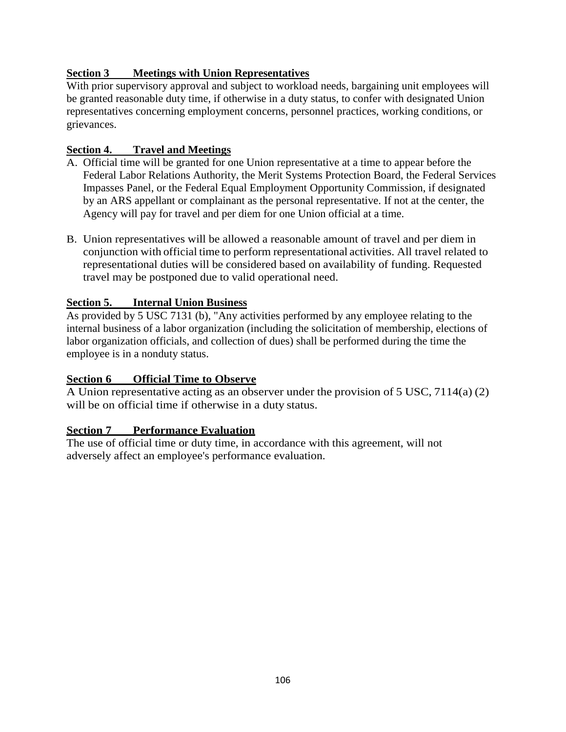## Section 3 Meetings with Union Representatives

With prior supervisory approval and subject to workload needs, bargaining unit employees will be granted reasonable duty time, if otherwise in a duty status, to confer with designated Union representatives concerning employment concerns, personnel practices, working conditions, or grievances.

## Section 4. Travel and Meetings

A. Official time will be granted for one Union representative at a time to appear before the Federal Labor Relations Authority, the Merit Systems Protection Board, the Federal Services Impasses Panel, or the Federal Equal Employment Opportunity Commission, if designated by an ARS appellant or complainant as the personal representative. If not at the center, the Agency will pay for travel and per diem for one Union official at a time.

B. Union representatives will be allowed a reasonable amount of travel and per diem in conjunction with official time to perform representational activities. All travel related to representational duties will be considered based on availability of funding. Requested travel may be postponed due to valid operational need.

## Section 5. Internal Union Business

As provided by 5 USC 7131 (b), "Any activities performed by any employee relating to the internal business of a labor organization (including the solicitation of membership, elections of labor organization officials, and collection of dues) shall be performed during the time the employee is in a nonduty status.

## Section 6 Official Time to Observe

A Union representative acting as an observer under the provision of 5 USC, 7114(a) (2) will be on official time if otherwise in a duty status.

## Section 7 Performance Evaluation

The use of official time or duty time, in accordance with this agreement, will not adversely affect an employee's performance evaluation.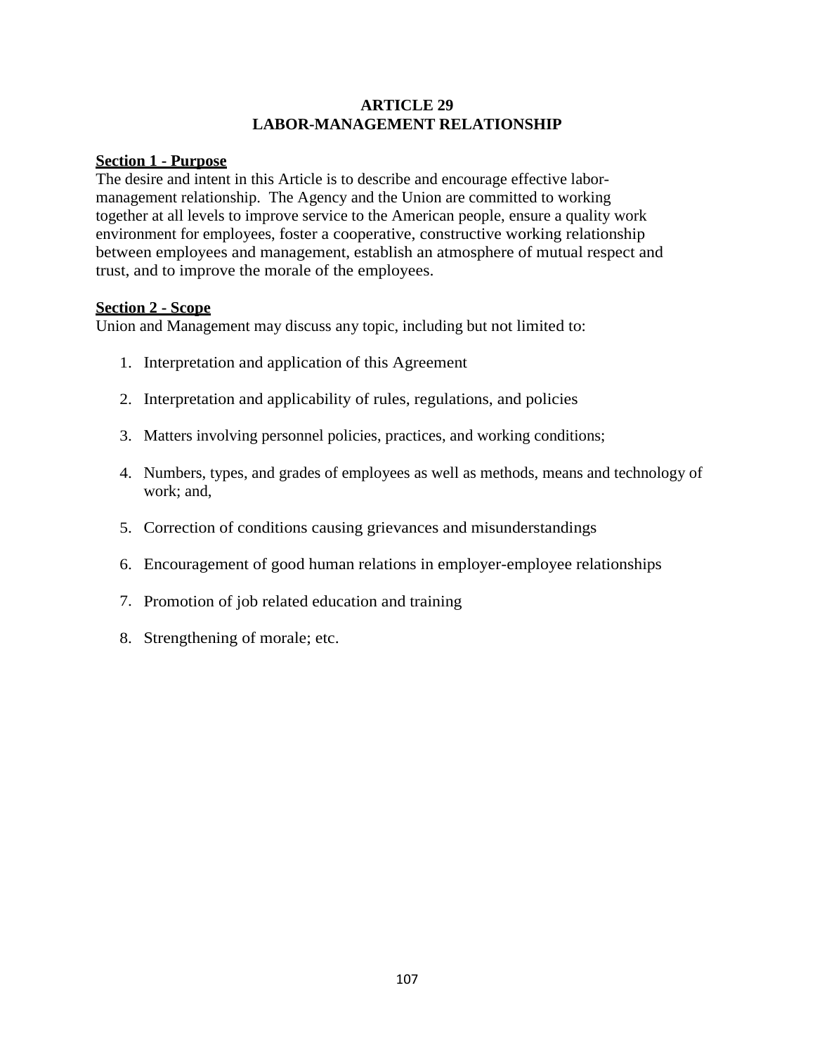# ARTICLE 29
# LABOR-MANAGEMENT RELATIONSHIP

**Section 1 - Purpose**

The desire and intent in this Article is to describe and encourage effective labor-management relationship. The Agency and the Union are committed to working together at all levels to improve service to the American people, ensure a quality work environment for employees, foster a cooperative, constructive working relationship between employees and management, establish an atmosphere of mutual respect and trust, and to improve the morale of the employees.

**Section 2 - Scope**

Union and Management may discuss any topic, including but not limited to:

1. Interpretation and application of this Agreement

2. Interpretation and applicability of rules, regulations, and policies

3. Matters involving personnel policies, practices, and working conditions;

4. Numbers, types, and grades of employees as well as methods, means and technology of work; and,

5. Correction of conditions causing grievances and misunderstandings

6. Encouragement of good human relations in employer-employee relationships

7. Promotion of job related education and training

8. Strengthening of morale; etc.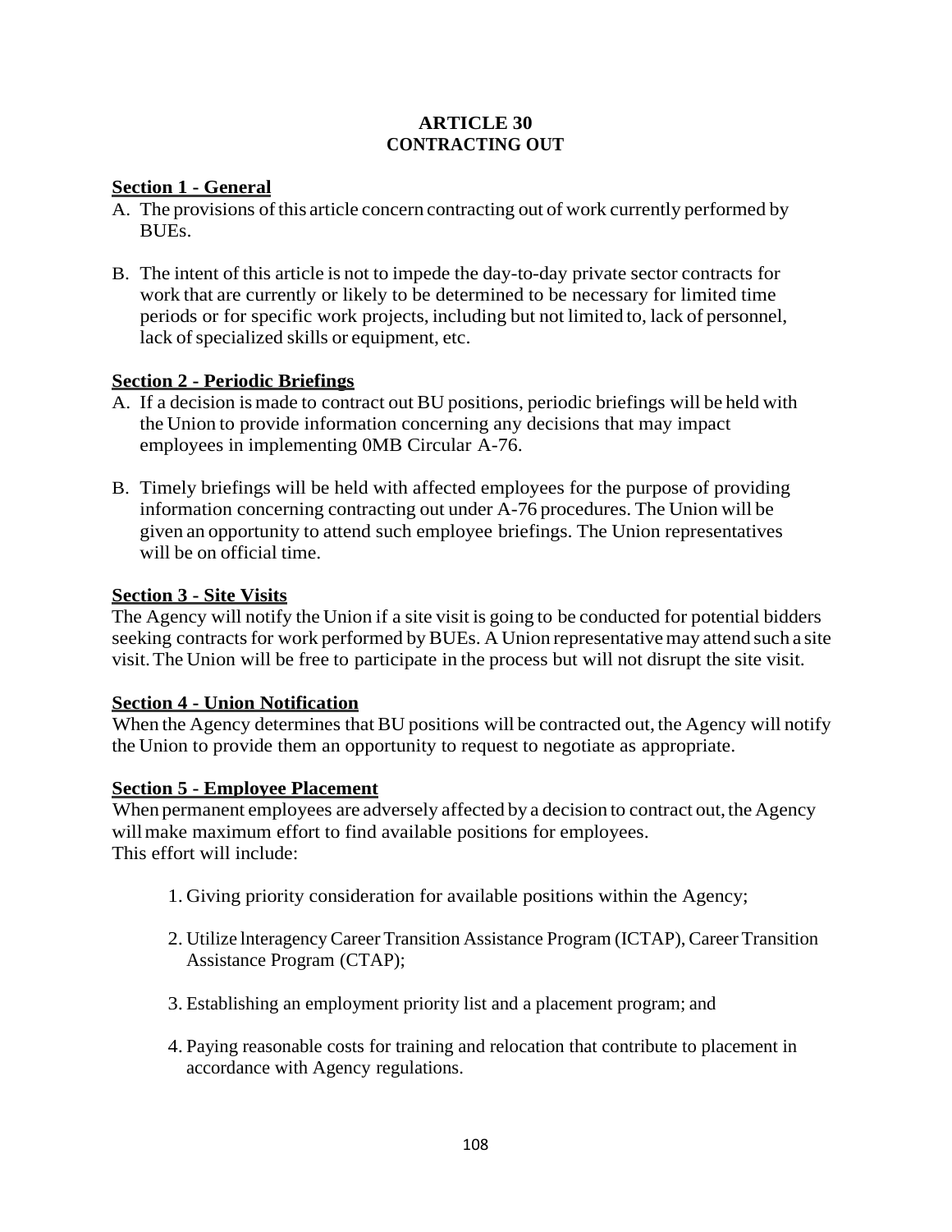# ARTICLE 30
# CONTRACTING OUT

**Section 1 - General**

A. The provisions of this article concern contracting out of work currently performed by BUEs.

B. The intent of this article is not to impede the day-to-day private sector contracts for work that are currently or likely to be determined to be necessary for limited time periods or for specific work projects, including but not limited to, lack of personnel, lack of specialized skills or equipment, etc.

**Section 2 - Periodic Briefings**

A. If a decision is made to contract out BU positions, periodic briefings will be held with the Union to provide information concerning any decisions that may impact employees in implementing 0MB Circular A-76.

B. Timely briefings will be held with affected employees for the purpose of providing information concerning contracting out under A-76 procedures. The Union will be given an opportunity to attend such employee briefings. The Union representatives will be on official time.

**Section 3 - Site Visits**

The Agency will notify the Union if a site visit is going to be conducted for potential bidders seeking contracts for work performed by BUEs. A Union representative may attend such a site visit. The Union will be free to participate in the process but will not disrupt the site visit.

**Section 4 - Union Notification**

When the Agency determines that BU positions will be contracted out, the Agency will notify the Union to provide them an opportunity to request to negotiate as appropriate.

**Section 5 - Employee Placement**

When permanent employees are adversely affected by a decision to contract out, the Agency will make maximum effort to find available positions for employees.
This effort will include:

1. Giving priority consideration for available positions within the Agency;

2. Utilize lnteragency Career Transition Assistance Program (ICTAP), Career Transition Assistance Program (CTAP);

3. Establishing an employment priority list and a placement program; and

4. Paying reasonable costs for training and relocation that contribute to placement in accordance with Agency regulations.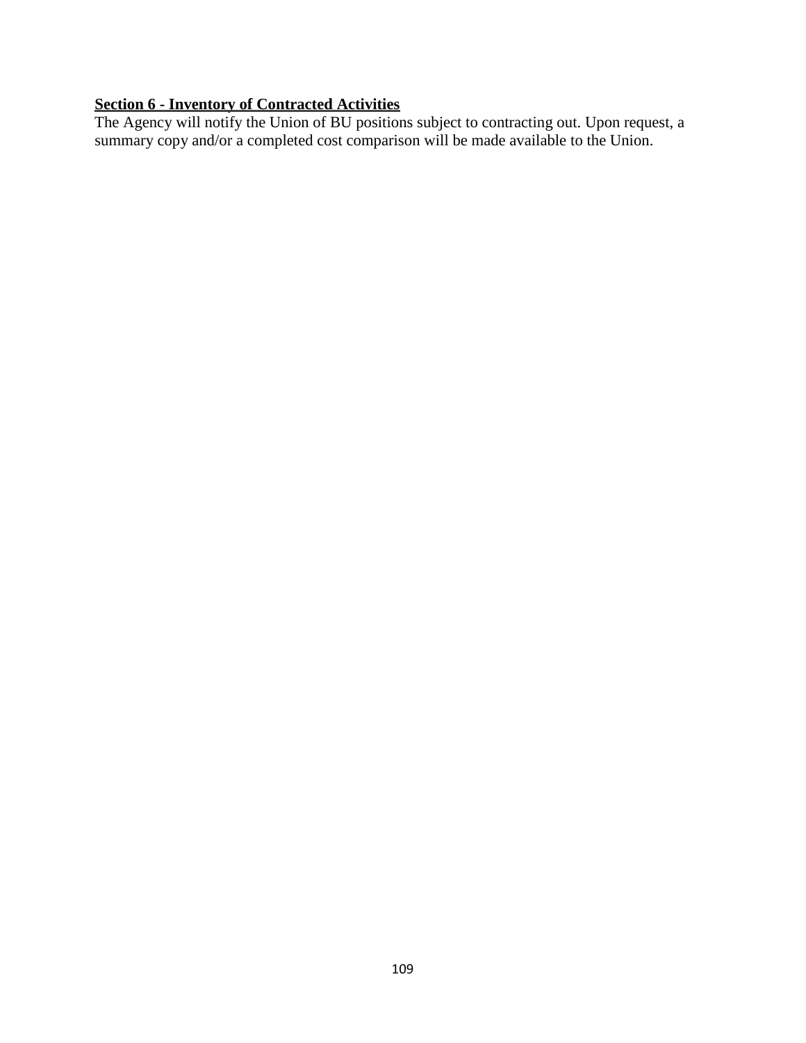**Section 6 - Inventory of Contracted Activities**

The Agency will notify the Union of BU positions subject to contracting out. Upon request, a summary copy and/or a completed cost comparison will be made available to the Union.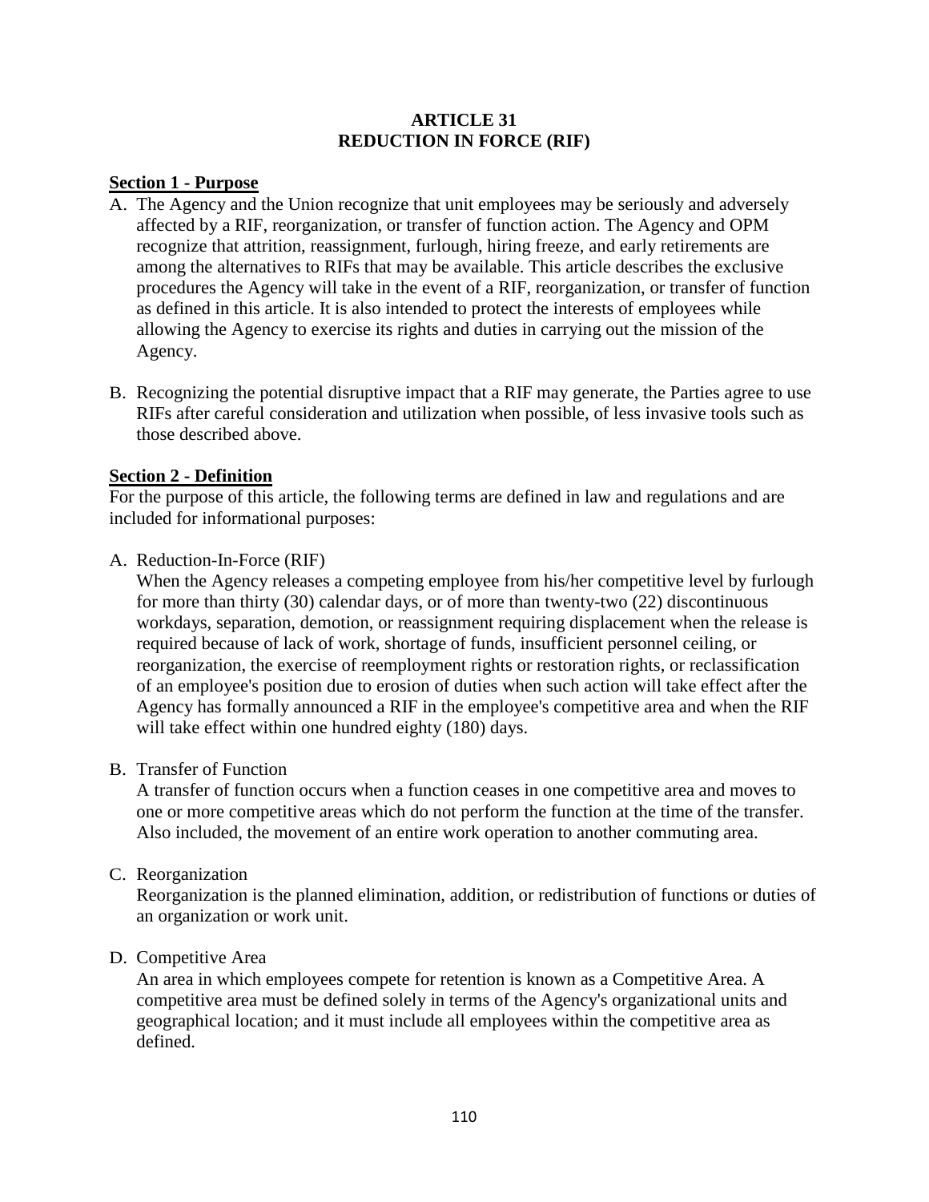# ARTICLE 31
# REDUCTION IN FORCE (RIF)

**Section 1 - Purpose**

A. The Agency and the Union recognize that unit employees may be seriously and adversely affected by a RIF, reorganization, or transfer of function action. The Agency and OPM recognize that attrition, reassignment, furlough, hiring freeze, and early retirements are among the alternatives to RIFs that may be available. This article describes the exclusive procedures the Agency will take in the event of a RIF, reorganization, or transfer of function as defined in this article. It is also intended to protect the interests of employees while allowing the Agency to exercise its rights and duties in carrying out the mission of the Agency.

B. Recognizing the potential disruptive impact that a RIF may generate, the Parties agree to use RIFs after careful consideration and utilization when possible, of less invasive tools such as those described above.

**Section 2 - Definition**

For the purpose of this article, the following terms are defined in law and regulations and are included for informational purposes:

A. Reduction-In-Force (RIF)

When the Agency releases a competing employee from his/her competitive level by furlough for more than thirty (30) calendar days, or of more than twenty-two (22) discontinuous workdays, separation, demotion, or reassignment requiring displacement when the release is required because of lack of work, shortage of funds, insufficient personnel ceiling, or reorganization, the exercise of reemployment rights or restoration rights, or reclassification of an employee's position due to erosion of duties when such action will take effect after the Agency has formally announced a RIF in the employee's competitive area and when the RIF will take effect within one hundred eighty (180) days.

B. Transfer of Function

A transfer of function occurs when a function ceases in one competitive area and moves to one or more competitive areas which do not perform the function at the time of the transfer. Also included, the movement of an entire work operation to another commuting area.

C. Reorganization

Reorganization is the planned elimination, addition, or redistribution of functions or duties of an organization or work unit.

D. Competitive Area

An area in which employees compete for retention is known as a Competitive Area. A competitive area must be defined solely in terms of the Agency's organizational units and geographical location; and it must include all employees within the competitive area as defined.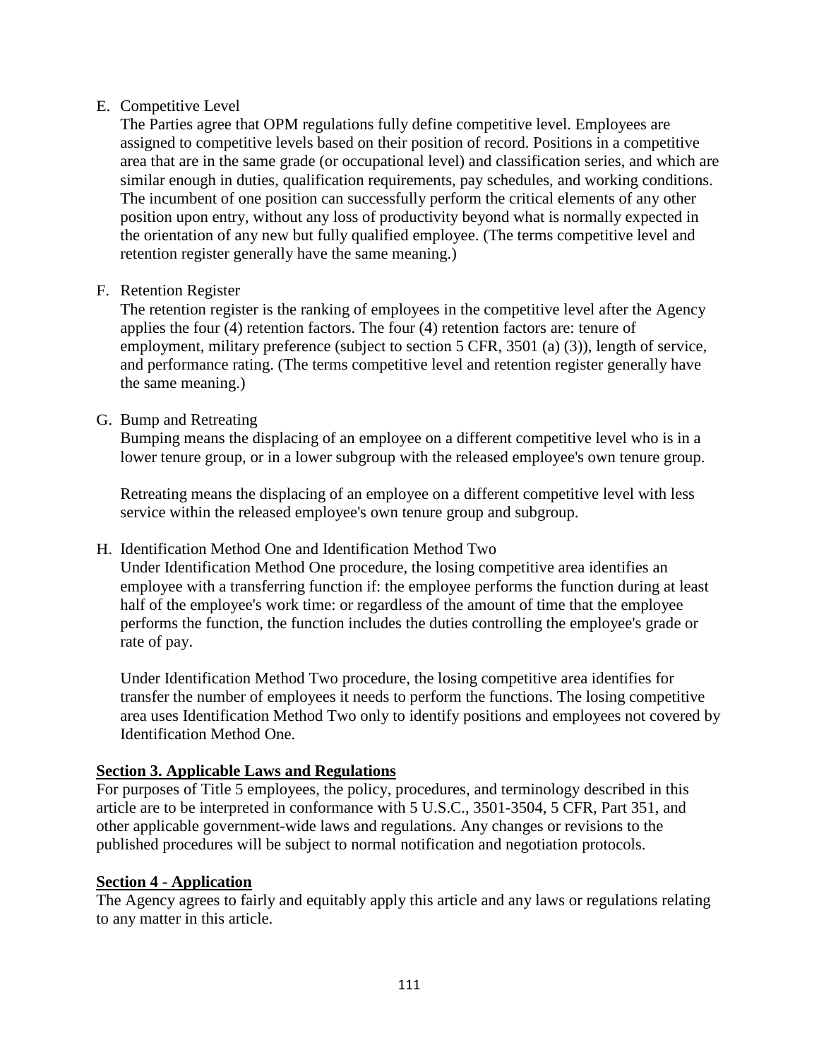E. Competitive Level

   The Parties agree that OPM regulations fully define competitive level. Employees are assigned to competitive levels based on their position of record. Positions in a competitive area that are in the same grade (or occupational level) and classification series, and which are similar enough in duties, qualification requirements, pay schedules, and working conditions. The incumbent of one position can successfully perform the critical elements of any other position upon entry, without any loss of productivity beyond what is normally expected in the orientation of any new but fully qualified employee. (The terms competitive level and retention register generally have the same meaning.)

F. Retention Register

   The retention register is the ranking of employees in the competitive level after the Agency applies the four (4) retention factors. The four (4) retention factors are: tenure of employment, military preference (subject to section 5 CFR, 3501 (a) (3)), length of service, and performance rating. (The terms competitive level and retention register generally have the same meaning.)

G. Bump and Retreating

   Bumping means the displacing of an employee on a different competitive level who is in a lower tenure group, or in a lower subgroup with the released employee's own tenure group.

   Retreating means the displacing of an employee on a different competitive level with less service within the released employee's own tenure group and subgroup.

H. Identification Method One and Identification Method Two

   Under Identification Method One procedure, the losing competitive area identifies an employee with a transferring function if: the employee performs the function during at least half of the employee's work time: or regardless of the amount of time that the employee performs the function, the function includes the duties controlling the employee's grade or rate of pay.

   Under Identification Method Two procedure, the losing competitive area identifies for transfer the number of employees it needs to perform the functions. The losing competitive area uses Identification Method Two only to identify positions and employees not covered by Identification Method One.

**Section 3. Applicable Laws and Regulations**

For purposes of Title 5 employees, the policy, procedures, and terminology described in this article are to be interpreted in conformance with 5 U.S.C., 3501-3504, 5 CFR, Part 351, and other applicable government-wide laws and regulations. Any changes or revisions to the published procedures will be subject to normal notification and negotiation protocols.

**Section 4 - Application**

The Agency agrees to fairly and equitably apply this article and any laws or regulations relating to any matter in this article.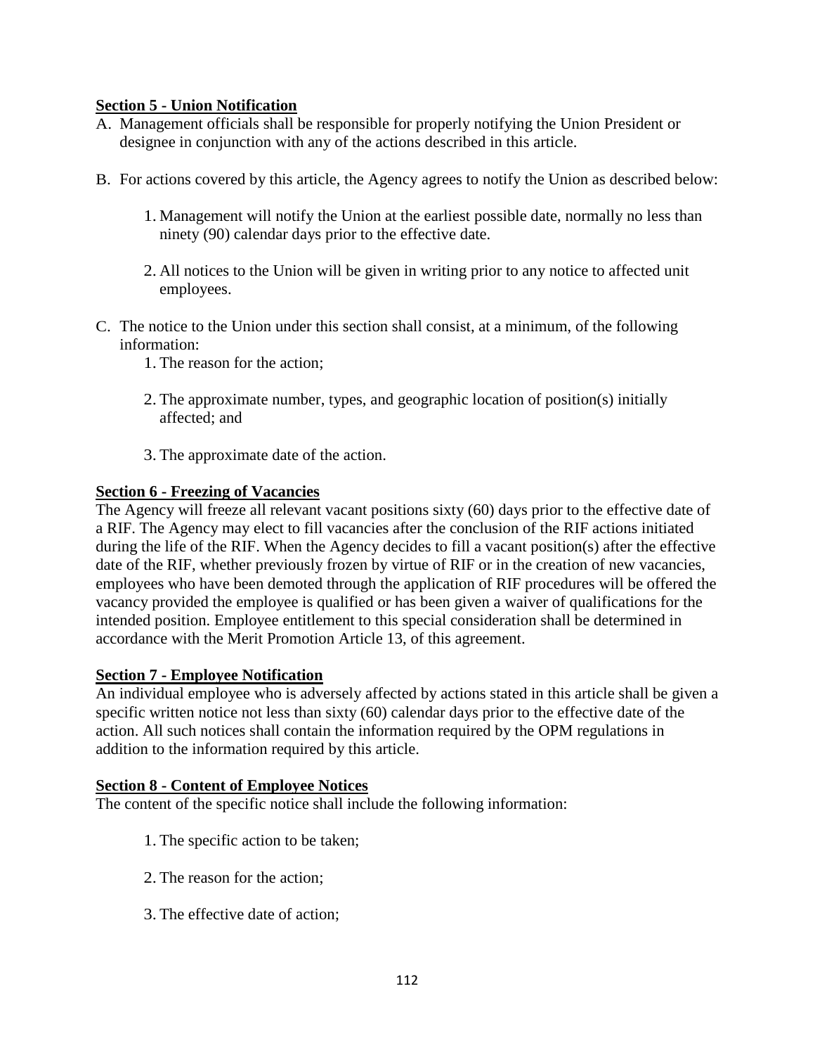**Section 5 - Union Notification**

A. Management officials shall be responsible for properly notifying the Union President or designee in conjunction with any of the actions described in this article.

B. For actions covered by this article, the Agency agrees to notify the Union as described below:

   1. Management will notify the Union at the earliest possible date, normally no less than ninety (90) calendar days prior to the effective date.

   2. All notices to the Union will be given in writing prior to any notice to affected unit employees.

C. The notice to the Union under this section shall consist, at a minimum, of the following information:

   1. The reason for the action;

   2. The approximate number, types, and geographic location of position(s) initially affected; and

   3. The approximate date of the action.

**Section 6 - Freezing of Vacancies**

The Agency will freeze all relevant vacant positions sixty (60) days prior to the effective date of a RIF. The Agency may elect to fill vacancies after the conclusion of the RIF actions initiated during the life of the RIF. When the Agency decides to fill a vacant position(s) after the effective date of the RIF, whether previously frozen by virtue of RIF or in the creation of new vacancies, employees who have been demoted through the application of RIF procedures will be offered the vacancy provided the employee is qualified or has been given a waiver of qualifications for the intended position. Employee entitlement to this special consideration shall be determined in accordance with the Merit Promotion Article 13, of this agreement.

**Section 7 - Employee Notification**

An individual employee who is adversely affected by actions stated in this article shall be given a specific written notice not less than sixty (60) calendar days prior to the effective date of the action. All such notices shall contain the information required by the OPM regulations in addition to the information required by this article.

**Section 8 - Content of Employee Notices**

The content of the specific notice shall include the following information:

   1. The specific action to be taken;

   2. The reason for the action;

   3. The effective date of action;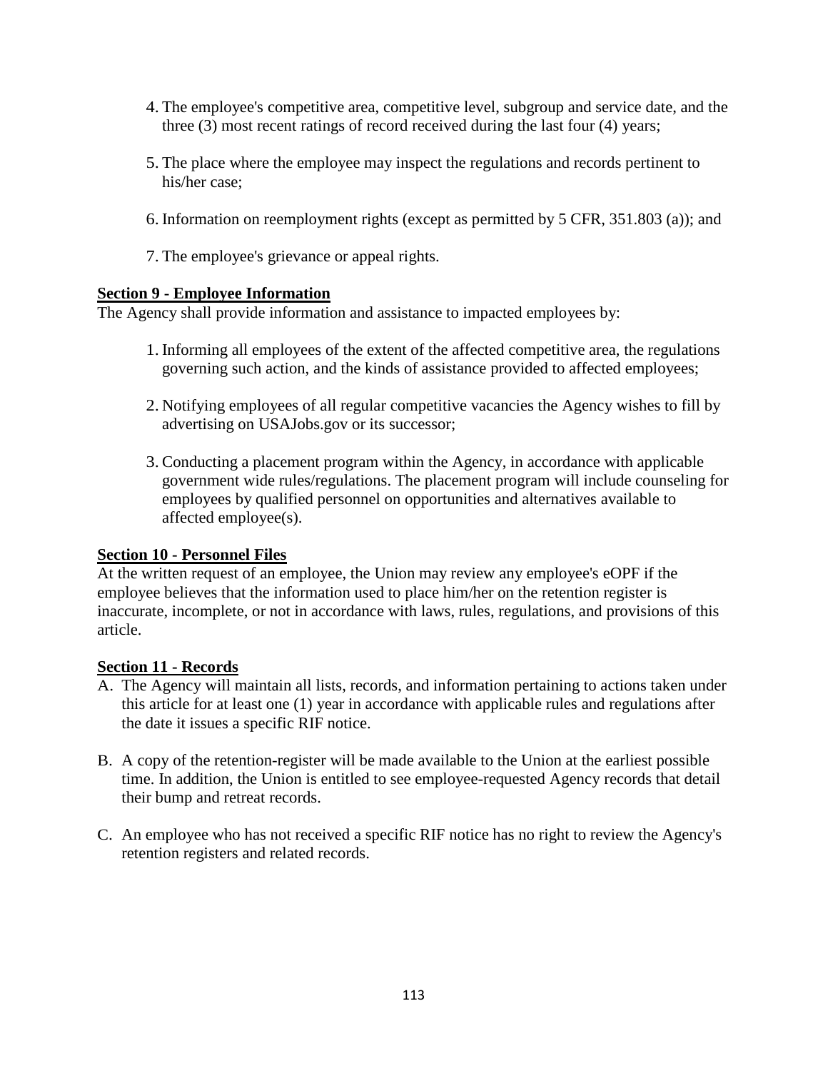4. The employee's competitive area, competitive level, subgroup and service date, and the three (3) most recent ratings of record received during the last four (4) years;

5. The place where the employee may inspect the regulations and records pertinent to his/her case;

6. Information on reemployment rights (except as permitted by 5 CFR, 351.803 (a)); and

7. The employee's grievance or appeal rights.

**Section 9 - Employee Information**

The Agency shall provide information and assistance to impacted employees by:

1. Informing all employees of the extent of the affected competitive area, the regulations governing such action, and the kinds of assistance provided to affected employees;

2. Notifying employees of all regular competitive vacancies the Agency wishes to fill by advertising on USAJobs.gov or its successor;

3. Conducting a placement program within the Agency, in accordance with applicable government wide rules/regulations. The placement program will include counseling for employees by qualified personnel on opportunities and alternatives available to affected employee(s).

**Section 10 - Personnel Files**

At the written request of an employee, the Union may review any employee's eOPF if the employee believes that the information used to place him/her on the retention register is inaccurate, incomplete, or not in accordance with laws, rules, regulations, and provisions of this article.

**Section 11 - Records**

A. The Agency will maintain all lists, records, and information pertaining to actions taken under this article for at least one (1) year in accordance with applicable rules and regulations after the date it issues a specific RIF notice.

B. A copy of the retention-register will be made available to the Union at the earliest possible time. In addition, the Union is entitled to see employee-requested Agency records that detail their bump and retreat records.

C. An employee who has not received a specific RIF notice has no right to review the Agency's retention registers and related records.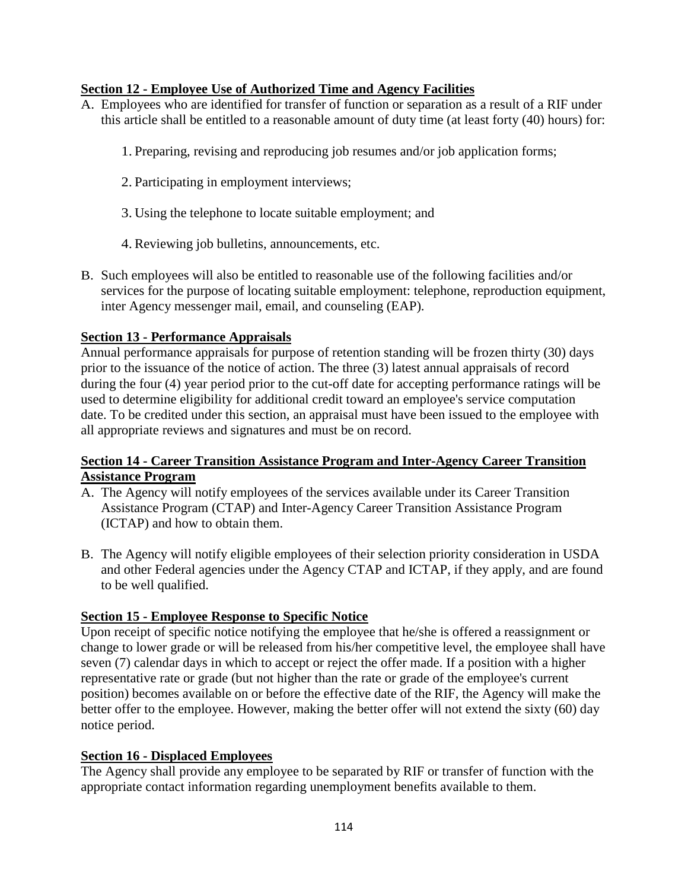**Section 12 - Employee Use of Authorized Time and Agency Facilities**

A. Employees who are identified for transfer of function or separation as a result of a RIF under this article shall be entitled to a reasonable amount of duty time (at least forty (40) hours) for:

   1. Preparing, revising and reproducing job resumes and/or job application forms;

   2. Participating in employment interviews;

   3. Using the telephone to locate suitable employment; and

   4. Reviewing job bulletins, announcements, etc.

B. Such employees will also be entitled to reasonable use of the following facilities and/or services for the purpose of locating suitable employment: telephone, reproduction equipment, inter Agency messenger mail, email, and counseling (EAP).

**Section 13 - Performance Appraisals**

Annual performance appraisals for purpose of retention standing will be frozen thirty (30) days prior to the issuance of the notice of action. The three (3) latest annual appraisals of record during the four (4) year period prior to the cut-off date for accepting performance ratings will be used to determine eligibility for additional credit toward an employee's service computation date. To be credited under this section, an appraisal must have been issued to the employee with all appropriate reviews and signatures and must be on record.

**Section 14 - Career Transition Assistance Program and Inter-Agency Career Transition Assistance Program**

A. The Agency will notify employees of the services available under its Career Transition Assistance Program (CTAP) and Inter-Agency Career Transition Assistance Program (ICTAP) and how to obtain them.

B. The Agency will notify eligible employees of their selection priority consideration in USDA and other Federal agencies under the Agency CTAP and ICTAP, if they apply, and are found to be well qualified.

**Section 15 - Employee Response to Specific Notice**

Upon receipt of specific notice notifying the employee that he/she is offered a reassignment or change to lower grade or will be released from his/her competitive level, the employee shall have seven (7) calendar days in which to accept or reject the offer made. If a position with a higher representative rate or grade (but not higher than the rate or grade of the employee's current position) becomes available on or before the effective date of the RIF, the Agency will make the better offer to the employee. However, making the better offer will not extend the sixty (60) day notice period.

**Section 16 - Displaced Employees**

The Agency shall provide any employee to be separated by RIF or transfer of function with the appropriate contact information regarding unemployment benefits available to them.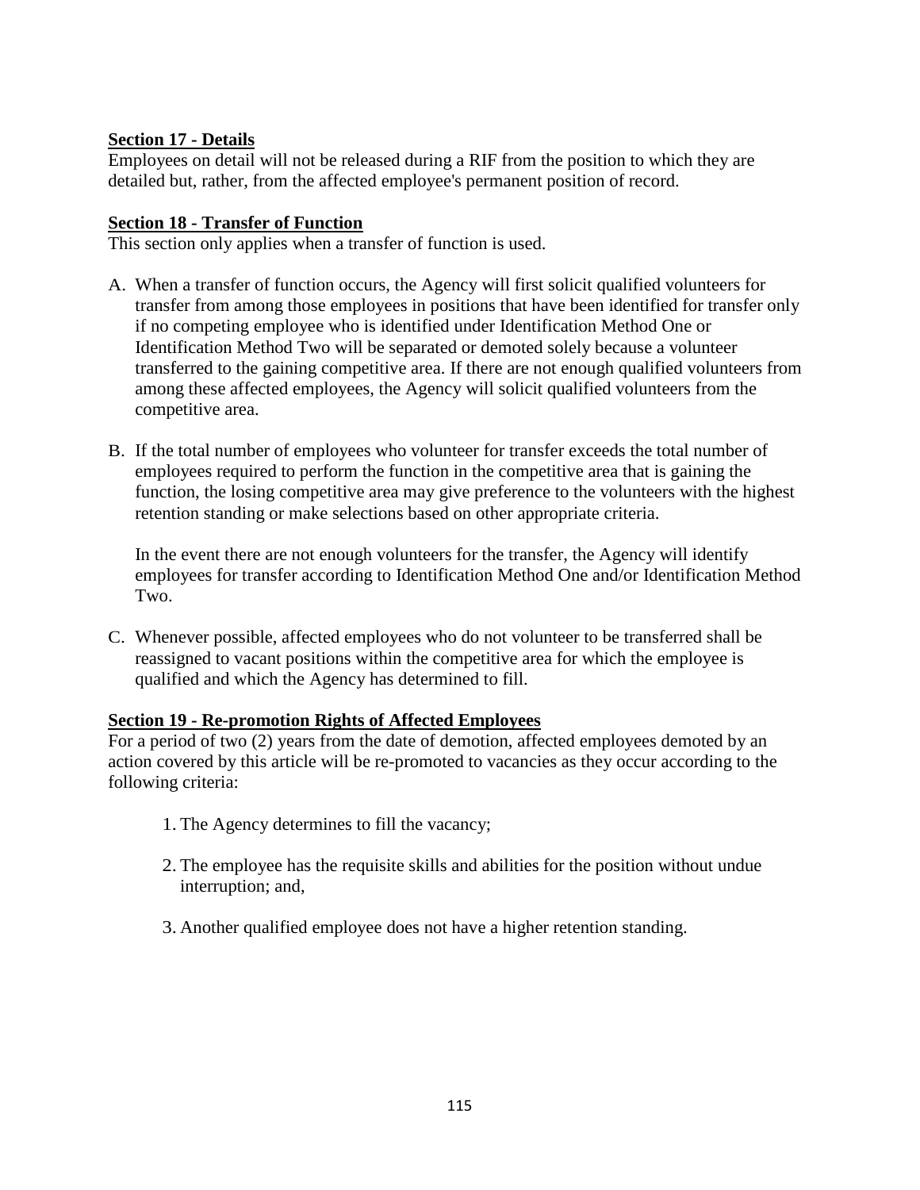**Section 17 - Details**

Employees on detail will not be released during a RIF from the position to which they are detailed but, rather, from the affected employee's permanent position of record.

**Section 18 - Transfer of Function**

This section only applies when a transfer of function is used.

A. When a transfer of function occurs, the Agency will first solicit qualified volunteers for transfer from among those employees in positions that have been identified for transfer only if no competing employee who is identified under Identification Method One or Identification Method Two will be separated or demoted solely because a volunteer transferred to the gaining competitive area. If there are not enough qualified volunteers from among these affected employees, the Agency will solicit qualified volunteers from the competitive area.

B. If the total number of employees who volunteer for transfer exceeds the total number of employees required to perform the function in the competitive area that is gaining the function, the losing competitive area may give preference to the volunteers with the highest retention standing or make selections based on other appropriate criteria.

   In the event there are not enough volunteers for the transfer, the Agency will identify employees for transfer according to Identification Method One and/or Identification Method Two.

C. Whenever possible, affected employees who do not volunteer to be transferred shall be reassigned to vacant positions within the competitive area for which the employee is qualified and which the Agency has determined to fill.

**Section 19 - Re-promotion Rights of Affected Employees**

For a period of two (2) years from the date of demotion, affected employees demoted by an action covered by this article will be re-promoted to vacancies as they occur according to the following criteria:

1. The Agency determines to fill the vacancy;

2. The employee has the requisite skills and abilities for the position without undue interruption; and,

3. Another qualified employee does not have a higher retention standing.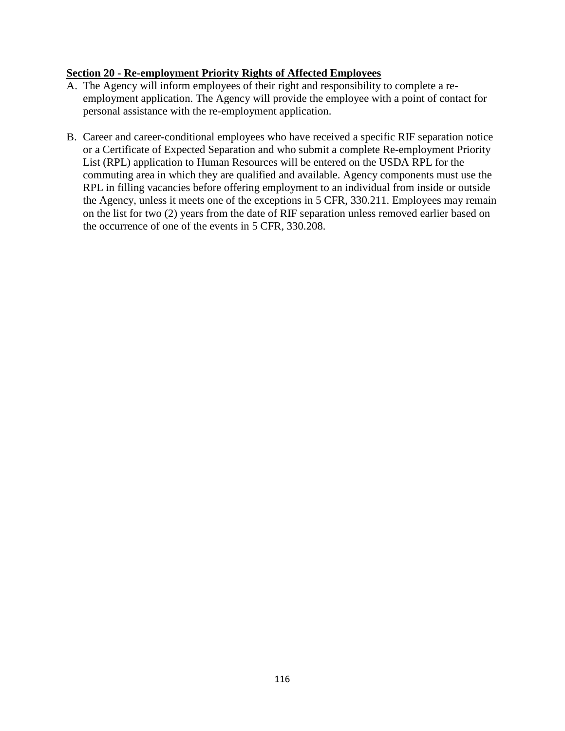**Section 20 - Re-employment Priority Rights of Affected Employees**

A. The Agency will inform employees of their right and responsibility to complete a re-employment application. The Agency will provide the employee with a point of contact for personal assistance with the re-employment application.

B. Career and career-conditional employees who have received a specific RIF separation notice or a Certificate of Expected Separation and who submit a complete Re-employment Priority List (RPL) application to Human Resources will be entered on the USDA RPL for the commuting area in which they are qualified and available. Agency components must use the RPL in filling vacancies before offering employment to an individual from inside or outside the Agency, unless it meets one of the exceptions in 5 CFR, 330.211. Employees may remain on the list for two (2) years from the date of RIF separation unless removed earlier based on the occurrence of one of the events in 5 CFR, 330.208.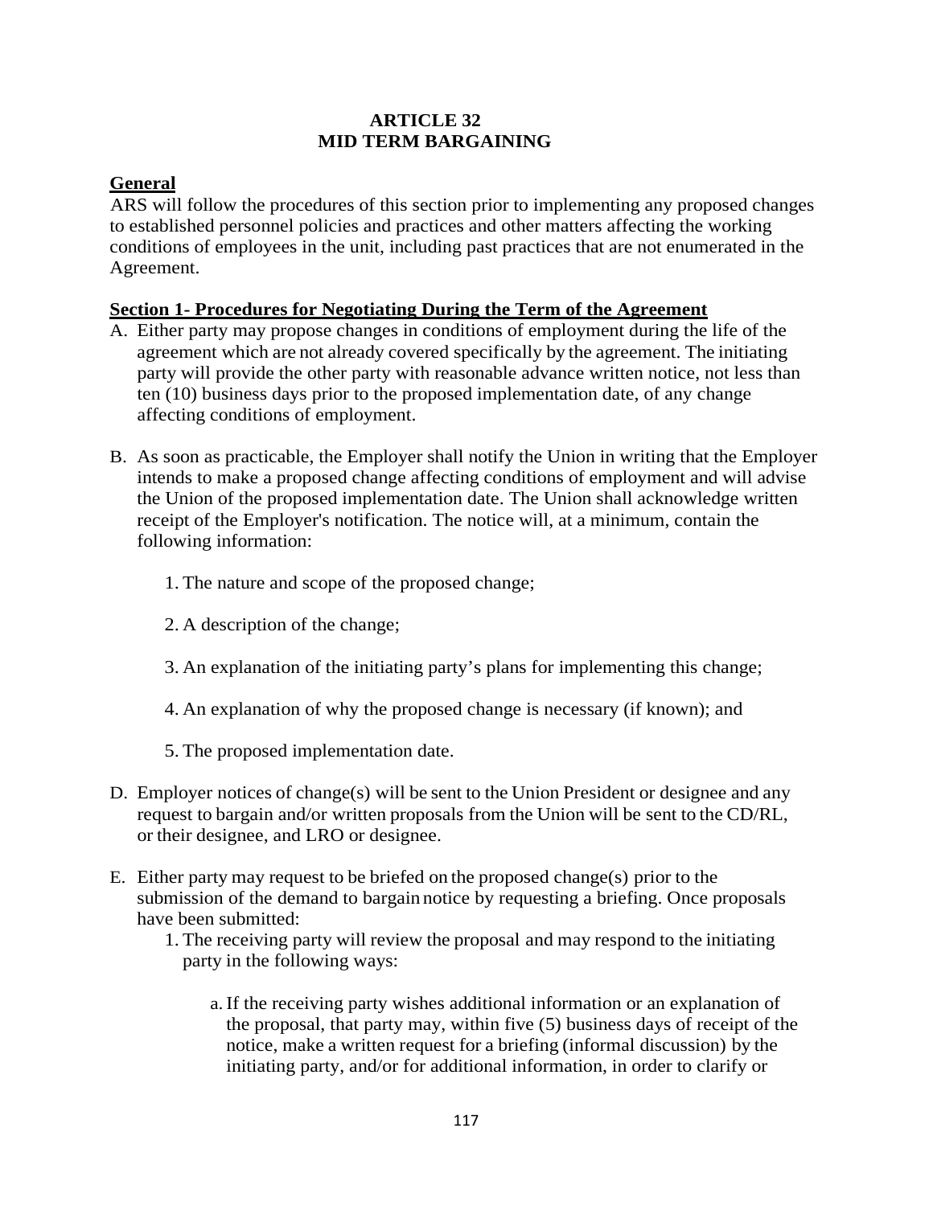# ARTICLE 32
# MID TERM BARGAINING

**General**

ARS will follow the procedures of this section prior to implementing any proposed changes to established personnel policies and practices and other matters affecting the working conditions of employees in the unit, including past practices that are not enumerated in the Agreement.

**Section 1- Procedures for Negotiating During the Term of the Agreement**

A. Either party may propose changes in conditions of employment during the life of the agreement which are not already covered specifically by the agreement. The initiating party will provide the other party with reasonable advance written notice, not less than ten (10) business days prior to the proposed implementation date, of any change affecting conditions of employment.

B. As soon as practicable, the Employer shall notify the Union in writing that the Employer intends to make a proposed change affecting conditions of employment and will advise the Union of the proposed implementation date. The Union shall acknowledge written receipt of the Employer's notification. The notice will, at a minimum, contain the following information:

   1. The nature and scope of the proposed change;

   2. A description of the change;

   3. An explanation of the initiating party's plans for implementing this change;

   4. An explanation of why the proposed change is necessary (if known); and

   5. The proposed implementation date.

D. Employer notices of change(s) will be sent to the Union President or designee and any request to bargain and/or written proposals from the Union will be sent to the CD/RL, or their designee, and LRO or designee.

E. Either party may request to be briefed on the proposed change(s) prior to the submission of the demand to bargain notice by requesting a briefing. Once proposals have been submitted:

   1. The receiving party will review the proposal and may respond to the initiating party in the following ways:

      a. If the receiving party wishes additional information or an explanation of the proposal, that party may, within five (5) business days of receipt of the notice, make a written request for a briefing (informal discussion) by the initiating party, and/or for additional information, in order to clarify or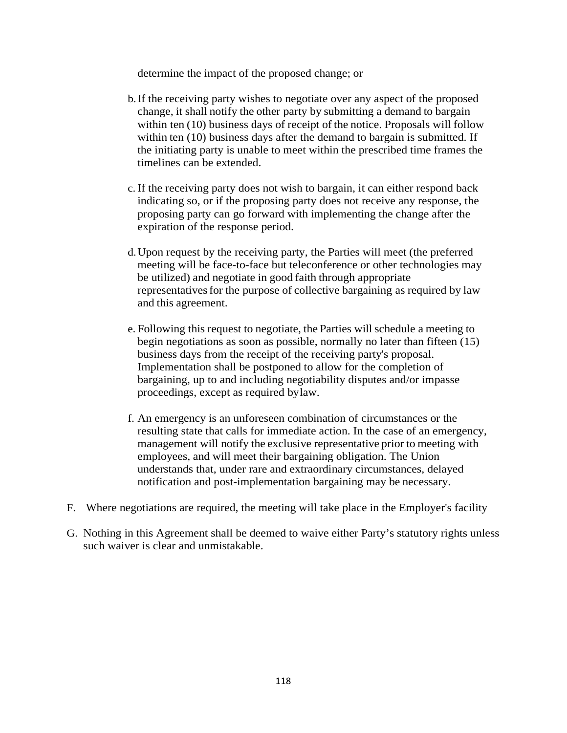determine the impact of the proposed change; or

b. If the receiving party wishes to negotiate over any aspect of the proposed change, it shall notify the other party by submitting a demand to bargain within ten (10) business days of receipt of the notice. Proposals will follow within ten (10) business days after the demand to bargain is submitted. If the initiating party is unable to meet within the prescribed time frames the timelines can be extended.

c. If the receiving party does not wish to bargain, it can either respond back indicating so, or if the proposing party does not receive any response, the proposing party can go forward with implementing the change after the expiration of the response period.

d. Upon request by the receiving party, the Parties will meet (the preferred meeting will be face-to-face but teleconference or other technologies may be utilized) and negotiate in good faith through appropriate representatives for the purpose of collective bargaining as required by law and this agreement.

e. Following this request to negotiate, the Parties will schedule a meeting to begin negotiations as soon as possible, normally no later than fifteen (15) business days from the receipt of the receiving party's proposal. Implementation shall be postponed to allow for the completion of bargaining, up to and including negotiability disputes and/or impasse proceedings, except as required by law.

f. An emergency is an unforeseen combination of circumstances or the resulting state that calls for immediate action. In the case of an emergency, management will notify the exclusive representative prior to meeting with employees, and will meet their bargaining obligation. The Union understands that, under rare and extraordinary circumstances, delayed notification and post-implementation bargaining may be necessary.

F. Where negotiations are required, the meeting will take place in the Employer's facility

G. Nothing in this Agreement shall be deemed to waive either Party's statutory rights unless such waiver is clear and unmistakable.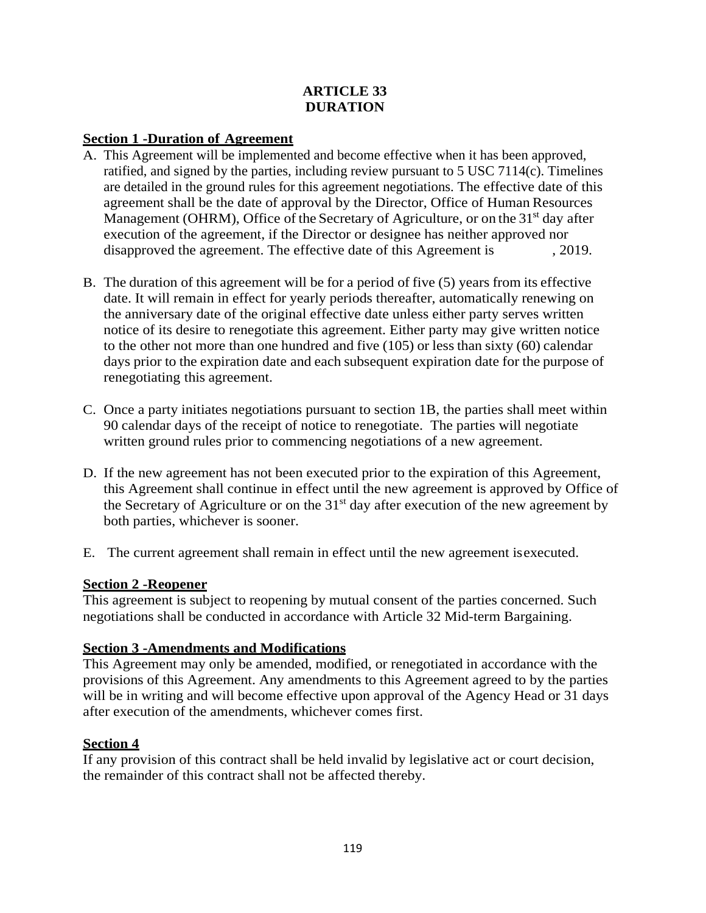# ARTICLE 33
# DURATION

**Section 1 -Duration of Agreement**

A. This Agreement will be implemented and become effective when it has been approved, ratified, and signed by the parties, including review pursuant to 5 USC 7114(c). Timelines are detailed in the ground rules for this agreement negotiations. The effective date of this agreement shall be the date of approval by the Director, Office of Human Resources Management (OHRM), Office of the Secretary of Agriculture, or on the 31st day after execution of the agreement, if the Director or designee has neither approved nor disapproved the agreement. The effective date of this Agreement is , 2019.

B. The duration of this agreement will be for a period of five (5) years from its effective date. It will remain in effect for yearly periods thereafter, automatically renewing on the anniversary date of the original effective date unless either party serves written notice of its desire to renegotiate this agreement. Either party may give written notice to the other not more than one hundred and five (105) or less than sixty (60) calendar days prior to the expiration date and each subsequent expiration date for the purpose of renegotiating this agreement.

C. Once a party initiates negotiations pursuant to section 1B, the parties shall meet within 90 calendar days of the receipt of notice to renegotiate. The parties will negotiate written ground rules prior to commencing negotiations of a new agreement.

D. If the new agreement has not been executed prior to the expiration of this Agreement, this Agreement shall continue in effect until the new agreement is approved by Office of the Secretary of Agriculture or on the 31st day after execution of the new agreement by both parties, whichever is sooner.

E. The current agreement shall remain in effect until the new agreement is executed.

**Section 2 -Reopener**

This agreement is subject to reopening by mutual consent of the parties concerned. Such negotiations shall be conducted in accordance with Article 32 Mid-term Bargaining.

**Section 3 -Amendments and Modifications**

This Agreement may only be amended, modified, or renegotiated in accordance with the provisions of this Agreement. Any amendments to this Agreement agreed to by the parties will be in writing and will become effective upon approval of the Agency Head or 31 days after execution of the amendments, whichever comes first.

**Section 4**

If any provision of this contract shall be held invalid by legislative act or court decision, the remainder of this contract shall not be affected thereby.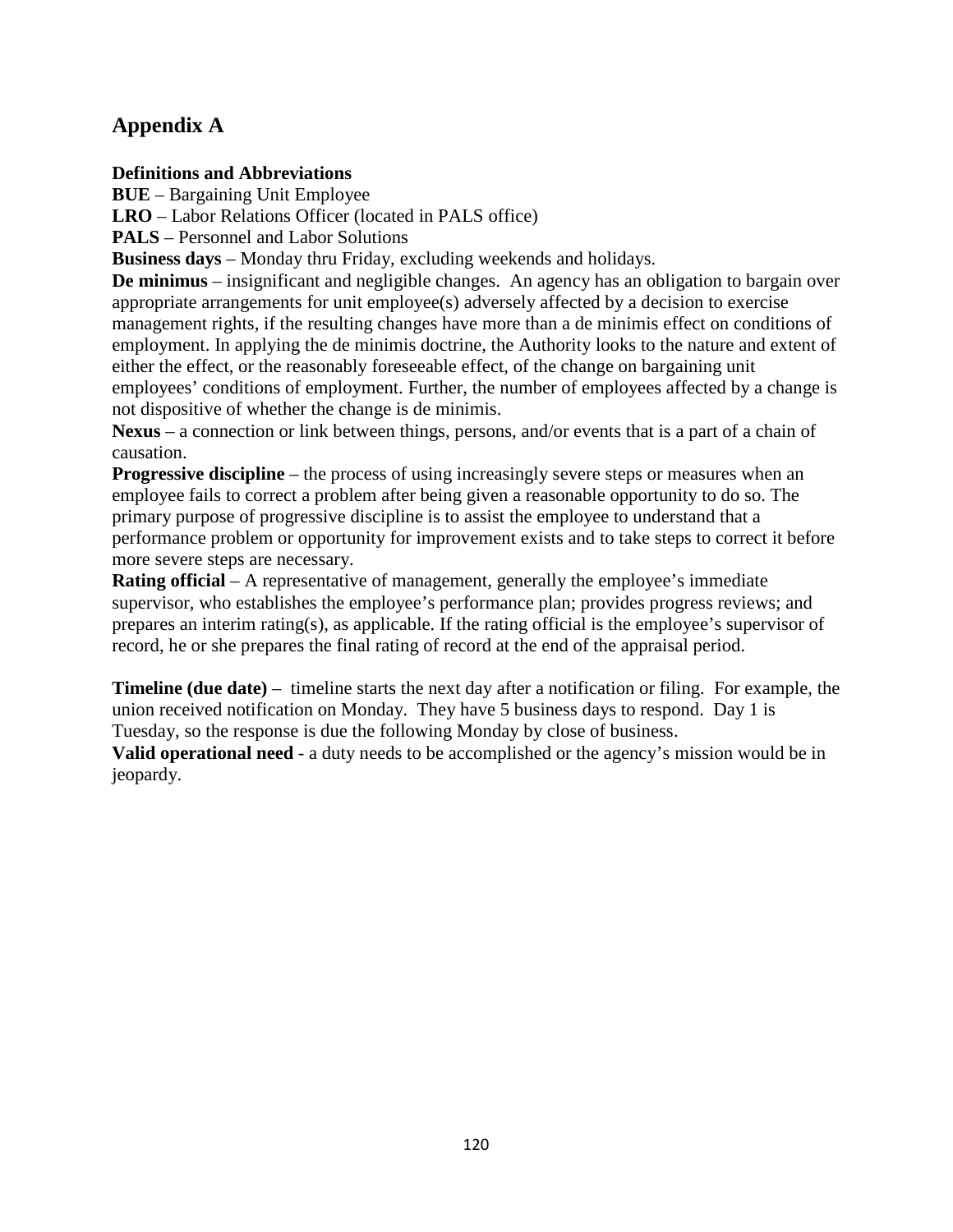## Appendix A

**Definitions and Abbreviations**

**BUE** – Bargaining Unit Employee

**LRO** – Labor Relations Officer (located in PALS office)

**PALS** – Personnel and Labor Solutions

**Business days** – Monday thru Friday, excluding weekends and holidays.

**De minimus** – insignificant and negligible changes. An agency has an obligation to bargain over appropriate arrangements for unit employee(s) adversely affected by a decision to exercise management rights, if the resulting changes have more than a de minimis effect on conditions of employment. In applying the de minimis doctrine, the Authority looks to the nature and extent of either the effect, or the reasonably foreseeable effect, of the change on bargaining unit employees' conditions of employment. Further, the number of employees affected by a change is not dispositive of whether the change is de minimis.

**Nexus** – a connection or link between things, persons, and/or events that is a part of a chain of causation.

**Progressive discipline** – the process of using increasingly severe steps or measures when an employee fails to correct a problem after being given a reasonable opportunity to do so. The primary purpose of progressive discipline is to assist the employee to understand that a performance problem or opportunity for improvement exists and to take steps to correct it before more severe steps are necessary.

**Rating official** – A representative of management, generally the employee's immediate supervisor, who establishes the employee's performance plan; provides progress reviews; and prepares an interim rating(s), as applicable. If the rating official is the employee's supervisor of record, he or she prepares the final rating of record at the end of the appraisal period.

**Timeline (due date)** – timeline starts the next day after a notification or filing. For example, the union received notification on Monday. They have 5 business days to respond. Day 1 is Tuesday, so the response is due the following Monday by close of business.

**Valid operational need** - a duty needs to be accomplished or the agency's mission would be in jeopardy.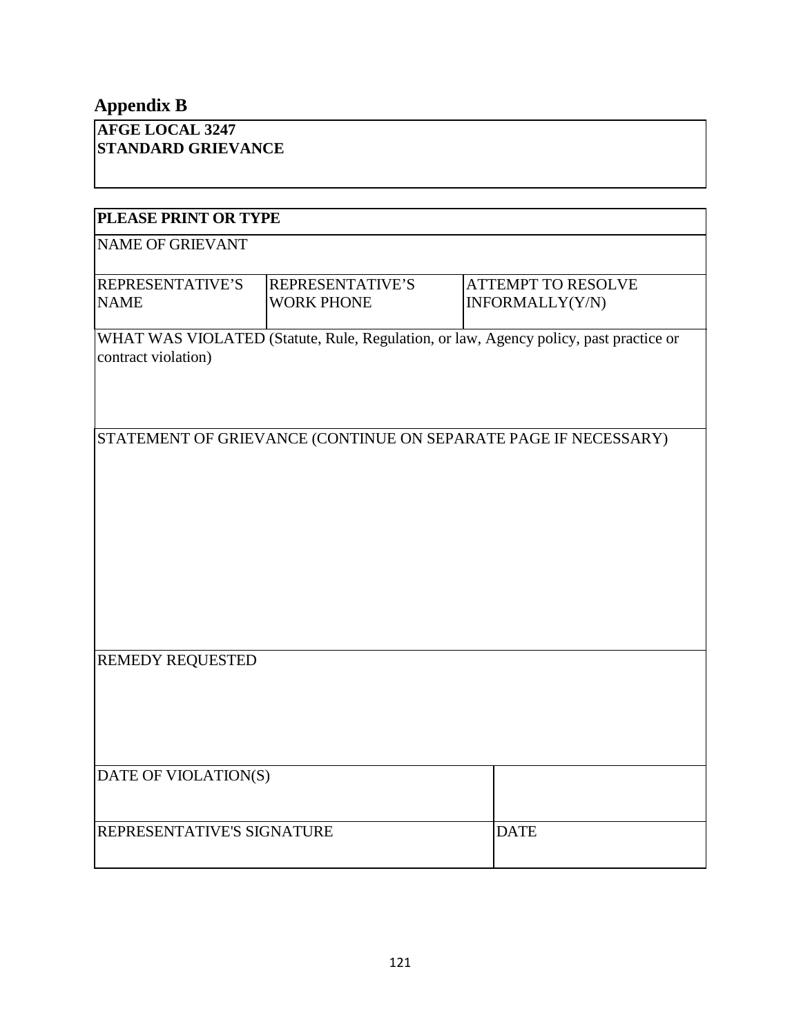## Appendix B

**AFGE LOCAL 3247**
**STANDARD GRIEVANCE**

| **PLEASE PRINT OR TYPE** | | |
|---|---|---|
| NAME OF GRIEVANT | | |
| REPRESENTATIVE'S NAME | REPRESENTATIVE'S WORK PHONE | ATTEMPT TO RESOLVE INFORMALLY(Y/N) |
| WHAT WAS VIOLATED (Statute, Rule, Regulation, or law, Agency policy, past practice or contract violation) | | |
| STATEMENT OF GRIEVANCE (CONTINUE ON SEPARATE PAGE IF NECESSARY) | | |
| REMEDY REQUESTED | | |
| DATE OF VIOLATION(S) | | |
| REPRESENTATIVE'S SIGNATURE | | DATE |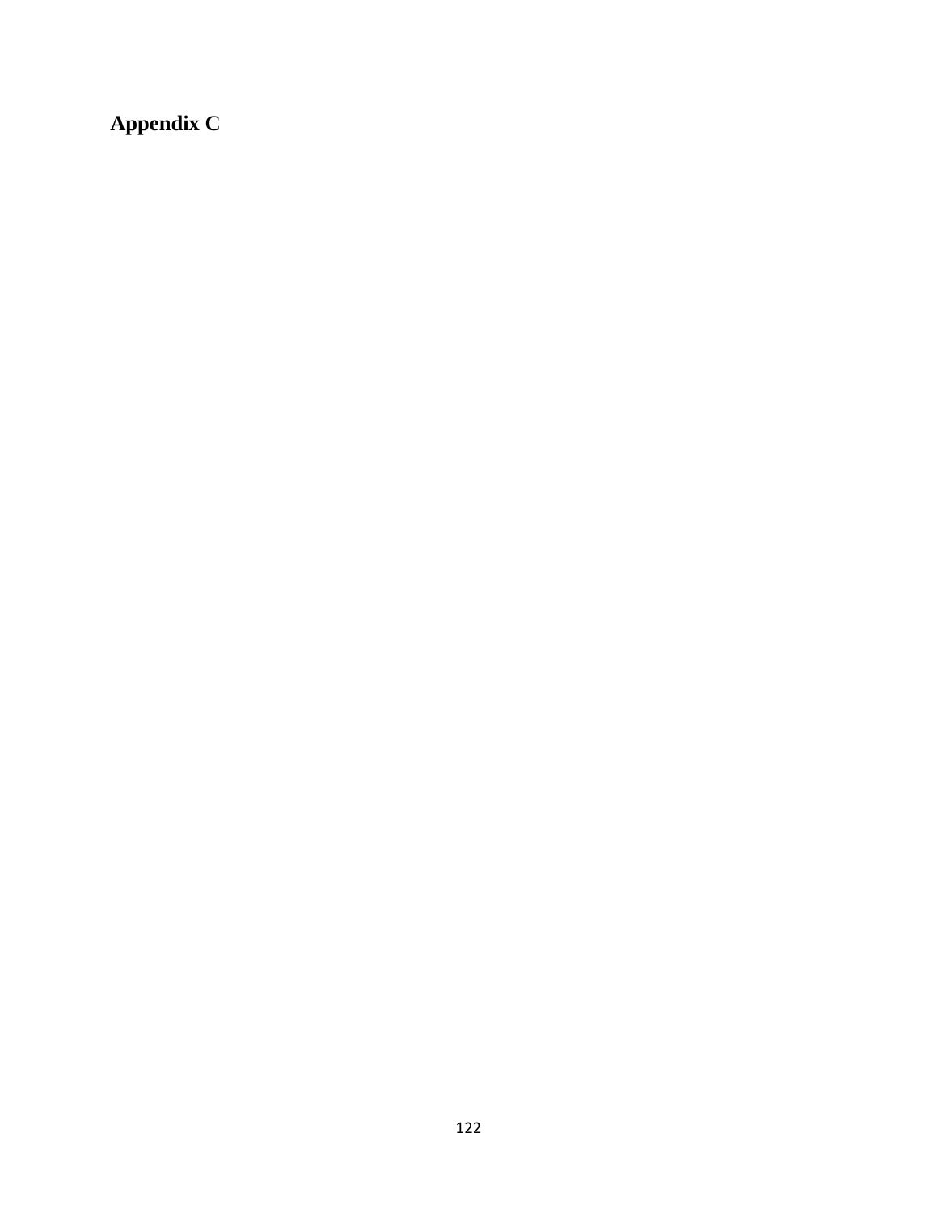**Appendix C**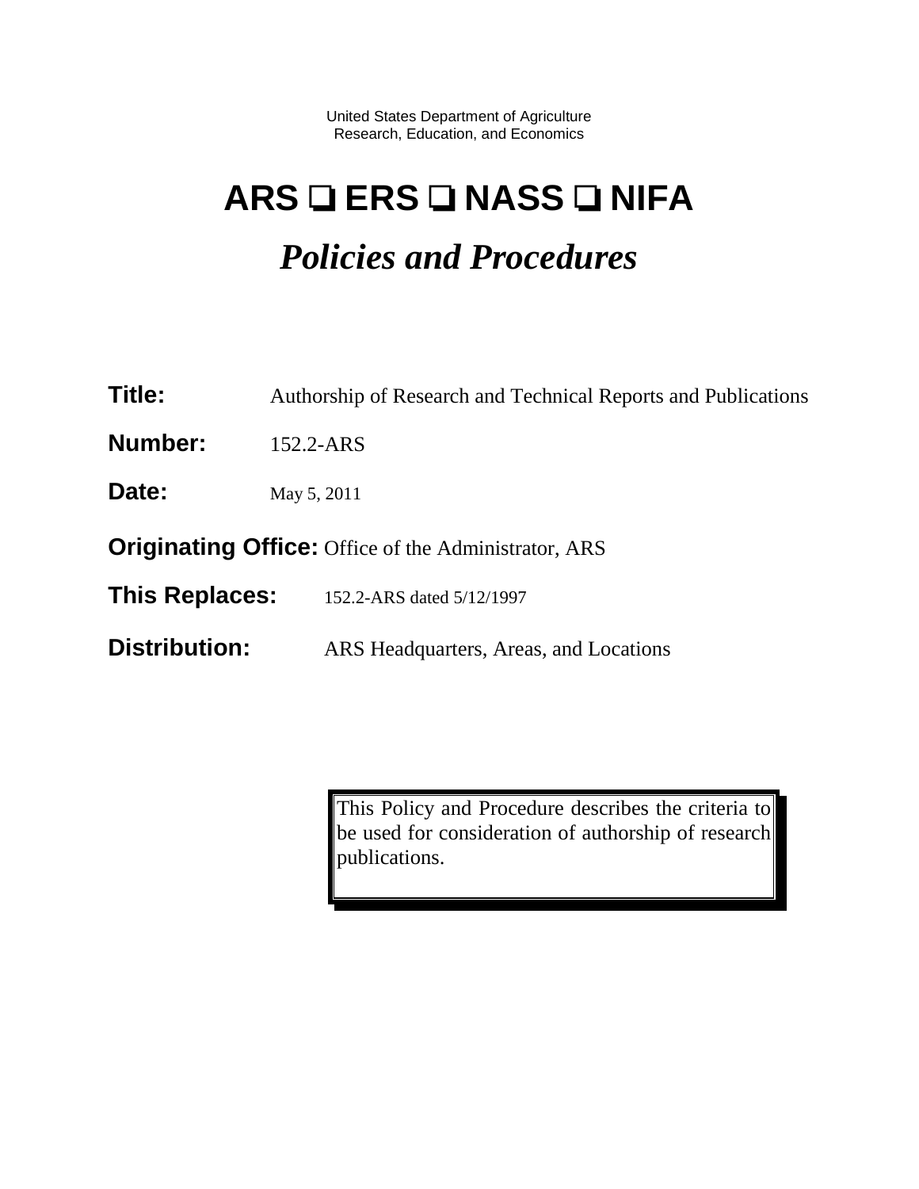United States Department of Agriculture
Research, Education, and Economics

# ARS ❑ ERS ❑ NASS ❑ NIFA

## *Policies and Procedures*

**Title:** Authorship of Research and Technical Reports and Publications

**Number:** 152.2-ARS

**Date:** May 5, 2011

**Originating Office:** Office of the Administrator, ARS

**This Replaces:** 152.2-ARS dated 5/12/1997

**Distribution:** ARS Headquarters, Areas, and Locations

This Policy and Procedure describes the criteria to be used for consideration of authorship of research publications.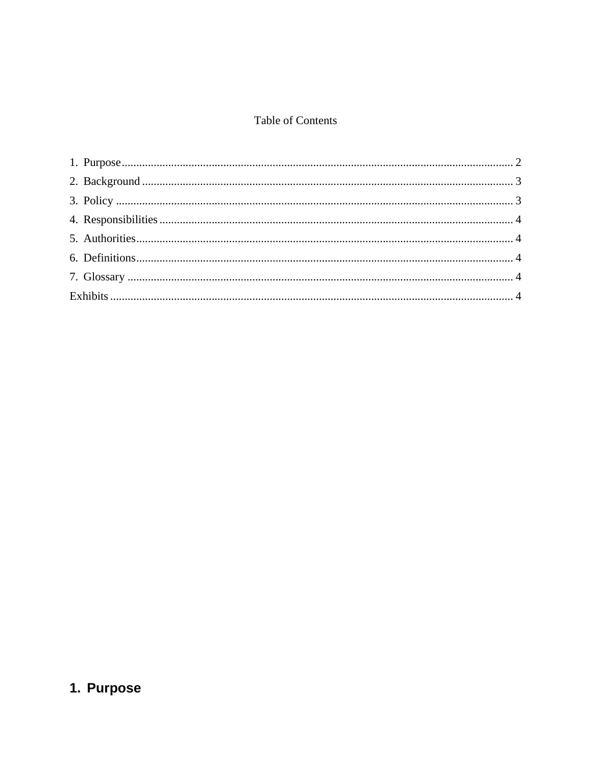Table of Contents

1. Purpose ........................................................................................................................ 2
2. Background ................................................................................................................. 3
3. Policy .......................................................................................................................... 3
4. Responsibilities ........................................................................................................... 4
5. Authorities ................................................................................................................... 4
6. Definitions ................................................................................................................... 4
7. Glossary ...................................................................................................................... 4
Exhibits ............................................................................................................................ 4

# 1. Purpose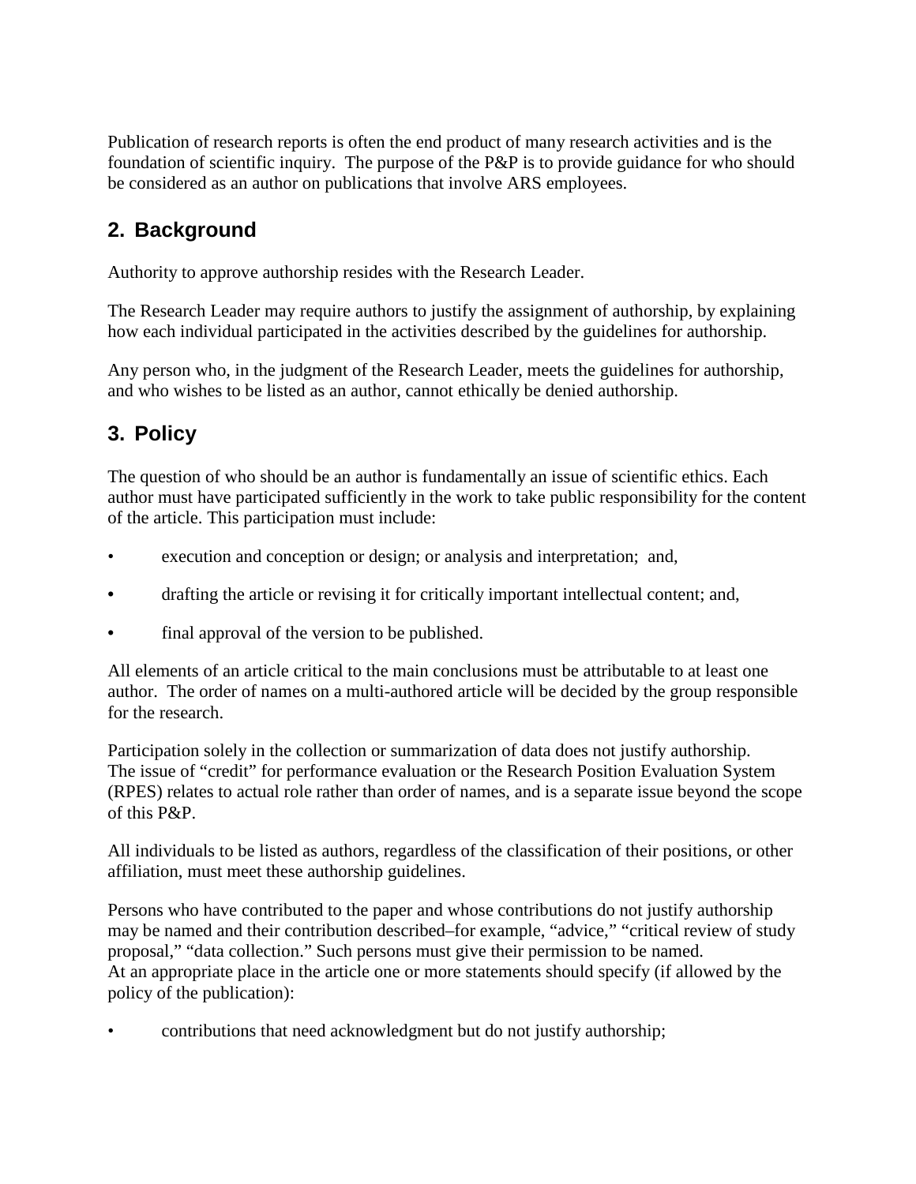Publication of research reports is often the end product of many research activities and is the foundation of scientific inquiry. The purpose of the P&P is to provide guidance for who should be considered as an author on publications that involve ARS employees.

## 2. Background

Authority to approve authorship resides with the Research Leader.

The Research Leader may require authors to justify the assignment of authorship, by explaining how each individual participated in the activities described by the guidelines for authorship.

Any person who, in the judgment of the Research Leader, meets the guidelines for authorship, and who wishes to be listed as an author, cannot ethically be denied authorship.

## 3. Policy

The question of who should be an author is fundamentally an issue of scientific ethics. Each author must have participated sufficiently in the work to take public responsibility for the content of the article. This participation must include:

- execution and conception or design; or analysis and interpretation; and,
- drafting the article or revising it for critically important intellectual content; and,
- final approval of the version to be published.

All elements of an article critical to the main conclusions must be attributable to at least one author. The order of names on a multi-authored article will be decided by the group responsible for the research.

Participation solely in the collection or summarization of data does not justify authorship. The issue of "credit" for performance evaluation or the Research Position Evaluation System (RPES) relates to actual role rather than order of names, and is a separate issue beyond the scope of this P&P.

All individuals to be listed as authors, regardless of the classification of their positions, or other affiliation, must meet these authorship guidelines.

Persons who have contributed to the paper and whose contributions do not justify authorship may be named and their contribution described–for example, "advice," "critical review of study proposal," "data collection." Such persons must give their permission to be named. At an appropriate place in the article one or more statements should specify (if allowed by the policy of the publication):

- contributions that need acknowledgment but do not justify authorship;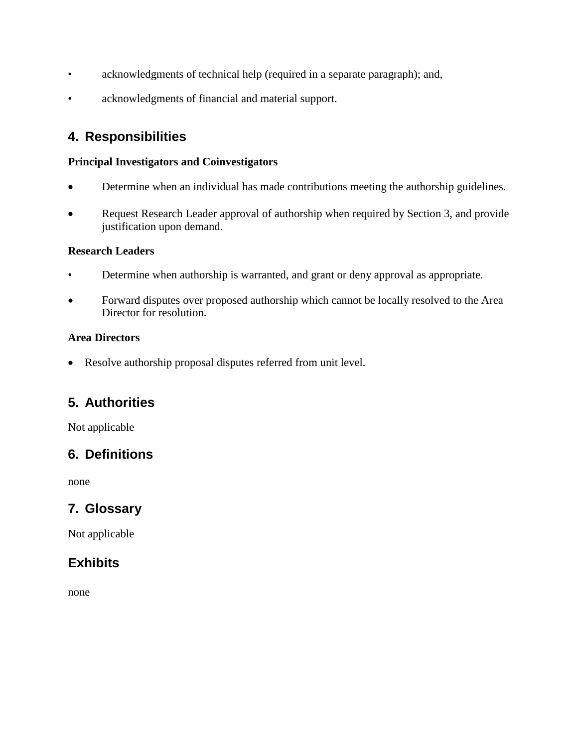- acknowledgments of technical help (required in a separate paragraph); and,
- acknowledgments of financial and material support.

## 4. Responsibilities

**Principal Investigators and Coinvestigators**

- Determine when an individual has made contributions meeting the authorship guidelines.
- Request Research Leader approval of authorship when required by Section 3, and provide justification upon demand.

**Research Leaders**

- Determine when authorship is warranted, and grant or deny approval as appropriate.
- Forward disputes over proposed authorship which cannot be locally resolved to the Area Director for resolution.

**Area Directors**

- Resolve authorship proposal disputes referred from unit level.

## 5. Authorities

Not applicable

## 6. Definitions

none

## 7. Glossary

Not applicable

## Exhibits

none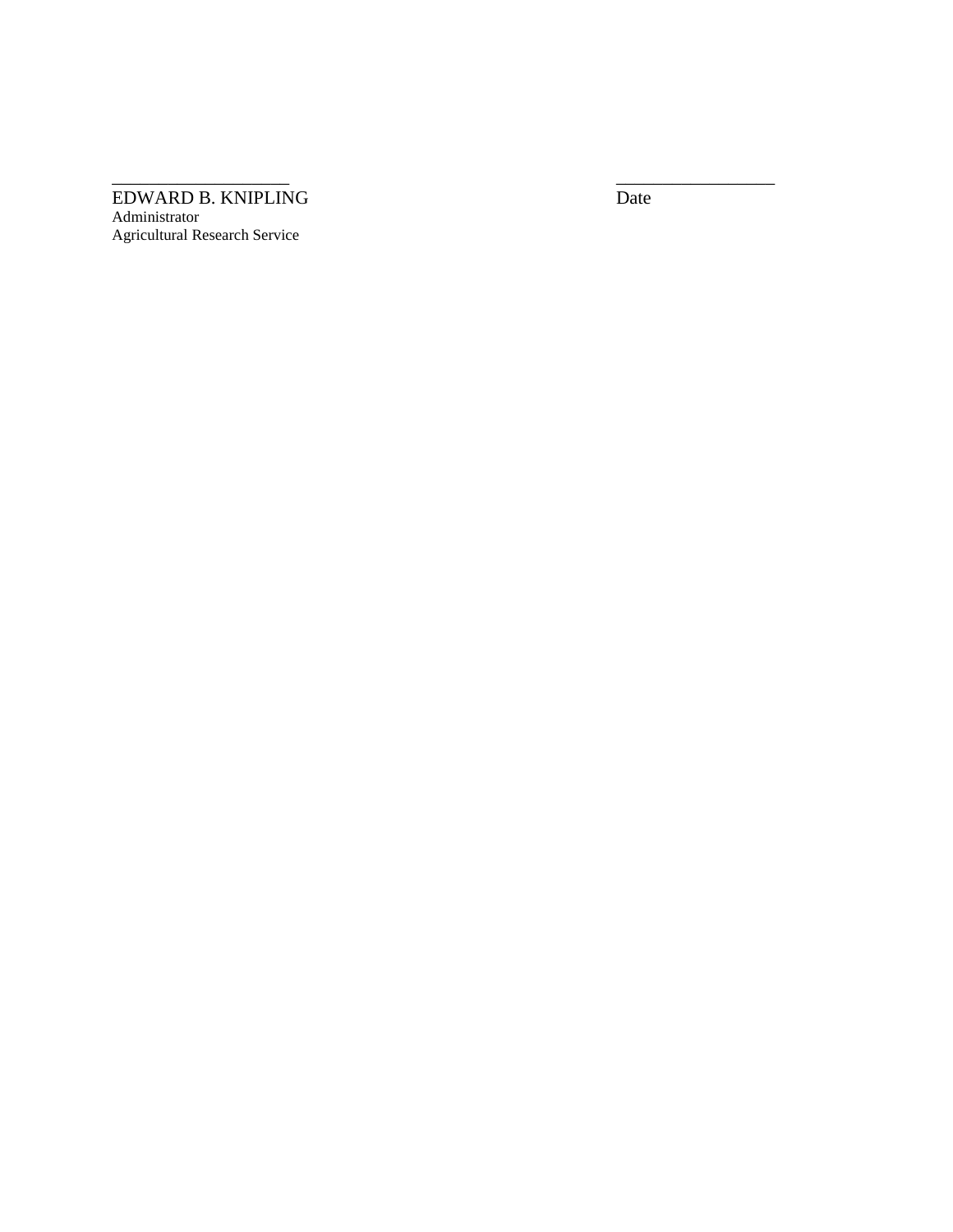\_\_\_\_\_\_\_\_\_\_\_\_\_\_\_\_\_\_\_\_ \_\_\_\_\_\_\_\_\_\_\_\_\_\_\_\_\_\_

EDWARD B. KNIPLING Date
Administrator
Agricultural Research Service

____________________ __________________

EDWARD B. KNIPLING Date
Administrator
Agricultural Research Service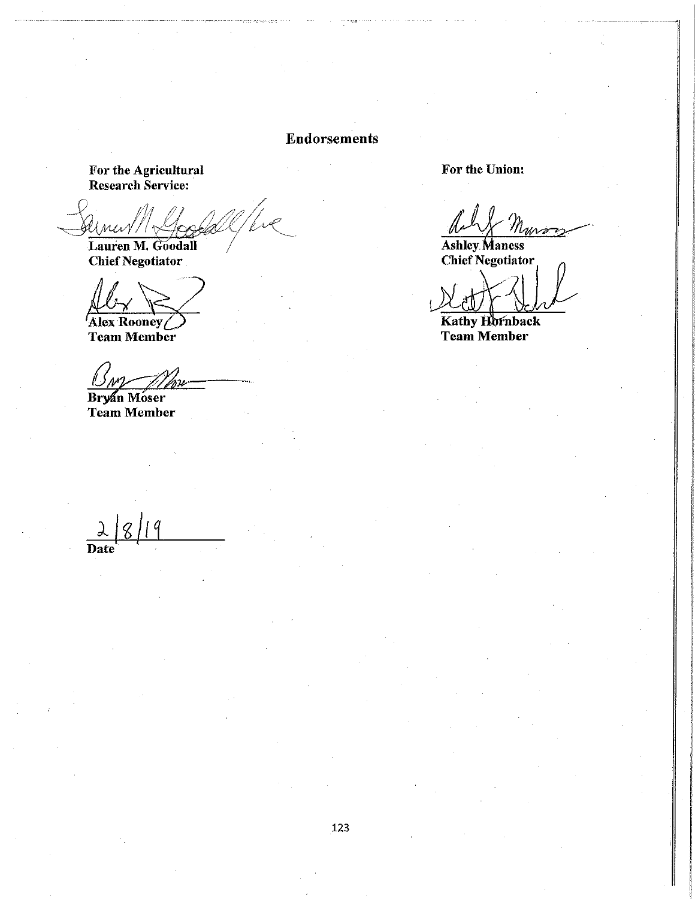## Endorsements

**For the Agricultural Research Service:**

**Lauren M. Goodall**
**Chief Negotiator**

**Alex Rooney**
**Team Member**

**Bryan Moser**
**Team Member**

**For the Union:**

**Ashley Maness**
**Chief Negotiator**

**Kathy Hornback**
**Team Member**

2/8/19
**Date**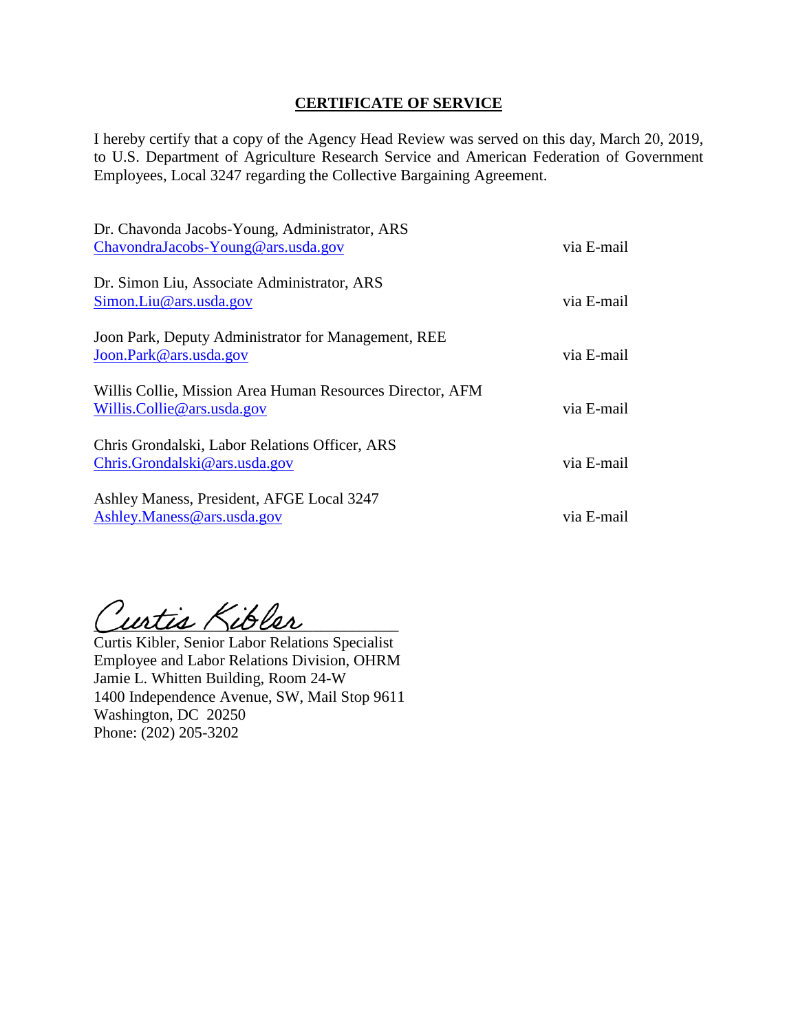# CERTIFICATE OF SERVICE

I hereby certify that a copy of the Agency Head Review was served on this day, March 20, 2019, to U.S. Department of Agriculture Research Service and American Federation of Government Employees, Local 3247 regarding the Collective Bargaining Agreement.

Dr. Chavonda Jacobs-Young, Administrator, ARS
ChavondraJacobs-Young@ars.usda.gov — via E-mail

Dr. Simon Liu, Associate Administrator, ARS
Simon.Liu@ars.usda.gov — via E-mail

Joon Park, Deputy Administrator for Management, REE
Joon.Park@ars.usda.gov — via E-mail

Willis Collie, Mission Area Human Resources Director, AFM
Willis.Collie@ars.usda.gov — via E-mail

Chris Grondalski, Labor Relations Officer, ARS
Chris.Grondalski@ars.usda.gov — via E-mail

Ashley Maness, President, AFGE Local 3247
Ashley.Maness@ars.usda.gov — via E-mail

Curtis Kibler

Curtis Kibler, Senior Labor Relations Specialist
Employee and Labor Relations Division, OHRM
Jamie L. Whitten Building, Room 24-W
1400 Independence Avenue, SW, Mail Stop 9611
Washington, DC 20250
Phone: (202) 205-3202